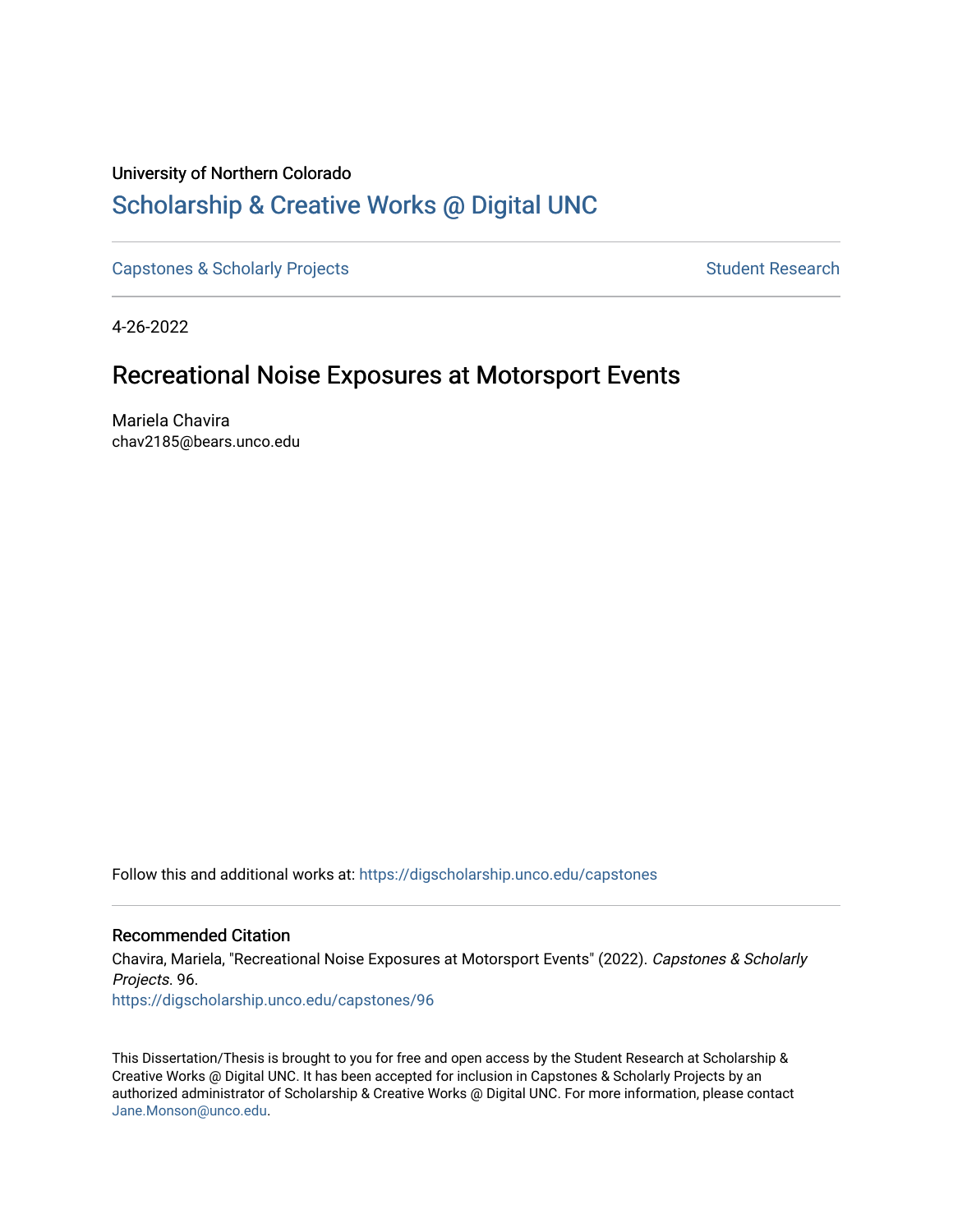University of Northern Colorado

# Scholarship & Creative Works @ Digital UNC

Capstones & Scholarly Projects | Student Research

4-26-2022

## Recreational Noise Exposures at Motorsport Events

Mariela Chavira
chav2185@bears.unco.edu

Follow this and additional works at: https://digscholarship.unco.edu/capstones

### Recommended Citation

Chavira, Mariela, "Recreational Noise Exposures at Motorsport Events" (2022). *Capstones & Scholarly Projects*. 96.
https://digscholarship.unco.edu/capstones/96

This Dissertation/Thesis is brought to you for free and open access by the Student Research at Scholarship & Creative Works @ Digital UNC. It has been accepted for inclusion in Capstones & Scholarly Projects by an authorized administrator of Scholarship & Creative Works @ Digital UNC. For more information, please contact Jane.Monson@unco.edu.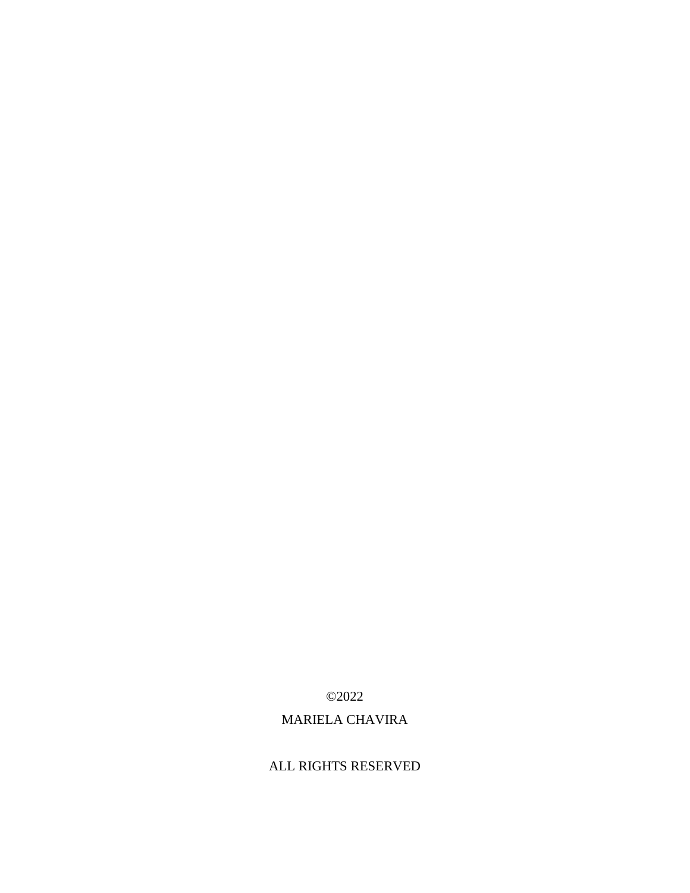©2022

MARIELA CHAVIRA

ALL RIGHTS RESERVED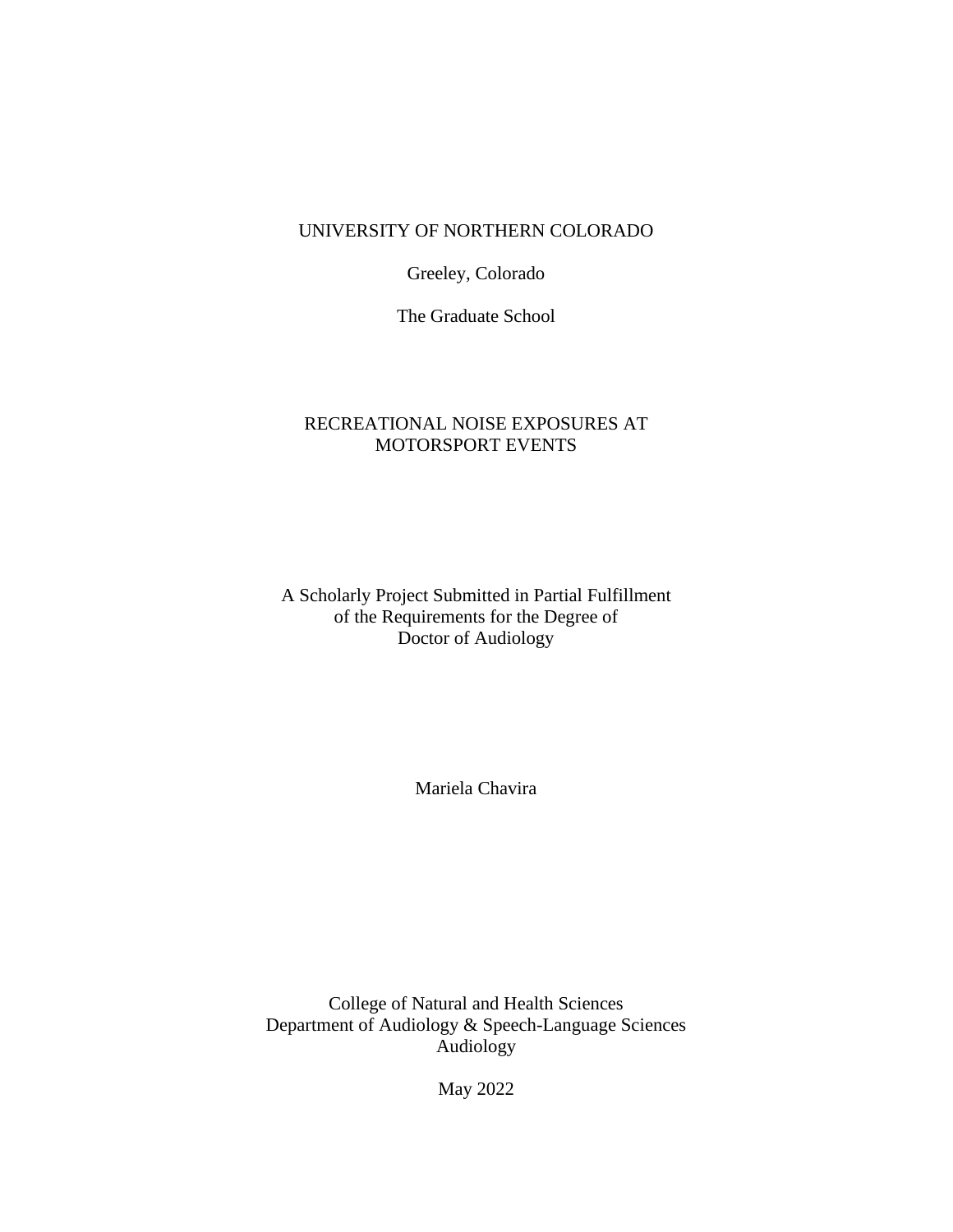UNIVERSITY OF NORTHERN COLORADO

Greeley, Colorado

The Graduate School

# RECREATIONAL NOISE EXPOSURES AT MOTORSPORT EVENTS

A Scholarly Project Submitted in Partial Fulfillment
of the Requirements for the Degree of
Doctor of Audiology

Mariela Chavira

College of Natural and Health Sciences
Department of Audiology & Speech-Language Sciences
Audiology

May 2022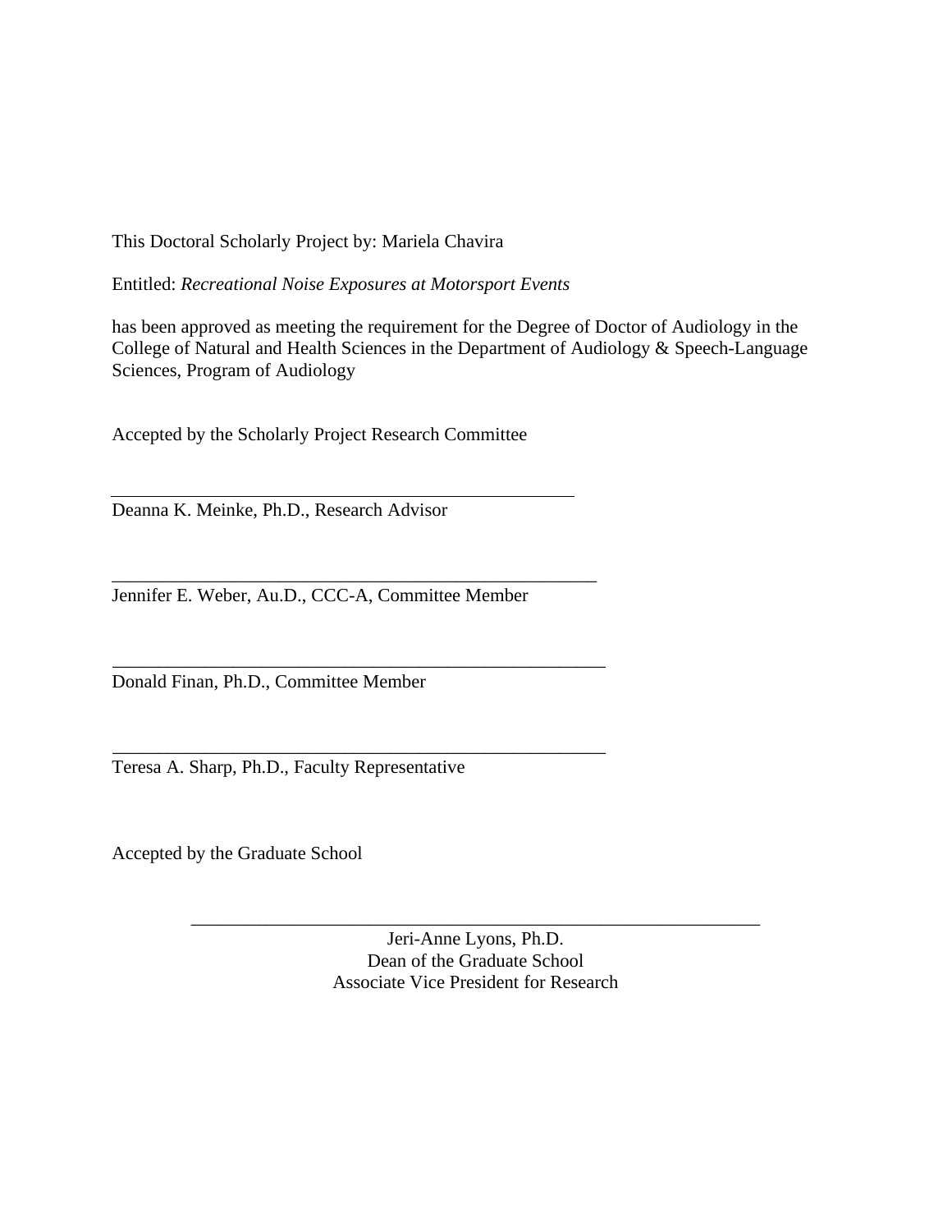This Doctoral Scholarly Project by: Mariela Chavira

Entitled: *Recreational Noise Exposures at Motorsport Events*

has been approved as meeting the requirement for the Degree of Doctor of Audiology in the College of Natural and Health Sciences in the Department of Audiology & Speech-Language Sciences, Program of Audiology

Accepted by the Scholarly Project Research Committee

_______________________________________________________

Deanna K. Meinke, Ph.D., Research Advisor

_______________________________________________________

Jennifer E. Weber, Au.D., CCC-A, Committee Member

_______________________________________________________

Donald Finan, Ph.D., Committee Member

_______________________________________________________

Teresa A. Sharp, Ph.D., Faculty Representative

Accepted by the Graduate School

_______________________________________________________

Jeri-Anne Lyons, Ph.D.
Dean of the Graduate School
Associate Vice President for Research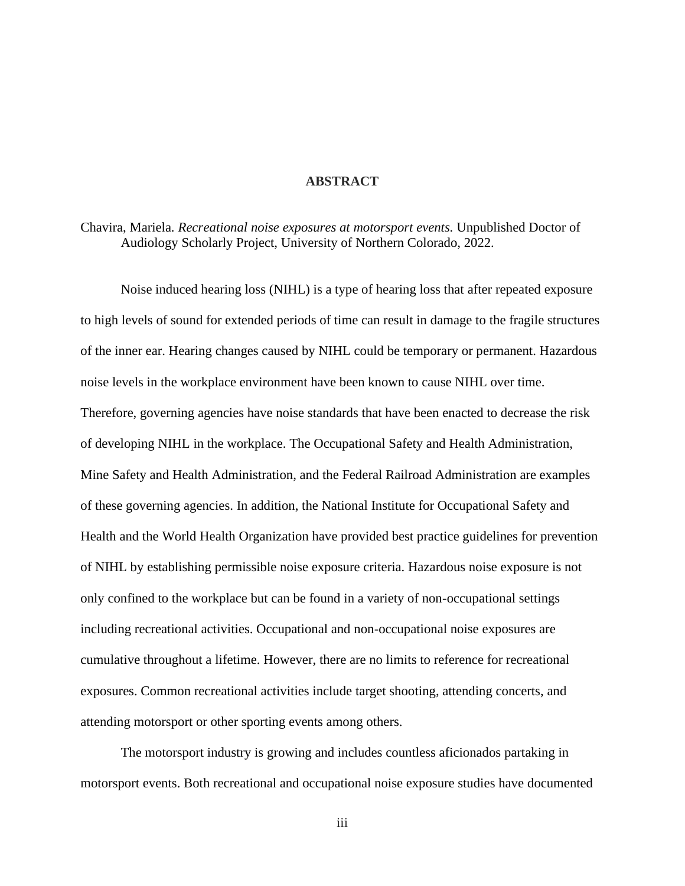# ABSTRACT

Chavira, Mariela. *Recreational noise exposures at motorsport events.* Unpublished Doctor of Audiology Scholarly Project, University of Northern Colorado, 2022.

Noise induced hearing loss (NIHL) is a type of hearing loss that after repeated exposure to high levels of sound for extended periods of time can result in damage to the fragile structures of the inner ear. Hearing changes caused by NIHL could be temporary or permanent. Hazardous noise levels in the workplace environment have been known to cause NIHL over time. Therefore, governing agencies have noise standards that have been enacted to decrease the risk of developing NIHL in the workplace. The Occupational Safety and Health Administration, Mine Safety and Health Administration, and the Federal Railroad Administration are examples of these governing agencies. In addition, the National Institute for Occupational Safety and Health and the World Health Organization have provided best practice guidelines for prevention of NIHL by establishing permissible noise exposure criteria. Hazardous noise exposure is not only confined to the workplace but can be found in a variety of non-occupational settings including recreational activities. Occupational and non-occupational noise exposures are cumulative throughout a lifetime. However, there are no limits to reference for recreational exposures. Common recreational activities include target shooting, attending concerts, and attending motorsport or other sporting events among others.

The motorsport industry is growing and includes countless aficionados partaking in motorsport events. Both recreational and occupational noise exposure studies have documented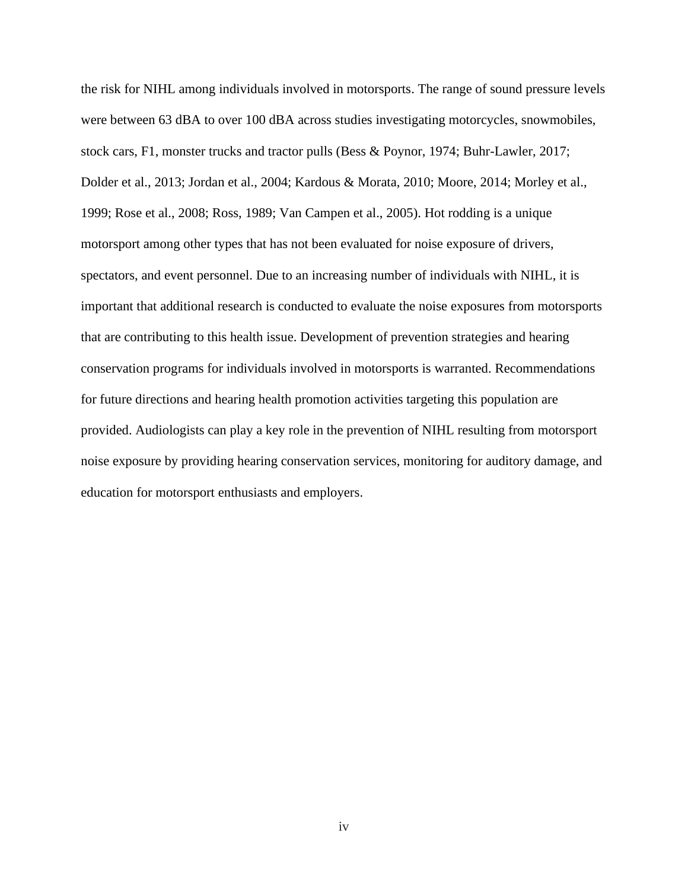the risk for NIHL among individuals involved in motorsports. The range of sound pressure levels were between 63 dBA to over 100 dBA across studies investigating motorcycles, snowmobiles, stock cars, F1, monster trucks and tractor pulls (Bess & Poynor, 1974; Buhr-Lawler, 2017; Dolder et al., 2013; Jordan et al., 2004; Kardous & Morata, 2010; Moore, 2014; Morley et al., 1999; Rose et al., 2008; Ross, 1989; Van Campen et al., 2005). Hot rodding is a unique motorsport among other types that has not been evaluated for noise exposure of drivers, spectators, and event personnel. Due to an increasing number of individuals with NIHL, it is important that additional research is conducted to evaluate the noise exposures from motorsports that are contributing to this health issue. Development of prevention strategies and hearing conservation programs for individuals involved in motorsports is warranted. Recommendations for future directions and hearing health promotion activities targeting this population are provided. Audiologists can play a key role in the prevention of NIHL resulting from motorsport noise exposure by providing hearing conservation services, monitoring for auditory damage, and education for motorsport enthusiasts and employers.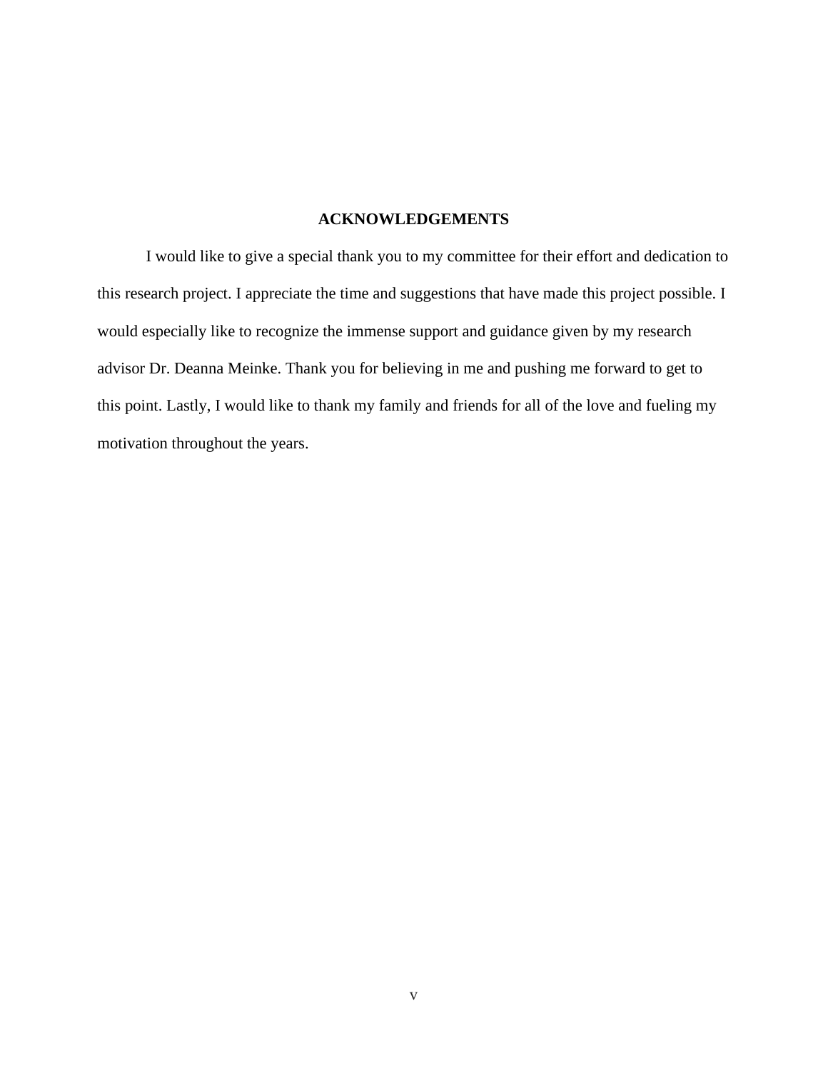## ACKNOWLEDGEMENTS

I would like to give a special thank you to my committee for their effort and dedication to this research project. I appreciate the time and suggestions that have made this project possible. I would especially like to recognize the immense support and guidance given by my research advisor Dr. Deanna Meinke. Thank you for believing in me and pushing me forward to get to this point. Lastly, I would like to thank my family and friends for all of the love and fueling my motivation throughout the years.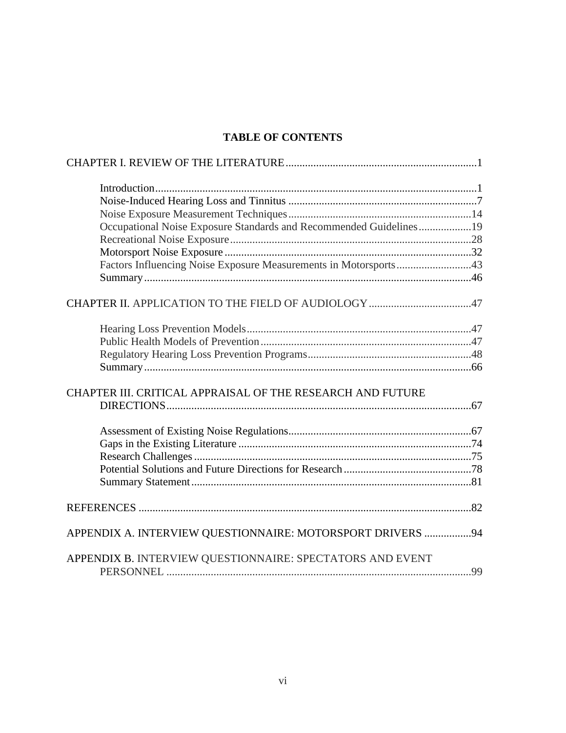# TABLE OF CONTENTS

CHAPTER I. REVIEW OF THE LITERATURE....................................................................1

- Introduction....................................................................................................................1
- Noise-Induced Hearing Loss and Tinnitus ....................................................................7
- Noise Exposure Measurement Techniques..................................................................14
- Occupational Noise Exposure Standards and Recommended Guidelines...................19
- Recreational Noise Exposure.......................................................................................28
- Motorsport Noise Exposure.........................................................................................32
- Factors Influencing Noise Exposure Measurements in Motorsports...........................43
- Summary......................................................................................................................46

CHAPTER II. APPLICATION TO THE FIELD OF AUDIOLOGY.....................................47

- Hearing Loss Prevention Models.................................................................................47
- Public Health Models of Prevention............................................................................47
- Regulatory Hearing Loss Prevention Programs...........................................................48
- Summary......................................................................................................................66

CHAPTER III. CRITICAL APPRAISAL OF THE RESEARCH AND FUTURE DIRECTIONS..............................................................................................................67

- Assessment of Existing Noise Regulations..................................................................67
- Gaps in the Existing Literature ....................................................................................74
- Research Challenges....................................................................................................75
- Potential Solutions and Future Directions for Research..............................................78
- Summary Statement.....................................................................................................81

REFERENCES ........................................................................................................................82

APPENDIX A. INTERVIEW QUESTIONNAIRE: MOTORSPORT DRIVERS .................94

APPENDIX B. INTERVIEW QUESTIONNAIRE: SPECTATORS AND EVENT PERSONNEL ..............................................................................................................99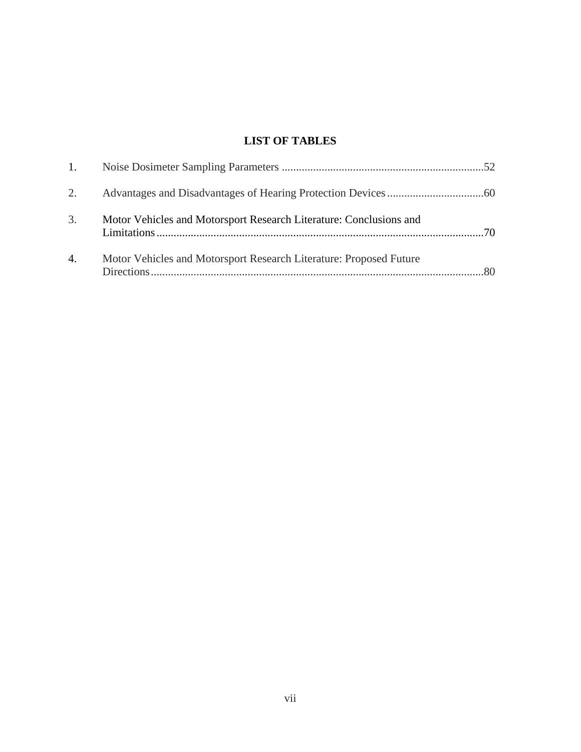# LIST OF TABLES

1. Noise Dosimeter Sampling Parameters ....................................................................52

2. Advantages and Disadvantages of Hearing Protection Devices ..................................60

3. Motor Vehicles and Motorsport Research Literature: Conclusions and Limitations ..................................................................................................................70

4. Motor Vehicles and Motorsport Research Literature: Proposed Future Directions ....................................................................................................................80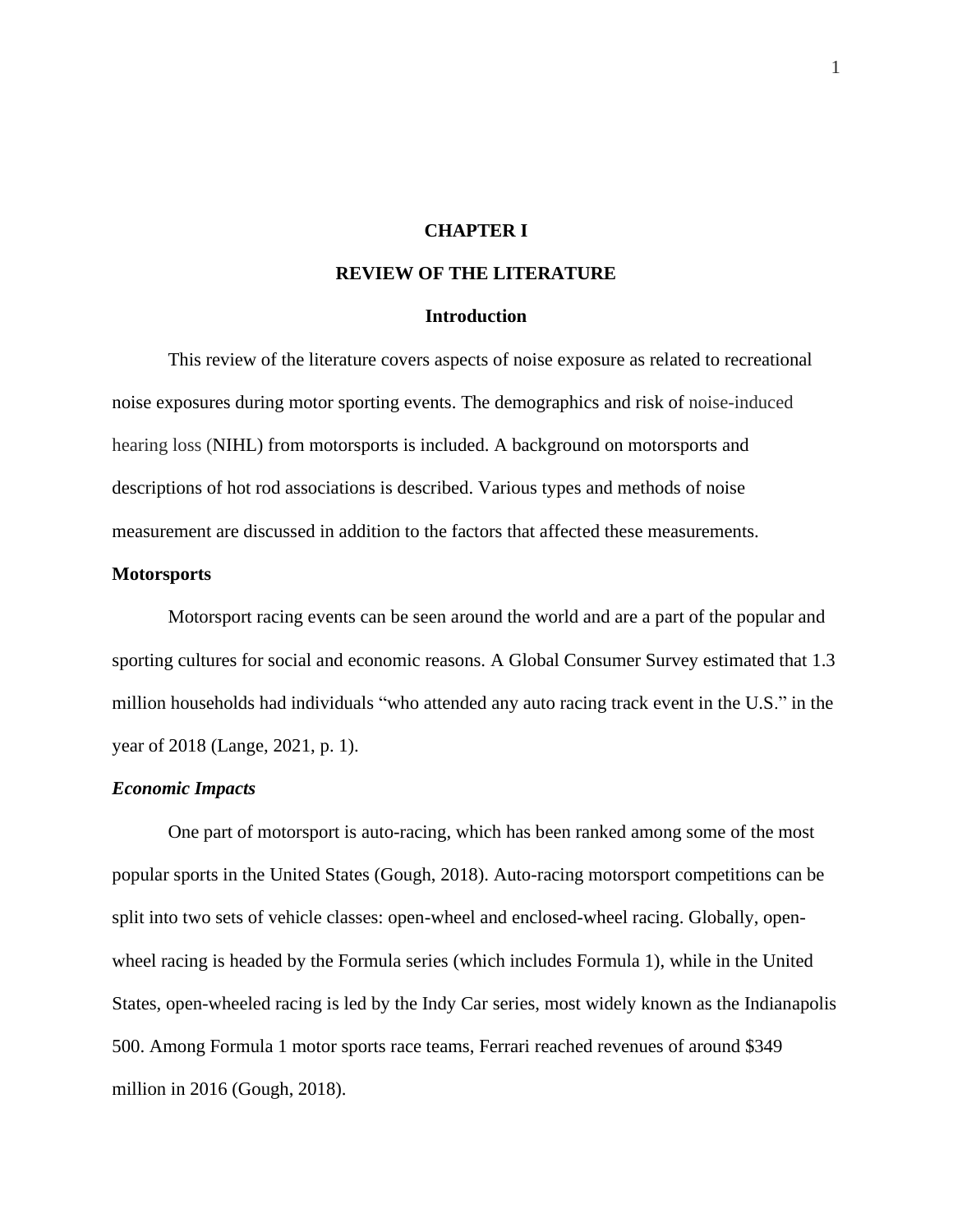# CHAPTER I

# REVIEW OF THE LITERATURE

## Introduction

This review of the literature covers aspects of noise exposure as related to recreational noise exposures during motor sporting events. The demographics and risk of noise-induced hearing loss (NIHL) from motorsports is included. A background on motorsports and descriptions of hot rod associations is described. Various types and methods of noise measurement are discussed in addition to the factors that affected these measurements.

### Motorsports

Motorsport racing events can be seen around the world and are a part of the popular and sporting cultures for social and economic reasons. A Global Consumer Survey estimated that 1.3 million households had individuals “who attended any auto racing track event in the U.S.” in the year of 2018 (Lange, 2021, p. 1).

#### *Economic Impacts*

One part of motorsport is auto-racing, which has been ranked among some of the most popular sports in the United States (Gough, 2018). Auto-racing motorsport competitions can be split into two sets of vehicle classes: open-wheel and enclosed-wheel racing. Globally, open-wheel racing is headed by the Formula series (which includes Formula 1), while in the United States, open-wheeled racing is led by the Indy Car series, most widely known as the Indianapolis 500. Among Formula 1 motor sports race teams, Ferrari reached revenues of around $349 million in 2016 (Gough, 2018).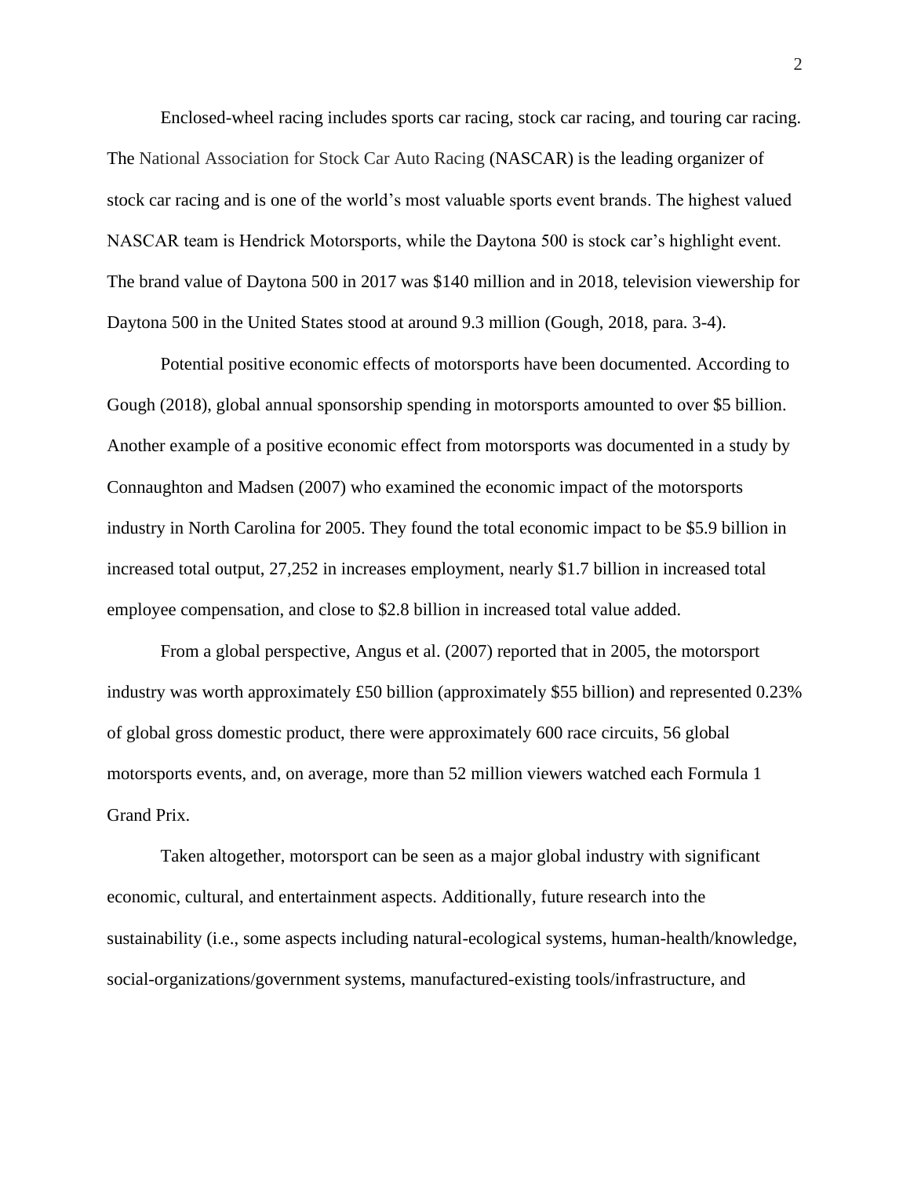Enclosed-wheel racing includes sports car racing, stock car racing, and touring car racing. The National Association for Stock Car Auto Racing (NASCAR) is the leading organizer of stock car racing and is one of the world's most valuable sports event brands. The highest valued NASCAR team is Hendrick Motorsports, while the Daytona 500 is stock car's highlight event. The brand value of Daytona 500 in 2017 was $140 million and in 2018, television viewership for Daytona 500 in the United States stood at around 9.3 million (Gough, 2018, para. 3-4).

Potential positive economic effects of motorsports have been documented. According to Gough (2018), global annual sponsorship spending in motorsports amounted to over $5 billion. Another example of a positive economic effect from motorsports was documented in a study by Connaughton and Madsen (2007) who examined the economic impact of the motorsports industry in North Carolina for 2005. They found the total economic impact to be $5.9 billion in increased total output, 27,252 in increases employment, nearly $1.7 billion in increased total employee compensation, and close to $2.8 billion in increased total value added.

From a global perspective, Angus et al. (2007) reported that in 2005, the motorsport industry was worth approximately £50 billion (approximately $55 billion) and represented 0.23% of global gross domestic product, there were approximately 600 race circuits, 56 global motorsports events, and, on average, more than 52 million viewers watched each Formula 1 Grand Prix.

Taken altogether, motorsport can be seen as a major global industry with significant economic, cultural, and entertainment aspects. Additionally, future research into the sustainability (i.e., some aspects including natural-ecological systems, human-health/knowledge, social-organizations/government systems, manufactured-existing tools/infrastructure, and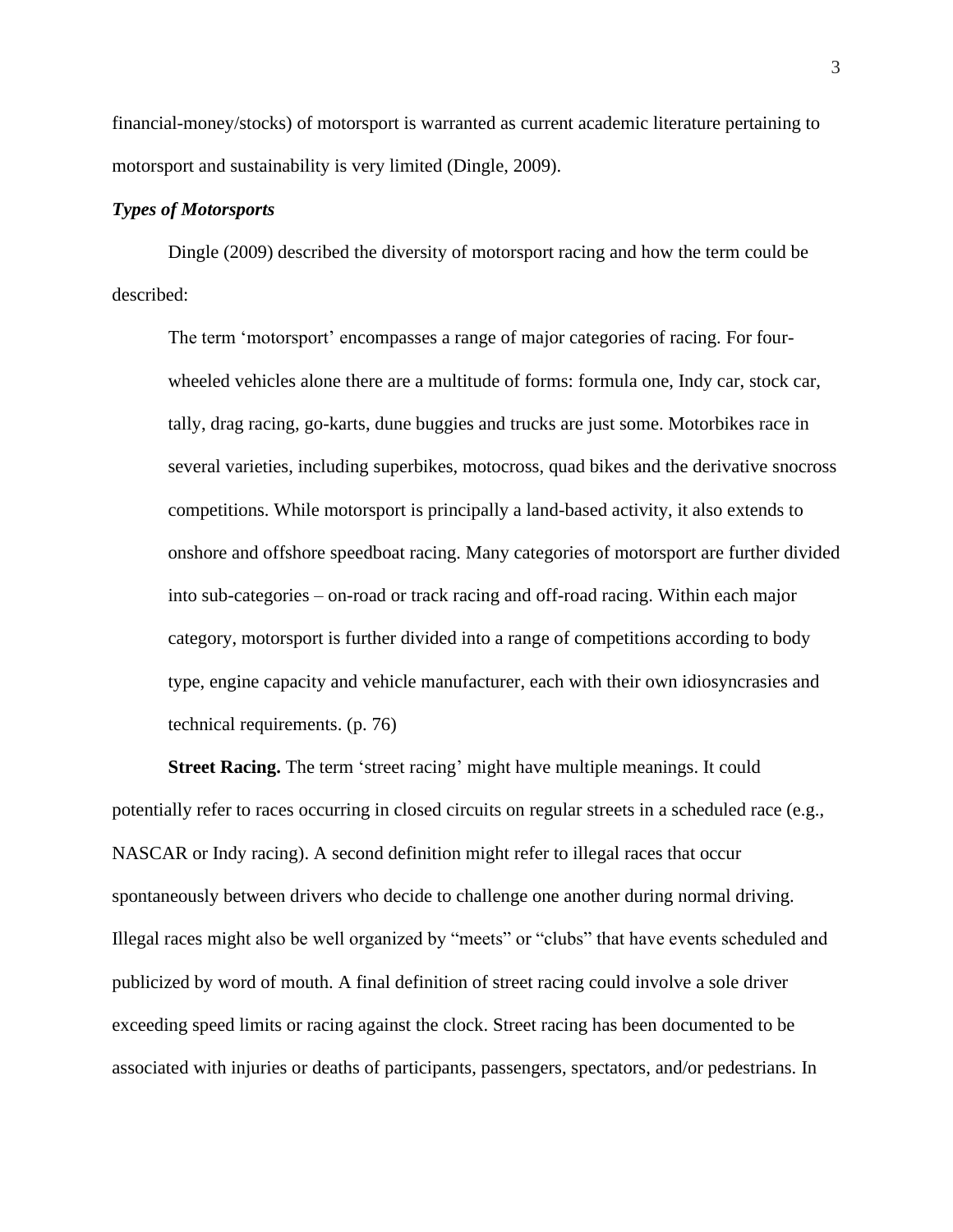financial-money/stocks) of motorsport is warranted as current academic literature pertaining to motorsport and sustainability is very limited (Dingle, 2009).

### *Types of Motorsports*

Dingle (2009) described the diversity of motorsport racing and how the term could be described:

> The term 'motorsport' encompasses a range of major categories of racing. For four-wheeled vehicles alone there are a multitude of forms: formula one, Indy car, stock car, tally, drag racing, go-karts, dune buggies and trucks are just some. Motorbikes race in several varieties, including superbikes, motocross, quad bikes and the derivative snocross competitions. While motorsport is principally a land-based activity, it also extends to onshore and offshore speedboat racing. Many categories of motorsport are further divided into sub-categories – on-road or track racing and off-road racing. Within each major category, motorsport is further divided into a range of competitions according to body type, engine capacity and vehicle manufacturer, each with their own idiosyncrasies and technical requirements. (p. 76)

**Street Racing.** The term 'street racing' might have multiple meanings. It could potentially refer to races occurring in closed circuits on regular streets in a scheduled race (e.g., NASCAR or Indy racing). A second definition might refer to illegal races that occur spontaneously between drivers who decide to challenge one another during normal driving. Illegal races might also be well organized by "meets" or "clubs" that have events scheduled and publicized by word of mouth. A final definition of street racing could involve a sole driver exceeding speed limits or racing against the clock. Street racing has been documented to be associated with injuries or deaths of participants, passengers, spectators, and/or pedestrians. In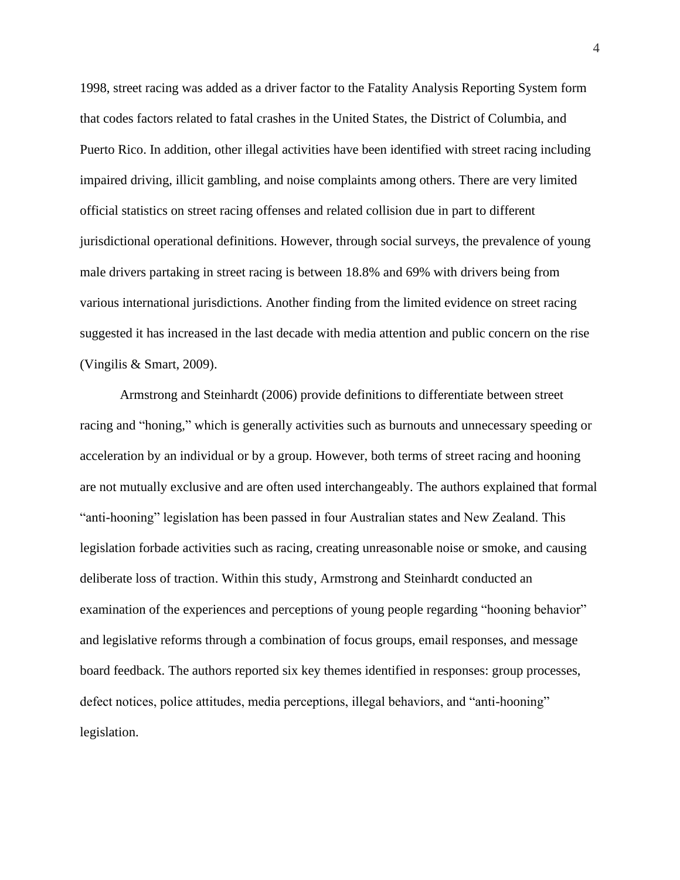1998, street racing was added as a driver factor to the Fatality Analysis Reporting System form that codes factors related to fatal crashes in the United States, the District of Columbia, and Puerto Rico. In addition, other illegal activities have been identified with street racing including impaired driving, illicit gambling, and noise complaints among others. There are very limited official statistics on street racing offenses and related collision due in part to different jurisdictional operational definitions. However, through social surveys, the prevalence of young male drivers partaking in street racing is between 18.8% and 69% with drivers being from various international jurisdictions. Another finding from the limited evidence on street racing suggested it has increased in the last decade with media attention and public concern on the rise (Vingilis & Smart, 2009).

Armstrong and Steinhardt (2006) provide definitions to differentiate between street racing and "honing," which is generally activities such as burnouts and unnecessary speeding or acceleration by an individual or by a group. However, both terms of street racing and hooning are not mutually exclusive and are often used interchangeably. The authors explained that formal "anti-hooning" legislation has been passed in four Australian states and New Zealand. This legislation forbade activities such as racing, creating unreasonable noise or smoke, and causing deliberate loss of traction. Within this study, Armstrong and Steinhardt conducted an examination of the experiences and perceptions of young people regarding "hooning behavior" and legislative reforms through a combination of focus groups, email responses, and message board feedback. The authors reported six key themes identified in responses: group processes, defect notices, police attitudes, media perceptions, illegal behaviors, and "anti-hooning" legislation.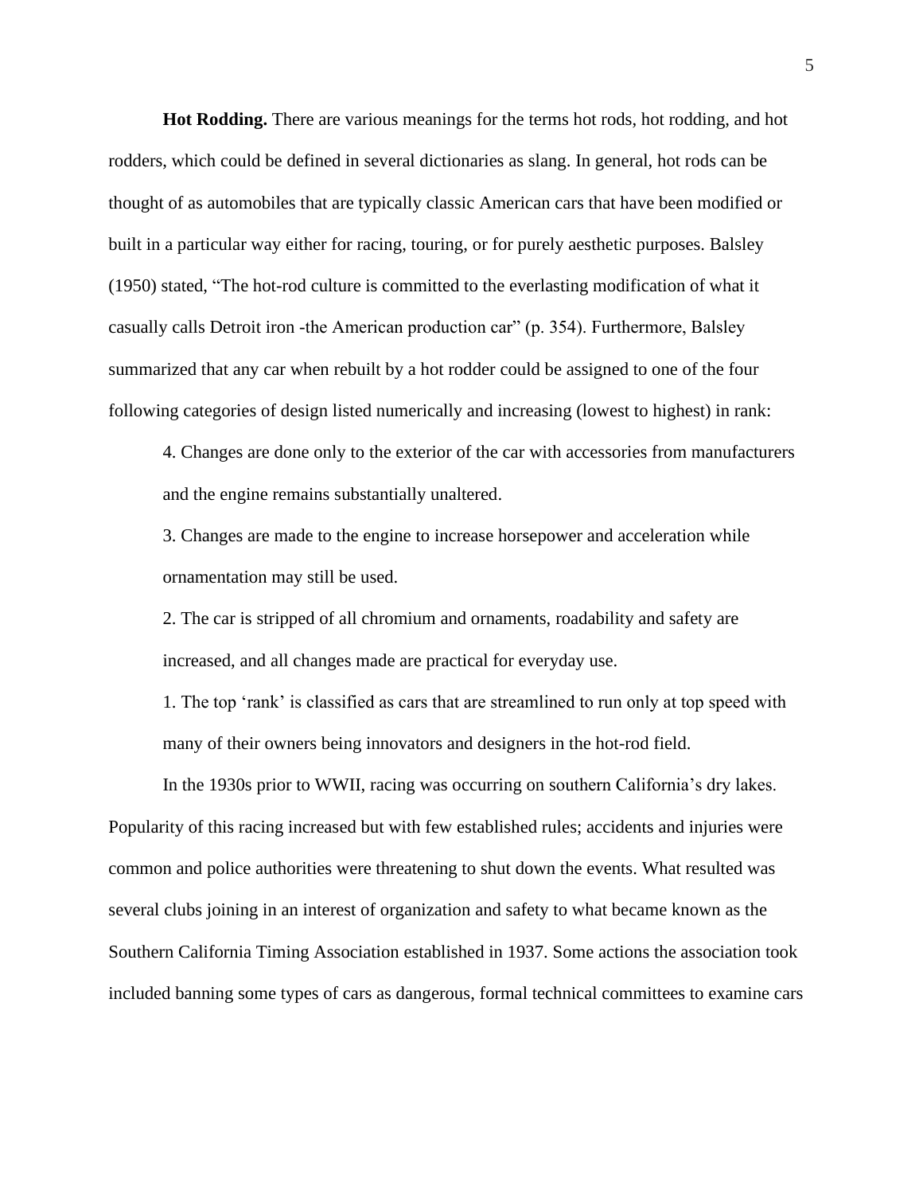**Hot Rodding.** There are various meanings for the terms hot rods, hot rodding, and hot rodders, which could be defined in several dictionaries as slang. In general, hot rods can be thought of as automobiles that are typically classic American cars that have been modified or built in a particular way either for racing, touring, or for purely aesthetic purposes. Balsley (1950) stated, “The hot-rod culture is committed to the everlasting modification of what it casually calls Detroit iron -the American production car” (p. 354). Furthermore, Balsley summarized that any car when rebuilt by a hot rodder could be assigned to one of the four following categories of design listed numerically and increasing (lowest to highest) in rank:

4. Changes are done only to the exterior of the car with accessories from manufacturers and the engine remains substantially unaltered.

3. Changes are made to the engine to increase horsepower and acceleration while ornamentation may still be used.

2. The car is stripped of all chromium and ornaments, roadability and safety are increased, and all changes made are practical for everyday use.

1. The top ‘rank’ is classified as cars that are streamlined to run only at top speed with many of their owners being innovators and designers in the hot-rod field.

In the 1930s prior to WWII, racing was occurring on southern California’s dry lakes. Popularity of this racing increased but with few established rules; accidents and injuries were common and police authorities were threatening to shut down the events. What resulted was several clubs joining in an interest of organization and safety to what became known as the Southern California Timing Association established in 1937. Some actions the association took included banning some types of cars as dangerous, formal technical committees to examine cars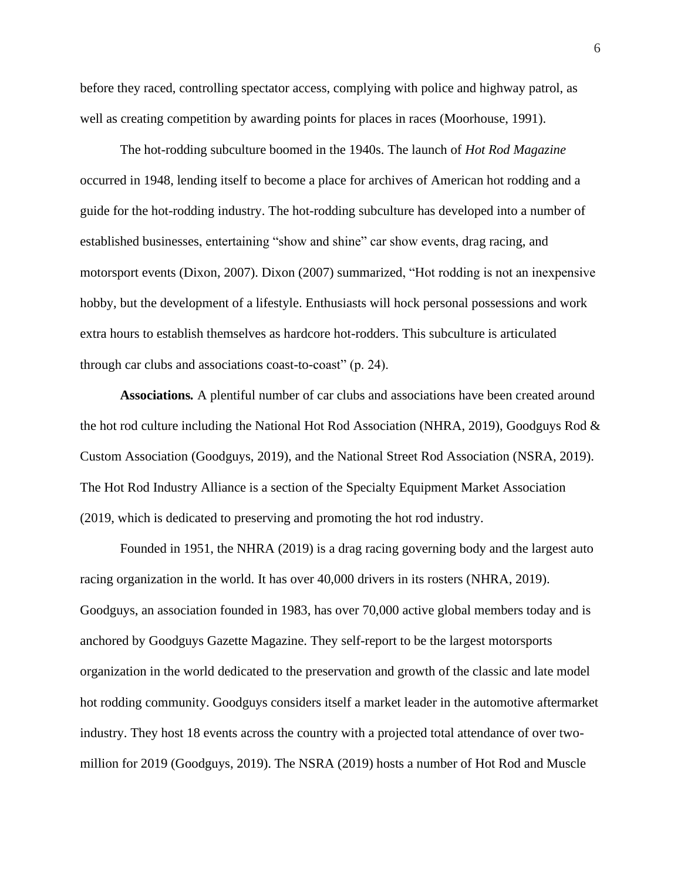before they raced, controlling spectator access, complying with police and highway patrol, as well as creating competition by awarding points for places in races (Moorhouse, 1991).

The hot-rodding subculture boomed in the 1940s. The launch of *Hot Rod Magazine* occurred in 1948, lending itself to become a place for archives of American hot rodding and a guide for the hot-rodding industry. The hot-rodding subculture has developed into a number of established businesses, entertaining "show and shine" car show events, drag racing, and motorsport events (Dixon, 2007). Dixon (2007) summarized, "Hot rodding is not an inexpensive hobby, but the development of a lifestyle. Enthusiasts will hock personal possessions and work extra hours to establish themselves as hardcore hot-rodders. This subculture is articulated through car clubs and associations coast-to-coast" (p. 24).

**Associations.** A plentiful number of car clubs and associations have been created around the hot rod culture including the National Hot Rod Association (NHRA, 2019), Goodguys Rod & Custom Association (Goodguys, 2019), and the National Street Rod Association (NSRA, 2019). The Hot Rod Industry Alliance is a section of the Specialty Equipment Market Association (2019, which is dedicated to preserving and promoting the hot rod industry.

Founded in 1951, the NHRA (2019) is a drag racing governing body and the largest auto racing organization in the world. It has over 40,000 drivers in its rosters (NHRA, 2019). Goodguys, an association founded in 1983, has over 70,000 active global members today and is anchored by Goodguys Gazette Magazine. They self-report to be the largest motorsports organization in the world dedicated to the preservation and growth of the classic and late model hot rodding community. Goodguys considers itself a market leader in the automotive aftermarket industry. They host 18 events across the country with a projected total attendance of over two-million for 2019 (Goodguys, 2019). The NSRA (2019) hosts a number of Hot Rod and Muscle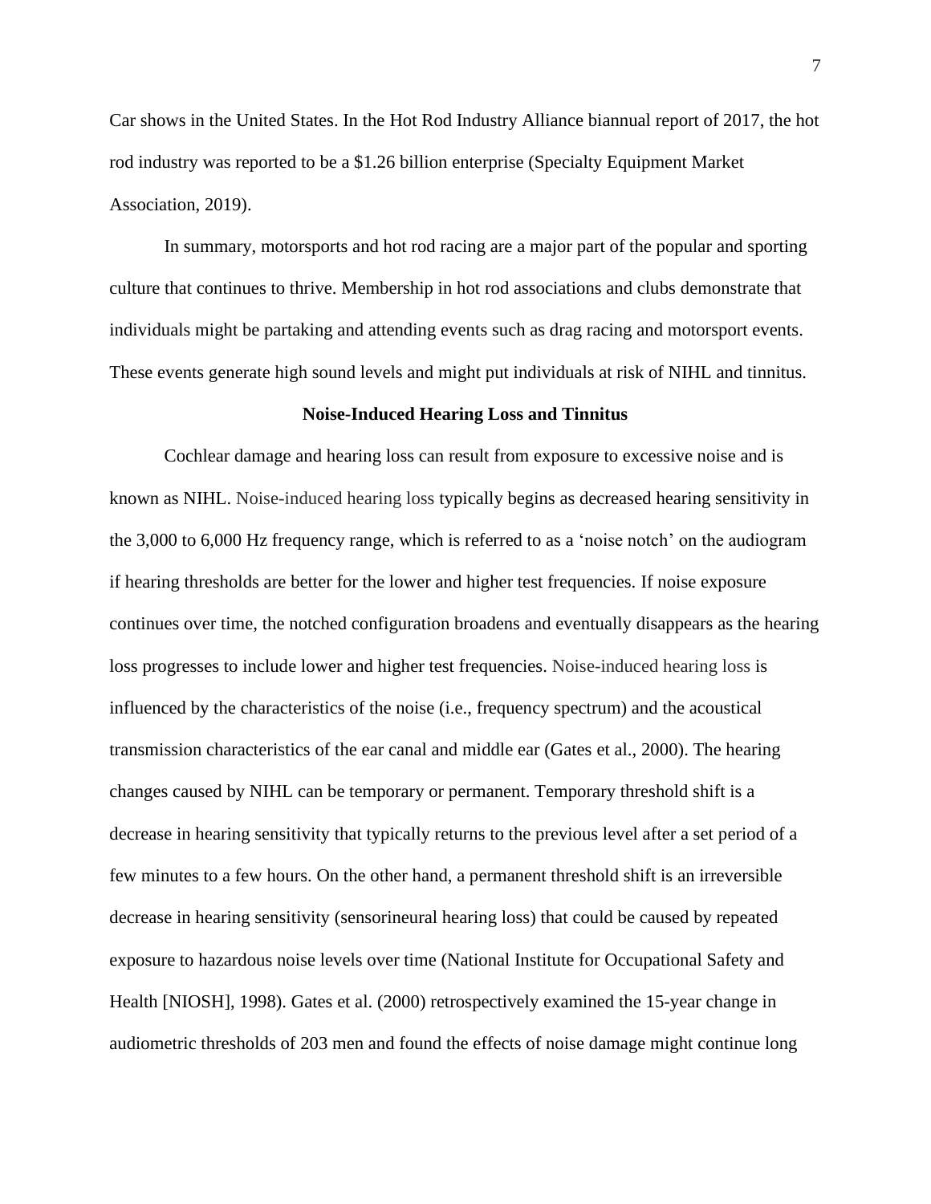Car shows in the United States. In the Hot Rod Industry Alliance biannual report of 2017, the hot rod industry was reported to be a $1.26 billion enterprise (Specialty Equipment Market Association, 2019).

In summary, motorsports and hot rod racing are a major part of the popular and sporting culture that continues to thrive. Membership in hot rod associations and clubs demonstrate that individuals might be partaking and attending events such as drag racing and motorsport events. These events generate high sound levels and might put individuals at risk of NIHL and tinnitus.

**Noise-Induced Hearing Loss and Tinnitus**

Cochlear damage and hearing loss can result from exposure to excessive noise and is known as NIHL. Noise-induced hearing loss typically begins as decreased hearing sensitivity in the 3,000 to 6,000 Hz frequency range, which is referred to as a 'noise notch' on the audiogram if hearing thresholds are better for the lower and higher test frequencies. If noise exposure continues over time, the notched configuration broadens and eventually disappears as the hearing loss progresses to include lower and higher test frequencies. Noise-induced hearing loss is influenced by the characteristics of the noise (i.e., frequency spectrum) and the acoustical transmission characteristics of the ear canal and middle ear (Gates et al., 2000). The hearing changes caused by NIHL can be temporary or permanent. Temporary threshold shift is a decrease in hearing sensitivity that typically returns to the previous level after a set period of a few minutes to a few hours. On the other hand, a permanent threshold shift is an irreversible decrease in hearing sensitivity (sensorineural hearing loss) that could be caused by repeated exposure to hazardous noise levels over time (National Institute for Occupational Safety and Health [NIOSH], 1998). Gates et al. (2000) retrospectively examined the 15-year change in audiometric thresholds of 203 men and found the effects of noise damage might continue long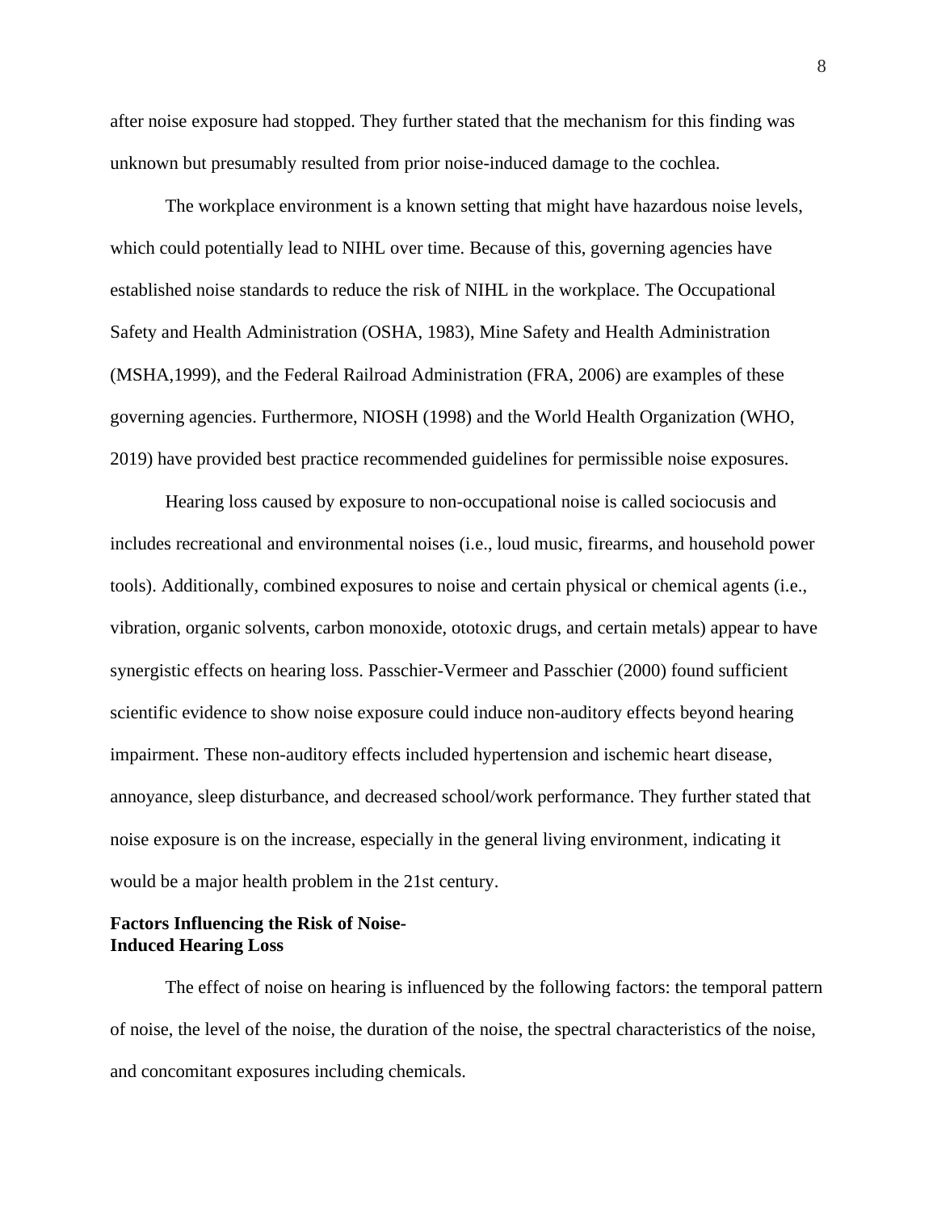after noise exposure had stopped. They further stated that the mechanism for this finding was unknown but presumably resulted from prior noise-induced damage to the cochlea.

The workplace environment is a known setting that might have hazardous noise levels, which could potentially lead to NIHL over time. Because of this, governing agencies have established noise standards to reduce the risk of NIHL in the workplace. The Occupational Safety and Health Administration (OSHA, 1983), Mine Safety and Health Administration (MSHA,1999), and the Federal Railroad Administration (FRA, 2006) are examples of these governing agencies. Furthermore, NIOSH (1998) and the World Health Organization (WHO, 2019) have provided best practice recommended guidelines for permissible noise exposures.

Hearing loss caused by exposure to non-occupational noise is called sociocusis and includes recreational and environmental noises (i.e., loud music, firearms, and household power tools). Additionally, combined exposures to noise and certain physical or chemical agents (i.e., vibration, organic solvents, carbon monoxide, ototoxic drugs, and certain metals) appear to have synergistic effects on hearing loss. Passchier-Vermeer and Passchier (2000) found sufficient scientific evidence to show noise exposure could induce non-auditory effects beyond hearing impairment. These non-auditory effects included hypertension and ischemic heart disease, annoyance, sleep disturbance, and decreased school/work performance. They further stated that noise exposure is on the increase, especially in the general living environment, indicating it would be a major health problem in the 21st century.

## Factors Influencing the Risk of Noise-Induced Hearing Loss

The effect of noise on hearing is influenced by the following factors: the temporal pattern of noise, the level of the noise, the duration of the noise, the spectral characteristics of the noise, and concomitant exposures including chemicals.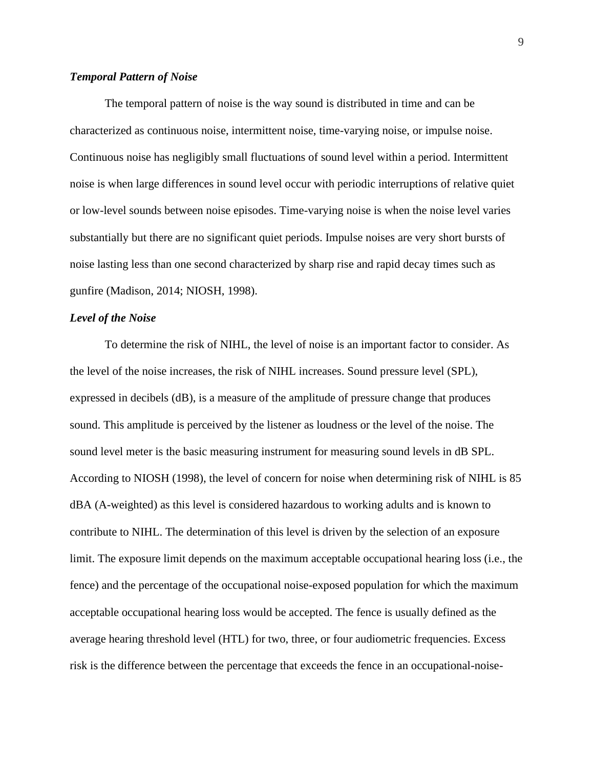### ***Temporal Pattern of Noise***

The temporal pattern of noise is the way sound is distributed in time and can be characterized as continuous noise, intermittent noise, time-varying noise, or impulse noise. Continuous noise has negligibly small fluctuations of sound level within a period. Intermittent noise is when large differences in sound level occur with periodic interruptions of relative quiet or low-level sounds between noise episodes. Time-varying noise is when the noise level varies substantially but there are no significant quiet periods. Impulse noises are very short bursts of noise lasting less than one second characterized by sharp rise and rapid decay times such as gunfire (Madison, 2014; NIOSH, 1998).

### ***Level of the Noise***

To determine the risk of NIHL, the level of noise is an important factor to consider. As the level of the noise increases, the risk of NIHL increases. Sound pressure level (SPL), expressed in decibels (dB), is a measure of the amplitude of pressure change that produces sound. This amplitude is perceived by the listener as loudness or the level of the noise. The sound level meter is the basic measuring instrument for measuring sound levels in dB SPL. According to NIOSH (1998), the level of concern for noise when determining risk of NIHL is 85 dBA (A-weighted) as this level is considered hazardous to working adults and is known to contribute to NIHL. The determination of this level is driven by the selection of an exposure limit. The exposure limit depends on the maximum acceptable occupational hearing loss (i.e., the fence) and the percentage of the occupational noise-exposed population for which the maximum acceptable occupational hearing loss would be accepted. The fence is usually defined as the average hearing threshold level (HTL) for two, three, or four audiometric frequencies. Excess risk is the difference between the percentage that exceeds the fence in an occupational-noise-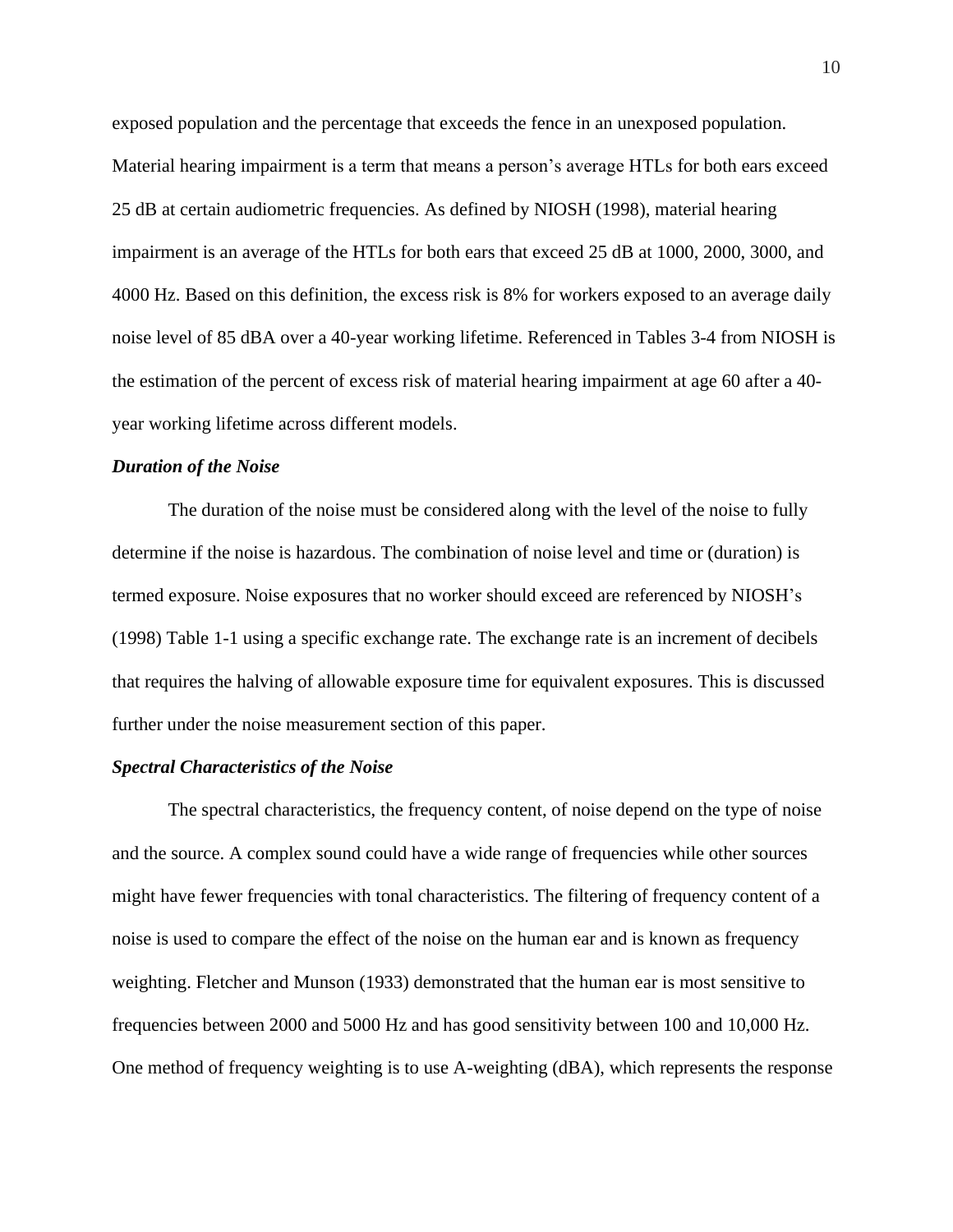exposed population and the percentage that exceeds the fence in an unexposed population. Material hearing impairment is a term that means a person's average HTLs for both ears exceed 25 dB at certain audiometric frequencies. As defined by NIOSH (1998), material hearing impairment is an average of the HTLs for both ears that exceed 25 dB at 1000, 2000, 3000, and 4000 Hz. Based on this definition, the excess risk is 8% for workers exposed to an average daily noise level of 85 dBA over a 40-year working lifetime. Referenced in Tables 3-4 from NIOSH is the estimation of the percent of excess risk of material hearing impairment at age 60 after a 40-year working lifetime across different models.

### ***Duration of the Noise***

The duration of the noise must be considered along with the level of the noise to fully determine if the noise is hazardous. The combination of noise level and time or (duration) is termed exposure. Noise exposures that no worker should exceed are referenced by NIOSH's (1998) Table 1-1 using a specific exchange rate. The exchange rate is an increment of decibels that requires the halving of allowable exposure time for equivalent exposures. This is discussed further under the noise measurement section of this paper.

### ***Spectral Characteristics of the Noise***

The spectral characteristics, the frequency content, of noise depend on the type of noise and the source. A complex sound could have a wide range of frequencies while other sources might have fewer frequencies with tonal characteristics. The filtering of frequency content of a noise is used to compare the effect of the noise on the human ear and is known as frequency weighting. Fletcher and Munson (1933) demonstrated that the human ear is most sensitive to frequencies between 2000 and 5000 Hz and has good sensitivity between 100 and 10,000 Hz. One method of frequency weighting is to use A-weighting (dBA), which represents the response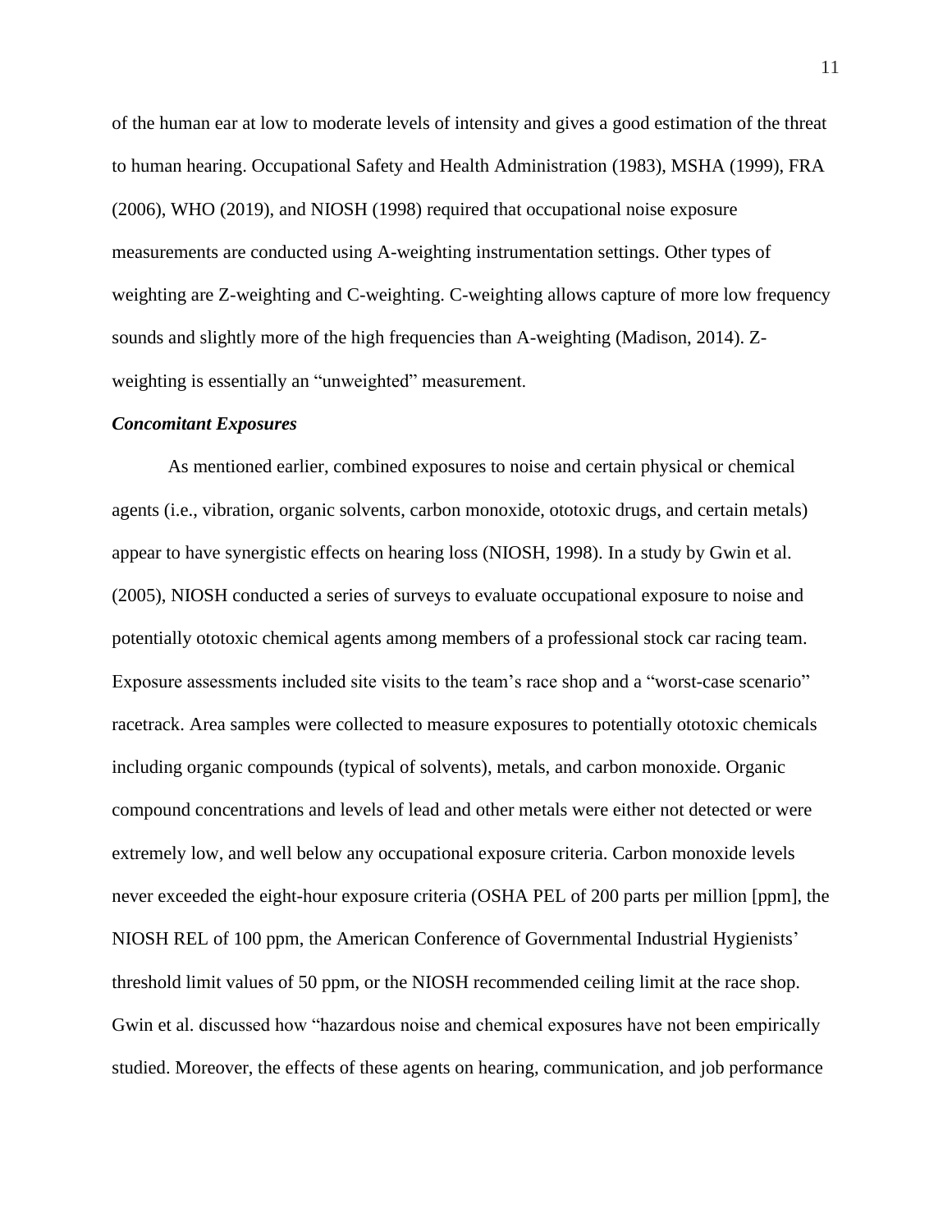of the human ear at low to moderate levels of intensity and gives a good estimation of the threat to human hearing. Occupational Safety and Health Administration (1983), MSHA (1999), FRA (2006), WHO (2019), and NIOSH (1998) required that occupational noise exposure measurements are conducted using A-weighting instrumentation settings. Other types of weighting are Z-weighting and C-weighting. C-weighting allows capture of more low frequency sounds and slightly more of the high frequencies than A-weighting (Madison, 2014). Z-weighting is essentially an "unweighted" measurement.

### *Concomitant Exposures*

As mentioned earlier, combined exposures to noise and certain physical or chemical agents (i.e., vibration, organic solvents, carbon monoxide, ototoxic drugs, and certain metals) appear to have synergistic effects on hearing loss (NIOSH, 1998). In a study by Gwin et al. (2005), NIOSH conducted a series of surveys to evaluate occupational exposure to noise and potentially ototoxic chemical agents among members of a professional stock car racing team. Exposure assessments included site visits to the team's race shop and a "worst-case scenario" racetrack. Area samples were collected to measure exposures to potentially ototoxic chemicals including organic compounds (typical of solvents), metals, and carbon monoxide. Organic compound concentrations and levels of lead and other metals were either not detected or were extremely low, and well below any occupational exposure criteria. Carbon monoxide levels never exceeded the eight-hour exposure criteria (OSHA PEL of 200 parts per million [ppm], the NIOSH REL of 100 ppm, the American Conference of Governmental Industrial Hygienists' threshold limit values of 50 ppm, or the NIOSH recommended ceiling limit at the race shop. Gwin et al. discussed how "hazardous noise and chemical exposures have not been empirically studied. Moreover, the effects of these agents on hearing, communication, and job performance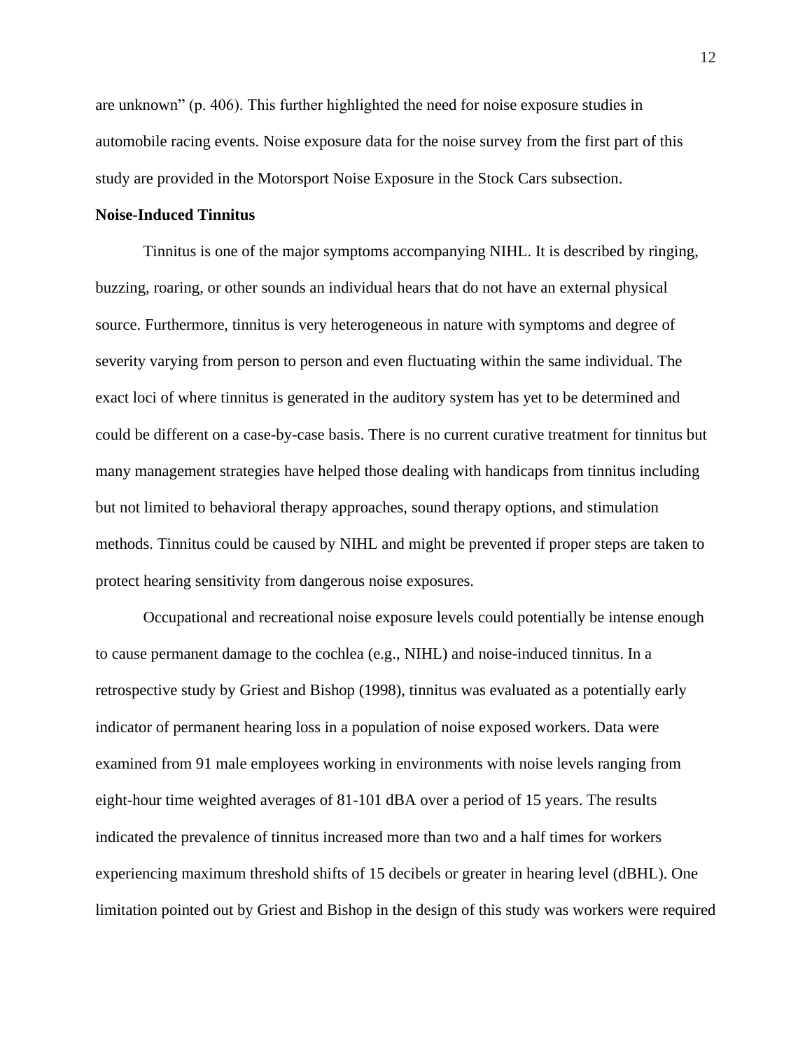are unknown" (p. 406). This further highlighted the need for noise exposure studies in automobile racing events. Noise exposure data for the noise survey from the first part of this study are provided in the Motorsport Noise Exposure in the Stock Cars subsection.

**Noise-Induced Tinnitus**

Tinnitus is one of the major symptoms accompanying NIHL. It is described by ringing, buzzing, roaring, or other sounds an individual hears that do not have an external physical source. Furthermore, tinnitus is very heterogeneous in nature with symptoms and degree of severity varying from person to person and even fluctuating within the same individual. The exact loci of where tinnitus is generated in the auditory system has yet to be determined and could be different on a case-by-case basis. There is no current curative treatment for tinnitus but many management strategies have helped those dealing with handicaps from tinnitus including but not limited to behavioral therapy approaches, sound therapy options, and stimulation methods. Tinnitus could be caused by NIHL and might be prevented if proper steps are taken to protect hearing sensitivity from dangerous noise exposures.

Occupational and recreational noise exposure levels could potentially be intense enough to cause permanent damage to the cochlea (e.g., NIHL) and noise-induced tinnitus. In a retrospective study by Griest and Bishop (1998), tinnitus was evaluated as a potentially early indicator of permanent hearing loss in a population of noise exposed workers. Data were examined from 91 male employees working in environments with noise levels ranging from eight-hour time weighted averages of 81-101 dBA over a period of 15 years. The results indicated the prevalence of tinnitus increased more than two and a half times for workers experiencing maximum threshold shifts of 15 decibels or greater in hearing level (dBHL). One limitation pointed out by Griest and Bishop in the design of this study was workers were required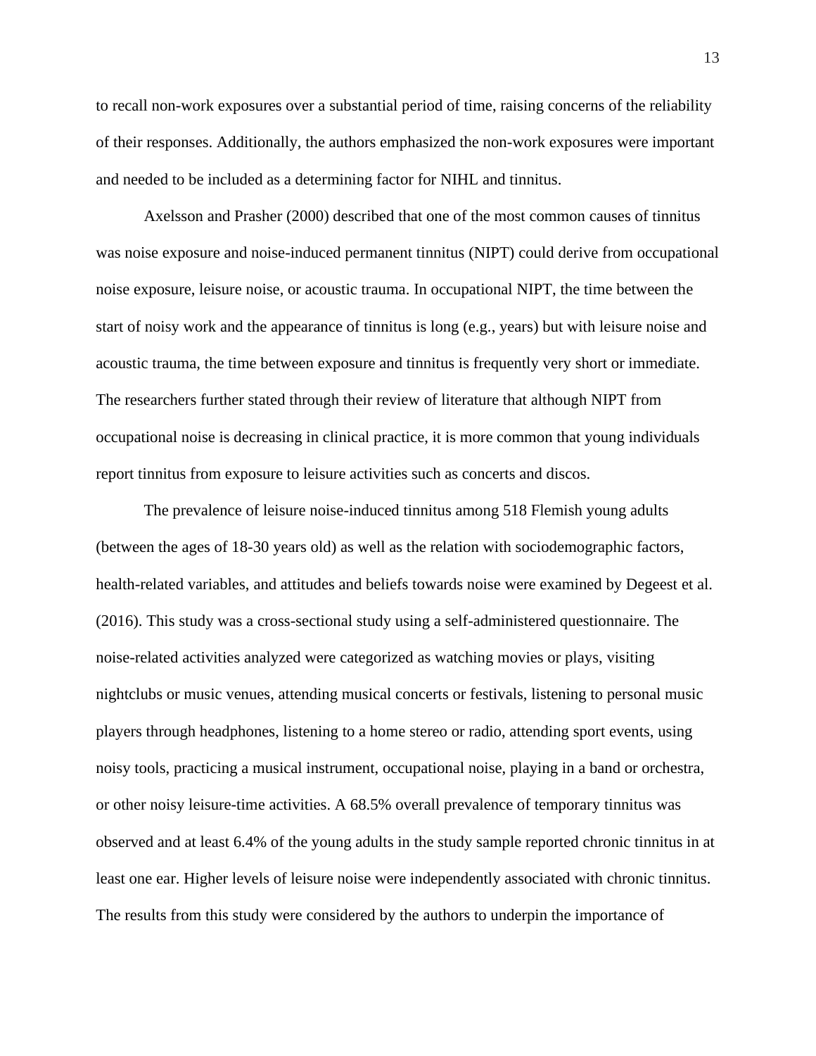to recall non-work exposures over a substantial period of time, raising concerns of the reliability of their responses. Additionally, the authors emphasized the non-work exposures were important and needed to be included as a determining factor for NIHL and tinnitus.

Axelsson and Prasher (2000) described that one of the most common causes of tinnitus was noise exposure and noise-induced permanent tinnitus (NIPT) could derive from occupational noise exposure, leisure noise, or acoustic trauma. In occupational NIPT, the time between the start of noisy work and the appearance of tinnitus is long (e.g., years) but with leisure noise and acoustic trauma, the time between exposure and tinnitus is frequently very short or immediate. The researchers further stated through their review of literature that although NIPT from occupational noise is decreasing in clinical practice, it is more common that young individuals report tinnitus from exposure to leisure activities such as concerts and discos.

The prevalence of leisure noise-induced tinnitus among 518 Flemish young adults (between the ages of 18-30 years old) as well as the relation with sociodemographic factors, health-related variables, and attitudes and beliefs towards noise were examined by Degeest et al. (2016). This study was a cross-sectional study using a self-administered questionnaire. The noise-related activities analyzed were categorized as watching movies or plays, visiting nightclubs or music venues, attending musical concerts or festivals, listening to personal music players through headphones, listening to a home stereo or radio, attending sport events, using noisy tools, practicing a musical instrument, occupational noise, playing in a band or orchestra, or other noisy leisure-time activities. A 68.5% overall prevalence of temporary tinnitus was observed and at least 6.4% of the young adults in the study sample reported chronic tinnitus in at least one ear. Higher levels of leisure noise were independently associated with chronic tinnitus. The results from this study were considered by the authors to underpin the importance of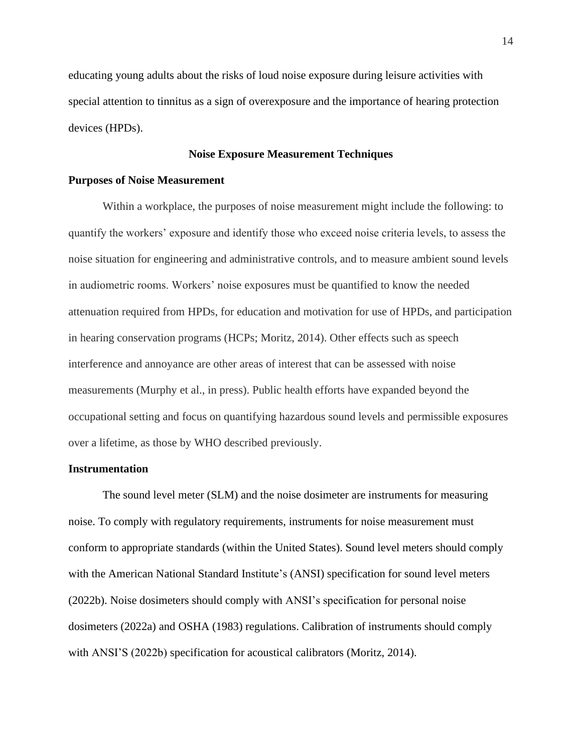educating young adults about the risks of loud noise exposure during leisure activities with special attention to tinnitus as a sign of overexposure and the importance of hearing protection devices (HPDs).

## Noise Exposure Measurement Techniques

### Purposes of Noise Measurement

Within a workplace, the purposes of noise measurement might include the following: to quantify the workers' exposure and identify those who exceed noise criteria levels, to assess the noise situation for engineering and administrative controls, and to measure ambient sound levels in audiometric rooms. Workers' noise exposures must be quantified to know the needed attenuation required from HPDs, for education and motivation for use of HPDs, and participation in hearing conservation programs (HCPs; Moritz, 2014). Other effects such as speech interference and annoyance are other areas of interest that can be assessed with noise measurements (Murphy et al., in press). Public health efforts have expanded beyond the occupational setting and focus on quantifying hazardous sound levels and permissible exposures over a lifetime, as those by WHO described previously.

### Instrumentation

The sound level meter (SLM) and the noise dosimeter are instruments for measuring noise. To comply with regulatory requirements, instruments for noise measurement must conform to appropriate standards (within the United States). Sound level meters should comply with the American National Standard Institute's (ANSI) specification for sound level meters (2022b). Noise dosimeters should comply with ANSI's specification for personal noise dosimeters (2022a) and OSHA (1983) regulations. Calibration of instruments should comply with ANSI'S (2022b) specification for acoustical calibrators (Moritz, 2014).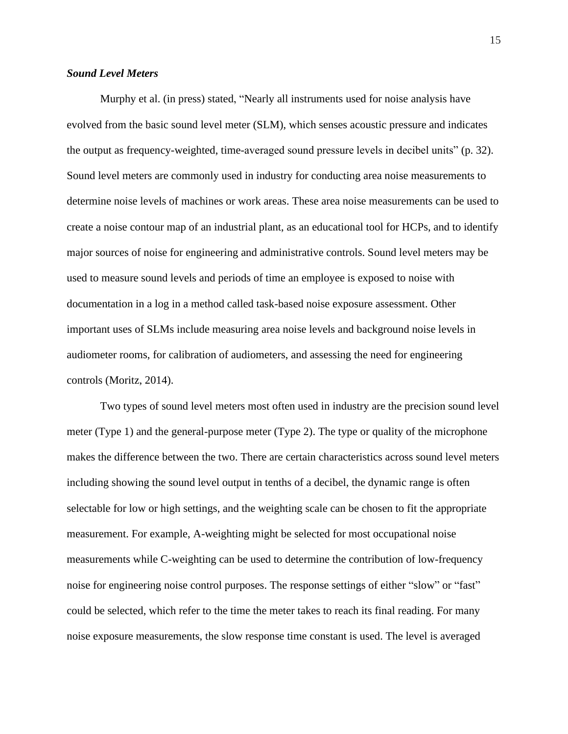### ***Sound Level Meters***

Murphy et al. (in press) stated, "Nearly all instruments used for noise analysis have evolved from the basic sound level meter (SLM), which senses acoustic pressure and indicates the output as frequency-weighted, time-averaged sound pressure levels in decibel units" (p. 32). Sound level meters are commonly used in industry for conducting area noise measurements to determine noise levels of machines or work areas. These area noise measurements can be used to create a noise contour map of an industrial plant, as an educational tool for HCPs, and to identify major sources of noise for engineering and administrative controls. Sound level meters may be used to measure sound levels and periods of time an employee is exposed to noise with documentation in a log in a method called task-based noise exposure assessment. Other important uses of SLMs include measuring area noise levels and background noise levels in audiometer rooms, for calibration of audiometers, and assessing the need for engineering controls (Moritz, 2014).

Two types of sound level meters most often used in industry are the precision sound level meter (Type 1) and the general-purpose meter (Type 2). The type or quality of the microphone makes the difference between the two. There are certain characteristics across sound level meters including showing the sound level output in tenths of a decibel, the dynamic range is often selectable for low or high settings, and the weighting scale can be chosen to fit the appropriate measurement. For example, A-weighting might be selected for most occupational noise measurements while C-weighting can be used to determine the contribution of low-frequency noise for engineering noise control purposes. The response settings of either "slow" or "fast" could be selected, which refer to the time the meter takes to reach its final reading. For many noise exposure measurements, the slow response time constant is used. The level is averaged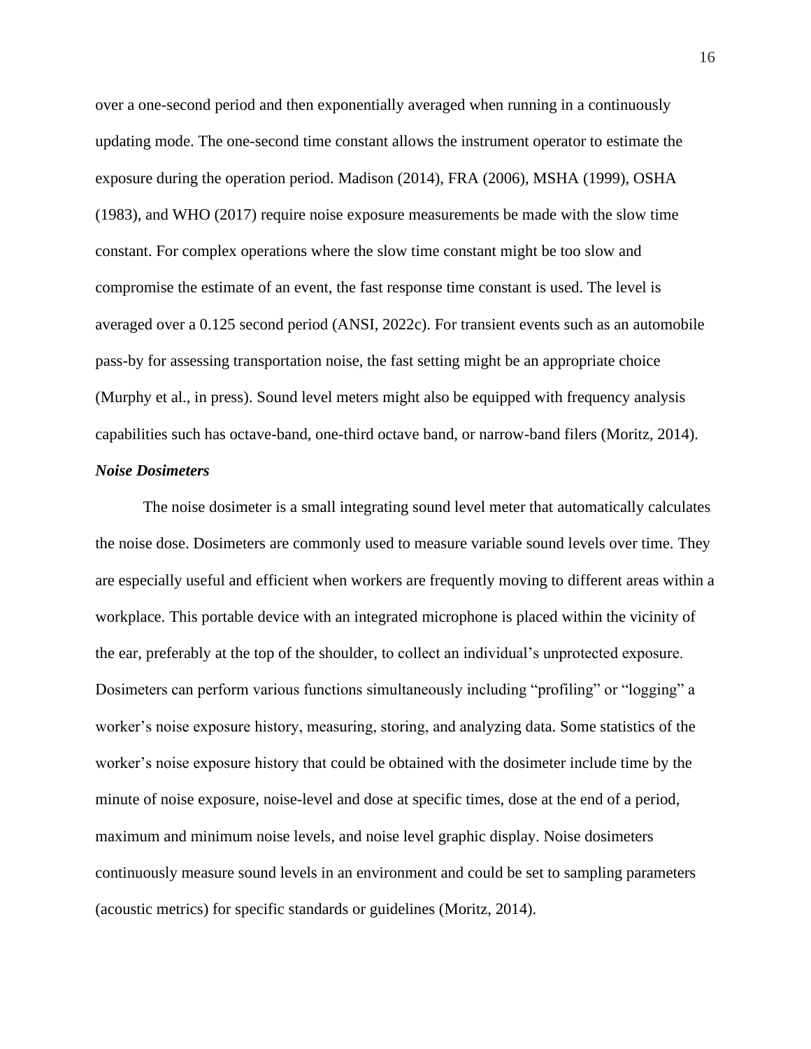over a one-second period and then exponentially averaged when running in a continuously updating mode. The one-second time constant allows the instrument operator to estimate the exposure during the operation period. Madison (2014), FRA (2006), MSHA (1999), OSHA (1983), and WHO (2017) require noise exposure measurements be made with the slow time constant. For complex operations where the slow time constant might be too slow and compromise the estimate of an event, the fast response time constant is used. The level is averaged over a 0.125 second period (ANSI, 2022c). For transient events such as an automobile pass-by for assessing transportation noise, the fast setting might be an appropriate choice (Murphy et al., in press). Sound level meters might also be equipped with frequency analysis capabilities such has octave-band, one-third octave band, or narrow-band filers (Moritz, 2014).

***Noise Dosimeters***

The noise dosimeter is a small integrating sound level meter that automatically calculates the noise dose. Dosimeters are commonly used to measure variable sound levels over time. They are especially useful and efficient when workers are frequently moving to different areas within a workplace. This portable device with an integrated microphone is placed within the vicinity of the ear, preferably at the top of the shoulder, to collect an individual's unprotected exposure. Dosimeters can perform various functions simultaneously including "profiling" or "logging" a worker's noise exposure history, measuring, storing, and analyzing data. Some statistics of the worker's noise exposure history that could be obtained with the dosimeter include time by the minute of noise exposure, noise-level and dose at specific times, dose at the end of a period, maximum and minimum noise levels, and noise level graphic display. Noise dosimeters continuously measure sound levels in an environment and could be set to sampling parameters (acoustic metrics) for specific standards or guidelines (Moritz, 2014).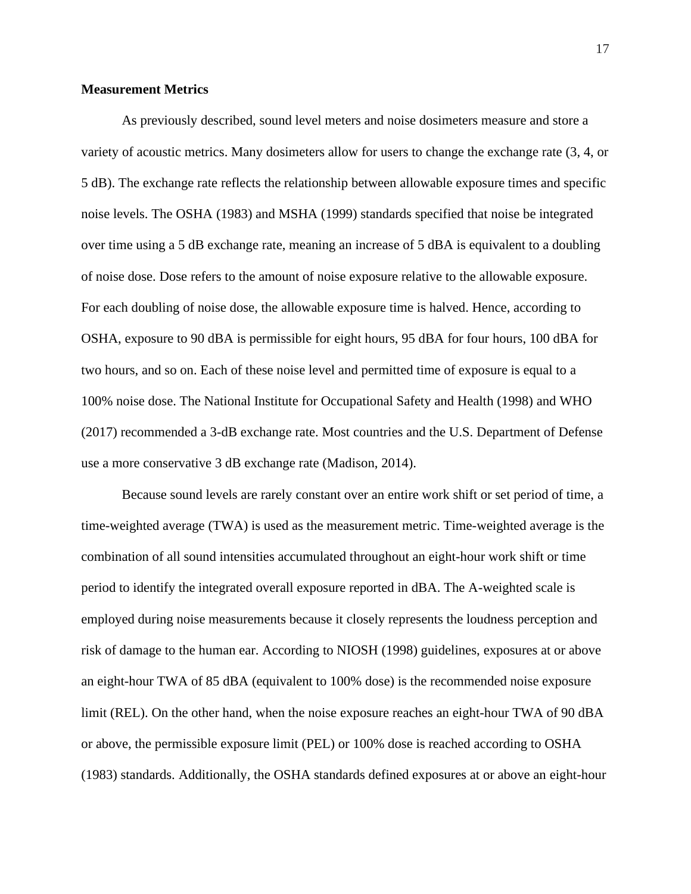**Measurement Metrics**

As previously described, sound level meters and noise dosimeters measure and store a variety of acoustic metrics. Many dosimeters allow for users to change the exchange rate (3, 4, or 5 dB). The exchange rate reflects the relationship between allowable exposure times and specific noise levels. The OSHA (1983) and MSHA (1999) standards specified that noise be integrated over time using a 5 dB exchange rate, meaning an increase of 5 dBA is equivalent to a doubling of noise dose. Dose refers to the amount of noise exposure relative to the allowable exposure. For each doubling of noise dose, the allowable exposure time is halved. Hence, according to OSHA, exposure to 90 dBA is permissible for eight hours, 95 dBA for four hours, 100 dBA for two hours, and so on. Each of these noise level and permitted time of exposure is equal to a 100% noise dose. The National Institute for Occupational Safety and Health (1998) and WHO (2017) recommended a 3-dB exchange rate. Most countries and the U.S. Department of Defense use a more conservative 3 dB exchange rate (Madison, 2014).

Because sound levels are rarely constant over an entire work shift or set period of time, a time-weighted average (TWA) is used as the measurement metric. Time-weighted average is the combination of all sound intensities accumulated throughout an eight-hour work shift or time period to identify the integrated overall exposure reported in dBA. The A-weighted scale is employed during noise measurements because it closely represents the loudness perception and risk of damage to the human ear. According to NIOSH (1998) guidelines, exposures at or above an eight-hour TWA of 85 dBA (equivalent to 100% dose) is the recommended noise exposure limit (REL). On the other hand, when the noise exposure reaches an eight-hour TWA of 90 dBA or above, the permissible exposure limit (PEL) or 100% dose is reached according to OSHA (1983) standards. Additionally, the OSHA standards defined exposures at or above an eight-hour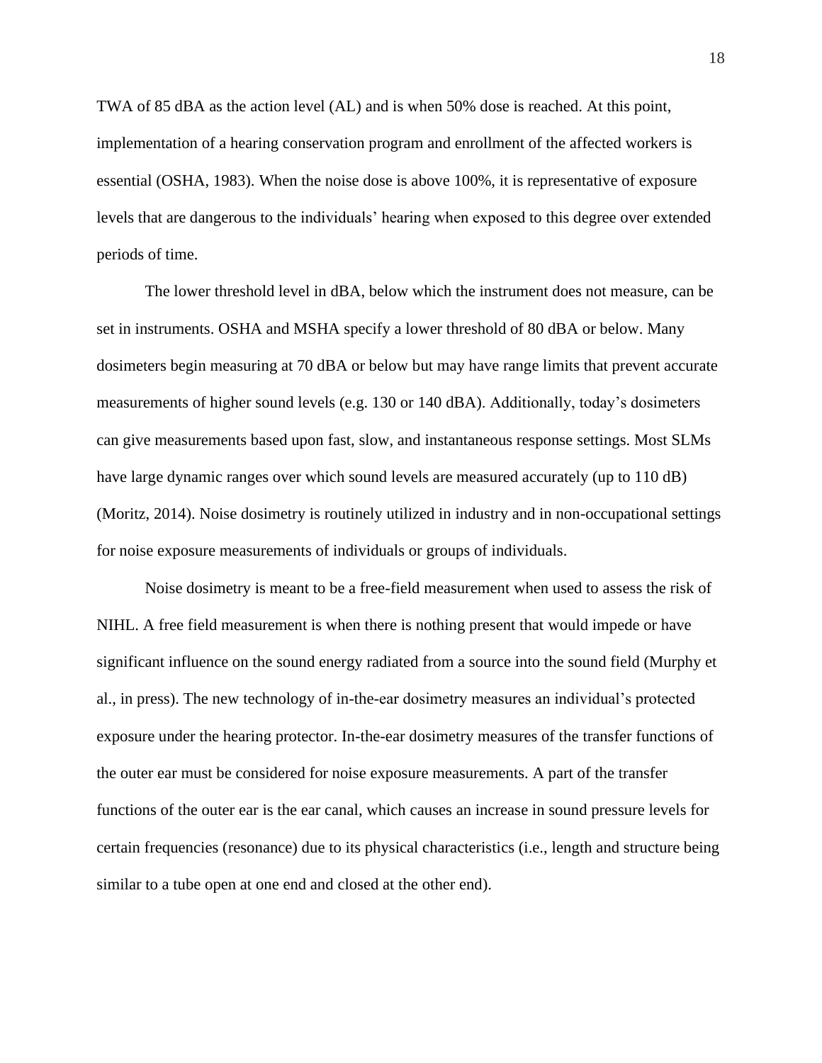TWA of 85 dBA as the action level (AL) and is when 50% dose is reached. At this point, implementation of a hearing conservation program and enrollment of the affected workers is essential (OSHA, 1983). When the noise dose is above 100%, it is representative of exposure levels that are dangerous to the individuals' hearing when exposed to this degree over extended periods of time.

The lower threshold level in dBA, below which the instrument does not measure, can be set in instruments. OSHA and MSHA specify a lower threshold of 80 dBA or below. Many dosimeters begin measuring at 70 dBA or below but may have range limits that prevent accurate measurements of higher sound levels (e.g. 130 or 140 dBA). Additionally, today's dosimeters can give measurements based upon fast, slow, and instantaneous response settings. Most SLMs have large dynamic ranges over which sound levels are measured accurately (up to 110 dB) (Moritz, 2014). Noise dosimetry is routinely utilized in industry and in non-occupational settings for noise exposure measurements of individuals or groups of individuals.

Noise dosimetry is meant to be a free-field measurement when used to assess the risk of NIHL. A free field measurement is when there is nothing present that would impede or have significant influence on the sound energy radiated from a source into the sound field (Murphy et al., in press). The new technology of in-the-ear dosimetry measures an individual's protected exposure under the hearing protector. In-the-ear dosimetry measures of the transfer functions of the outer ear must be considered for noise exposure measurements. A part of the transfer functions of the outer ear is the ear canal, which causes an increase in sound pressure levels for certain frequencies (resonance) due to its physical characteristics (i.e., length and structure being similar to a tube open at one end and closed at the other end).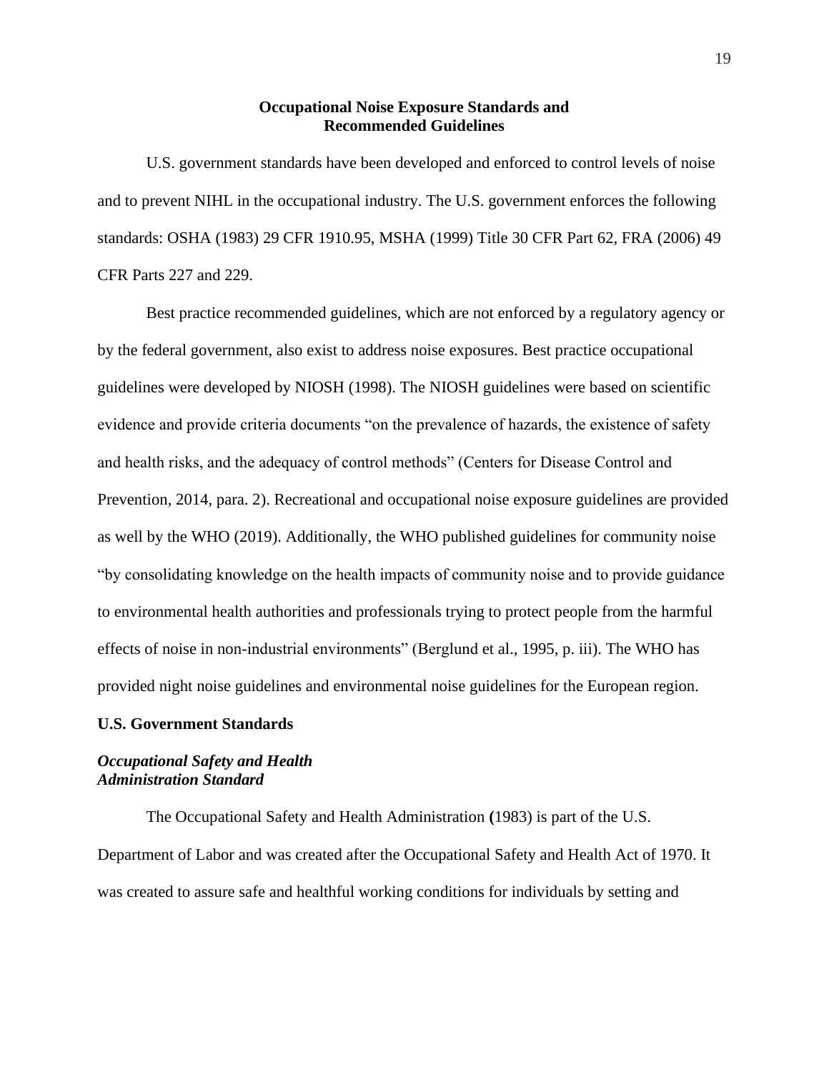# Occupational Noise Exposure Standards and Recommended Guidelines

U.S. government standards have been developed and enforced to control levels of noise and to prevent NIHL in the occupational industry. The U.S. government enforces the following standards: OSHA (1983) 29 CFR 1910.95, MSHA (1999) Title 30 CFR Part 62, FRA (2006) 49 CFR Parts 227 and 229.

Best practice recommended guidelines, which are not enforced by a regulatory agency or by the federal government, also exist to address noise exposures. Best practice occupational guidelines were developed by NIOSH (1998). The NIOSH guidelines were based on scientific evidence and provide criteria documents "on the prevalence of hazards, the existence of safety and health risks, and the adequacy of control methods" (Centers for Disease Control and Prevention, 2014, para. 2). Recreational and occupational noise exposure guidelines are provided as well by the WHO (2019). Additionally, the WHO published guidelines for community noise "by consolidating knowledge on the health impacts of community noise and to provide guidance to environmental health authorities and professionals trying to protect people from the harmful effects of noise in non-industrial environments" (Berglund et al., 1995, p. iii). The WHO has provided night noise guidelines and environmental noise guidelines for the European region.

## U.S. Government Standards

### *Occupational Safety and Health Administration Standard*

The Occupational Safety and Health Administration **(**1983) is part of the U.S. Department of Labor and was created after the Occupational Safety and Health Act of 1970. It was created to assure safe and healthful working conditions for individuals by setting and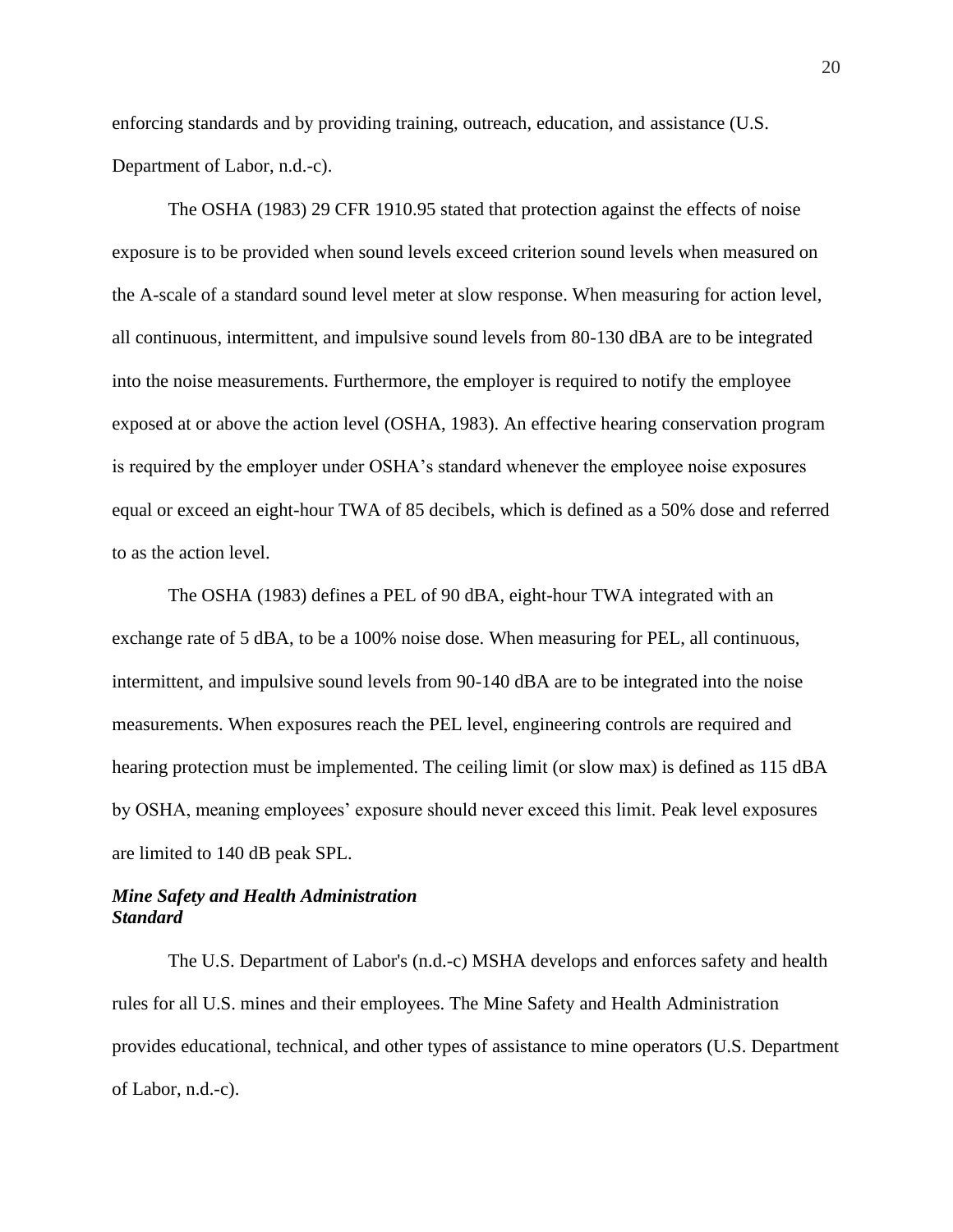enforcing standards and by providing training, outreach, education, and assistance (U.S. Department of Labor, n.d.-c).

The OSHA (1983) 29 CFR 1910.95 stated that protection against the effects of noise exposure is to be provided when sound levels exceed criterion sound levels when measured on the A-scale of a standard sound level meter at slow response. When measuring for action level, all continuous, intermittent, and impulsive sound levels from 80-130 dBA are to be integrated into the noise measurements. Furthermore, the employer is required to notify the employee exposed at or above the action level (OSHA, 1983). An effective hearing conservation program is required by the employer under OSHA's standard whenever the employee noise exposures equal or exceed an eight-hour TWA of 85 decibels, which is defined as a 50% dose and referred to as the action level.

The OSHA (1983) defines a PEL of 90 dBA, eight-hour TWA integrated with an exchange rate of 5 dBA, to be a 100% noise dose. When measuring for PEL, all continuous, intermittent, and impulsive sound levels from 90-140 dBA are to be integrated into the noise measurements. When exposures reach the PEL level, engineering controls are required and hearing protection must be implemented. The ceiling limit (or slow max) is defined as 115 dBA by OSHA, meaning employees' exposure should never exceed this limit. Peak level exposures are limited to 140 dB peak SPL.

### *Mine Safety and Health Administration Standard*

The U.S. Department of Labor's (n.d.-c) MSHA develops and enforces safety and health rules for all U.S. mines and their employees. The Mine Safety and Health Administration provides educational, technical, and other types of assistance to mine operators (U.S. Department of Labor, n.d.-c).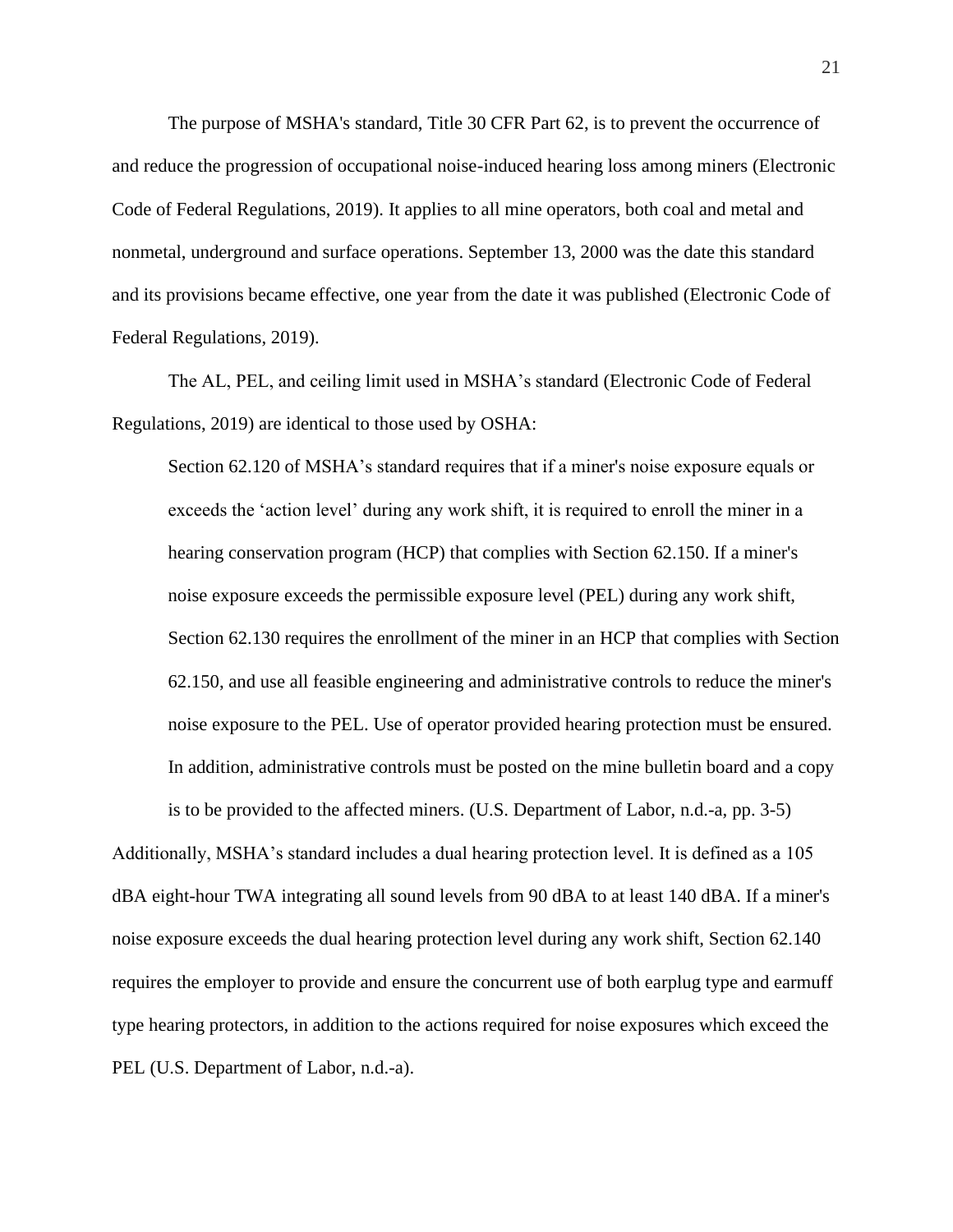The purpose of MSHA's standard, Title 30 CFR Part 62, is to prevent the occurrence of and reduce the progression of occupational noise-induced hearing loss among miners (Electronic Code of Federal Regulations, 2019). It applies to all mine operators, both coal and metal and nonmetal, underground and surface operations. September 13, 2000 was the date this standard and its provisions became effective, one year from the date it was published (Electronic Code of Federal Regulations, 2019).

The AL, PEL, and ceiling limit used in MSHA's standard (Electronic Code of Federal Regulations, 2019) are identical to those used by OSHA:

> Section 62.120 of MSHA's standard requires that if a miner's noise exposure equals or exceeds the 'action level' during any work shift, it is required to enroll the miner in a hearing conservation program (HCP) that complies with Section 62.150. If a miner's noise exposure exceeds the permissible exposure level (PEL) during any work shift, Section 62.130 requires the enrollment of the miner in an HCP that complies with Section 62.150, and use all feasible engineering and administrative controls to reduce the miner's noise exposure to the PEL. Use of operator provided hearing protection must be ensured. In addition, administrative controls must be posted on the mine bulletin board and a copy is to be provided to the affected miners. (U.S. Department of Labor, n.d.-a, pp. 3-5)

Additionally, MSHA's standard includes a dual hearing protection level. It is defined as a 105 dBA eight-hour TWA integrating all sound levels from 90 dBA to at least 140 dBA. If a miner's noise exposure exceeds the dual hearing protection level during any work shift, Section 62.140 requires the employer to provide and ensure the concurrent use of both earplug type and earmuff type hearing protectors, in addition to the actions required for noise exposures which exceed the PEL (U.S. Department of Labor, n.d.-a).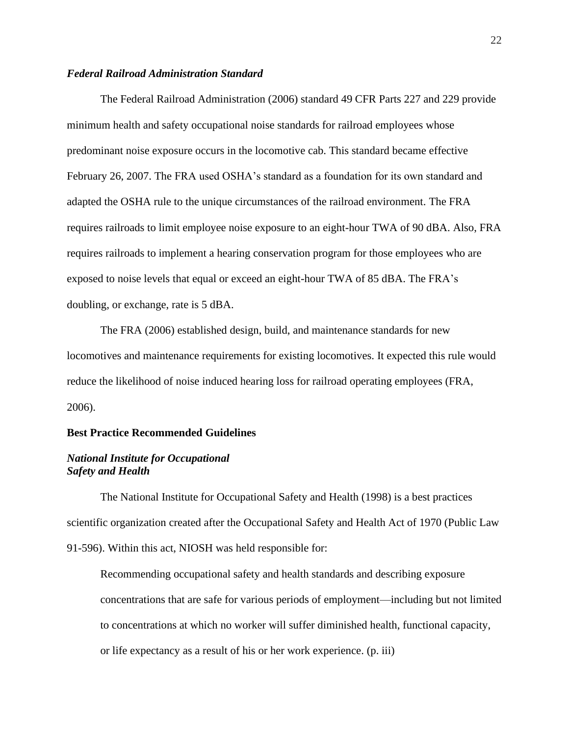### *Federal Railroad Administration Standard*

The Federal Railroad Administration (2006) standard 49 CFR Parts 227 and 229 provide minimum health and safety occupational noise standards for railroad employees whose predominant noise exposure occurs in the locomotive cab. This standard became effective February 26, 2007. The FRA used OSHA's standard as a foundation for its own standard and adapted the OSHA rule to the unique circumstances of the railroad environment. The FRA requires railroads to limit employee noise exposure to an eight-hour TWA of 90 dBA. Also, FRA requires railroads to implement a hearing conservation program for those employees who are exposed to noise levels that equal or exceed an eight-hour TWA of 85 dBA. The FRA's doubling, or exchange, rate is 5 dBA.

The FRA (2006) established design, build, and maintenance standards for new locomotives and maintenance requirements for existing locomotives. It expected this rule would reduce the likelihood of noise induced hearing loss for railroad operating employees (FRA, 2006).

## Best Practice Recommended Guidelines

### *National Institute for Occupational Safety and Health*

The National Institute for Occupational Safety and Health (1998) is a best practices scientific organization created after the Occupational Safety and Health Act of 1970 (Public Law 91-596). Within this act, NIOSH was held responsible for:

> Recommending occupational safety and health standards and describing exposure concentrations that are safe for various periods of employment—including but not limited to concentrations at which no worker will suffer diminished health, functional capacity, or life expectancy as a result of his or her work experience. (p. iii)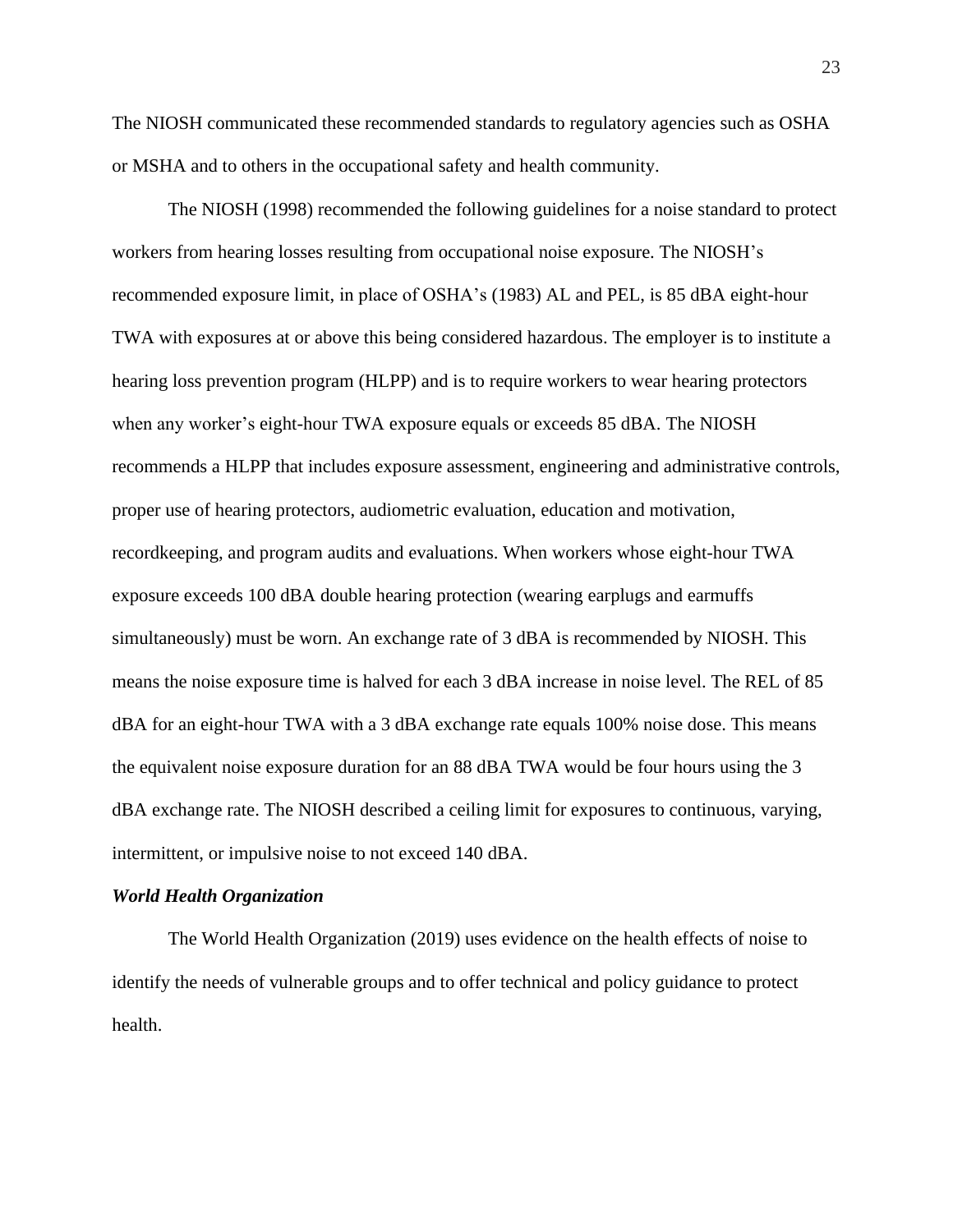The NIOSH communicated these recommended standards to regulatory agencies such as OSHA or MSHA and to others in the occupational safety and health community.

The NIOSH (1998) recommended the following guidelines for a noise standard to protect workers from hearing losses resulting from occupational noise exposure. The NIOSH's recommended exposure limit, in place of OSHA's (1983) AL and PEL, is 85 dBA eight-hour TWA with exposures at or above this being considered hazardous. The employer is to institute a hearing loss prevention program (HLPP) and is to require workers to wear hearing protectors when any worker's eight-hour TWA exposure equals or exceeds 85 dBA. The NIOSH recommends a HLPP that includes exposure assessment, engineering and administrative controls, proper use of hearing protectors, audiometric evaluation, education and motivation, recordkeeping, and program audits and evaluations. When workers whose eight-hour TWA exposure exceeds 100 dBA double hearing protection (wearing earplugs and earmuffs simultaneously) must be worn. An exchange rate of 3 dBA is recommended by NIOSH. This means the noise exposure time is halved for each 3 dBA increase in noise level. The REL of 85 dBA for an eight-hour TWA with a 3 dBA exchange rate equals 100% noise dose. This means the equivalent noise exposure duration for an 88 dBA TWA would be four hours using the 3 dBA exchange rate. The NIOSH described a ceiling limit for exposures to continuous, varying, intermittent, or impulsive noise to not exceed 140 dBA.

### *World Health Organization*

The World Health Organization (2019) uses evidence on the health effects of noise to identify the needs of vulnerable groups and to offer technical and policy guidance to protect health.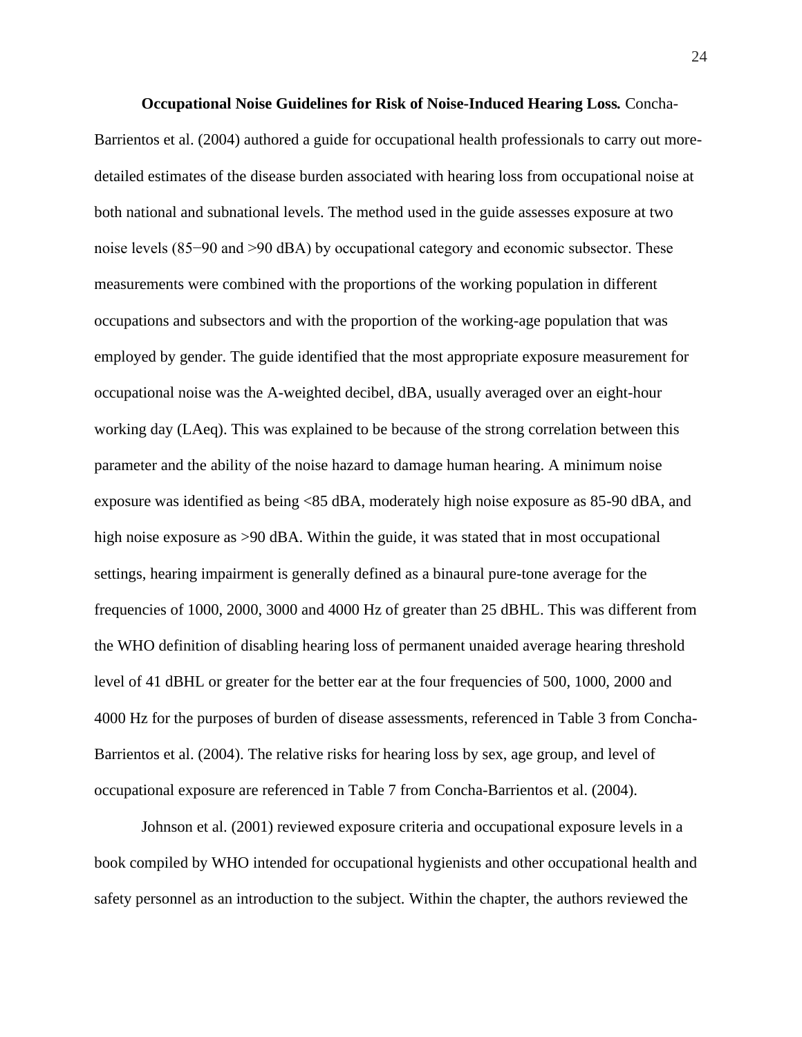**Occupational Noise Guidelines for Risk of Noise-Induced Hearing Loss.** Concha-Barrientos et al. (2004) authored a guide for occupational health professionals to carry out more-detailed estimates of the disease burden associated with hearing loss from occupational noise at both national and subnational levels. The method used in the guide assesses exposure at two noise levels (85−90 and >90 dBA) by occupational category and economic subsector. These measurements were combined with the proportions of the working population in different occupations and subsectors and with the proportion of the working-age population that was employed by gender. The guide identified that the most appropriate exposure measurement for occupational noise was the A-weighted decibel, dBA, usually averaged over an eight-hour working day (LAeq). This was explained to be because of the strong correlation between this parameter and the ability of the noise hazard to damage human hearing. A minimum noise exposure was identified as being <85 dBA, moderately high noise exposure as 85-90 dBA, and high noise exposure as >90 dBA. Within the guide, it was stated that in most occupational settings, hearing impairment is generally defined as a binaural pure-tone average for the frequencies of 1000, 2000, 3000 and 4000 Hz of greater than 25 dBHL. This was different from the WHO definition of disabling hearing loss of permanent unaided average hearing threshold level of 41 dBHL or greater for the better ear at the four frequencies of 500, 1000, 2000 and 4000 Hz for the purposes of burden of disease assessments, referenced in Table 3 from Concha-Barrientos et al. (2004). The relative risks for hearing loss by sex, age group, and level of occupational exposure are referenced in Table 7 from Concha-Barrientos et al. (2004).

Johnson et al. (2001) reviewed exposure criteria and occupational exposure levels in a book compiled by WHO intended for occupational hygienists and other occupational health and safety personnel as an introduction to the subject. Within the chapter, the authors reviewed the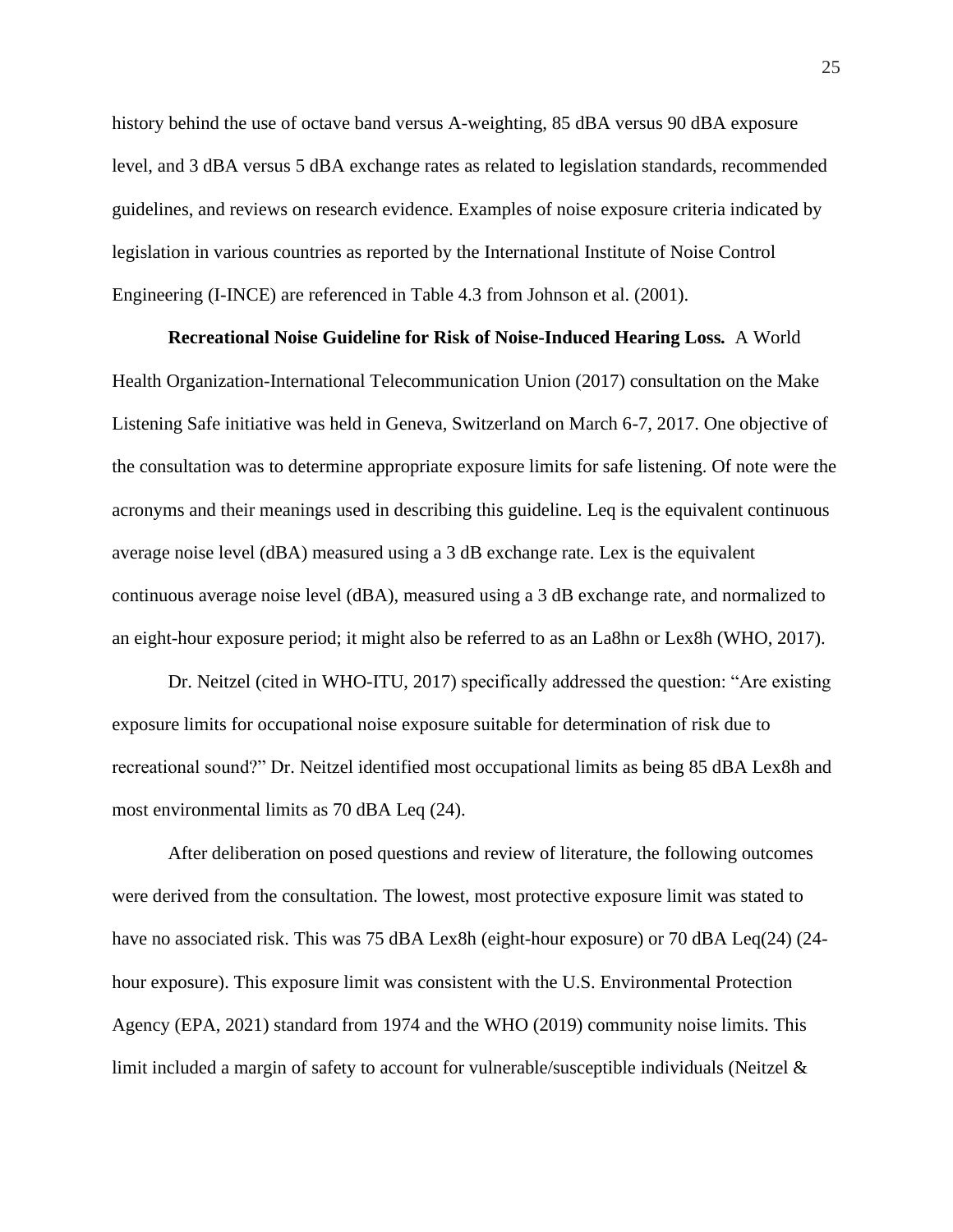history behind the use of octave band versus A-weighting, 85 dBA versus 90 dBA exposure level, and 3 dBA versus 5 dBA exchange rates as related to legislation standards, recommended guidelines, and reviews on research evidence. Examples of noise exposure criteria indicated by legislation in various countries as reported by the International Institute of Noise Control Engineering (I-INCE) are referenced in Table 4.3 from Johnson et al. (2001).

**Recreational Noise Guideline for Risk of Noise-Induced Hearing Loss.** A World Health Organization-International Telecommunication Union (2017) consultation on the Make Listening Safe initiative was held in Geneva, Switzerland on March 6-7, 2017. One objective of the consultation was to determine appropriate exposure limits for safe listening. Of note were the acronyms and their meanings used in describing this guideline. Leq is the equivalent continuous average noise level (dBA) measured using a 3 dB exchange rate. Lex is the equivalent continuous average noise level (dBA), measured using a 3 dB exchange rate, and normalized to an eight-hour exposure period; it might also be referred to as an La8hn or Lex8h (WHO, 2017).

Dr. Neitzel (cited in WHO-ITU, 2017) specifically addressed the question: "Are existing exposure limits for occupational noise exposure suitable for determination of risk due to recreational sound?" Dr. Neitzel identified most occupational limits as being 85 dBA Lex8h and most environmental limits as 70 dBA Leq (24).

After deliberation on posed questions and review of literature, the following outcomes were derived from the consultation. The lowest, most protective exposure limit was stated to have no associated risk. This was 75 dBA Lex8h (eight-hour exposure) or 70 dBA Leq(24) (24-hour exposure). This exposure limit was consistent with the U.S. Environmental Protection Agency (EPA, 2021) standard from 1974 and the WHO (2019) community noise limits. This limit included a margin of safety to account for vulnerable/susceptible individuals (Neitzel &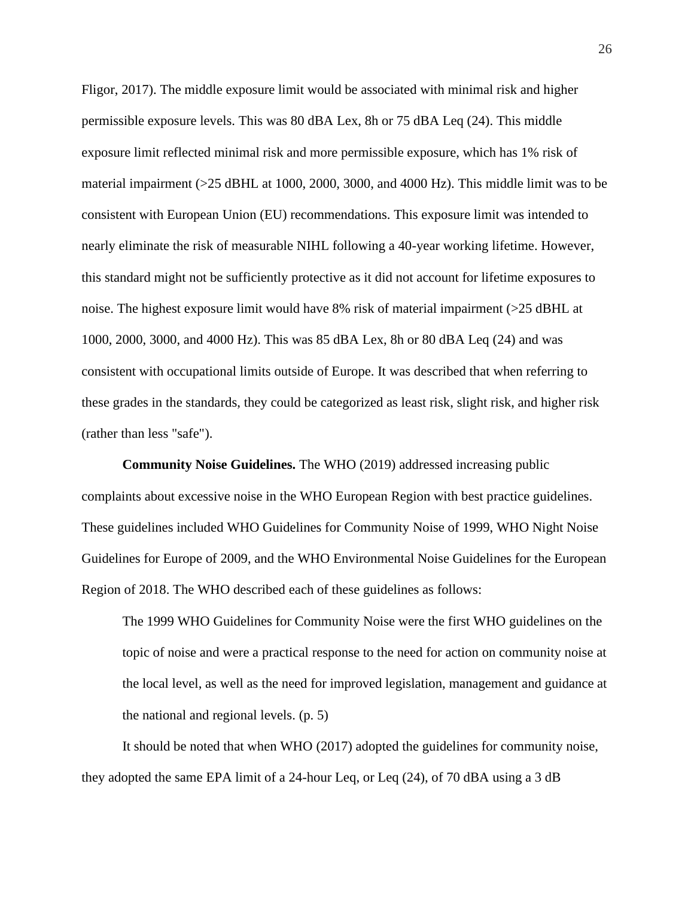Fligor, 2017). The middle exposure limit would be associated with minimal risk and higher permissible exposure levels. This was 80 dBA Lex, 8h or 75 dBA Leq (24). This middle exposure limit reflected minimal risk and more permissible exposure, which has 1% risk of material impairment (>25 dBHL at 1000, 2000, 3000, and 4000 Hz). This middle limit was to be consistent with European Union (EU) recommendations. This exposure limit was intended to nearly eliminate the risk of measurable NIHL following a 40-year working lifetime. However, this standard might not be sufficiently protective as it did not account for lifetime exposures to noise. The highest exposure limit would have 8% risk of material impairment (>25 dBHL at 1000, 2000, 3000, and 4000 Hz). This was 85 dBA Lex, 8h or 80 dBA Leq (24) and was consistent with occupational limits outside of Europe. It was described that when referring to these grades in the standards, they could be categorized as least risk, slight risk, and higher risk (rather than less "safe").

**Community Noise Guidelines.** The WHO (2019) addressed increasing public complaints about excessive noise in the WHO European Region with best practice guidelines. These guidelines included WHO Guidelines for Community Noise of 1999, WHO Night Noise Guidelines for Europe of 2009, and the WHO Environmental Noise Guidelines for the European Region of 2018. The WHO described each of these guidelines as follows:

> The 1999 WHO Guidelines for Community Noise were the first WHO guidelines on the topic of noise and were a practical response to the need for action on community noise at the local level, as well as the need for improved legislation, management and guidance at the national and regional levels. (p. 5)

It should be noted that when WHO (2017) adopted the guidelines for community noise, they adopted the same EPA limit of a 24-hour Leq, or Leq (24), of 70 dBA using a 3 dB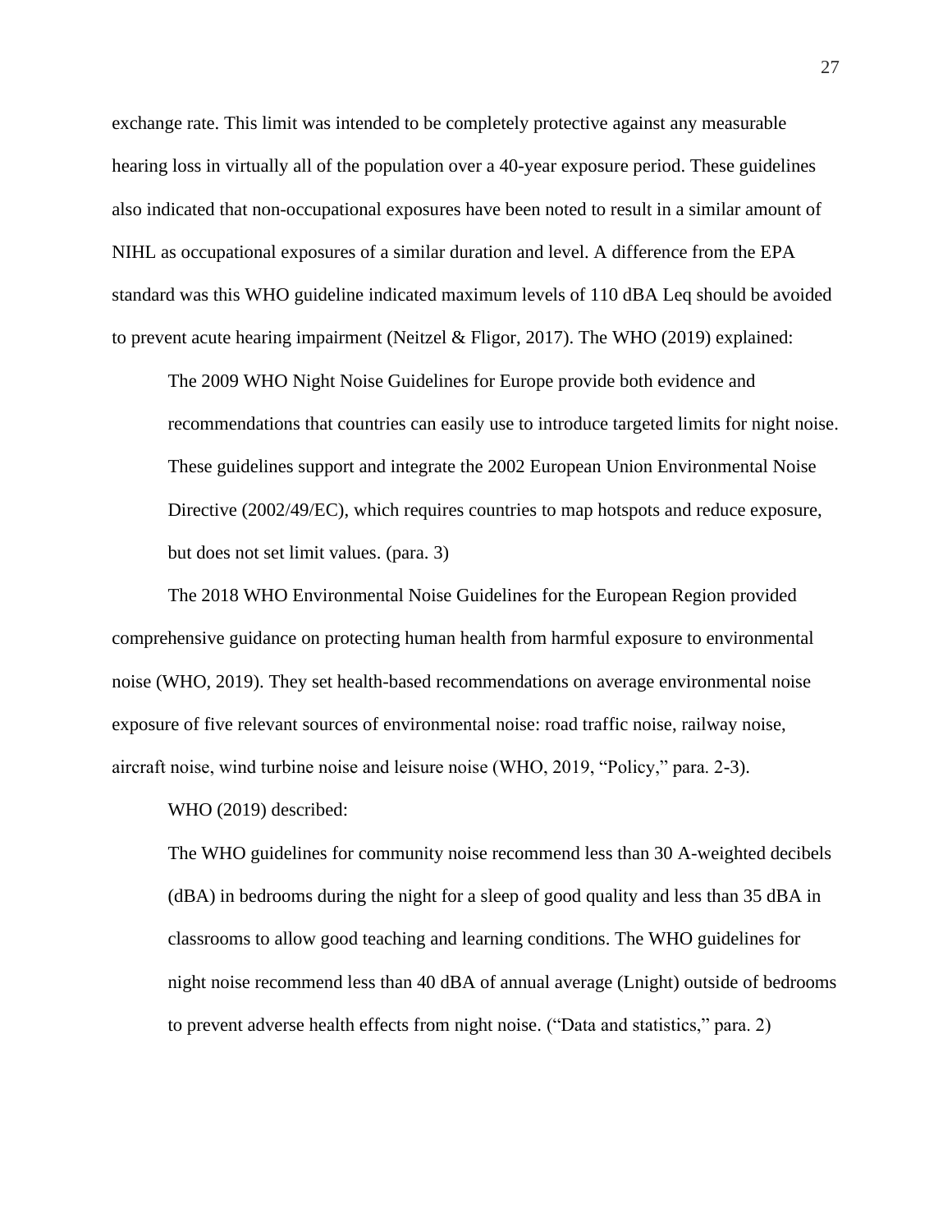exchange rate. This limit was intended to be completely protective against any measurable hearing loss in virtually all of the population over a 40-year exposure period. These guidelines also indicated that non-occupational exposures have been noted to result in a similar amount of NIHL as occupational exposures of a similar duration and level. A difference from the EPA standard was this WHO guideline indicated maximum levels of 110 dBA Leq should be avoided to prevent acute hearing impairment (Neitzel & Fligor, 2017). The WHO (2019) explained:

> The 2009 WHO Night Noise Guidelines for Europe provide both evidence and recommendations that countries can easily use to introduce targeted limits for night noise. These guidelines support and integrate the 2002 European Union Environmental Noise Directive (2002/49/EC), which requires countries to map hotspots and reduce exposure, but does not set limit values. (para. 3)

The 2018 WHO Environmental Noise Guidelines for the European Region provided comprehensive guidance on protecting human health from harmful exposure to environmental noise (WHO, 2019). They set health-based recommendations on average environmental noise exposure of five relevant sources of environmental noise: road traffic noise, railway noise, aircraft noise, wind turbine noise and leisure noise (WHO, 2019, "Policy," para. 2-3).

WHO (2019) described:

> The WHO guidelines for community noise recommend less than 30 A-weighted decibels (dBA) in bedrooms during the night for a sleep of good quality and less than 35 dBA in classrooms to allow good teaching and learning conditions. The WHO guidelines for night noise recommend less than 40 dBA of annual average (Lnight) outside of bedrooms to prevent adverse health effects from night noise. ("Data and statistics," para. 2)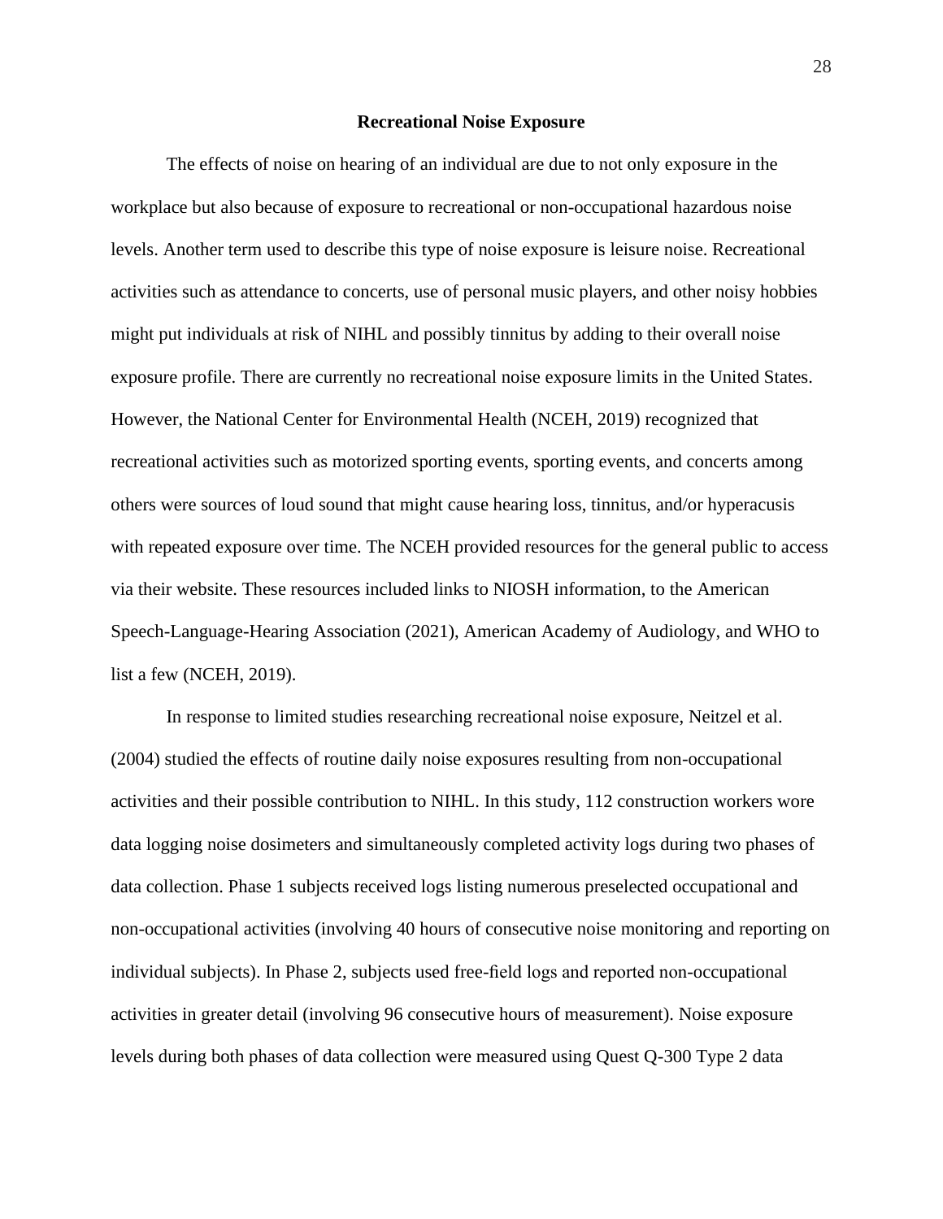## Recreational Noise Exposure

The effects of noise on hearing of an individual are due to not only exposure in the workplace but also because of exposure to recreational or non-occupational hazardous noise levels. Another term used to describe this type of noise exposure is leisure noise. Recreational activities such as attendance to concerts, use of personal music players, and other noisy hobbies might put individuals at risk of NIHL and possibly tinnitus by adding to their overall noise exposure profile. There are currently no recreational noise exposure limits in the United States. However, the National Center for Environmental Health (NCEH, 2019) recognized that recreational activities such as motorized sporting events, sporting events, and concerts among others were sources of loud sound that might cause hearing loss, tinnitus, and/or hyperacusis with repeated exposure over time. The NCEH provided resources for the general public to access via their website. These resources included links to NIOSH information, to the American Speech-Language-Hearing Association (2021), American Academy of Audiology, and WHO to list a few (NCEH, 2019).

In response to limited studies researching recreational noise exposure, Neitzel et al. (2004) studied the effects of routine daily noise exposures resulting from non-occupational activities and their possible contribution to NIHL. In this study, 112 construction workers wore data logging noise dosimeters and simultaneously completed activity logs during two phases of data collection. Phase 1 subjects received logs listing numerous preselected occupational and non-occupational activities (involving 40 hours of consecutive noise monitoring and reporting on individual subjects). In Phase 2, subjects used free-field logs and reported non-occupational activities in greater detail (involving 96 consecutive hours of measurement). Noise exposure levels during both phases of data collection were measured using Quest Q-300 Type 2 data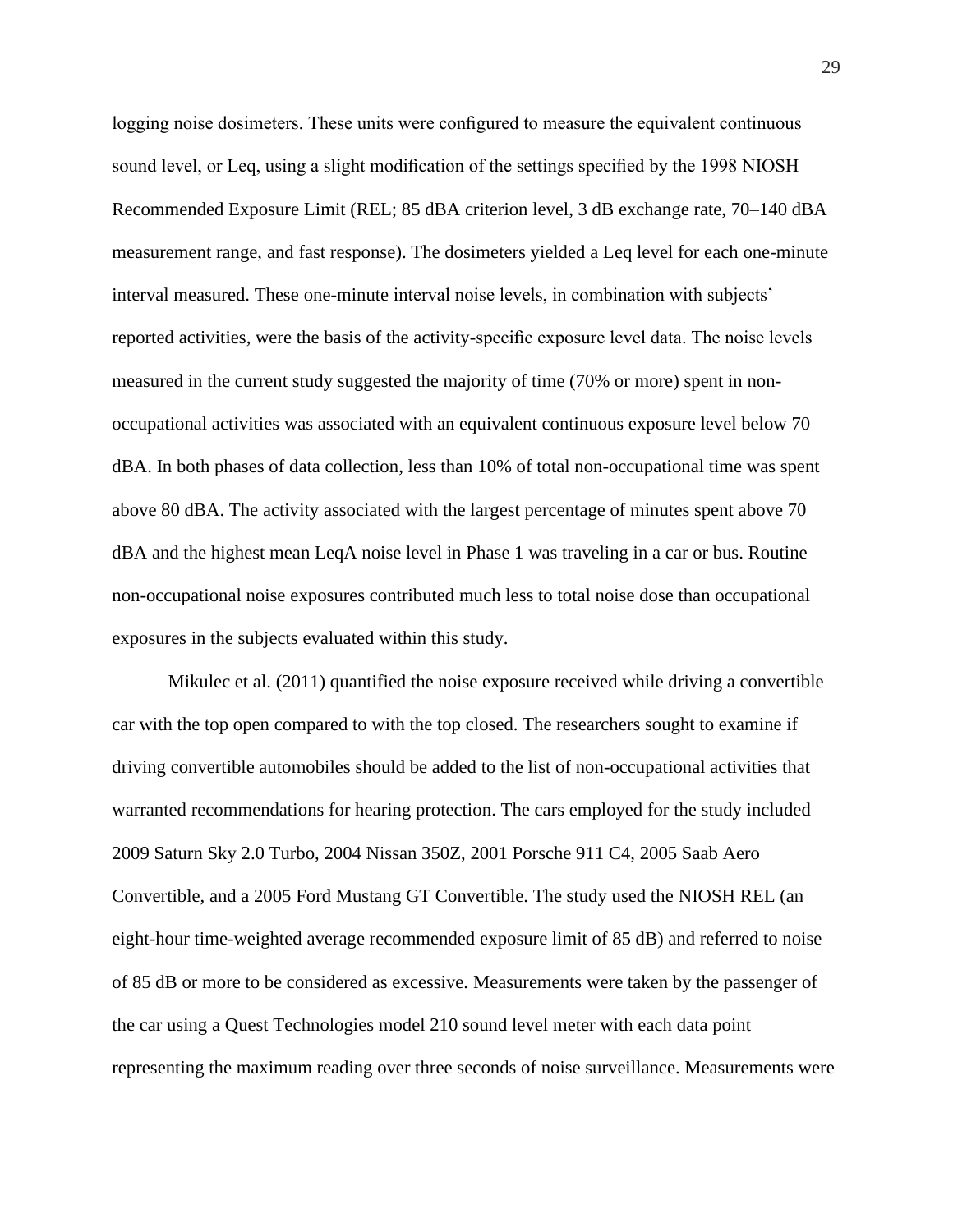logging noise dosimeters. These units were configured to measure the equivalent continuous sound level, or Leq, using a slight modification of the settings specified by the 1998 NIOSH Recommended Exposure Limit (REL; 85 dBA criterion level, 3 dB exchange rate, 70–140 dBA measurement range, and fast response). The dosimeters yielded a Leq level for each one-minute interval measured. These one-minute interval noise levels, in combination with subjects' reported activities, were the basis of the activity-specific exposure level data. The noise levels measured in the current study suggested the majority of time (70% or more) spent in non-occupational activities was associated with an equivalent continuous exposure level below 70 dBA. In both phases of data collection, less than 10% of total non-occupational time was spent above 80 dBA. The activity associated with the largest percentage of minutes spent above 70 dBA and the highest mean LeqA noise level in Phase 1 was traveling in a car or bus. Routine non-occupational noise exposures contributed much less to total noise dose than occupational exposures in the subjects evaluated within this study.

Mikulec et al. (2011) quantified the noise exposure received while driving a convertible car with the top open compared to with the top closed. The researchers sought to examine if driving convertible automobiles should be added to the list of non-occupational activities that warranted recommendations for hearing protection. The cars employed for the study included 2009 Saturn Sky 2.0 Turbo, 2004 Nissan 350Z, 2001 Porsche 911 C4, 2005 Saab Aero Convertible, and a 2005 Ford Mustang GT Convertible. The study used the NIOSH REL (an eight-hour time-weighted average recommended exposure limit of 85 dB) and referred to noise of 85 dB or more to be considered as excessive. Measurements were taken by the passenger of the car using a Quest Technologies model 210 sound level meter with each data point representing the maximum reading over three seconds of noise surveillance. Measurements were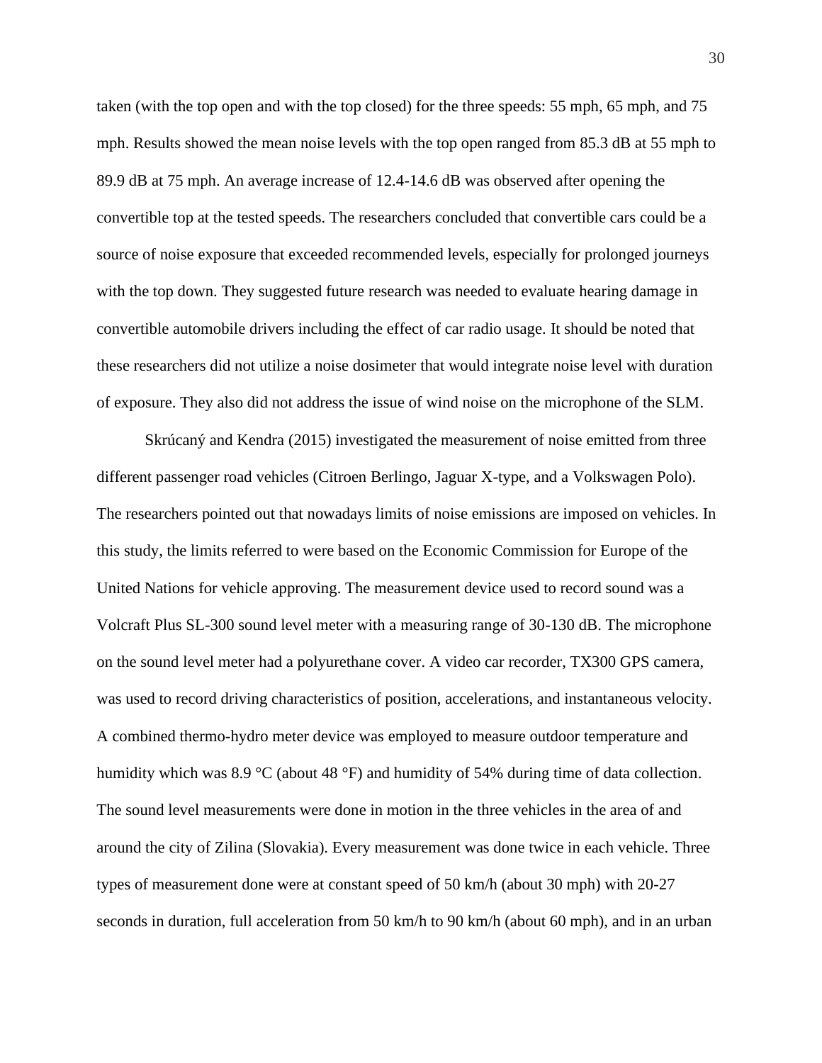taken (with the top open and with the top closed) for the three speeds: 55 mph, 65 mph, and 75 mph. Results showed the mean noise levels with the top open ranged from 85.3 dB at 55 mph to 89.9 dB at 75 mph. An average increase of 12.4-14.6 dB was observed after opening the convertible top at the tested speeds. The researchers concluded that convertible cars could be a source of noise exposure that exceeded recommended levels, especially for prolonged journeys with the top down. They suggested future research was needed to evaluate hearing damage in convertible automobile drivers including the effect of car radio usage. It should be noted that these researchers did not utilize a noise dosimeter that would integrate noise level with duration of exposure. They also did not address the issue of wind noise on the microphone of the SLM.

Skrúcaný and Kendra (2015) investigated the measurement of noise emitted from three different passenger road vehicles (Citroen Berlingo, Jaguar X-type, and a Volkswagen Polo). The researchers pointed out that nowadays limits of noise emissions are imposed on vehicles. In this study, the limits referred to were based on the Economic Commission for Europe of the United Nations for vehicle approving. The measurement device used to record sound was a Volcraft Plus SL-300 sound level meter with a measuring range of 30-130 dB. The microphone on the sound level meter had a polyurethane cover. A video car recorder, TX300 GPS camera, was used to record driving characteristics of position, accelerations, and instantaneous velocity. A combined thermo-hydro meter device was employed to measure outdoor temperature and humidity which was 8.9 °C (about 48 °F) and humidity of 54% during time of data collection. The sound level measurements were done in motion in the three vehicles in the area of and around the city of Zilina (Slovakia). Every measurement was done twice in each vehicle. Three types of measurement done were at constant speed of 50 km/h (about 30 mph) with 20-27 seconds in duration, full acceleration from 50 km/h to 90 km/h (about 60 mph), and in an urban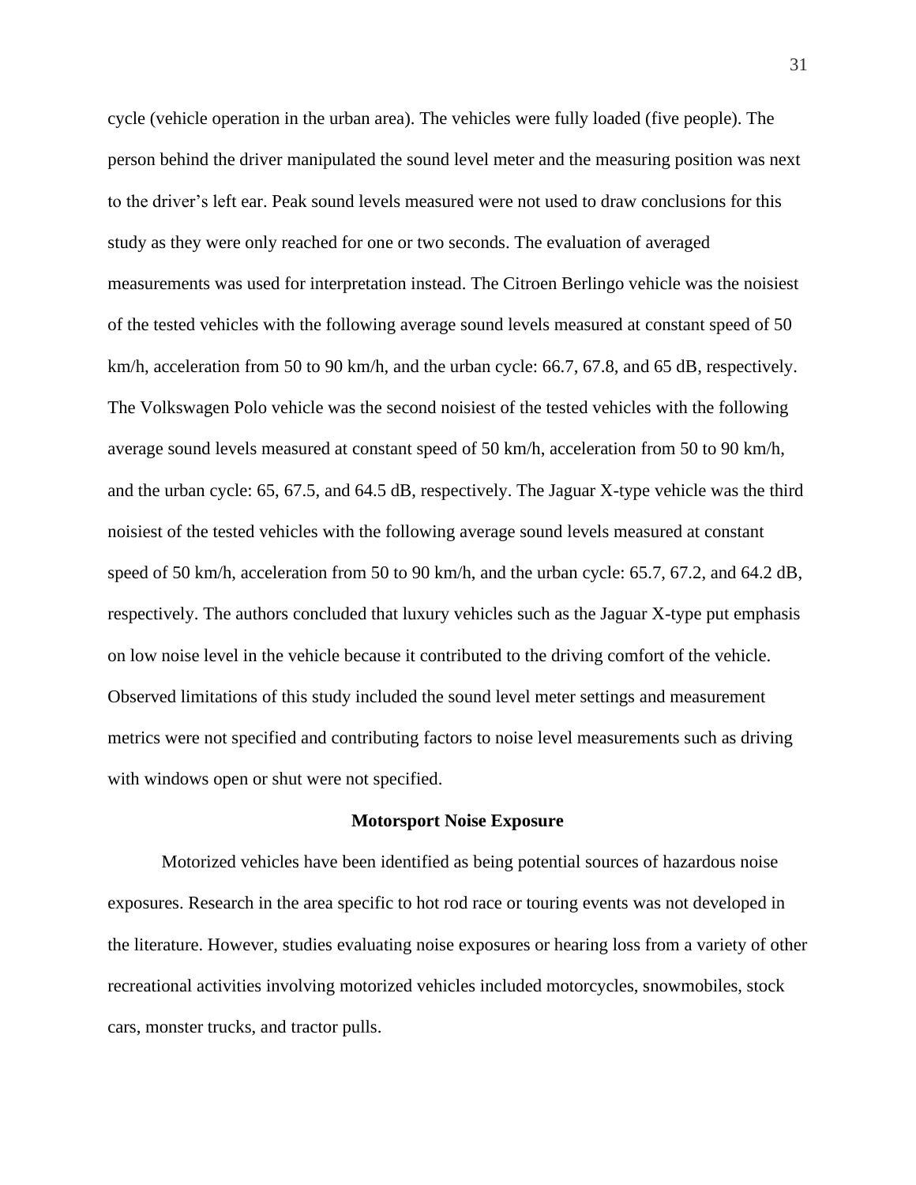cycle (vehicle operation in the urban area). The vehicles were fully loaded (five people). The person behind the driver manipulated the sound level meter and the measuring position was next to the driver's left ear. Peak sound levels measured were not used to draw conclusions for this study as they were only reached for one or two seconds. The evaluation of averaged measurements was used for interpretation instead. The Citroen Berlingo vehicle was the noisiest of the tested vehicles with the following average sound levels measured at constant speed of 50 km/h, acceleration from 50 to 90 km/h, and the urban cycle: 66.7, 67.8, and 65 dB, respectively. The Volkswagen Polo vehicle was the second noisiest of the tested vehicles with the following average sound levels measured at constant speed of 50 km/h, acceleration from 50 to 90 km/h, and the urban cycle: 65, 67.5, and 64.5 dB, respectively. The Jaguar X-type vehicle was the third noisiest of the tested vehicles with the following average sound levels measured at constant speed of 50 km/h, acceleration from 50 to 90 km/h, and the urban cycle: 65.7, 67.2, and 64.2 dB, respectively. The authors concluded that luxury vehicles such as the Jaguar X-type put emphasis on low noise level in the vehicle because it contributed to the driving comfort of the vehicle. Observed limitations of this study included the sound level meter settings and measurement metrics were not specified and contributing factors to noise level measurements such as driving with windows open or shut were not specified.

## Motorsport Noise Exposure

Motorized vehicles have been identified as being potential sources of hazardous noise exposures. Research in the area specific to hot rod race or touring events was not developed in the literature. However, studies evaluating noise exposures or hearing loss from a variety of other recreational activities involving motorized vehicles included motorcycles, snowmobiles, stock cars, monster trucks, and tractor pulls.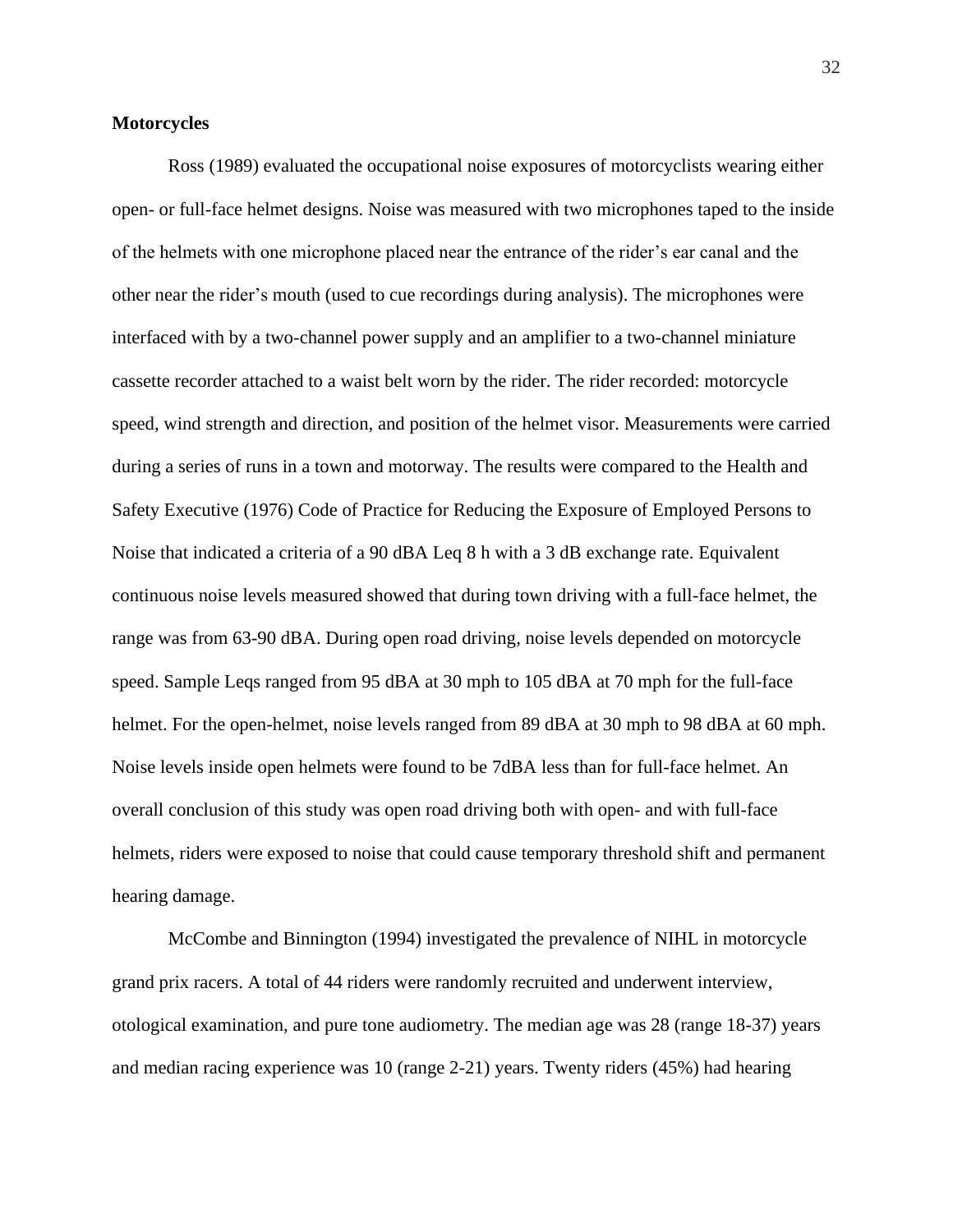**Motorcycles**

Ross (1989) evaluated the occupational noise exposures of motorcyclists wearing either open- or full-face helmet designs. Noise was measured with two microphones taped to the inside of the helmets with one microphone placed near the entrance of the rider's ear canal and the other near the rider's mouth (used to cue recordings during analysis). The microphones were interfaced with by a two-channel power supply and an amplifier to a two-channel miniature cassette recorder attached to a waist belt worn by the rider. The rider recorded: motorcycle speed, wind strength and direction, and position of the helmet visor. Measurements were carried during a series of runs in a town and motorway. The results were compared to the Health and Safety Executive (1976) Code of Practice for Reducing the Exposure of Employed Persons to Noise that indicated a criteria of a 90 dBA Leq 8 h with a 3 dB exchange rate. Equivalent continuous noise levels measured showed that during town driving with a full-face helmet, the range was from 63-90 dBA. During open road driving, noise levels depended on motorcycle speed. Sample Leqs ranged from 95 dBA at 30 mph to 105 dBA at 70 mph for the full-face helmet. For the open-helmet, noise levels ranged from 89 dBA at 30 mph to 98 dBA at 60 mph. Noise levels inside open helmets were found to be 7dBA less than for full-face helmet. An overall conclusion of this study was open road driving both with open- and with full-face helmets, riders were exposed to noise that could cause temporary threshold shift and permanent hearing damage.

McCombe and Binnington (1994) investigated the prevalence of NIHL in motorcycle grand prix racers. A total of 44 riders were randomly recruited and underwent interview, otological examination, and pure tone audiometry. The median age was 28 (range 18-37) years and median racing experience was 10 (range 2-21) years. Twenty riders (45%) had hearing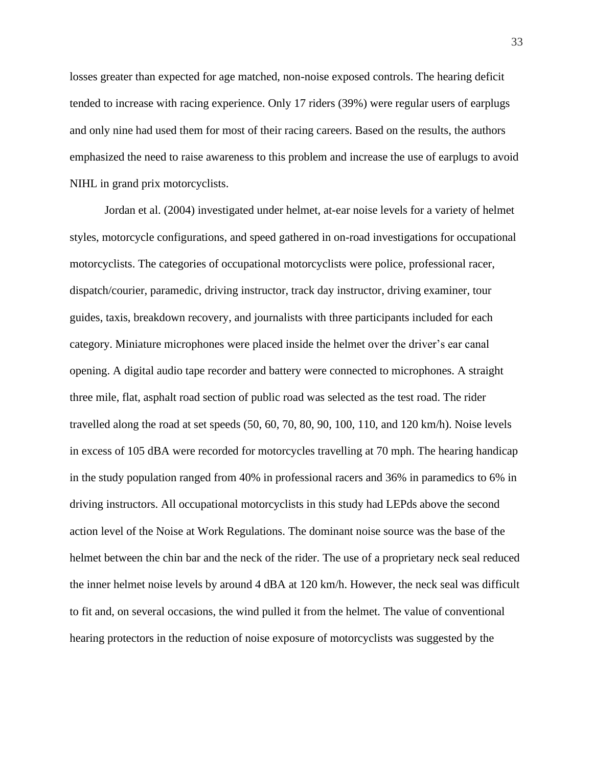losses greater than expected for age matched, non-noise exposed controls. The hearing deficit tended to increase with racing experience. Only 17 riders (39%) were regular users of earplugs and only nine had used them for most of their racing careers. Based on the results, the authors emphasized the need to raise awareness to this problem and increase the use of earplugs to avoid NIHL in grand prix motorcyclists.

Jordan et al. (2004) investigated under helmet, at-ear noise levels for a variety of helmet styles, motorcycle configurations, and speed gathered in on-road investigations for occupational motorcyclists. The categories of occupational motorcyclists were police, professional racer, dispatch/courier, paramedic, driving instructor, track day instructor, driving examiner, tour guides, taxis, breakdown recovery, and journalists with three participants included for each category. Miniature microphones were placed inside the helmet over the driver's ear canal opening. A digital audio tape recorder and battery were connected to microphones. A straight three mile, flat, asphalt road section of public road was selected as the test road. The rider travelled along the road at set speeds (50, 60, 70, 80, 90, 100, 110, and 120 km/h). Noise levels in excess of 105 dBA were recorded for motorcycles travelling at 70 mph. The hearing handicap in the study population ranged from 40% in professional racers and 36% in paramedics to 6% in driving instructors. All occupational motorcyclists in this study had LEPds above the second action level of the Noise at Work Regulations. The dominant noise source was the base of the helmet between the chin bar and the neck of the rider. The use of a proprietary neck seal reduced the inner helmet noise levels by around 4 dBA at 120 km/h. However, the neck seal was difficult to fit and, on several occasions, the wind pulled it from the helmet. The value of conventional hearing protectors in the reduction of noise exposure of motorcyclists was suggested by the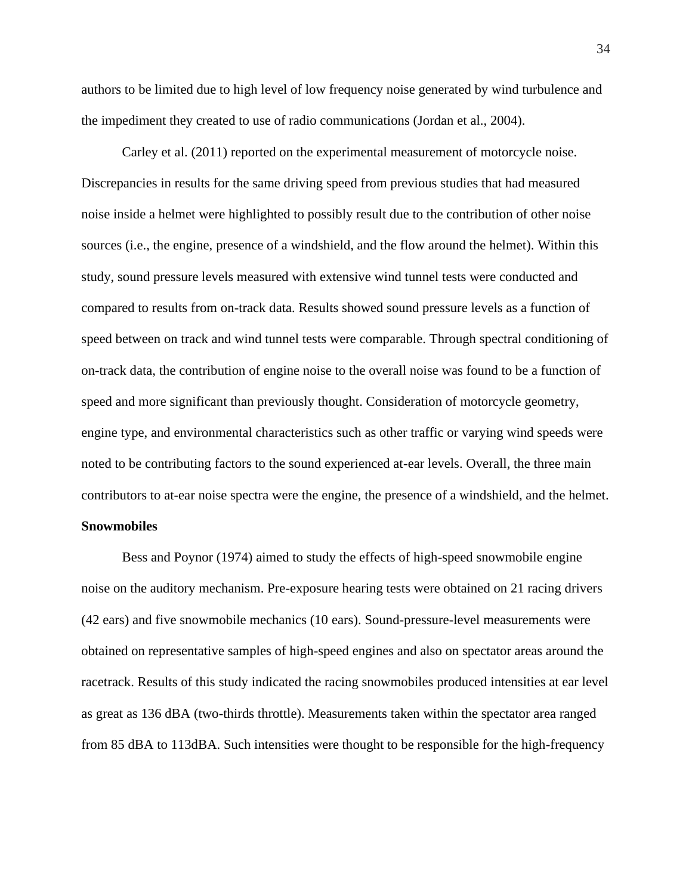authors to be limited due to high level of low frequency noise generated by wind turbulence and the impediment they created to use of radio communications (Jordan et al., 2004).

Carley et al. (2011) reported on the experimental measurement of motorcycle noise. Discrepancies in results for the same driving speed from previous studies that had measured noise inside a helmet were highlighted to possibly result due to the contribution of other noise sources (i.e., the engine, presence of a windshield, and the flow around the helmet). Within this study, sound pressure levels measured with extensive wind tunnel tests were conducted and compared to results from on-track data. Results showed sound pressure levels as a function of speed between on track and wind tunnel tests were comparable. Through spectral conditioning of on-track data, the contribution of engine noise to the overall noise was found to be a function of speed and more significant than previously thought. Consideration of motorcycle geometry, engine type, and environmental characteristics such as other traffic or varying wind speeds were noted to be contributing factors to the sound experienced at-ear levels. Overall, the three main contributors to at-ear noise spectra were the engine, the presence of a windshield, and the helmet.

**Snowmobiles**

Bess and Poynor (1974) aimed to study the effects of high-speed snowmobile engine noise on the auditory mechanism. Pre-exposure hearing tests were obtained on 21 racing drivers (42 ears) and five snowmobile mechanics (10 ears). Sound-pressure-level measurements were obtained on representative samples of high-speed engines and also on spectator areas around the racetrack. Results of this study indicated the racing snowmobiles produced intensities at ear level as great as 136 dBA (two-thirds throttle). Measurements taken within the spectator area ranged from 85 dBA to 113dBA. Such intensities were thought to be responsible for the high-frequency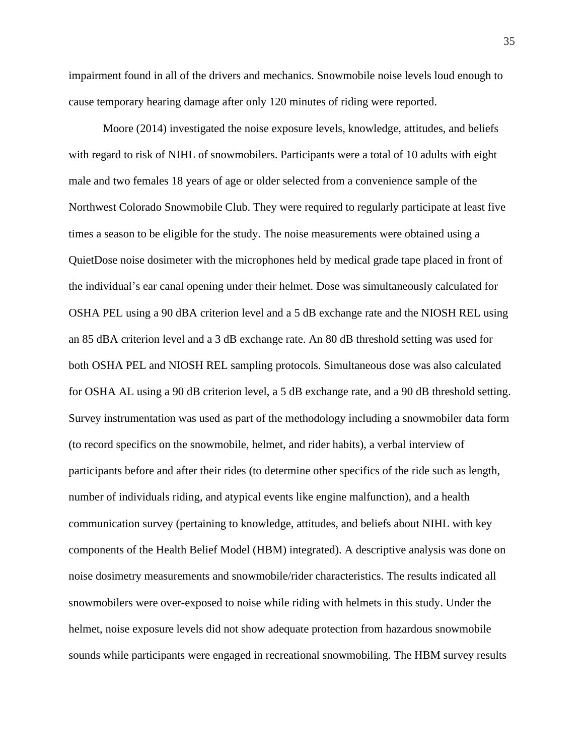impairment found in all of the drivers and mechanics. Snowmobile noise levels loud enough to cause temporary hearing damage after only 120 minutes of riding were reported.

Moore (2014) investigated the noise exposure levels, knowledge, attitudes, and beliefs with regard to risk of NIHL of snowmobilers. Participants were a total of 10 adults with eight male and two females 18 years of age or older selected from a convenience sample of the Northwest Colorado Snowmobile Club. They were required to regularly participate at least five times a season to be eligible for the study. The noise measurements were obtained using a QuietDose noise dosimeter with the microphones held by medical grade tape placed in front of the individual's ear canal opening under their helmet. Dose was simultaneously calculated for OSHA PEL using a 90 dBA criterion level and a 5 dB exchange rate and the NIOSH REL using an 85 dBA criterion level and a 3 dB exchange rate. An 80 dB threshold setting was used for both OSHA PEL and NIOSH REL sampling protocols. Simultaneous dose was also calculated for OSHA AL using a 90 dB criterion level, a 5 dB exchange rate, and a 90 dB threshold setting. Survey instrumentation was used as part of the methodology including a snowmobiler data form (to record specifics on the snowmobile, helmet, and rider habits), a verbal interview of participants before and after their rides (to determine other specifics of the ride such as length, number of individuals riding, and atypical events like engine malfunction), and a health communication survey (pertaining to knowledge, attitudes, and beliefs about NIHL with key components of the Health Belief Model (HBM) integrated). A descriptive analysis was done on noise dosimetry measurements and snowmobile/rider characteristics. The results indicated all snowmobilers were over-exposed to noise while riding with helmets in this study. Under the helmet, noise exposure levels did not show adequate protection from hazardous snowmobile sounds while participants were engaged in recreational snowmobiling. The HBM survey results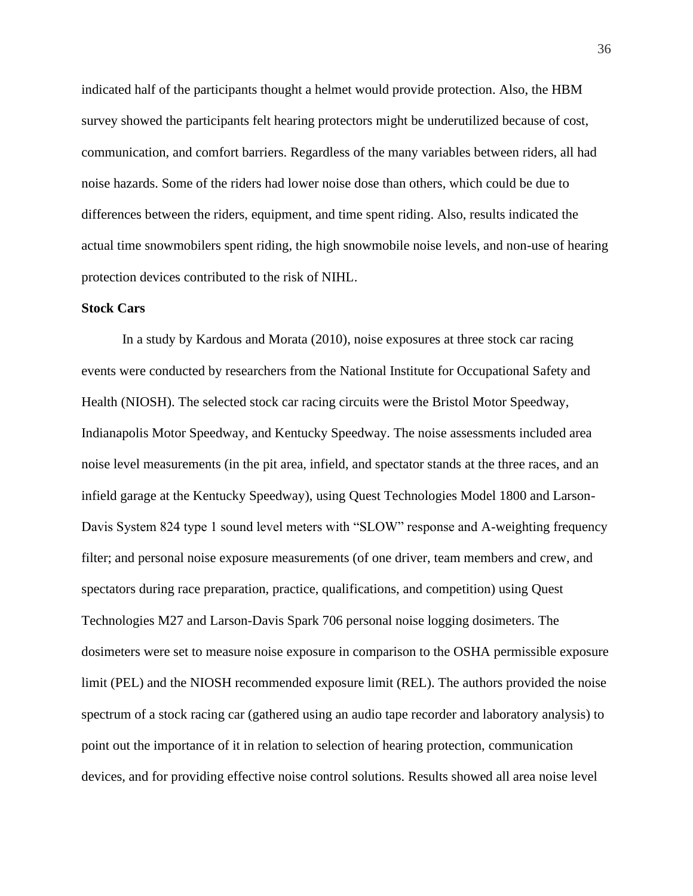indicated half of the participants thought a helmet would provide protection. Also, the HBM survey showed the participants felt hearing protectors might be underutilized because of cost, communication, and comfort barriers. Regardless of the many variables between riders, all had noise hazards. Some of the riders had lower noise dose than others, which could be due to differences between the riders, equipment, and time spent riding. Also, results indicated the actual time snowmobilers spent riding, the high snowmobile noise levels, and non-use of hearing protection devices contributed to the risk of NIHL.

**Stock Cars**

In a study by Kardous and Morata (2010), noise exposures at three stock car racing events were conducted by researchers from the National Institute for Occupational Safety and Health (NIOSH). The selected stock car racing circuits were the Bristol Motor Speedway, Indianapolis Motor Speedway, and Kentucky Speedway. The noise assessments included area noise level measurements (in the pit area, infield, and spectator stands at the three races, and an infield garage at the Kentucky Speedway), using Quest Technologies Model 1800 and Larson-Davis System 824 type 1 sound level meters with "SLOW" response and A-weighting frequency filter; and personal noise exposure measurements (of one driver, team members and crew, and spectators during race preparation, practice, qualifications, and competition) using Quest Technologies M27 and Larson-Davis Spark 706 personal noise logging dosimeters. The dosimeters were set to measure noise exposure in comparison to the OSHA permissible exposure limit (PEL) and the NIOSH recommended exposure limit (REL). The authors provided the noise spectrum of a stock racing car (gathered using an audio tape recorder and laboratory analysis) to point out the importance of it in relation to selection of hearing protection, communication devices, and for providing effective noise control solutions. Results showed all area noise level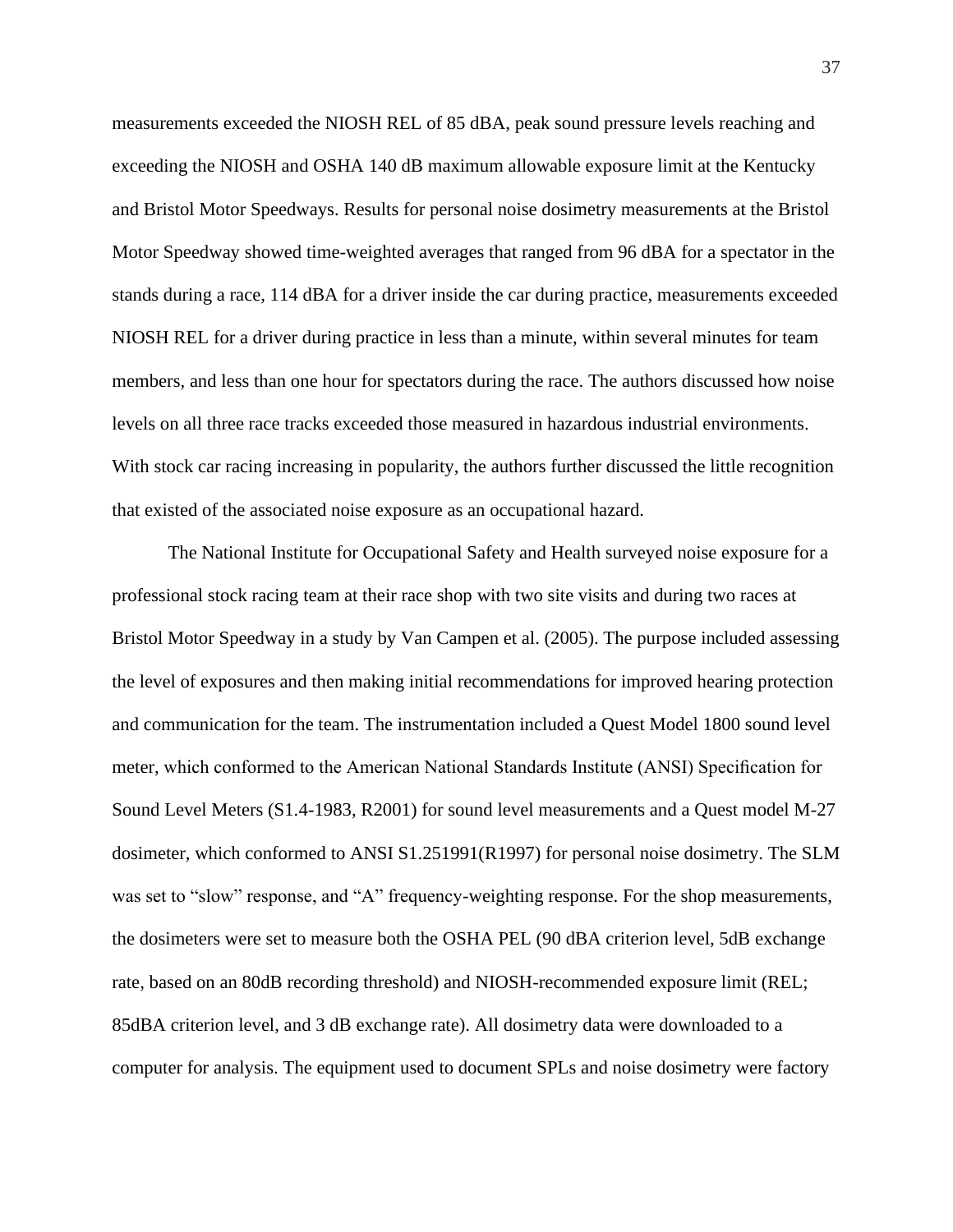measurements exceeded the NIOSH REL of 85 dBA, peak sound pressure levels reaching and exceeding the NIOSH and OSHA 140 dB maximum allowable exposure limit at the Kentucky and Bristol Motor Speedways. Results for personal noise dosimetry measurements at the Bristol Motor Speedway showed time-weighted averages that ranged from 96 dBA for a spectator in the stands during a race, 114 dBA for a driver inside the car during practice, measurements exceeded NIOSH REL for a driver during practice in less than a minute, within several minutes for team members, and less than one hour for spectators during the race. The authors discussed how noise levels on all three race tracks exceeded those measured in hazardous industrial environments. With stock car racing increasing in popularity, the authors further discussed the little recognition that existed of the associated noise exposure as an occupational hazard.

The National Institute for Occupational Safety and Health surveyed noise exposure for a professional stock racing team at their race shop with two site visits and during two races at Bristol Motor Speedway in a study by Van Campen et al. (2005). The purpose included assessing the level of exposures and then making initial recommendations for improved hearing protection and communication for the team. The instrumentation included a Quest Model 1800 sound level meter, which conformed to the American National Standards Institute (ANSI) Specification for Sound Level Meters (S1.4-1983, R2001) for sound level measurements and a Quest model M-27 dosimeter, which conformed to ANSI S1.251991(R1997) for personal noise dosimetry. The SLM was set to “slow” response, and “A” frequency-weighting response. For the shop measurements, the dosimeters were set to measure both the OSHA PEL (90 dBA criterion level, 5dB exchange rate, based on an 80dB recording threshold) and NIOSH-recommended exposure limit (REL; 85dBA criterion level, and 3 dB exchange rate). All dosimetry data were downloaded to a computer for analysis. The equipment used to document SPLs and noise dosimetry were factory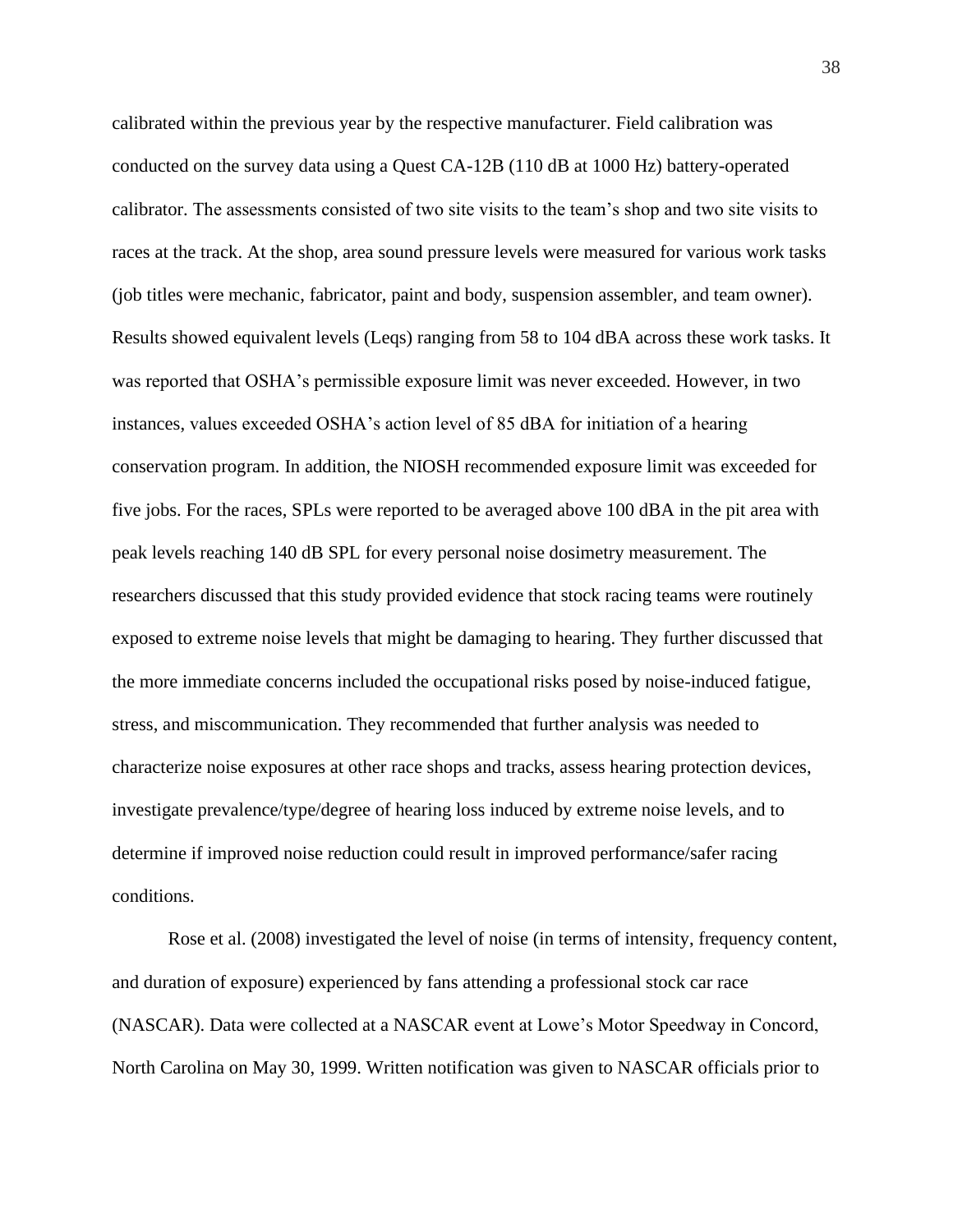calibrated within the previous year by the respective manufacturer. Field calibration was conducted on the survey data using a Quest CA-12B (110 dB at 1000 Hz) battery-operated calibrator. The assessments consisted of two site visits to the team's shop and two site visits to races at the track. At the shop, area sound pressure levels were measured for various work tasks (job titles were mechanic, fabricator, paint and body, suspension assembler, and team owner). Results showed equivalent levels (Leqs) ranging from 58 to 104 dBA across these work tasks. It was reported that OSHA's permissible exposure limit was never exceeded. However, in two instances, values exceeded OSHA's action level of 85 dBA for initiation of a hearing conservation program. In addition, the NIOSH recommended exposure limit was exceeded for five jobs. For the races, SPLs were reported to be averaged above 100 dBA in the pit area with peak levels reaching 140 dB SPL for every personal noise dosimetry measurement. The researchers discussed that this study provided evidence that stock racing teams were routinely exposed to extreme noise levels that might be damaging to hearing. They further discussed that the more immediate concerns included the occupational risks posed by noise-induced fatigue, stress, and miscommunication. They recommended that further analysis was needed to characterize noise exposures at other race shops and tracks, assess hearing protection devices, investigate prevalence/type/degree of hearing loss induced by extreme noise levels, and to determine if improved noise reduction could result in improved performance/safer racing conditions.

Rose et al. (2008) investigated the level of noise (in terms of intensity, frequency content, and duration of exposure) experienced by fans attending a professional stock car race (NASCAR). Data were collected at a NASCAR event at Lowe's Motor Speedway in Concord, North Carolina on May 30, 1999. Written notification was given to NASCAR officials prior to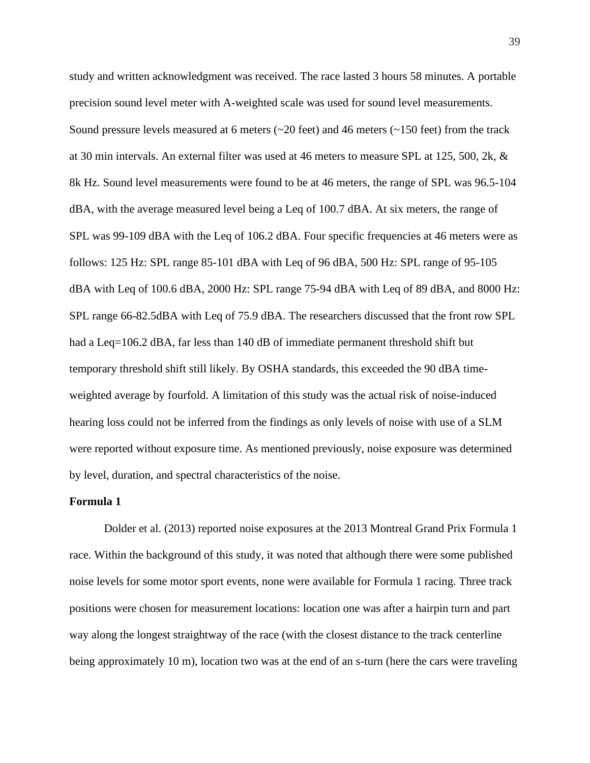study and written acknowledgment was received. The race lasted 3 hours 58 minutes. A portable precision sound level meter with A-weighted scale was used for sound level measurements. Sound pressure levels measured at 6 meters (~20 feet) and 46 meters (~150 feet) from the track at 30 min intervals. An external filter was used at 46 meters to measure SPL at 125, 500, 2k, & 8k Hz. Sound level measurements were found to be at 46 meters, the range of SPL was 96.5-104 dBA, with the average measured level being a Leq of 100.7 dBA. At six meters, the range of SPL was 99-109 dBA with the Leq of 106.2 dBA. Four specific frequencies at 46 meters were as follows: 125 Hz: SPL range 85-101 dBA with Leq of 96 dBA, 500 Hz: SPL range of 95-105 dBA with Leq of 100.6 dBA, 2000 Hz: SPL range 75-94 dBA with Leq of 89 dBA, and 8000 Hz: SPL range 66-82.5dBA with Leq of 75.9 dBA. The researchers discussed that the front row SPL had a Leq=106.2 dBA, far less than 140 dB of immediate permanent threshold shift but temporary threshold shift still likely. By OSHA standards, this exceeded the 90 dBA time-weighted average by fourfold. A limitation of this study was the actual risk of noise-induced hearing loss could not be inferred from the findings as only levels of noise with use of a SLM were reported without exposure time. As mentioned previously, noise exposure was determined by level, duration, and spectral characteristics of the noise.

**Formula 1**

Dolder et al. (2013) reported noise exposures at the 2013 Montreal Grand Prix Formula 1 race. Within the background of this study, it was noted that although there were some published noise levels for some motor sport events, none were available for Formula 1 racing. Three track positions were chosen for measurement locations: location one was after a hairpin turn and part way along the longest straightway of the race (with the closest distance to the track centerline being approximately 10 m), location two was at the end of an s-turn (here the cars were traveling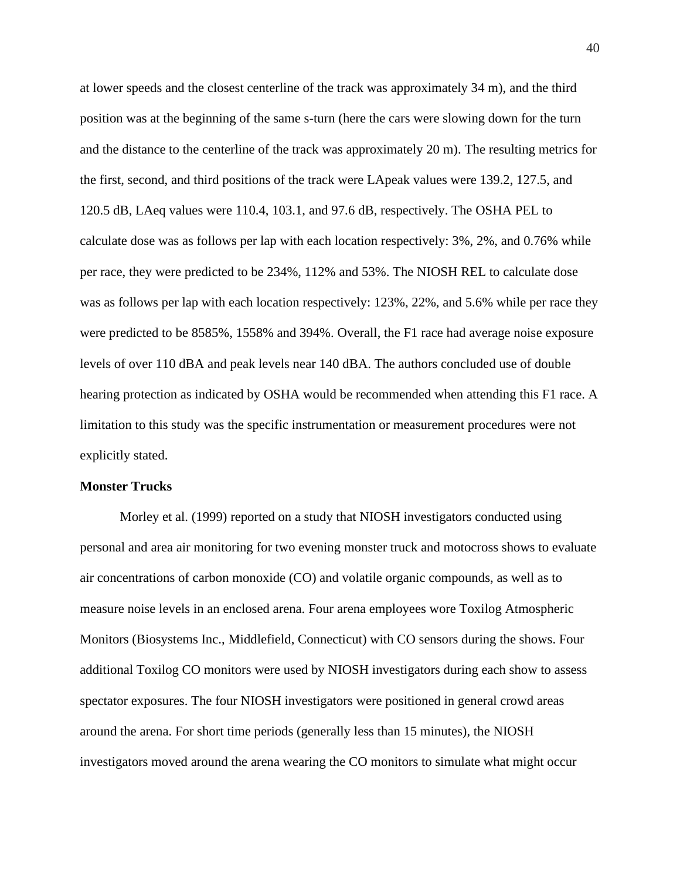at lower speeds and the closest centerline of the track was approximately 34 m), and the third position was at the beginning of the same s-turn (here the cars were slowing down for the turn and the distance to the centerline of the track was approximately 20 m). The resulting metrics for the first, second, and third positions of the track were LApeak values were 139.2, 127.5, and 120.5 dB, LAeq values were 110.4, 103.1, and 97.6 dB, respectively. The OSHA PEL to calculate dose was as follows per lap with each location respectively: 3%, 2%, and 0.76% while per race, they were predicted to be 234%, 112% and 53%. The NIOSH REL to calculate dose was as follows per lap with each location respectively: 123%, 22%, and 5.6% while per race they were predicted to be 8585%, 1558% and 394%. Overall, the F1 race had average noise exposure levels of over 110 dBA and peak levels near 140 dBA. The authors concluded use of double hearing protection as indicated by OSHA would be recommended when attending this F1 race. A limitation to this study was the specific instrumentation or measurement procedures were not explicitly stated.

**Monster Trucks**

Morley et al. (1999) reported on a study that NIOSH investigators conducted using personal and area air monitoring for two evening monster truck and motocross shows to evaluate air concentrations of carbon monoxide (CO) and volatile organic compounds, as well as to measure noise levels in an enclosed arena. Four arena employees wore Toxilog Atmospheric Monitors (Biosystems Inc., Middlefield, Connecticut) with CO sensors during the shows. Four additional Toxilog CO monitors were used by NIOSH investigators during each show to assess spectator exposures. The four NIOSH investigators were positioned in general crowd areas around the arena. For short time periods (generally less than 15 minutes), the NIOSH investigators moved around the arena wearing the CO monitors to simulate what might occur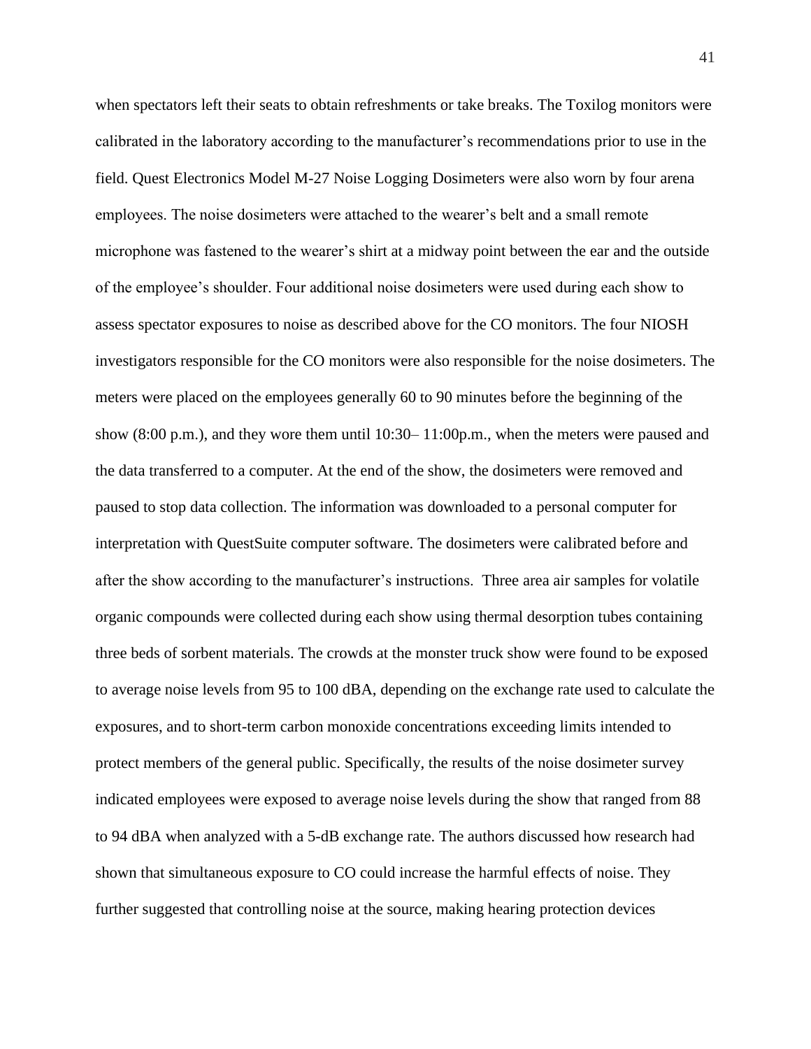when spectators left their seats to obtain refreshments or take breaks. The Toxilog monitors were calibrated in the laboratory according to the manufacturer's recommendations prior to use in the field. Quest Electronics Model M-27 Noise Logging Dosimeters were also worn by four arena employees. The noise dosimeters were attached to the wearer's belt and a small remote microphone was fastened to the wearer's shirt at a midway point between the ear and the outside of the employee's shoulder. Four additional noise dosimeters were used during each show to assess spectator exposures to noise as described above for the CO monitors. The four NIOSH investigators responsible for the CO monitors were also responsible for the noise dosimeters. The meters were placed on the employees generally 60 to 90 minutes before the beginning of the show (8:00 p.m.), and they wore them until 10:30– 11:00p.m., when the meters were paused and the data transferred to a computer. At the end of the show, the dosimeters were removed and paused to stop data collection. The information was downloaded to a personal computer for interpretation with QuestSuite computer software. The dosimeters were calibrated before and after the show according to the manufacturer's instructions. Three area air samples for volatile organic compounds were collected during each show using thermal desorption tubes containing three beds of sorbent materials. The crowds at the monster truck show were found to be exposed to average noise levels from 95 to 100 dBA, depending on the exchange rate used to calculate the exposures, and to short-term carbon monoxide concentrations exceeding limits intended to protect members of the general public. Specifically, the results of the noise dosimeter survey indicated employees were exposed to average noise levels during the show that ranged from 88 to 94 dBA when analyzed with a 5-dB exchange rate. The authors discussed how research had shown that simultaneous exposure to CO could increase the harmful effects of noise. They further suggested that controlling noise at the source, making hearing protection devices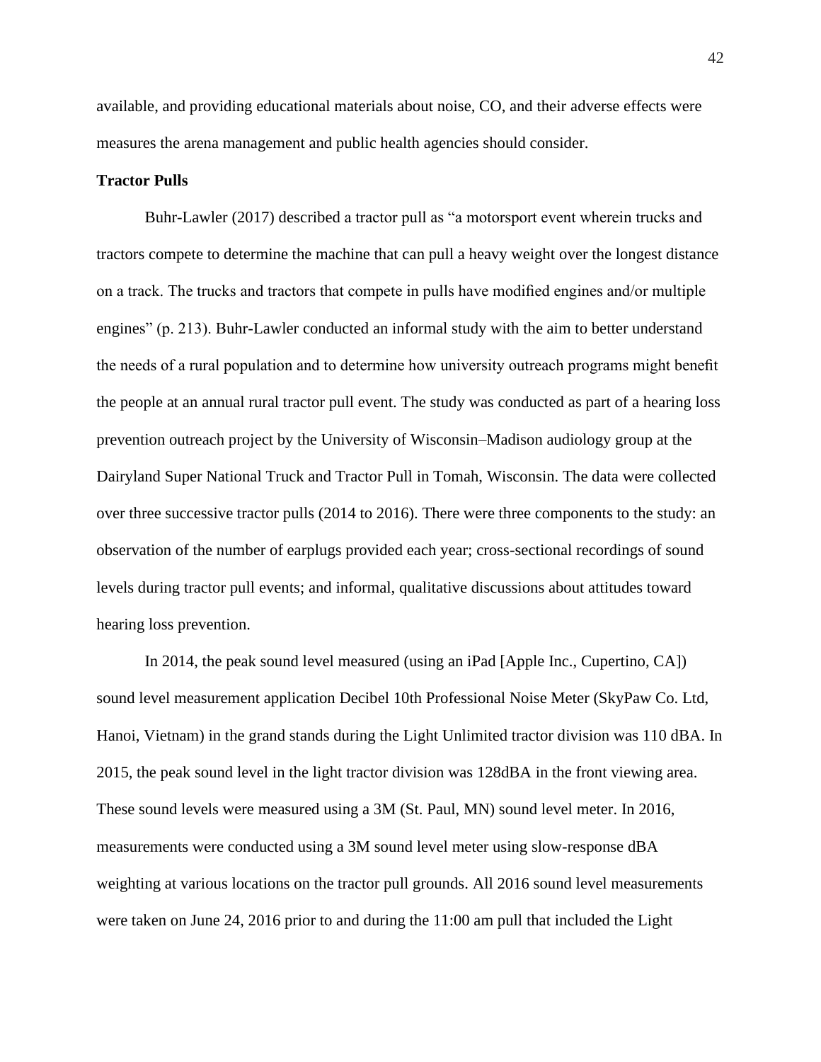available, and providing educational materials about noise, CO, and their adverse effects were measures the arena management and public health agencies should consider.

**Tractor Pulls**

Buhr-Lawler (2017) described a tractor pull as “a motorsport event wherein trucks and tractors compete to determine the machine that can pull a heavy weight over the longest distance on a track. The trucks and tractors that compete in pulls have modified engines and/or multiple engines” (p. 213). Buhr-Lawler conducted an informal study with the aim to better understand the needs of a rural population and to determine how university outreach programs might benefit the people at an annual rural tractor pull event. The study was conducted as part of a hearing loss prevention outreach project by the University of Wisconsin–Madison audiology group at the Dairyland Super National Truck and Tractor Pull in Tomah, Wisconsin. The data were collected over three successive tractor pulls (2014 to 2016). There were three components to the study: an observation of the number of earplugs provided each year; cross-sectional recordings of sound levels during tractor pull events; and informal, qualitative discussions about attitudes toward hearing loss prevention.

In 2014, the peak sound level measured (using an iPad [Apple Inc., Cupertino, CA]) sound level measurement application Decibel 10th Professional Noise Meter (SkyPaw Co. Ltd, Hanoi, Vietnam) in the grand stands during the Light Unlimited tractor division was 110 dBA. In 2015, the peak sound level in the light tractor division was 128dBA in the front viewing area. These sound levels were measured using a 3M (St. Paul, MN) sound level meter. In 2016, measurements were conducted using a 3M sound level meter using slow-response dBA weighting at various locations on the tractor pull grounds. All 2016 sound level measurements were taken on June 24, 2016 prior to and during the 11:00 am pull that included the Light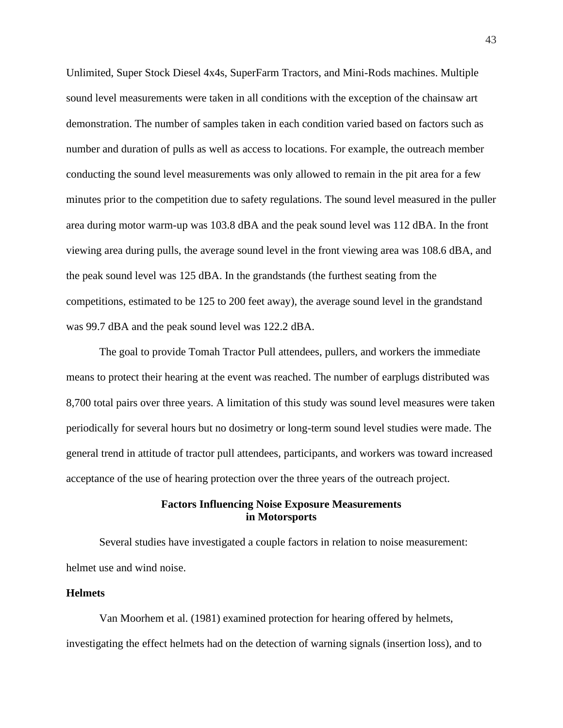Unlimited, Super Stock Diesel 4x4s, SuperFarm Tractors, and Mini-Rods machines. Multiple sound level measurements were taken in all conditions with the exception of the chainsaw art demonstration. The number of samples taken in each condition varied based on factors such as number and duration of pulls as well as access to locations. For example, the outreach member conducting the sound level measurements was only allowed to remain in the pit area for a few minutes prior to the competition due to safety regulations. The sound level measured in the puller area during motor warm-up was 103.8 dBA and the peak sound level was 112 dBA. In the front viewing area during pulls, the average sound level in the front viewing area was 108.6 dBA, and the peak sound level was 125 dBA. In the grandstands (the furthest seating from the competitions, estimated to be 125 to 200 feet away), the average sound level in the grandstand was 99.7 dBA and the peak sound level was 122.2 dBA.

The goal to provide Tomah Tractor Pull attendees, pullers, and workers the immediate means to protect their hearing at the event was reached. The number of earplugs distributed was 8,700 total pairs over three years. A limitation of this study was sound level measures were taken periodically for several hours but no dosimetry or long-term sound level studies were made. The general trend in attitude of tractor pull attendees, participants, and workers was toward increased acceptance of the use of hearing protection over the three years of the outreach project.

## Factors Influencing Noise Exposure Measurements in Motorsports

Several studies have investigated a couple factors in relation to noise measurement: helmet use and wind noise.

### Helmets

Van Moorhem et al. (1981) examined protection for hearing offered by helmets, investigating the effect helmets had on the detection of warning signals (insertion loss), and to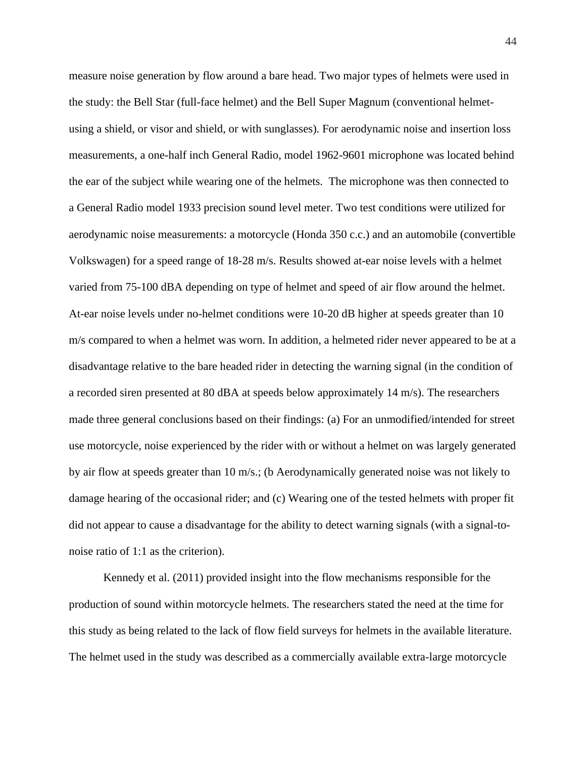measure noise generation by flow around a bare head. Two major types of helmets were used in the study: the Bell Star (full-face helmet) and the Bell Super Magnum (conventional helmet-using a shield, or visor and shield, or with sunglasses). For aerodynamic noise and insertion loss measurements, a one-half inch General Radio, model 1962-9601 microphone was located behind the ear of the subject while wearing one of the helmets. The microphone was then connected to a General Radio model 1933 precision sound level meter. Two test conditions were utilized for aerodynamic noise measurements: a motorcycle (Honda 350 c.c.) and an automobile (convertible Volkswagen) for a speed range of 18-28 m/s. Results showed at-ear noise levels with a helmet varied from 75-100 dBA depending on type of helmet and speed of air flow around the helmet. At-ear noise levels under no-helmet conditions were 10-20 dB higher at speeds greater than 10 m/s compared to when a helmet was worn. In addition, a helmeted rider never appeared to be at a disadvantage relative to the bare headed rider in detecting the warning signal (in the condition of a recorded siren presented at 80 dBA at speeds below approximately 14 m/s). The researchers made three general conclusions based on their findings: (a) For an unmodified/intended for street use motorcycle, noise experienced by the rider with or without a helmet on was largely generated by air flow at speeds greater than 10 m/s.; (b Aerodynamically generated noise was not likely to damage hearing of the occasional rider; and (c) Wearing one of the tested helmets with proper fit did not appear to cause a disadvantage for the ability to detect warning signals (with a signal-to-noise ratio of 1:1 as the criterion).

Kennedy et al. (2011) provided insight into the flow mechanisms responsible for the production of sound within motorcycle helmets. The researchers stated the need at the time for this study as being related to the lack of flow field surveys for helmets in the available literature. The helmet used in the study was described as a commercially available extra-large motorcycle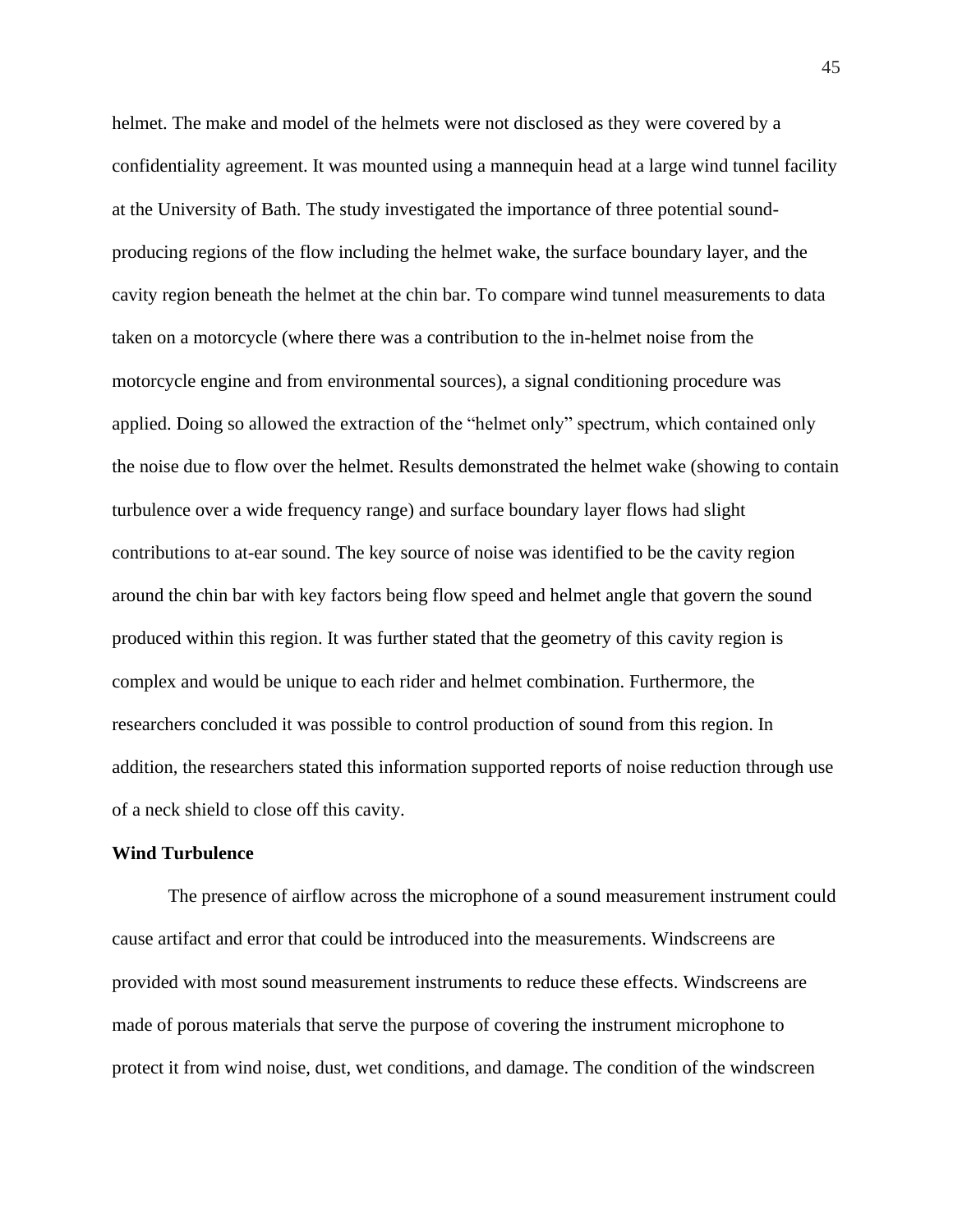helmet. The make and model of the helmets were not disclosed as they were covered by a confidentiality agreement. It was mounted using a mannequin head at a large wind tunnel facility at the University of Bath. The study investigated the importance of three potential sound-producing regions of the flow including the helmet wake, the surface boundary layer, and the cavity region beneath the helmet at the chin bar. To compare wind tunnel measurements to data taken on a motorcycle (where there was a contribution to the in-helmet noise from the motorcycle engine and from environmental sources), a signal conditioning procedure was applied. Doing so allowed the extraction of the "helmet only" spectrum, which contained only the noise due to flow over the helmet. Results demonstrated the helmet wake (showing to contain turbulence over a wide frequency range) and surface boundary layer flows had slight contributions to at-ear sound. The key source of noise was identified to be the cavity region around the chin bar with key factors being flow speed and helmet angle that govern the sound produced within this region. It was further stated that the geometry of this cavity region is complex and would be unique to each rider and helmet combination. Furthermore, the researchers concluded it was possible to control production of sound from this region. In addition, the researchers stated this information supported reports of noise reduction through use of a neck shield to close off this cavity.

**Wind Turbulence**

The presence of airflow across the microphone of a sound measurement instrument could cause artifact and error that could be introduced into the measurements. Windscreens are provided with most sound measurement instruments to reduce these effects. Windscreens are made of porous materials that serve the purpose of covering the instrument microphone to protect it from wind noise, dust, wet conditions, and damage. The condition of the windscreen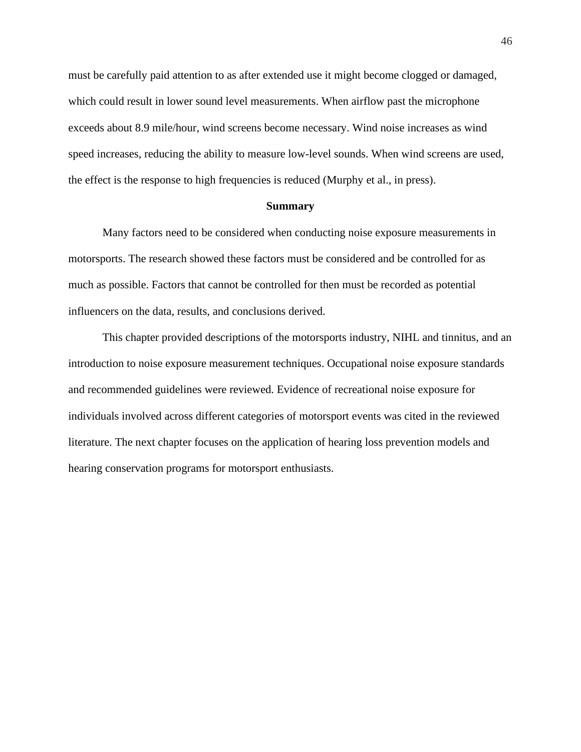must be carefully paid attention to as after extended use it might become clogged or damaged, which could result in lower sound level measurements. When airflow past the microphone exceeds about 8.9 mile/hour, wind screens become necessary. Wind noise increases as wind speed increases, reducing the ability to measure low-level sounds. When wind screens are used, the effect is the response to high frequencies is reduced (Murphy et al., in press).

## Summary

Many factors need to be considered when conducting noise exposure measurements in motorsports. The research showed these factors must be considered and be controlled for as much as possible. Factors that cannot be controlled for then must be recorded as potential influencers on the data, results, and conclusions derived.

This chapter provided descriptions of the motorsports industry, NIHL and tinnitus, and an introduction to noise exposure measurement techniques. Occupational noise exposure standards and recommended guidelines were reviewed. Evidence of recreational noise exposure for individuals involved across different categories of motorsport events was cited in the reviewed literature. The next chapter focuses on the application of hearing loss prevention models and hearing conservation programs for motorsport enthusiasts.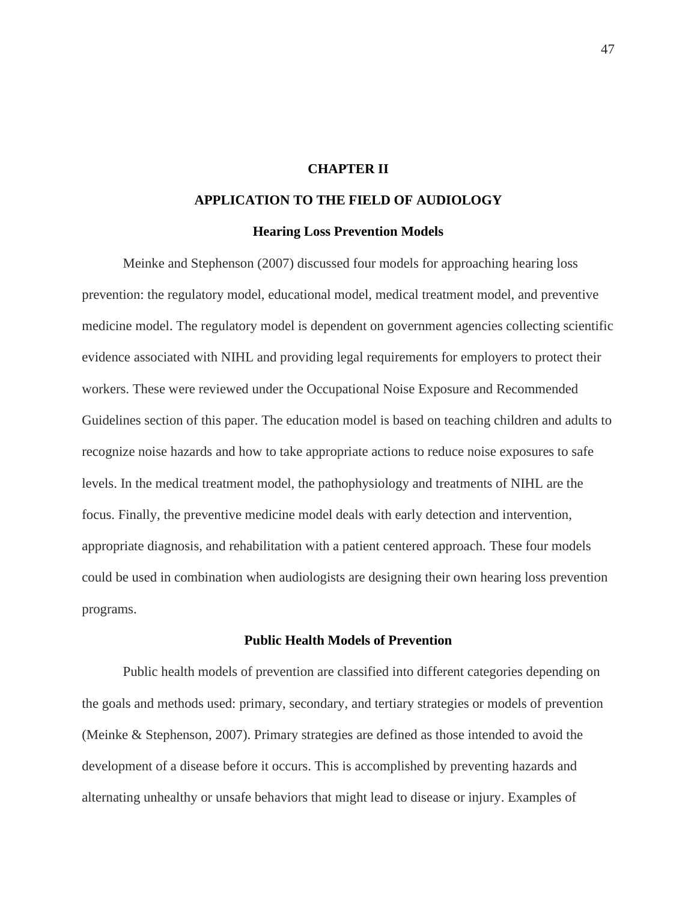# CHAPTER II

# APPLICATION TO THE FIELD OF AUDIOLOGY

## Hearing Loss Prevention Models

Meinke and Stephenson (2007) discussed four models for approaching hearing loss prevention: the regulatory model, educational model, medical treatment model, and preventive medicine model. The regulatory model is dependent on government agencies collecting scientific evidence associated with NIHL and providing legal requirements for employers to protect their workers. These were reviewed under the Occupational Noise Exposure and Recommended Guidelines section of this paper. The education model is based on teaching children and adults to recognize noise hazards and how to take appropriate actions to reduce noise exposures to safe levels. In the medical treatment model, the pathophysiology and treatments of NIHL are the focus. Finally, the preventive medicine model deals with early detection and intervention, appropriate diagnosis, and rehabilitation with a patient centered approach. These four models could be used in combination when audiologists are designing their own hearing loss prevention programs.

## Public Health Models of Prevention

Public health models of prevention are classified into different categories depending on the goals and methods used: primary, secondary, and tertiary strategies or models of prevention (Meinke & Stephenson, 2007). Primary strategies are defined as those intended to avoid the development of a disease before it occurs. This is accomplished by preventing hazards and alternating unhealthy or unsafe behaviors that might lead to disease or injury. Examples of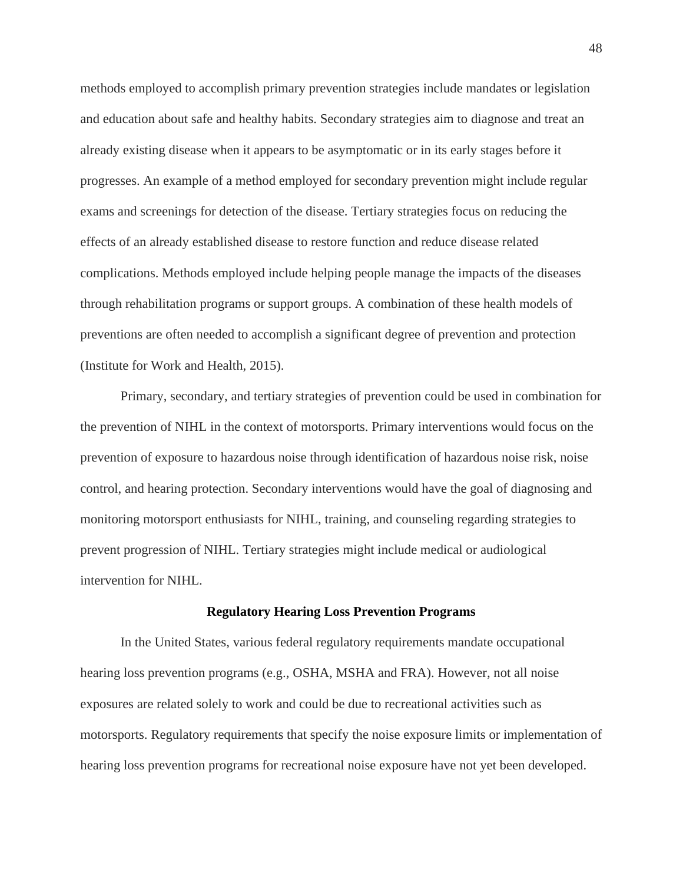methods employed to accomplish primary prevention strategies include mandates or legislation and education about safe and healthy habits. Secondary strategies aim to diagnose and treat an already existing disease when it appears to be asymptomatic or in its early stages before it progresses. An example of a method employed for secondary prevention might include regular exams and screenings for detection of the disease. Tertiary strategies focus on reducing the effects of an already established disease to restore function and reduce disease related complications. Methods employed include helping people manage the impacts of the diseases through rehabilitation programs or support groups. A combination of these health models of preventions are often needed to accomplish a significant degree of prevention and protection (Institute for Work and Health, 2015).

Primary, secondary, and tertiary strategies of prevention could be used in combination for the prevention of NIHL in the context of motorsports. Primary interventions would focus on the prevention of exposure to hazardous noise through identification of hazardous noise risk, noise control, and hearing protection. Secondary interventions would have the goal of diagnosing and monitoring motorsport enthusiasts for NIHL, training, and counseling regarding strategies to prevent progression of NIHL. Tertiary strategies might include medical or audiological intervention for NIHL.

## Regulatory Hearing Loss Prevention Programs

In the United States, various federal regulatory requirements mandate occupational hearing loss prevention programs (e.g., OSHA, MSHA and FRA). However, not all noise exposures are related solely to work and could be due to recreational activities such as motorsports. Regulatory requirements that specify the noise exposure limits or implementation of hearing loss prevention programs for recreational noise exposure have not yet been developed.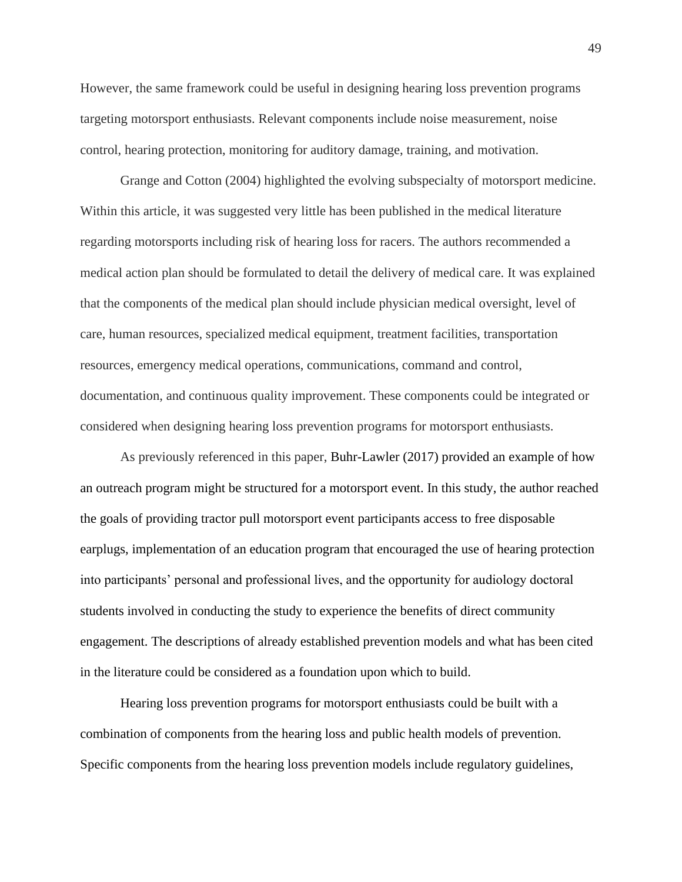However, the same framework could be useful in designing hearing loss prevention programs targeting motorsport enthusiasts. Relevant components include noise measurement, noise control, hearing protection, monitoring for auditory damage, training, and motivation.

Grange and Cotton (2004) highlighted the evolving subspecialty of motorsport medicine. Within this article, it was suggested very little has been published in the medical literature regarding motorsports including risk of hearing loss for racers. The authors recommended a medical action plan should be formulated to detail the delivery of medical care. It was explained that the components of the medical plan should include physician medical oversight, level of care, human resources, specialized medical equipment, treatment facilities, transportation resources, emergency medical operations, communications, command and control, documentation, and continuous quality improvement. These components could be integrated or considered when designing hearing loss prevention programs for motorsport enthusiasts.

As previously referenced in this paper, Buhr-Lawler (2017) provided an example of how an outreach program might be structured for a motorsport event. In this study, the author reached the goals of providing tractor pull motorsport event participants access to free disposable earplugs, implementation of an education program that encouraged the use of hearing protection into participants' personal and professional lives, and the opportunity for audiology doctoral students involved in conducting the study to experience the benefits of direct community engagement. The descriptions of already established prevention models and what has been cited in the literature could be considered as a foundation upon which to build.

Hearing loss prevention programs for motorsport enthusiasts could be built with a combination of components from the hearing loss and public health models of prevention. Specific components from the hearing loss prevention models include regulatory guidelines,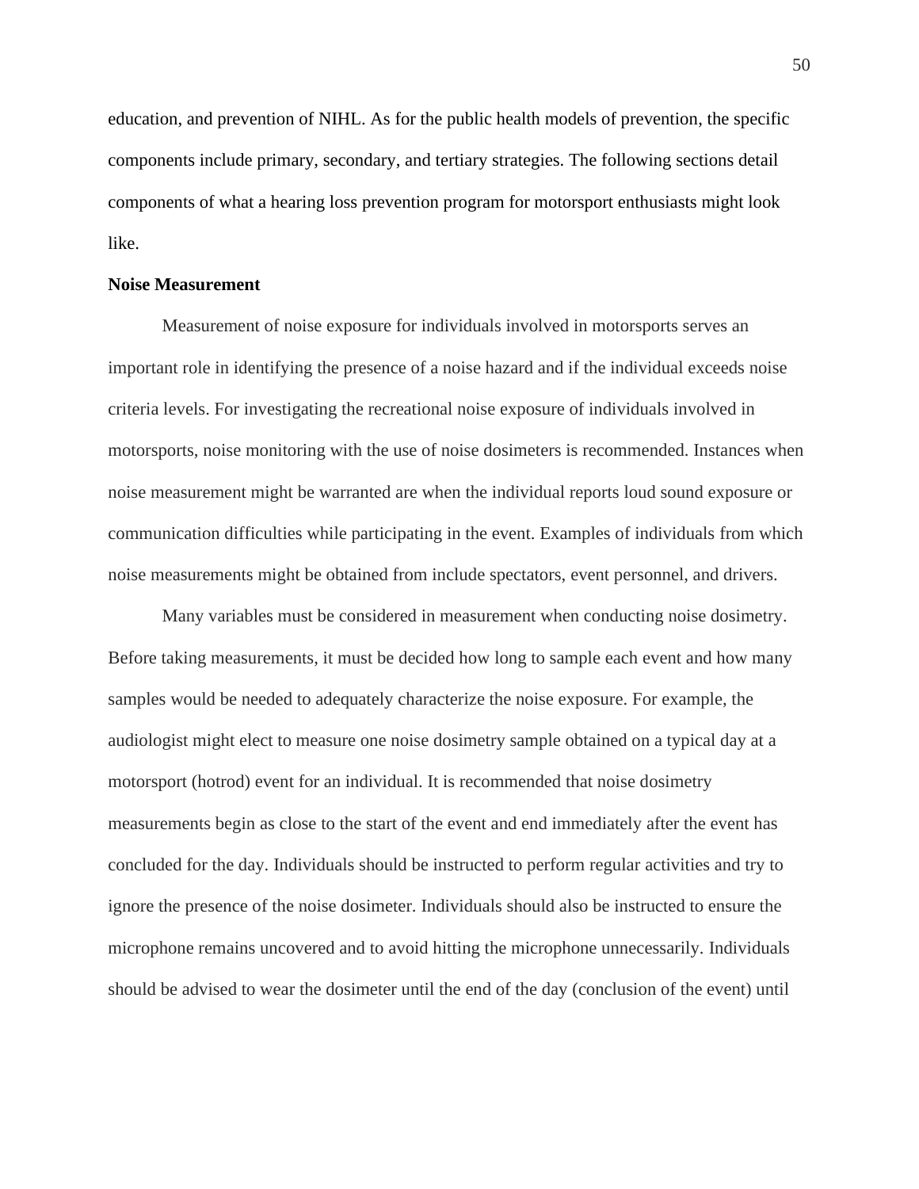education, and prevention of NIHL. As for the public health models of prevention, the specific components include primary, secondary, and tertiary strategies. The following sections detail components of what a hearing loss prevention program for motorsport enthusiasts might look like.

**Noise Measurement**

Measurement of noise exposure for individuals involved in motorsports serves an important role in identifying the presence of a noise hazard and if the individual exceeds noise criteria levels. For investigating the recreational noise exposure of individuals involved in motorsports, noise monitoring with the use of noise dosimeters is recommended. Instances when noise measurement might be warranted are when the individual reports loud sound exposure or communication difficulties while participating in the event. Examples of individuals from which noise measurements might be obtained from include spectators, event personnel, and drivers.

Many variables must be considered in measurement when conducting noise dosimetry. Before taking measurements, it must be decided how long to sample each event and how many samples would be needed to adequately characterize the noise exposure. For example, the audiologist might elect to measure one noise dosimetry sample obtained on a typical day at a motorsport (hotrod) event for an individual. It is recommended that noise dosimetry measurements begin as close to the start of the event and end immediately after the event has concluded for the day. Individuals should be instructed to perform regular activities and try to ignore the presence of the noise dosimeter. Individuals should also be instructed to ensure the microphone remains uncovered and to avoid hitting the microphone unnecessarily. Individuals should be advised to wear the dosimeter until the end of the day (conclusion of the event) until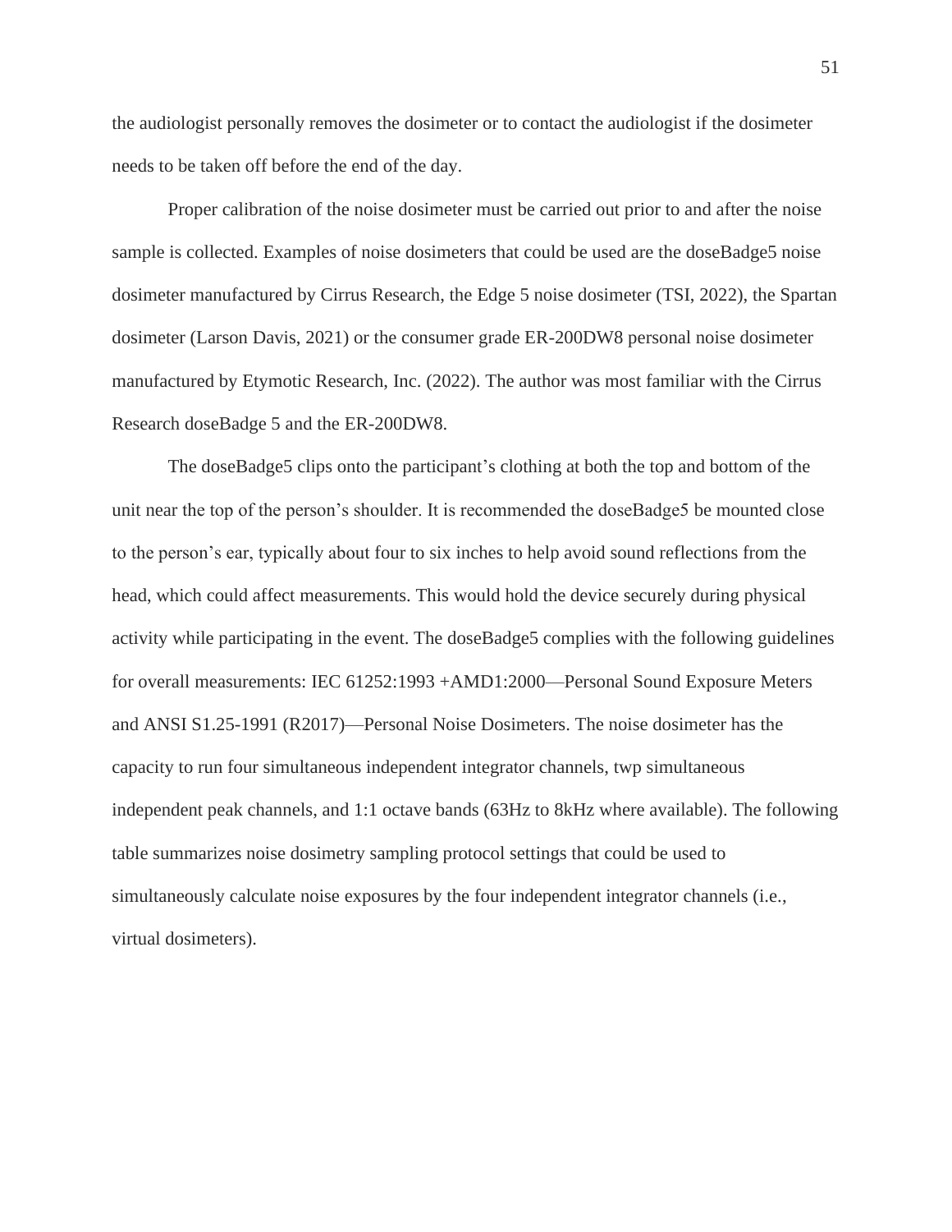the audiologist personally removes the dosimeter or to contact the audiologist if the dosimeter needs to be taken off before the end of the day.

Proper calibration of the noise dosimeter must be carried out prior to and after the noise sample is collected. Examples of noise dosimeters that could be used are the doseBadge5 noise dosimeter manufactured by Cirrus Research, the Edge 5 noise dosimeter (TSI, 2022), the Spartan dosimeter (Larson Davis, 2021) or the consumer grade ER-200DW8 personal noise dosimeter manufactured by Etymotic Research, Inc. (2022). The author was most familiar with the Cirrus Research doseBadge 5 and the ER-200DW8.

The doseBadge5 clips onto the participant's clothing at both the top and bottom of the unit near the top of the person's shoulder. It is recommended the doseBadge5 be mounted close to the person's ear, typically about four to six inches to help avoid sound reflections from the head, which could affect measurements. This would hold the device securely during physical activity while participating in the event. The doseBadge5 complies with the following guidelines for overall measurements: IEC 61252:1993 +AMD1:2000—Personal Sound Exposure Meters and ANSI S1.25-1991 (R2017)—Personal Noise Dosimeters. The noise dosimeter has the capacity to run four simultaneous independent integrator channels, twp simultaneous independent peak channels, and 1:1 octave bands (63Hz to 8kHz where available). The following table summarizes noise dosimetry sampling protocol settings that could be used to simultaneously calculate noise exposures by the four independent integrator channels (i.e., virtual dosimeters).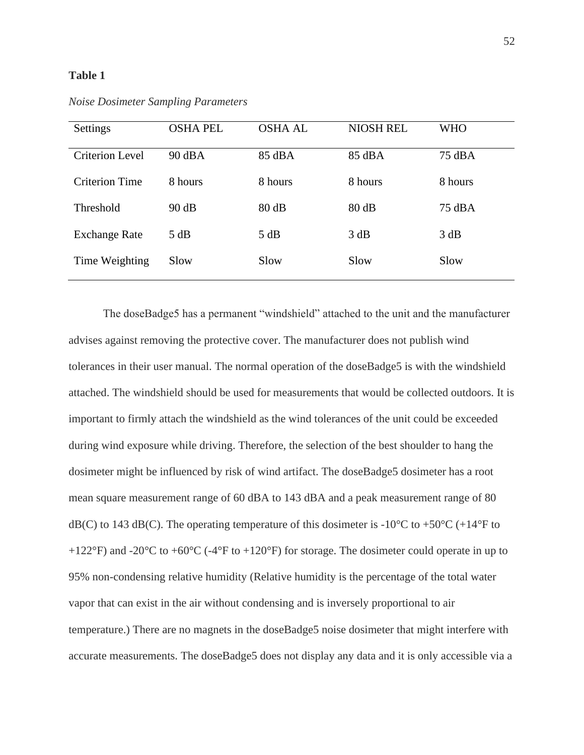**Table 1**

*Noise Dosimeter Sampling Parameters*

| Settings | OSHA PEL | OSHA AL | NIOSH REL | WHO |
|---|---|---|---|---|
| Criterion Level | 90 dBA | 85 dBA | 85 dBA | 75 dBA |
| Criterion Time | 8 hours | 8 hours | 8 hours | 8 hours |
| Threshold | 90 dB | 80 dB | 80 dB | 75 dBA |
| Exchange Rate | 5 dB | 5 dB | 3 dB | 3 dB |
| Time Weighting | Slow | Slow | Slow | Slow |

The doseBadge5 has a permanent "windshield" attached to the unit and the manufacturer advises against removing the protective cover. The manufacturer does not publish wind tolerances in their user manual. The normal operation of the doseBadge5 is with the windshield attached. The windshield should be used for measurements that would be collected outdoors. It is important to firmly attach the windshield as the wind tolerances of the unit could be exceeded during wind exposure while driving. Therefore, the selection of the best shoulder to hang the dosimeter might be influenced by risk of wind artifact. The doseBadge5 dosimeter has a root mean square measurement range of 60 dBA to 143 dBA and a peak measurement range of 80 dB(C) to 143 dB(C). The operating temperature of this dosimeter is -10°C to +50°C (+14°F to +122°F) and -20°C to +60°C (-4°F to +120°F) for storage. The dosimeter could operate in up to 95% non-condensing relative humidity (Relative humidity is the percentage of the total water vapor that can exist in the air without condensing and is inversely proportional to air temperature.) There are no magnets in the doseBadge5 noise dosimeter that might interfere with accurate measurements. The doseBadge5 does not display any data and it is only accessible via a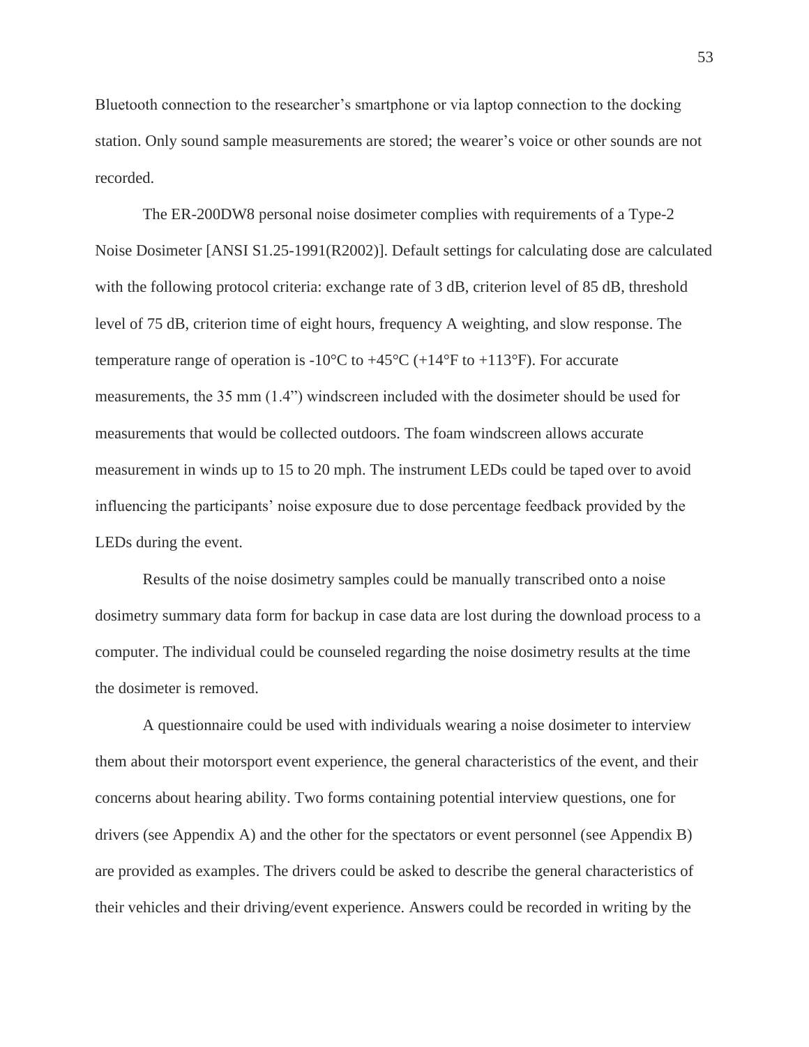Bluetooth connection to the researcher's smartphone or via laptop connection to the docking station. Only sound sample measurements are stored; the wearer's voice or other sounds are not recorded.

The ER-200DW8 personal noise dosimeter complies with requirements of a Type-2 Noise Dosimeter [ANSI S1.25-1991(R2002)]. Default settings for calculating dose are calculated with the following protocol criteria: exchange rate of 3 dB, criterion level of 85 dB, threshold level of 75 dB, criterion time of eight hours, frequency A weighting, and slow response. The temperature range of operation is -10°C to +45°C (+14°F to +113°F). For accurate measurements, the 35 mm (1.4") windscreen included with the dosimeter should be used for measurements that would be collected outdoors. The foam windscreen allows accurate measurement in winds up to 15 to 20 mph. The instrument LEDs could be taped over to avoid influencing the participants' noise exposure due to dose percentage feedback provided by the LEDs during the event.

Results of the noise dosimetry samples could be manually transcribed onto a noise dosimetry summary data form for backup in case data are lost during the download process to a computer. The individual could be counseled regarding the noise dosimetry results at the time the dosimeter is removed.

A questionnaire could be used with individuals wearing a noise dosimeter to interview them about their motorsport event experience, the general characteristics of the event, and their concerns about hearing ability. Two forms containing potential interview questions, one for drivers (see Appendix A) and the other for the spectators or event personnel (see Appendix B) are provided as examples. The drivers could be asked to describe the general characteristics of their vehicles and their driving/event experience. Answers could be recorded in writing by the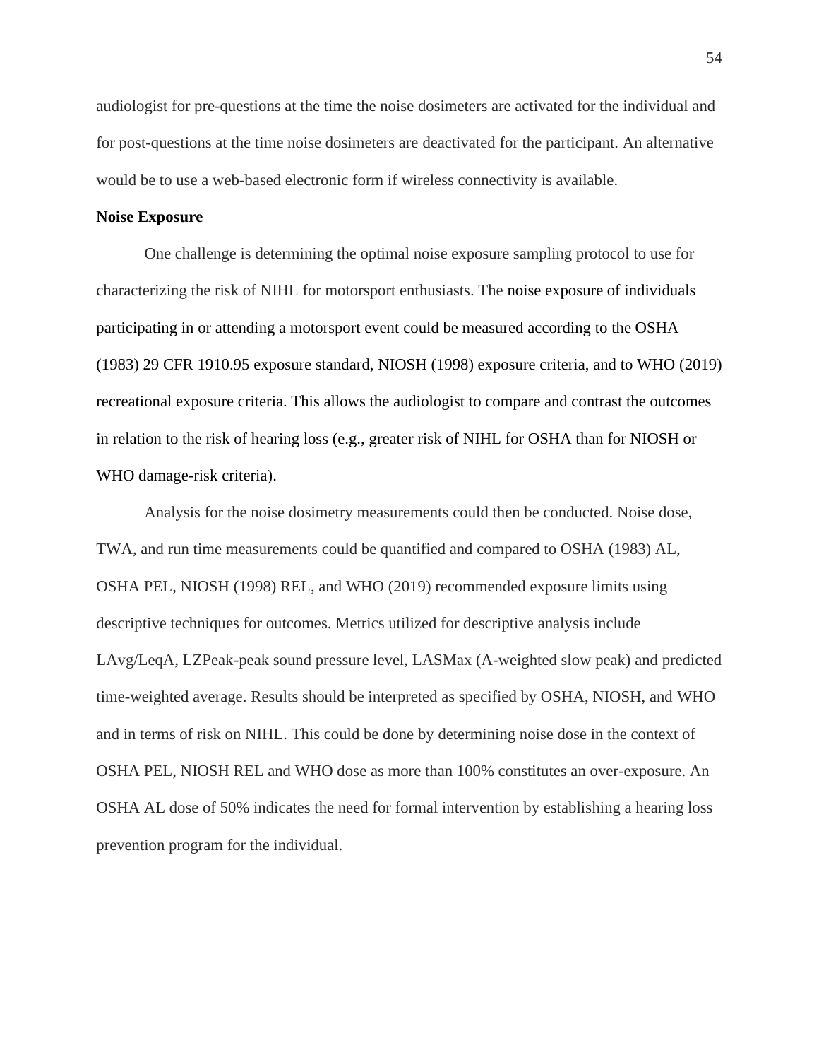audiologist for pre-questions at the time the noise dosimeters are activated for the individual and for post-questions at the time noise dosimeters are deactivated for the participant. An alternative would be to use a web-based electronic form if wireless connectivity is available.

**Noise Exposure**

One challenge is determining the optimal noise exposure sampling protocol to use for characterizing the risk of NIHL for motorsport enthusiasts. The noise exposure of individuals participating in or attending a motorsport event could be measured according to the OSHA (1983) 29 CFR 1910.95 exposure standard, NIOSH (1998) exposure criteria, and to WHO (2019) recreational exposure criteria. This allows the audiologist to compare and contrast the outcomes in relation to the risk of hearing loss (e.g., greater risk of NIHL for OSHA than for NIOSH or WHO damage-risk criteria).

Analysis for the noise dosimetry measurements could then be conducted. Noise dose, TWA, and run time measurements could be quantified and compared to OSHA (1983) AL, OSHA PEL, NIOSH (1998) REL, and WHO (2019) recommended exposure limits using descriptive techniques for outcomes. Metrics utilized for descriptive analysis include LAvg/LeqA, LZPeak-peak sound pressure level, LASMax (A-weighted slow peak) and predicted time-weighted average. Results should be interpreted as specified by OSHA, NIOSH, and WHO and in terms of risk on NIHL. This could be done by determining noise dose in the context of OSHA PEL, NIOSH REL and WHO dose as more than 100% constitutes an over-exposure. An OSHA AL dose of 50% indicates the need for formal intervention by establishing a hearing loss prevention program for the individual.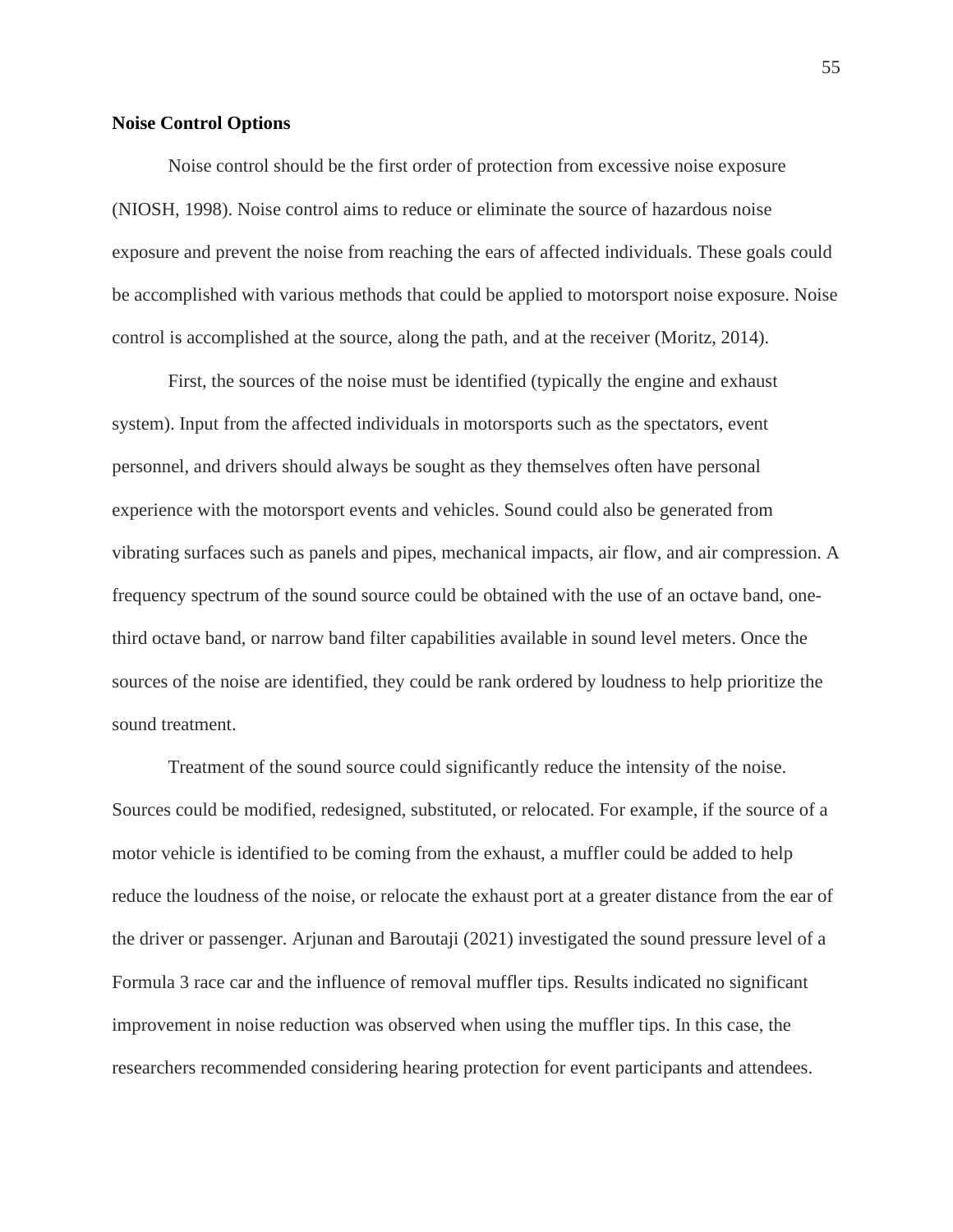**Noise Control Options**

Noise control should be the first order of protection from excessive noise exposure (NIOSH, 1998). Noise control aims to reduce or eliminate the source of hazardous noise exposure and prevent the noise from reaching the ears of affected individuals. These goals could be accomplished with various methods that could be applied to motorsport noise exposure. Noise control is accomplished at the source, along the path, and at the receiver (Moritz, 2014).

First, the sources of the noise must be identified (typically the engine and exhaust system). Input from the affected individuals in motorsports such as the spectators, event personnel, and drivers should always be sought as they themselves often have personal experience with the motorsport events and vehicles. Sound could also be generated from vibrating surfaces such as panels and pipes, mechanical impacts, air flow, and air compression. A frequency spectrum of the sound source could be obtained with the use of an octave band, one-third octave band, or narrow band filter capabilities available in sound level meters. Once the sources of the noise are identified, they could be rank ordered by loudness to help prioritize the sound treatment.

Treatment of the sound source could significantly reduce the intensity of the noise. Sources could be modified, redesigned, substituted, or relocated. For example, if the source of a motor vehicle is identified to be coming from the exhaust, a muffler could be added to help reduce the loudness of the noise, or relocate the exhaust port at a greater distance from the ear of the driver or passenger. Arjunan and Baroutaji (2021) investigated the sound pressure level of a Formula 3 race car and the influence of removal muffler tips. Results indicated no significant improvement in noise reduction was observed when using the muffler tips. In this case, the researchers recommended considering hearing protection for event participants and attendees.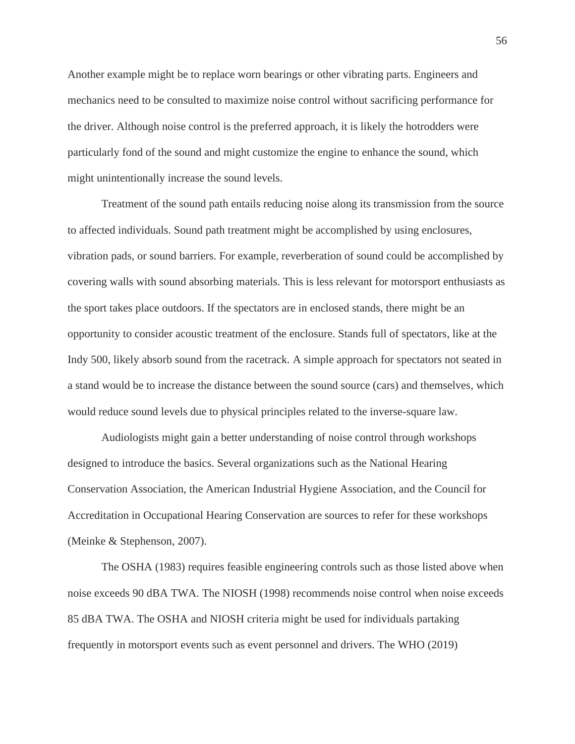Another example might be to replace worn bearings or other vibrating parts. Engineers and mechanics need to be consulted to maximize noise control without sacrificing performance for the driver. Although noise control is the preferred approach, it is likely the hotrodders were particularly fond of the sound and might customize the engine to enhance the sound, which might unintentionally increase the sound levels.

Treatment of the sound path entails reducing noise along its transmission from the source to affected individuals. Sound path treatment might be accomplished by using enclosures, vibration pads, or sound barriers. For example, reverberation of sound could be accomplished by covering walls with sound absorbing materials. This is less relevant for motorsport enthusiasts as the sport takes place outdoors. If the spectators are in enclosed stands, there might be an opportunity to consider acoustic treatment of the enclosure. Stands full of spectators, like at the Indy 500, likely absorb sound from the racetrack. A simple approach for spectators not seated in a stand would be to increase the distance between the sound source (cars) and themselves, which would reduce sound levels due to physical principles related to the inverse-square law.

Audiologists might gain a better understanding of noise control through workshops designed to introduce the basics. Several organizations such as the National Hearing Conservation Association, the American Industrial Hygiene Association, and the Council for Accreditation in Occupational Hearing Conservation are sources to refer for these workshops (Meinke & Stephenson, 2007).

The OSHA (1983) requires feasible engineering controls such as those listed above when noise exceeds 90 dBA TWA. The NIOSH (1998) recommends noise control when noise exceeds 85 dBA TWA. The OSHA and NIOSH criteria might be used for individuals partaking frequently in motorsport events such as event personnel and drivers. The WHO (2019)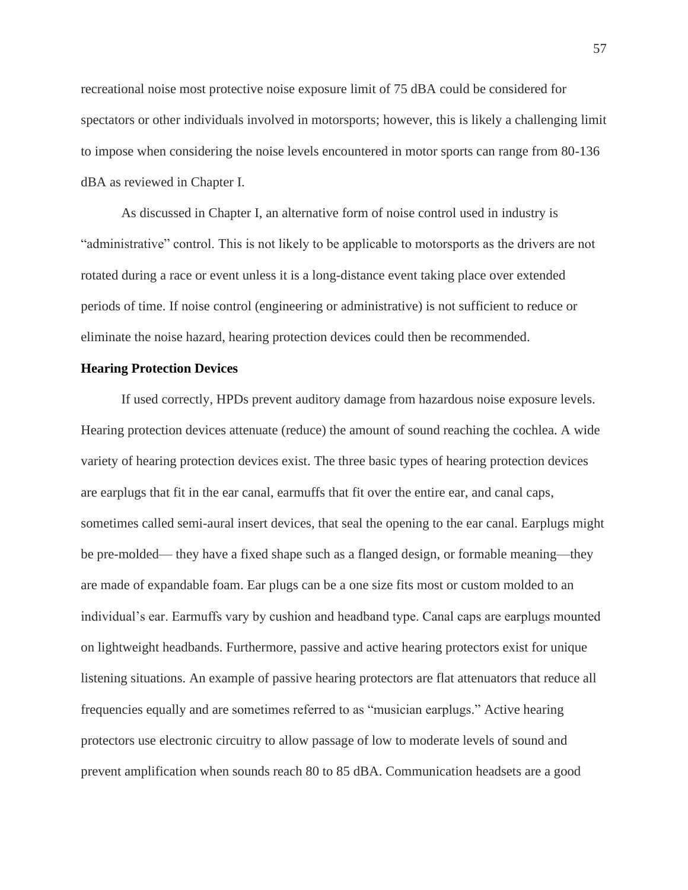recreational noise most protective noise exposure limit of 75 dBA could be considered for spectators or other individuals involved in motorsports; however, this is likely a challenging limit to impose when considering the noise levels encountered in motor sports can range from 80-136 dBA as reviewed in Chapter I.

As discussed in Chapter I, an alternative form of noise control used in industry is "administrative" control. This is not likely to be applicable to motorsports as the drivers are not rotated during a race or event unless it is a long-distance event taking place over extended periods of time. If noise control (engineering or administrative) is not sufficient to reduce or eliminate the noise hazard, hearing protection devices could then be recommended.

**Hearing Protection Devices**

If used correctly, HPDs prevent auditory damage from hazardous noise exposure levels. Hearing protection devices attenuate (reduce) the amount of sound reaching the cochlea. A wide variety of hearing protection devices exist. The three basic types of hearing protection devices are earplugs that fit in the ear canal, earmuffs that fit over the entire ear, and canal caps, sometimes called semi-aural insert devices, that seal the opening to the ear canal. Earplugs might be pre-molded— they have a fixed shape such as a flanged design, or formable meaning—they are made of expandable foam. Ear plugs can be a one size fits most or custom molded to an individual's ear. Earmuffs vary by cushion and headband type. Canal caps are earplugs mounted on lightweight headbands. Furthermore, passive and active hearing protectors exist for unique listening situations. An example of passive hearing protectors are flat attenuators that reduce all frequencies equally and are sometimes referred to as "musician earplugs." Active hearing protectors use electronic circuitry to allow passage of low to moderate levels of sound and prevent amplification when sounds reach 80 to 85 dBA. Communication headsets are a good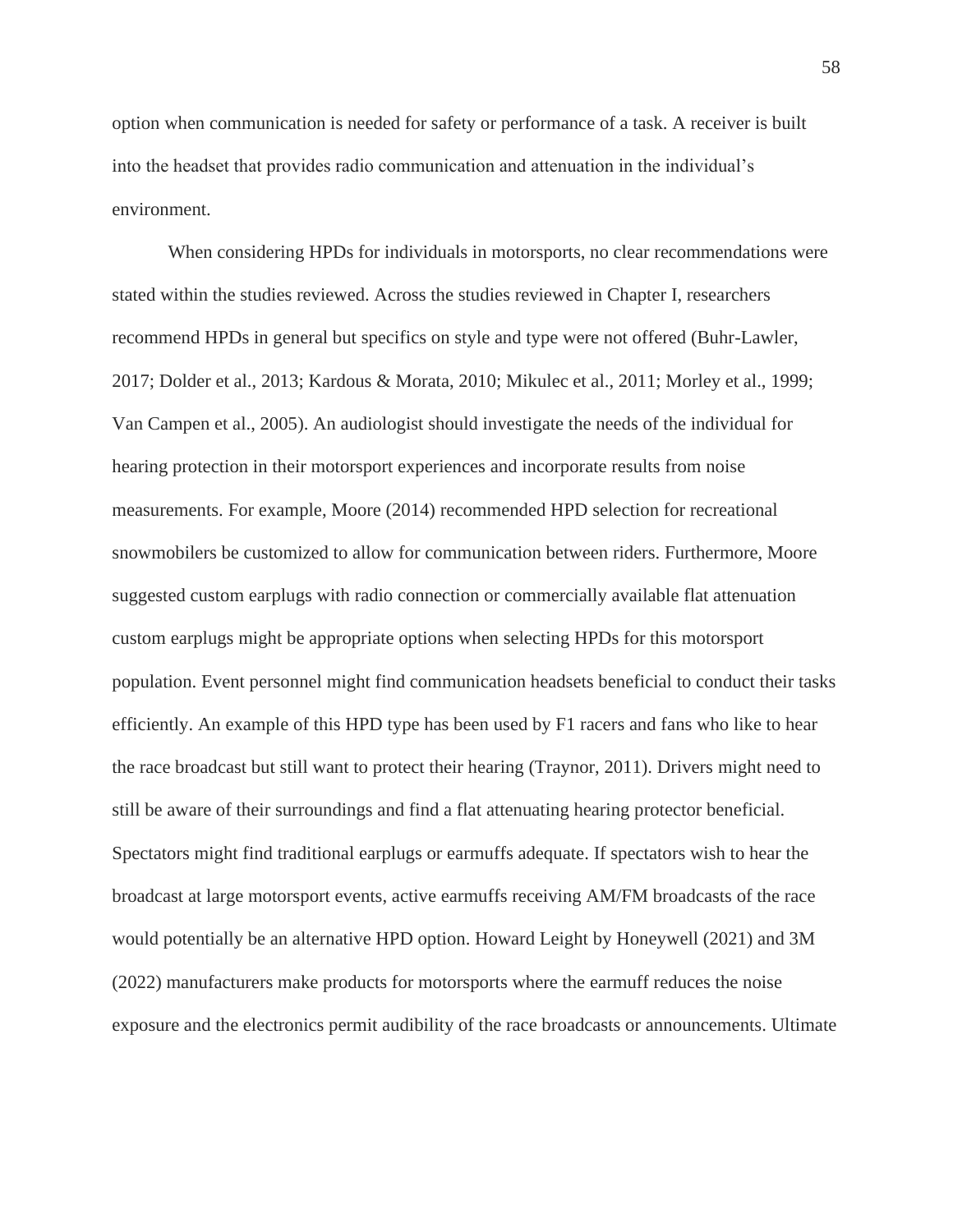option when communication is needed for safety or performance of a task. A receiver is built into the headset that provides radio communication and attenuation in the individual's environment.

When considering HPDs for individuals in motorsports, no clear recommendations were stated within the studies reviewed. Across the studies reviewed in Chapter I, researchers recommend HPDs in general but specifics on style and type were not offered (Buhr-Lawler, 2017; Dolder et al., 2013; Kardous & Morata, 2010; Mikulec et al., 2011; Morley et al., 1999; Van Campen et al., 2005). An audiologist should investigate the needs of the individual for hearing protection in their motorsport experiences and incorporate results from noise measurements. For example, Moore (2014) recommended HPD selection for recreational snowmobilers be customized to allow for communication between riders. Furthermore, Moore suggested custom earplugs with radio connection or commercially available flat attenuation custom earplugs might be appropriate options when selecting HPDs for this motorsport population. Event personnel might find communication headsets beneficial to conduct their tasks efficiently. An example of this HPD type has been used by F1 racers and fans who like to hear the race broadcast but still want to protect their hearing (Traynor, 2011). Drivers might need to still be aware of their surroundings and find a flat attenuating hearing protector beneficial. Spectators might find traditional earplugs or earmuffs adequate. If spectators wish to hear the broadcast at large motorsport events, active earmuffs receiving AM/FM broadcasts of the race would potentially be an alternative HPD option. Howard Leight by Honeywell (2021) and 3M (2022) manufacturers make products for motorsports where the earmuff reduces the noise exposure and the electronics permit audibility of the race broadcasts or announcements. Ultimate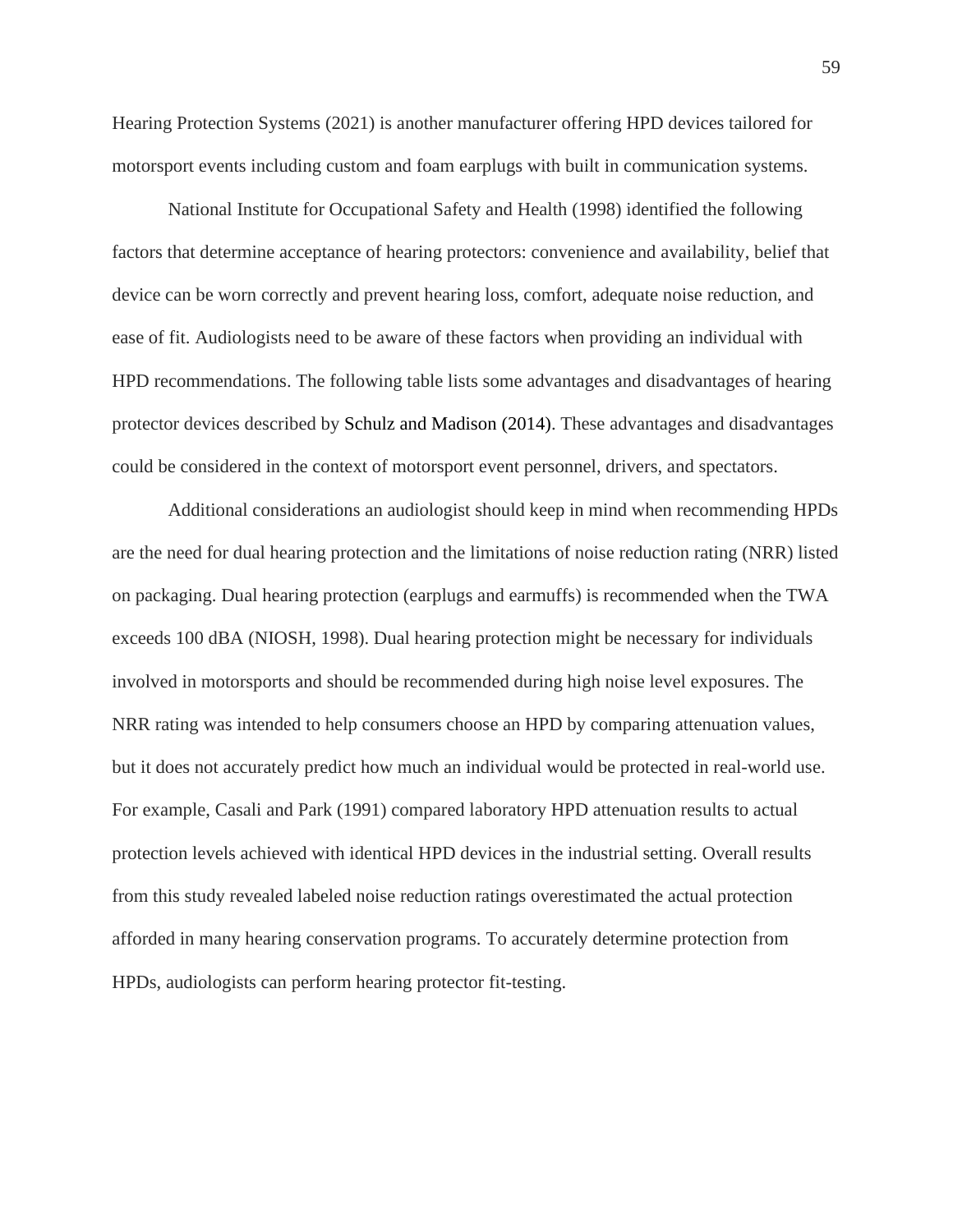Hearing Protection Systems (2021) is another manufacturer offering HPD devices tailored for motorsport events including custom and foam earplugs with built in communication systems.

National Institute for Occupational Safety and Health (1998) identified the following factors that determine acceptance of hearing protectors: convenience and availability, belief that device can be worn correctly and prevent hearing loss, comfort, adequate noise reduction, and ease of fit. Audiologists need to be aware of these factors when providing an individual with HPD recommendations. The following table lists some advantages and disadvantages of hearing protector devices described by Schulz and Madison (2014). These advantages and disadvantages could be considered in the context of motorsport event personnel, drivers, and spectators.

Additional considerations an audiologist should keep in mind when recommending HPDs are the need for dual hearing protection and the limitations of noise reduction rating (NRR) listed on packaging. Dual hearing protection (earplugs and earmuffs) is recommended when the TWA exceeds 100 dBA (NIOSH, 1998). Dual hearing protection might be necessary for individuals involved in motorsports and should be recommended during high noise level exposures. The NRR rating was intended to help consumers choose an HPD by comparing attenuation values, but it does not accurately predict how much an individual would be protected in real-world use. For example, Casali and Park (1991) compared laboratory HPD attenuation results to actual protection levels achieved with identical HPD devices in the industrial setting. Overall results from this study revealed labeled noise reduction ratings overestimated the actual protection afforded in many hearing conservation programs. To accurately determine protection from HPDs, audiologists can perform hearing protector fit-testing.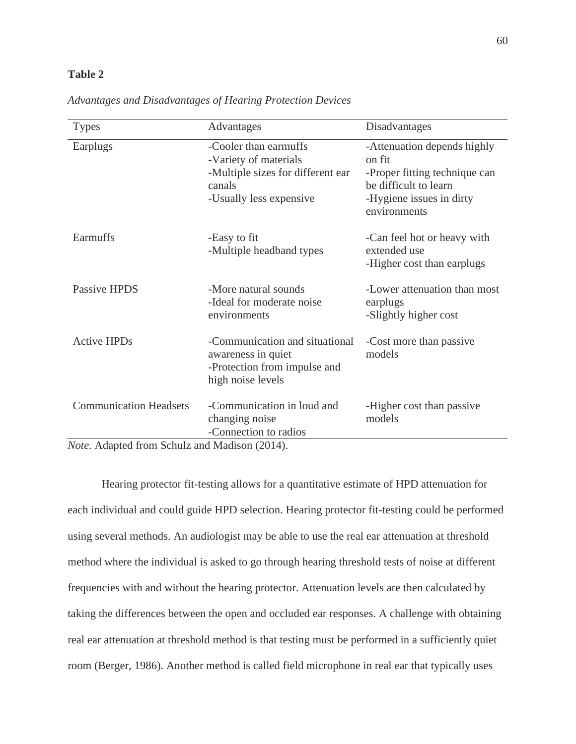**Table 2**

*Advantages and Disadvantages of Hearing Protection Devices*

| Types | Advantages | Disadvantages |
|---|---|---|
| Earplugs | -Cooler than earmuffs<br>-Variety of materials<br>-Multiple sizes for different ear canals<br>-Usually less expensive | -Attenuation depends highly on fit<br>-Proper fitting technique can be difficult to learn<br>-Hygiene issues in dirty environments |
| Earmuffs | -Easy to fit<br>-Multiple headband types | -Can feel hot or heavy with extended use<br>-Higher cost than earplugs |
| Passive HPDS | -More natural sounds<br>-Ideal for moderate noise environments | -Lower attenuation than most earplugs<br>-Slightly higher cost |
| Active HPDs | -Communication and situational awareness in quiet<br>-Protection from impulse and high noise levels | -Cost more than passive models |
| Communication Headsets | -Communication in loud and changing noise<br>-Connection to radios | -Higher cost than passive models |

*Note.* Adapted from Schulz and Madison (2014).

Hearing protector fit-testing allows for a quantitative estimate of HPD attenuation for each individual and could guide HPD selection. Hearing protector fit-testing could be performed using several methods. An audiologist may be able to use the real ear attenuation at threshold method where the individual is asked to go through hearing threshold tests of noise at different frequencies with and without the hearing protector. Attenuation levels are then calculated by taking the differences between the open and occluded ear responses. A challenge with obtaining real ear attenuation at threshold method is that testing must be performed in a sufficiently quiet room (Berger, 1986). Another method is called field microphone in real ear that typically uses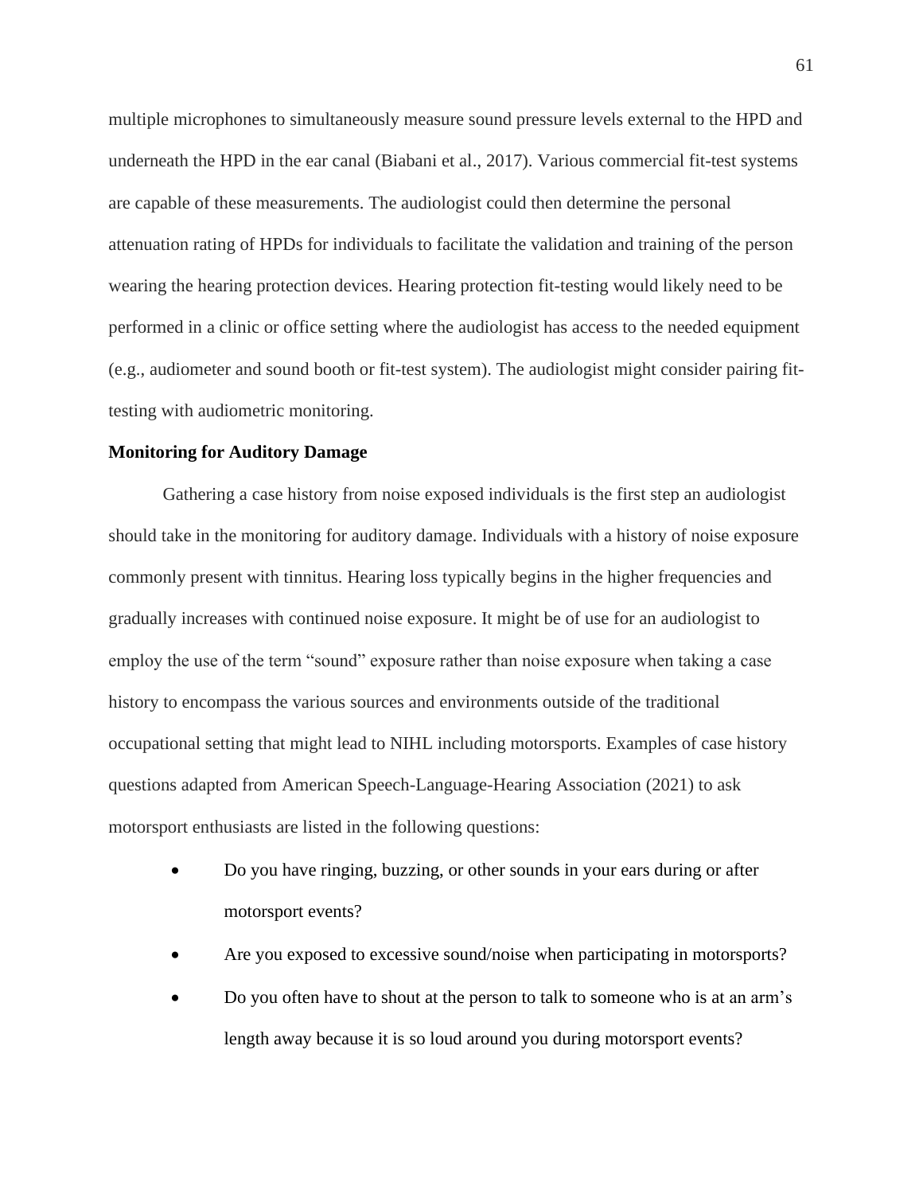multiple microphones to simultaneously measure sound pressure levels external to the HPD and underneath the HPD in the ear canal (Biabani et al., 2017). Various commercial fit-test systems are capable of these measurements. The audiologist could then determine the personal attenuation rating of HPDs for individuals to facilitate the validation and training of the person wearing the hearing protection devices. Hearing protection fit-testing would likely need to be performed in a clinic or office setting where the audiologist has access to the needed equipment (e.g., audiometer and sound booth or fit-test system). The audiologist might consider pairing fit-testing with audiometric monitoring.

**Monitoring for Auditory Damage**

Gathering a case history from noise exposed individuals is the first step an audiologist should take in the monitoring for auditory damage. Individuals with a history of noise exposure commonly present with tinnitus. Hearing loss typically begins in the higher frequencies and gradually increases with continued noise exposure. It might be of use for an audiologist to employ the use of the term "sound" exposure rather than noise exposure when taking a case history to encompass the various sources and environments outside of the traditional occupational setting that might lead to NIHL including motorsports. Examples of case history questions adapted from American Speech-Language-Hearing Association (2021) to ask motorsport enthusiasts are listed in the following questions:

- Do you have ringing, buzzing, or other sounds in your ears during or after motorsport events?
- Are you exposed to excessive sound/noise when participating in motorsports?
- Do you often have to shout at the person to talk to someone who is at an arm's length away because it is so loud around you during motorsport events?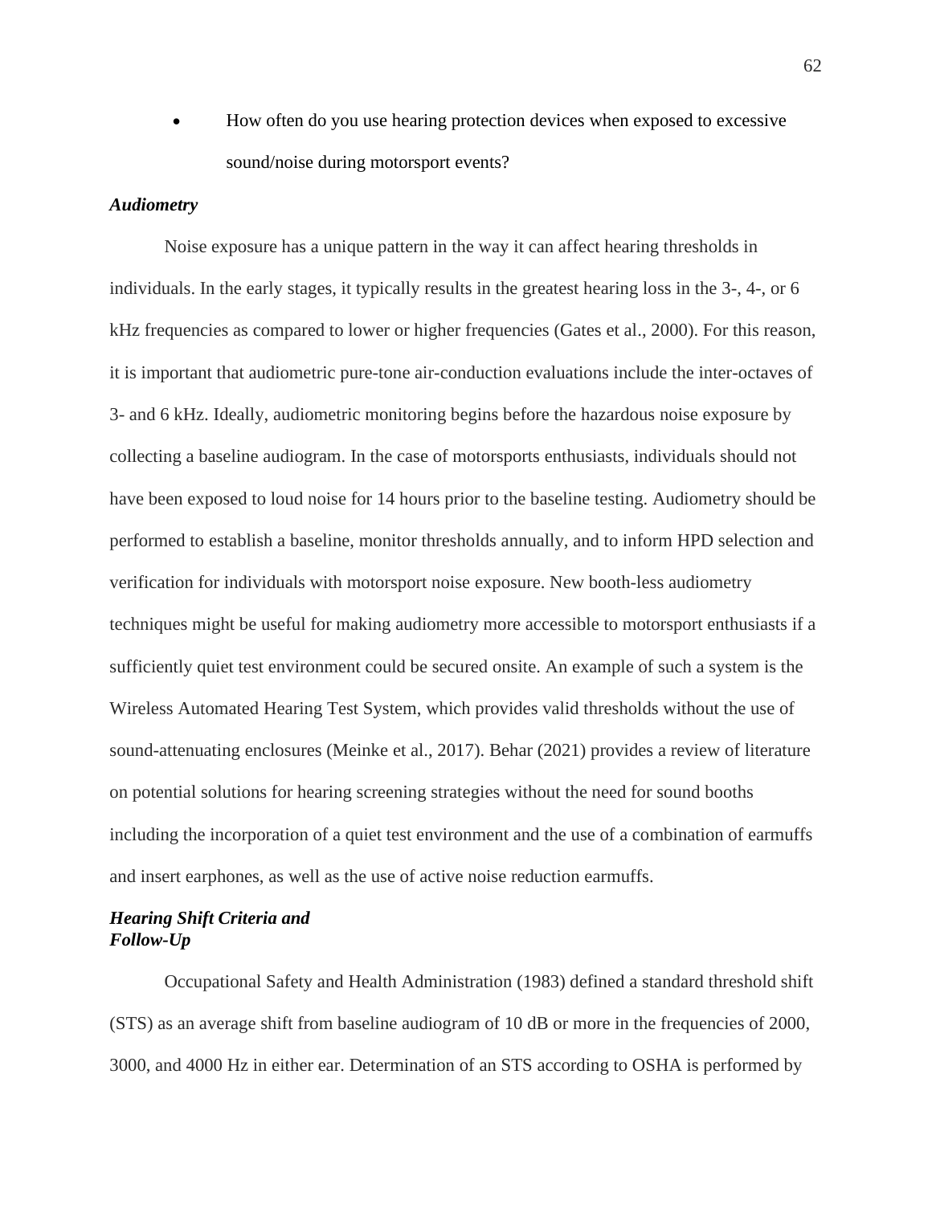- How often do you use hearing protection devices when exposed to excessive sound/noise during motorsport events?

### *Audiometry*

Noise exposure has a unique pattern in the way it can affect hearing thresholds in individuals. In the early stages, it typically results in the greatest hearing loss in the 3-, 4-, or 6 kHz frequencies as compared to lower or higher frequencies (Gates et al., 2000). For this reason, it is important that audiometric pure-tone air-conduction evaluations include the inter-octaves of 3- and 6 kHz. Ideally, audiometric monitoring begins before the hazardous noise exposure by collecting a baseline audiogram. In the case of motorsports enthusiasts, individuals should not have been exposed to loud noise for 14 hours prior to the baseline testing. Audiometry should be performed to establish a baseline, monitor thresholds annually, and to inform HPD selection and verification for individuals with motorsport noise exposure. New booth-less audiometry techniques might be useful for making audiometry more accessible to motorsport enthusiasts if a sufficiently quiet test environment could be secured onsite. An example of such a system is the Wireless Automated Hearing Test System, which provides valid thresholds without the use of sound-attenuating enclosures (Meinke et al., 2017). Behar (2021) provides a review of literature on potential solutions for hearing screening strategies without the need for sound booths including the incorporation of a quiet test environment and the use of a combination of earmuffs and insert earphones, as well as the use of active noise reduction earmuffs.

### *Hearing Shift Criteria and Follow-Up*

Occupational Safety and Health Administration (1983) defined a standard threshold shift (STS) as an average shift from baseline audiogram of 10 dB or more in the frequencies of 2000, 3000, and 4000 Hz in either ear. Determination of an STS according to OSHA is performed by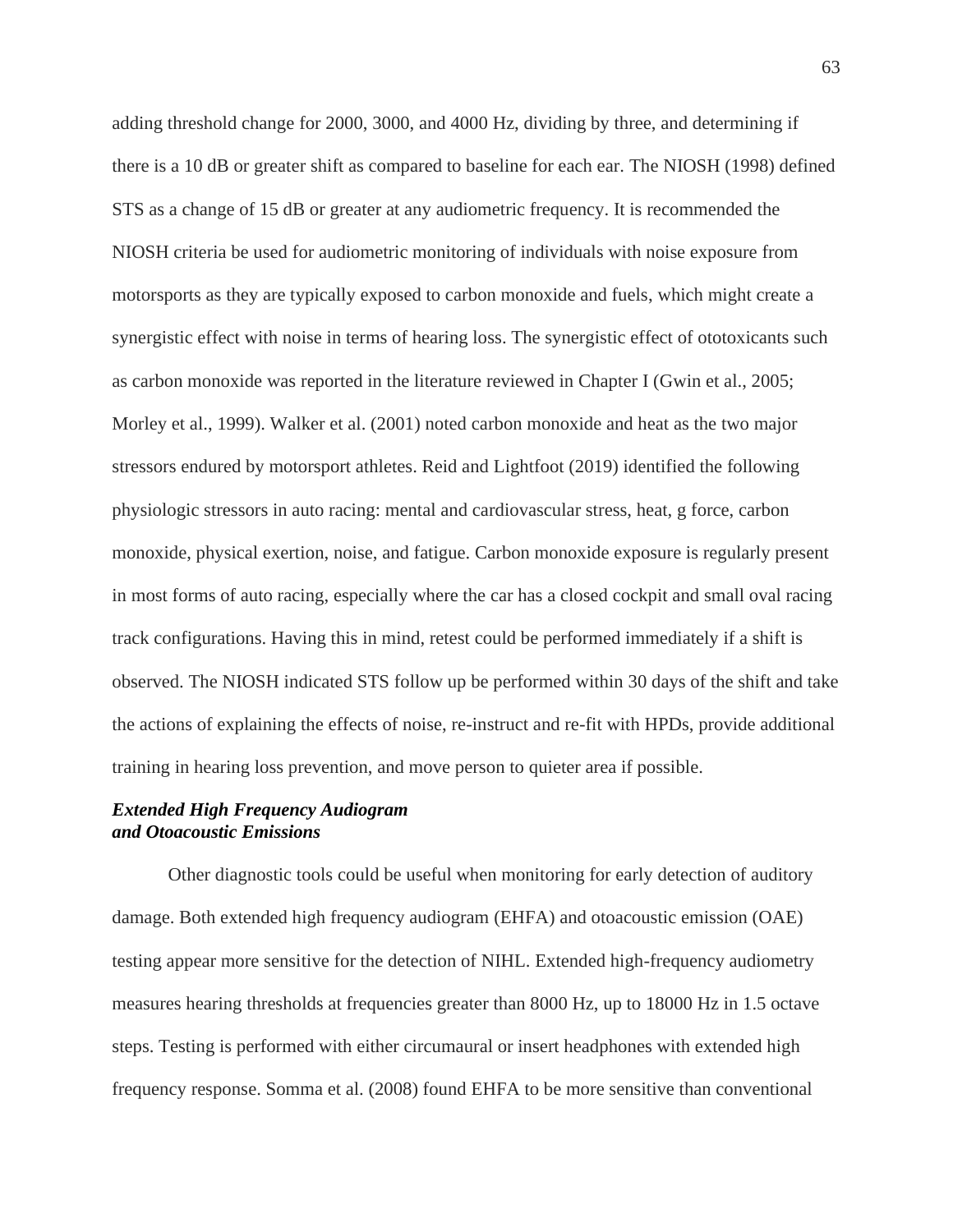adding threshold change for 2000, 3000, and 4000 Hz, dividing by three, and determining if there is a 10 dB or greater shift as compared to baseline for each ear. The NIOSH (1998) defined STS as a change of 15 dB or greater at any audiometric frequency. It is recommended the NIOSH criteria be used for audiometric monitoring of individuals with noise exposure from motorsports as they are typically exposed to carbon monoxide and fuels, which might create a synergistic effect with noise in terms of hearing loss. The synergistic effect of ototoxicants such as carbon monoxide was reported in the literature reviewed in Chapter I (Gwin et al., 2005; Morley et al., 1999). Walker et al. (2001) noted carbon monoxide and heat as the two major stressors endured by motorsport athletes. Reid and Lightfoot (2019) identified the following physiologic stressors in auto racing: mental and cardiovascular stress, heat, g force, carbon monoxide, physical exertion, noise, and fatigue. Carbon monoxide exposure is regularly present in most forms of auto racing, especially where the car has a closed cockpit and small oval racing track configurations. Having this in mind, retest could be performed immediately if a shift is observed. The NIOSH indicated STS follow up be performed within 30 days of the shift and take the actions of explaining the effects of noise, re-instruct and re-fit with HPDs, provide additional training in hearing loss prevention, and move person to quieter area if possible.

### *Extended High Frequency Audiogram and Otoacoustic Emissions*

Other diagnostic tools could be useful when monitoring for early detection of auditory damage. Both extended high frequency audiogram (EHFA) and otoacoustic emission (OAE) testing appear more sensitive for the detection of NIHL. Extended high-frequency audiometry measures hearing thresholds at frequencies greater than 8000 Hz, up to 18000 Hz in 1.5 octave steps. Testing is performed with either circumaural or insert headphones with extended high frequency response. Somma et al. (2008) found EHFA to be more sensitive than conventional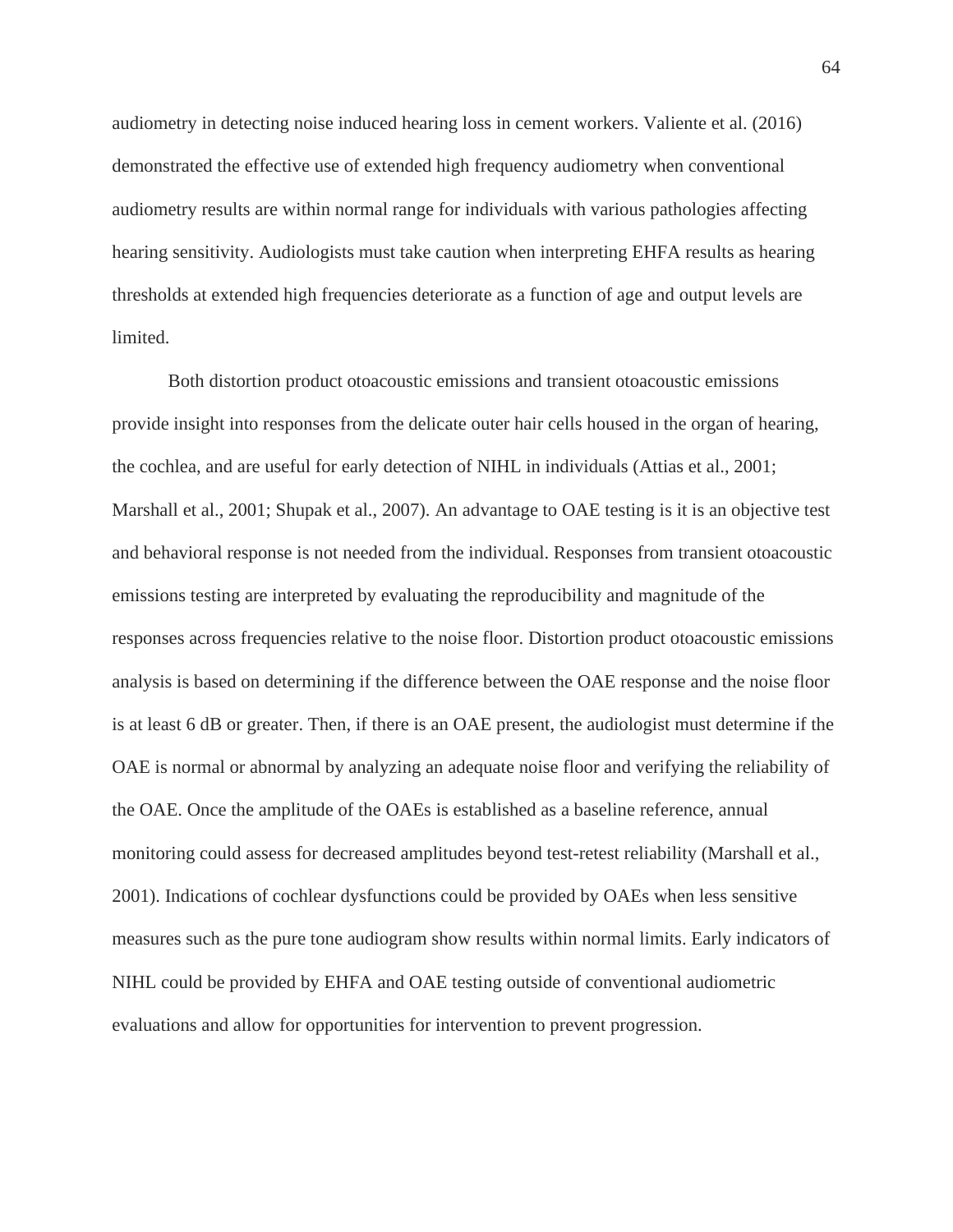audiometry in detecting noise induced hearing loss in cement workers. Valiente et al. (2016) demonstrated the effective use of extended high frequency audiometry when conventional audiometry results are within normal range for individuals with various pathologies affecting hearing sensitivity. Audiologists must take caution when interpreting EHFA results as hearing thresholds at extended high frequencies deteriorate as a function of age and output levels are limited.

Both distortion product otoacoustic emissions and transient otoacoustic emissions provide insight into responses from the delicate outer hair cells housed in the organ of hearing, the cochlea, and are useful for early detection of NIHL in individuals (Attias et al., 2001; Marshall et al., 2001; Shupak et al., 2007). An advantage to OAE testing is it is an objective test and behavioral response is not needed from the individual. Responses from transient otoacoustic emissions testing are interpreted by evaluating the reproducibility and magnitude of the responses across frequencies relative to the noise floor. Distortion product otoacoustic emissions analysis is based on determining if the difference between the OAE response and the noise floor is at least 6 dB or greater. Then, if there is an OAE present, the audiologist must determine if the OAE is normal or abnormal by analyzing an adequate noise floor and verifying the reliability of the OAE. Once the amplitude of the OAEs is established as a baseline reference, annual monitoring could assess for decreased amplitudes beyond test-retest reliability (Marshall et al., 2001). Indications of cochlear dysfunctions could be provided by OAEs when less sensitive measures such as the pure tone audiogram show results within normal limits. Early indicators of NIHL could be provided by EHFA and OAE testing outside of conventional audiometric evaluations and allow for opportunities for intervention to prevent progression.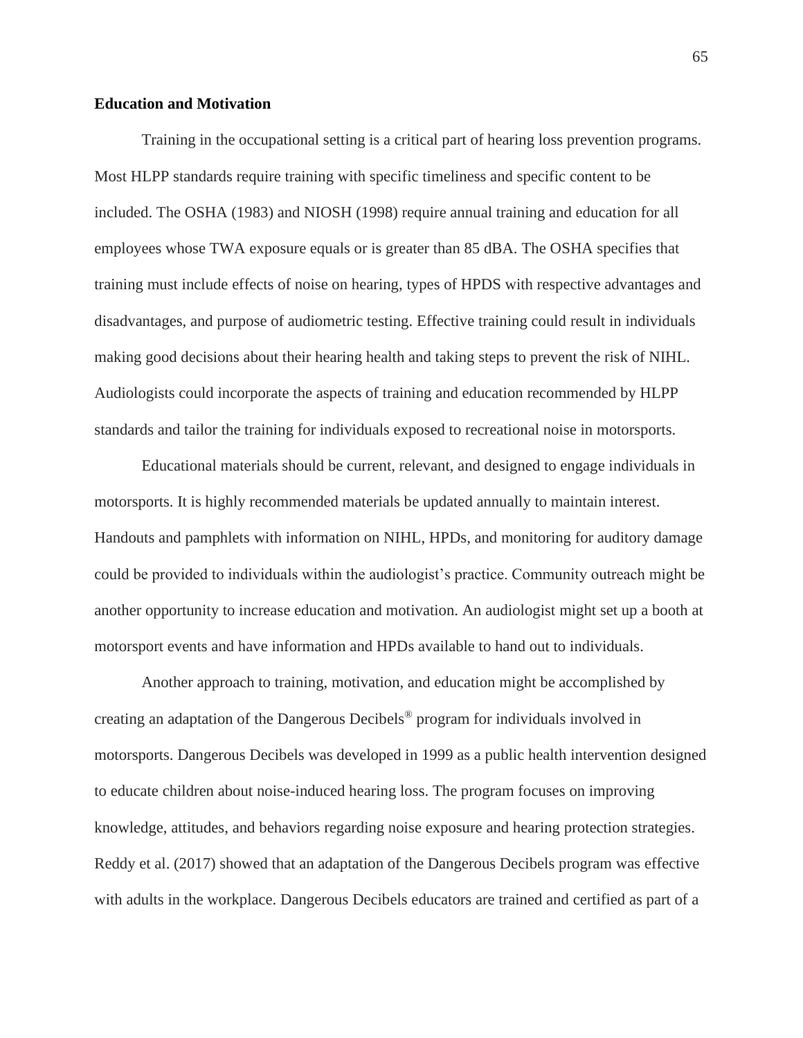**Education and Motivation**

Training in the occupational setting is a critical part of hearing loss prevention programs. Most HLPP standards require training with specific timeliness and specific content to be included. The OSHA (1983) and NIOSH (1998) require annual training and education for all employees whose TWA exposure equals or is greater than 85 dBA. The OSHA specifies that training must include effects of noise on hearing, types of HPDS with respective advantages and disadvantages, and purpose of audiometric testing. Effective training could result in individuals making good decisions about their hearing health and taking steps to prevent the risk of NIHL. Audiologists could incorporate the aspects of training and education recommended by HLPP standards and tailor the training for individuals exposed to recreational noise in motorsports.

Educational materials should be current, relevant, and designed to engage individuals in motorsports. It is highly recommended materials be updated annually to maintain interest. Handouts and pamphlets with information on NIHL, HPDs, and monitoring for auditory damage could be provided to individuals within the audiologist's practice. Community outreach might be another opportunity to increase education and motivation. An audiologist might set up a booth at motorsport events and have information and HPDs available to hand out to individuals.

Another approach to training, motivation, and education might be accomplished by creating an adaptation of the Dangerous Decibels® program for individuals involved in motorsports. Dangerous Decibels was developed in 1999 as a public health intervention designed to educate children about noise-induced hearing loss. The program focuses on improving knowledge, attitudes, and behaviors regarding noise exposure and hearing protection strategies. Reddy et al. (2017) showed that an adaptation of the Dangerous Decibels program was effective with adults in the workplace. Dangerous Decibels educators are trained and certified as part of a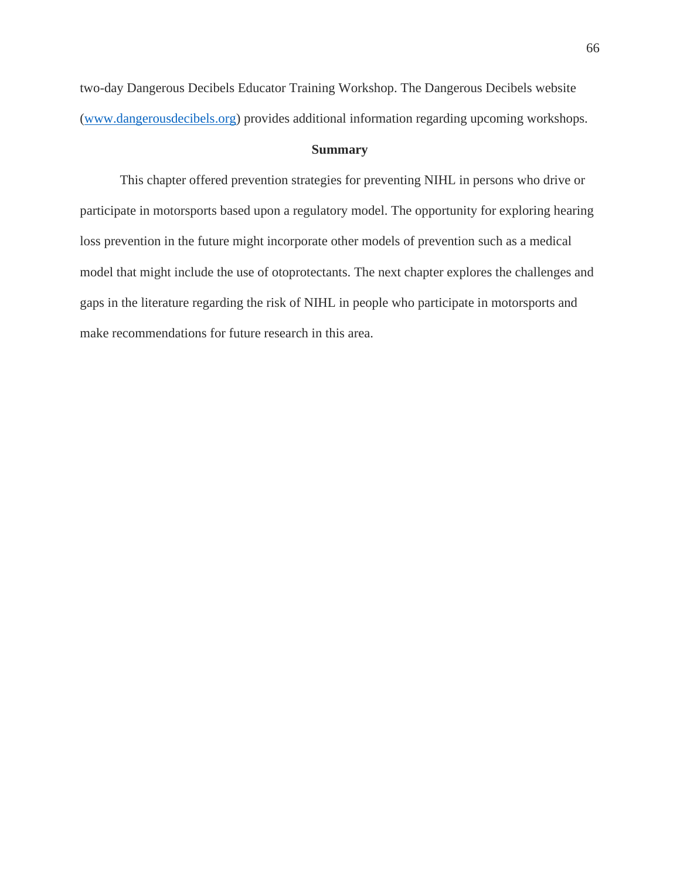two-day Dangerous Decibels Educator Training Workshop. The Dangerous Decibels website (www.dangerousdecibels.org) provides additional information regarding upcoming workshops.

## Summary

This chapter offered prevention strategies for preventing NIHL in persons who drive or participate in motorsports based upon a regulatory model. The opportunity for exploring hearing loss prevention in the future might incorporate other models of prevention such as a medical model that might include the use of otoprotectants. The next chapter explores the challenges and gaps in the literature regarding the risk of NIHL in people who participate in motorsports and make recommendations for future research in this area.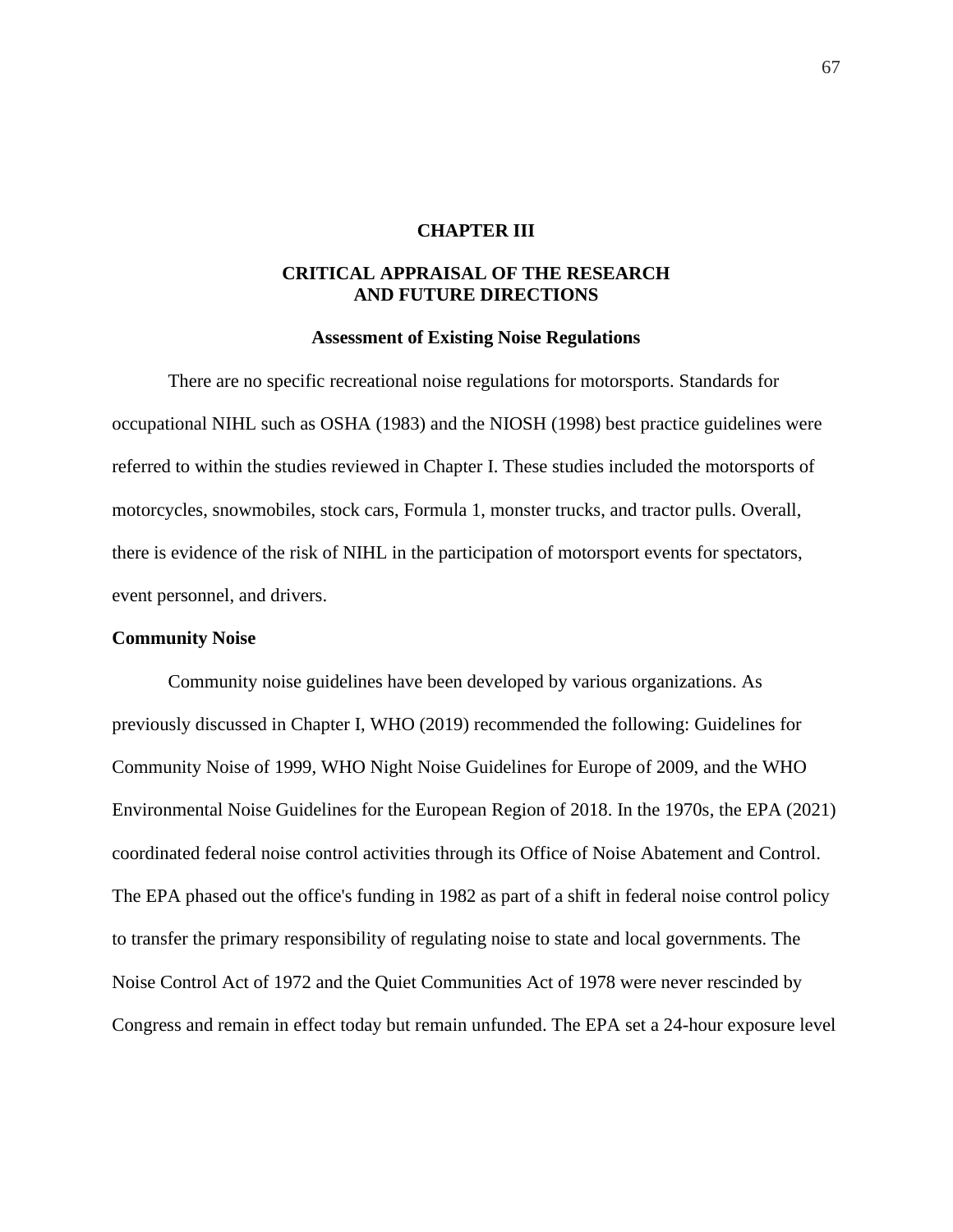# CHAPTER III

# CRITICAL APPRAISAL OF THE RESEARCH AND FUTURE DIRECTIONS

## Assessment of Existing Noise Regulations

There are no specific recreational noise regulations for motorsports. Standards for occupational NIHL such as OSHA (1983) and the NIOSH (1998) best practice guidelines were referred to within the studies reviewed in Chapter I. These studies included the motorsports of motorcycles, snowmobiles, stock cars, Formula 1, monster trucks, and tractor pulls. Overall, there is evidence of the risk of NIHL in the participation of motorsport events for spectators, event personnel, and drivers.

### Community Noise

Community noise guidelines have been developed by various organizations. As previously discussed in Chapter I, WHO (2019) recommended the following: Guidelines for Community Noise of 1999, WHO Night Noise Guidelines for Europe of 2009, and the WHO Environmental Noise Guidelines for the European Region of 2018. In the 1970s, the EPA (2021) coordinated federal noise control activities through its Office of Noise Abatement and Control. The EPA phased out the office's funding in 1982 as part of a shift in federal noise control policy to transfer the primary responsibility of regulating noise to state and local governments. The Noise Control Act of 1972 and the Quiet Communities Act of 1978 were never rescinded by Congress and remain in effect today but remain unfunded. The EPA set a 24-hour exposure level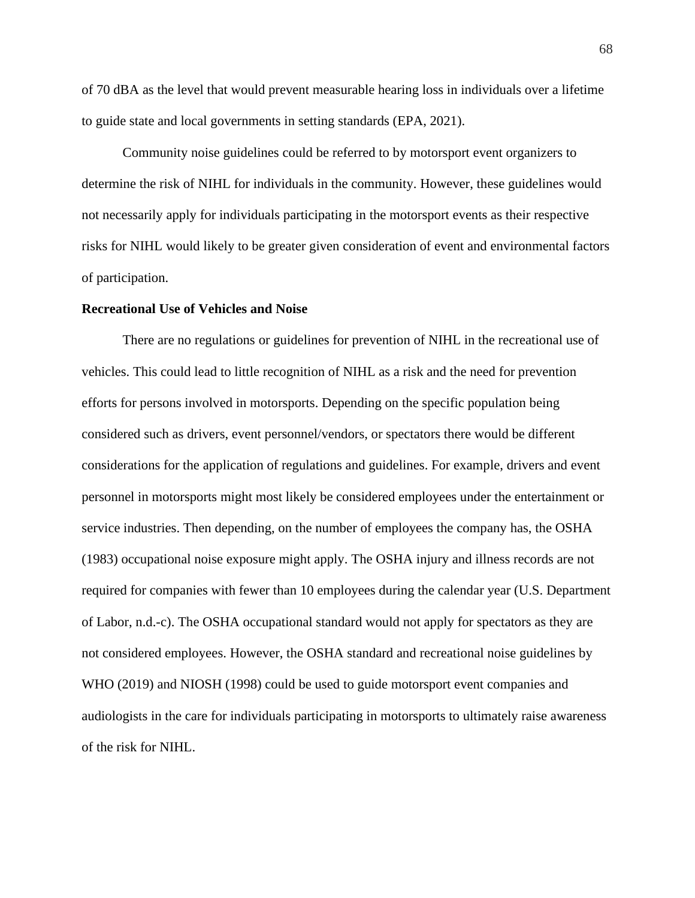of 70 dBA as the level that would prevent measurable hearing loss in individuals over a lifetime to guide state and local governments in setting standards (EPA, 2021).

Community noise guidelines could be referred to by motorsport event organizers to determine the risk of NIHL for individuals in the community. However, these guidelines would not necessarily apply for individuals participating in the motorsport events as their respective risks for NIHL would likely to be greater given consideration of event and environmental factors of participation.

**Recreational Use of Vehicles and Noise**

There are no regulations or guidelines for prevention of NIHL in the recreational use of vehicles. This could lead to little recognition of NIHL as a risk and the need for prevention efforts for persons involved in motorsports. Depending on the specific population being considered such as drivers, event personnel/vendors, or spectators there would be different considerations for the application of regulations and guidelines. For example, drivers and event personnel in motorsports might most likely be considered employees under the entertainment or service industries. Then depending, on the number of employees the company has, the OSHA (1983) occupational noise exposure might apply. The OSHA injury and illness records are not required for companies with fewer than 10 employees during the calendar year (U.S. Department of Labor, n.d.-c). The OSHA occupational standard would not apply for spectators as they are not considered employees. However, the OSHA standard and recreational noise guidelines by WHO (2019) and NIOSH (1998) could be used to guide motorsport event companies and audiologists in the care for individuals participating in motorsports to ultimately raise awareness of the risk for NIHL.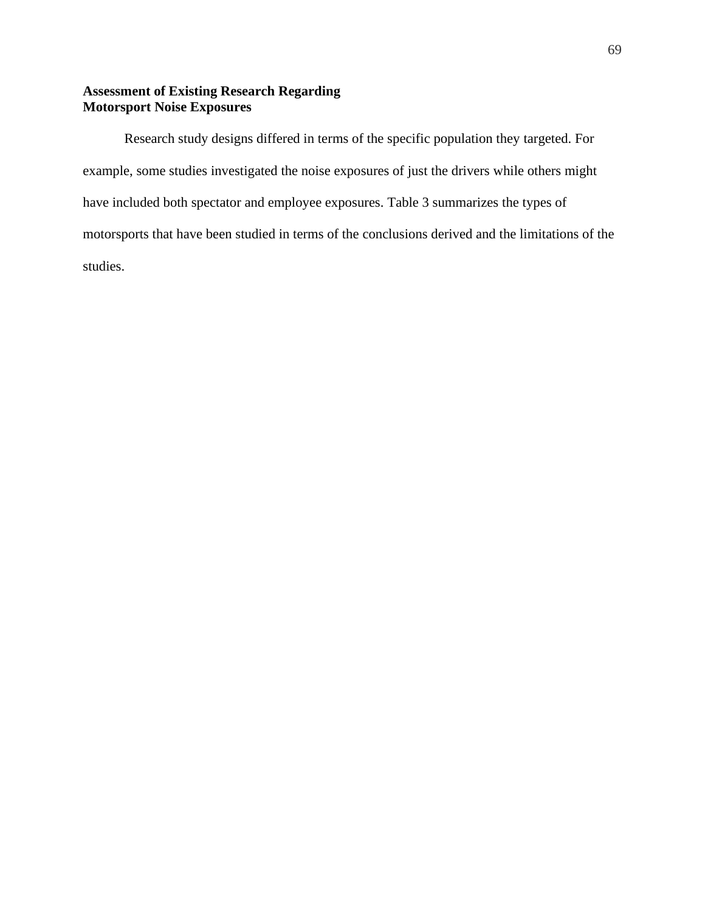## Assessment of Existing Research Regarding Motorsport Noise Exposures

Research study designs differed in terms of the specific population they targeted. For example, some studies investigated the noise exposures of just the drivers while others might have included both spectator and employee exposures. Table 3 summarizes the types of motorsports that have been studied in terms of the conclusions derived and the limitations of the studies.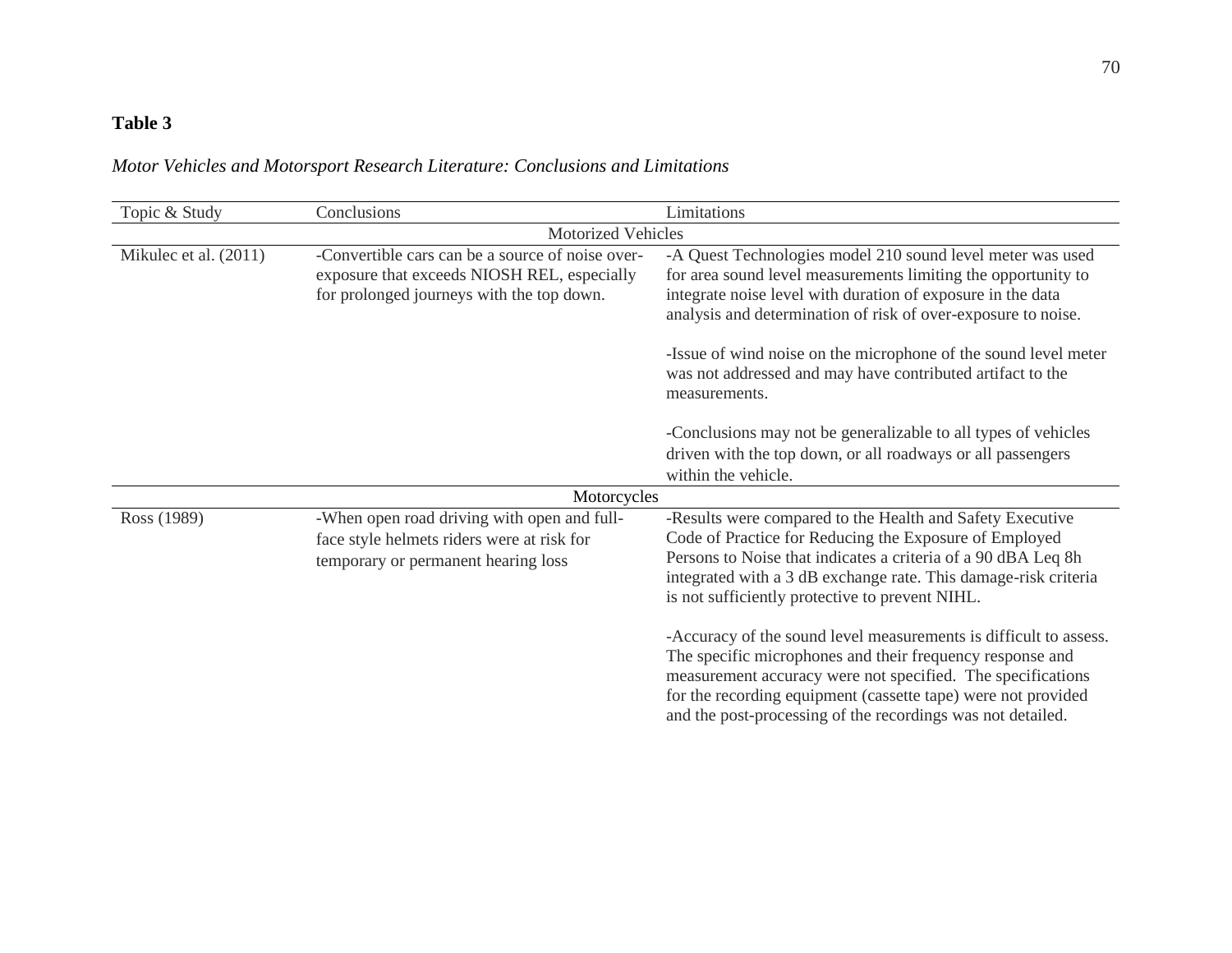**Table 3**

*Motor Vehicles and Motorsport Research Literature: Conclusions and Limitations*

| Topic & Study | Conclusions | Limitations |
|---|---|---|
| | Motorized Vehicles | |
| Mikulec et al. (2011) | -Convertible cars can be a source of noise over-exposure that exceeds NIOSH REL, especially for prolonged journeys with the top down. | -A Quest Technologies model 210 sound level meter was used for area sound level measurements limiting the opportunity to integrate noise level with duration of exposure in the data analysis and determination of risk of over-exposure to noise.<br><br>-Issue of wind noise on the microphone of the sound level meter was not addressed and may have contributed artifact to the measurements.<br><br>-Conclusions may not be generalizable to all types of vehicles driven with the top down, or all roadways or all passengers within the vehicle. |
| | Motorcycles | |
| Ross (1989) | -When open road driving with open and full-face style helmets riders were at risk for temporary or permanent hearing loss | -Results were compared to the Health and Safety Executive Code of Practice for Reducing the Exposure of Employed Persons to Noise that indicates a criteria of a 90 dBA Leq 8h integrated with a 3 dB exchange rate. This damage-risk criteria is not sufficiently protective to prevent NIHL.<br><br>-Accuracy of the sound level measurements is difficult to assess. The specific microphones and their frequency response and measurement accuracy were not specified. The specifications for the recording equipment (cassette tape) were not provided and the post-processing of the recordings was not detailed. |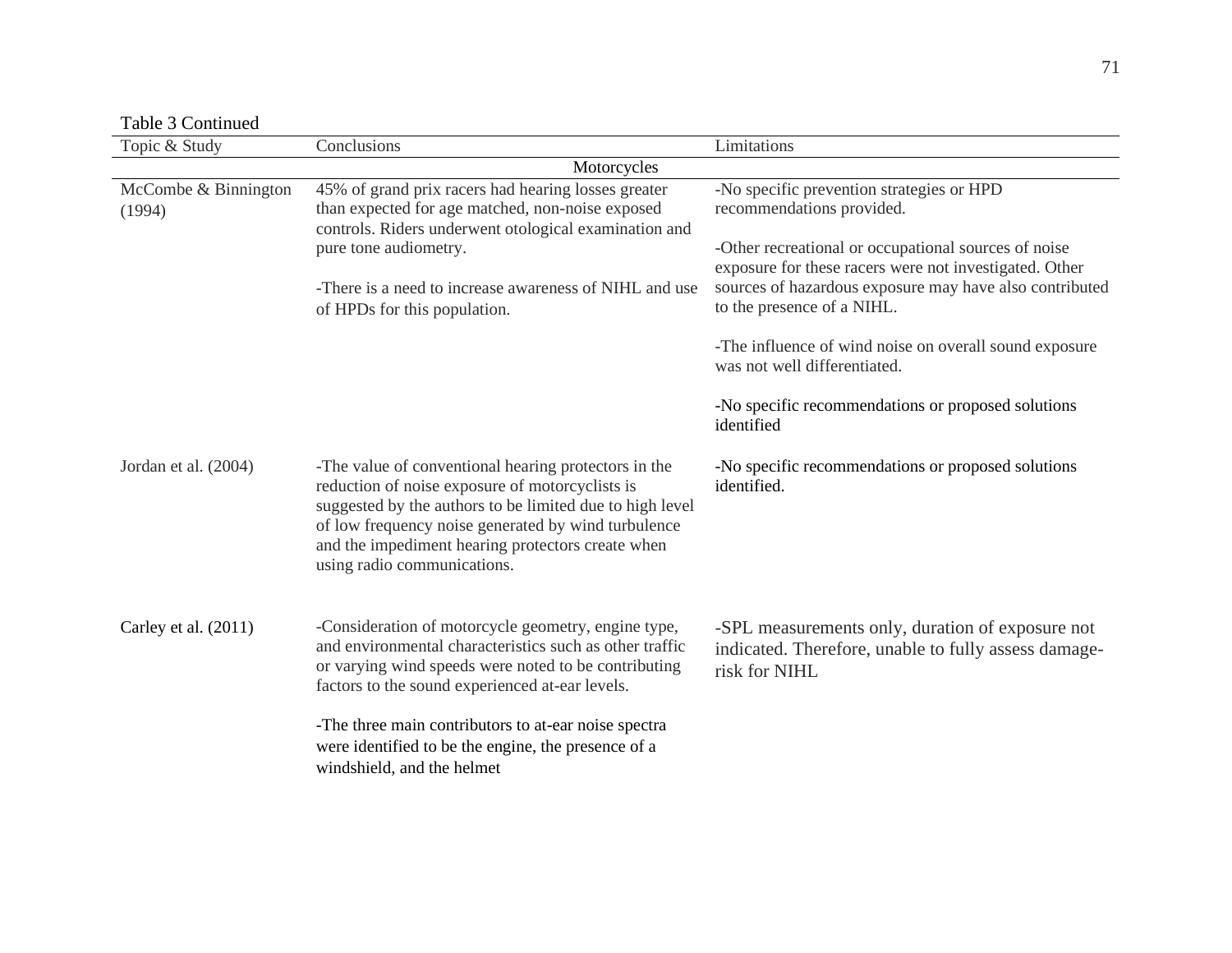Table 3 Continued

| Topic & Study | Conclusions | Limitations |
|---|---|---|
| | Motorcycles | |
| McCombe & Binnington (1994) | 45% of grand prix racers had hearing losses greater than expected for age matched, non-noise exposed controls. Riders underwent otological examination and pure tone audiometry.<br><br>-There is a need to increase awareness of NIHL and use of HPDs for this population. | -No specific prevention strategies or HPD recommendations provided.<br><br>-Other recreational or occupational sources of noise exposure for these racers were not investigated. Other sources of hazardous exposure may have also contributed to the presence of a NIHL.<br><br>-The influence of wind noise on overall sound exposure was not well differentiated.<br><br>-No specific recommendations or proposed solutions identified |
| Jordan et al. (2004) | -The value of conventional hearing protectors in the reduction of noise exposure of motorcyclists is suggested by the authors to be limited due to high level of low frequency noise generated by wind turbulence and the impediment hearing protectors create when using radio communications. | -No specific recommendations or proposed solutions identified. |
| Carley et al. (2011) | -Consideration of motorcycle geometry, engine type, and environmental characteristics such as other traffic or varying wind speeds were noted to be contributing factors to the sound experienced at-ear levels.<br><br>-The three main contributors to at-ear noise spectra were identified to be the engine, the presence of a windshield, and the helmet | -SPL measurements only, duration of exposure not indicated. Therefore, unable to fully assess damage-risk for NIHL |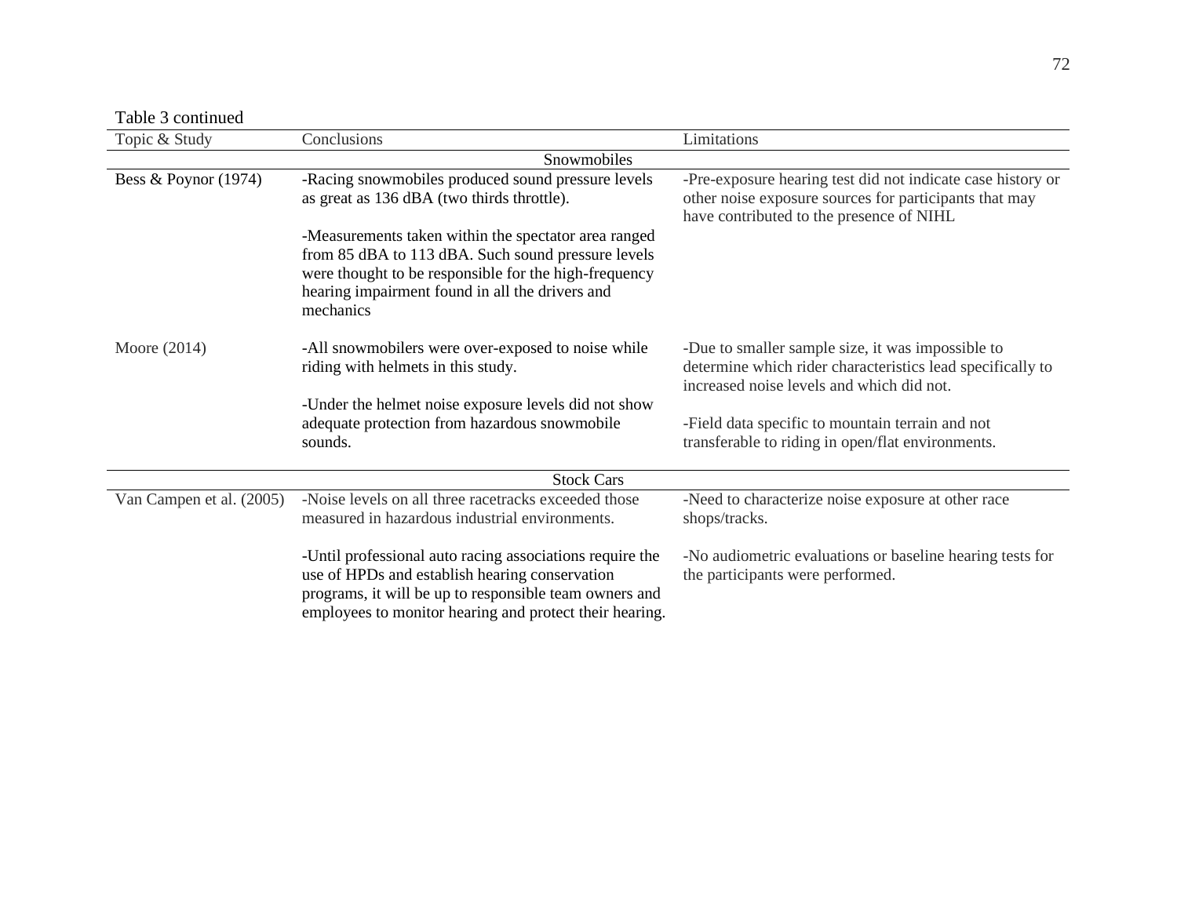Table 3 continued

| Topic & Study | Conclusions | Limitations |
|---|---|---|
| | Snowmobiles | |
| Bess & Poynor (1974) | -Racing snowmobiles produced sound pressure levels as great as 136 dBA (two thirds throttle).<br><br>-Measurements taken within the spectator area ranged from 85 dBA to 113 dBA. Such sound pressure levels were thought to be responsible for the high-frequency hearing impairment found in all the drivers and mechanics | -Pre-exposure hearing test did not indicate case history or other noise exposure sources for participants that may have contributed to the presence of NIHL |
| Moore (2014) | -All snowmobilers were over-exposed to noise while riding with helmets in this study.<br><br>-Under the helmet noise exposure levels did not show adequate protection from hazardous snowmobile sounds. | -Due to smaller sample size, it was impossible to determine which rider characteristics lead specifically to increased noise levels and which did not.<br><br>-Field data specific to mountain terrain and not transferable to riding in open/flat environments. |
| | Stock Cars | |
| Van Campen et al. (2005) | -Noise levels on all three racetracks exceeded those measured in hazardous industrial environments.<br><br>-Until professional auto racing associations require the use of HPDs and establish hearing conservation programs, it will be up to responsible team owners and employees to monitor hearing and protect their hearing. | -Need to characterize noise exposure at other race shops/tracks.<br><br>-No audiometric evaluations or baseline hearing tests for the participants were performed. |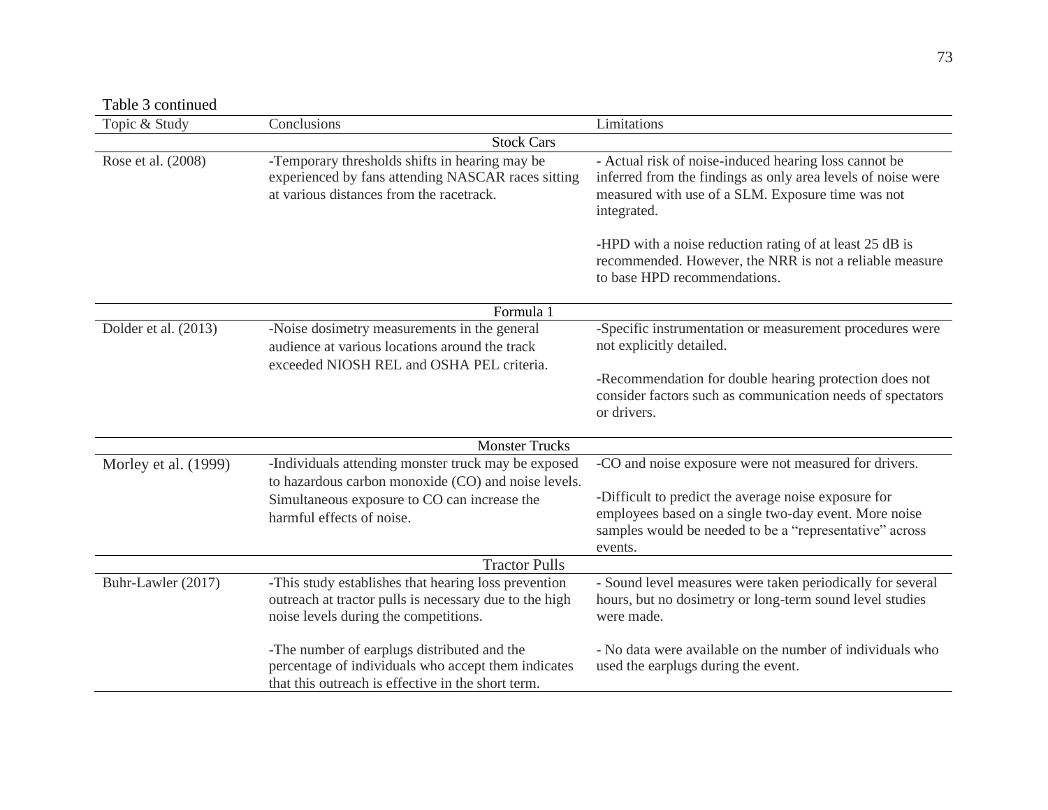Table 3 continued

| Topic & Study | Conclusions | Limitations |
|---|---|---|
| | Stock Cars | |
| Rose et al. (2008) | -Temporary thresholds shifts in hearing may be experienced by fans attending NASCAR races sitting at various distances from the racetrack. | - Actual risk of noise-induced hearing loss cannot be inferred from the findings as only area levels of noise were measured with use of a SLM. Exposure time was not integrated.<br><br>-HPD with a noise reduction rating of at least 25 dB is recommended. However, the NRR is not a reliable measure to base HPD recommendations. |
| | Formula 1 | |
| Dolder et al. (2013) | -Noise dosimetry measurements in the general audience at various locations around the track exceeded NIOSH REL and OSHA PEL criteria. | -Specific instrumentation or measurement procedures were not explicitly detailed.<br><br>-Recommendation for double hearing protection does not consider factors such as communication needs of spectators or drivers. |
| | Monster Trucks | |
| Morley et al. (1999) | -Individuals attending monster truck may be exposed to hazardous carbon monoxide (CO) and noise levels. Simultaneous exposure to CO can increase the harmful effects of noise. | -CO and noise exposure were not measured for drivers.<br><br>-Difficult to predict the average noise exposure for employees based on a single two-day event. More noise samples would be needed to be a "representative" across events. |
| | Tractor Pulls | |
| Buhr-Lawler (2017) | -This study establishes that hearing loss prevention outreach at tractor pulls is necessary due to the high noise levels during the competitions.<br><br>-The number of earplugs distributed and the percentage of individuals who accept them indicates that this outreach is effective in the short term. | - Sound level measures were taken periodically for several hours, but no dosimetry or long-term sound level studies were made.<br><br>- No data were available on the number of individuals who used the earplugs during the event. |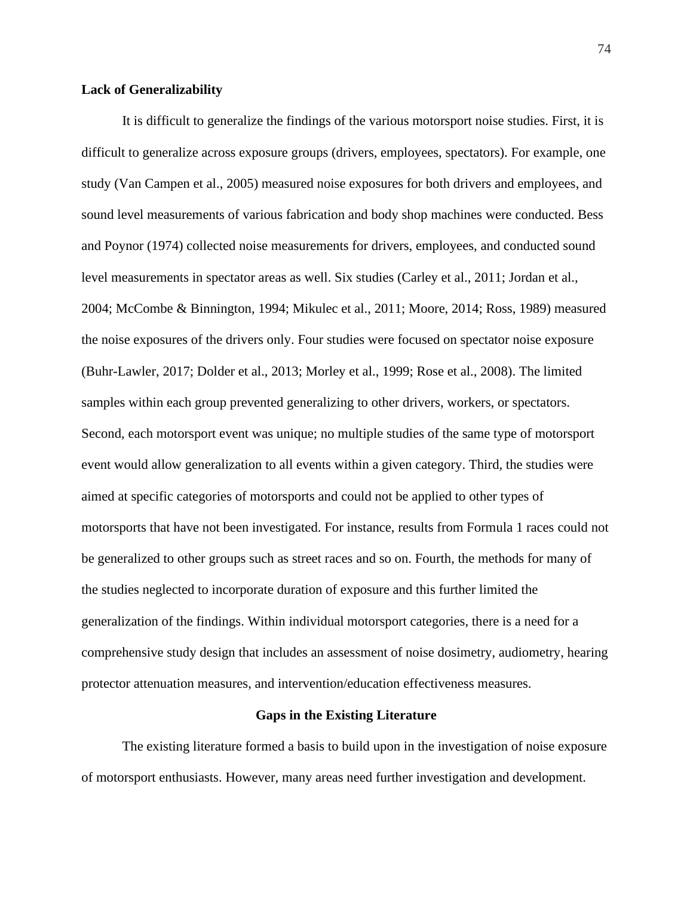**Lack of Generalizability**

It is difficult to generalize the findings of the various motorsport noise studies. First, it is difficult to generalize across exposure groups (drivers, employees, spectators). For example, one study (Van Campen et al., 2005) measured noise exposures for both drivers and employees, and sound level measurements of various fabrication and body shop machines were conducted. Bess and Poynor (1974) collected noise measurements for drivers, employees, and conducted sound level measurements in spectator areas as well. Six studies (Carley et al., 2011; Jordan et al., 2004; McCombe & Binnington, 1994; Mikulec et al., 2011; Moore, 2014; Ross, 1989) measured the noise exposures of the drivers only. Four studies were focused on spectator noise exposure (Buhr-Lawler, 2017; Dolder et al., 2013; Morley et al., 1999; Rose et al., 2008). The limited samples within each group prevented generalizing to other drivers, workers, or spectators. Second, each motorsport event was unique; no multiple studies of the same type of motorsport event would allow generalization to all events within a given category. Third, the studies were aimed at specific categories of motorsports and could not be applied to other types of motorsports that have not been investigated. For instance, results from Formula 1 races could not be generalized to other groups such as street races and so on. Fourth, the methods for many of the studies neglected to incorporate duration of exposure and this further limited the generalization of the findings. Within individual motorsport categories, there is a need for a comprehensive study design that includes an assessment of noise dosimetry, audiometry, hearing protector attenuation measures, and intervention/education effectiveness measures.

## Gaps in the Existing Literature

The existing literature formed a basis to build upon in the investigation of noise exposure of motorsport enthusiasts. However, many areas need further investigation and development.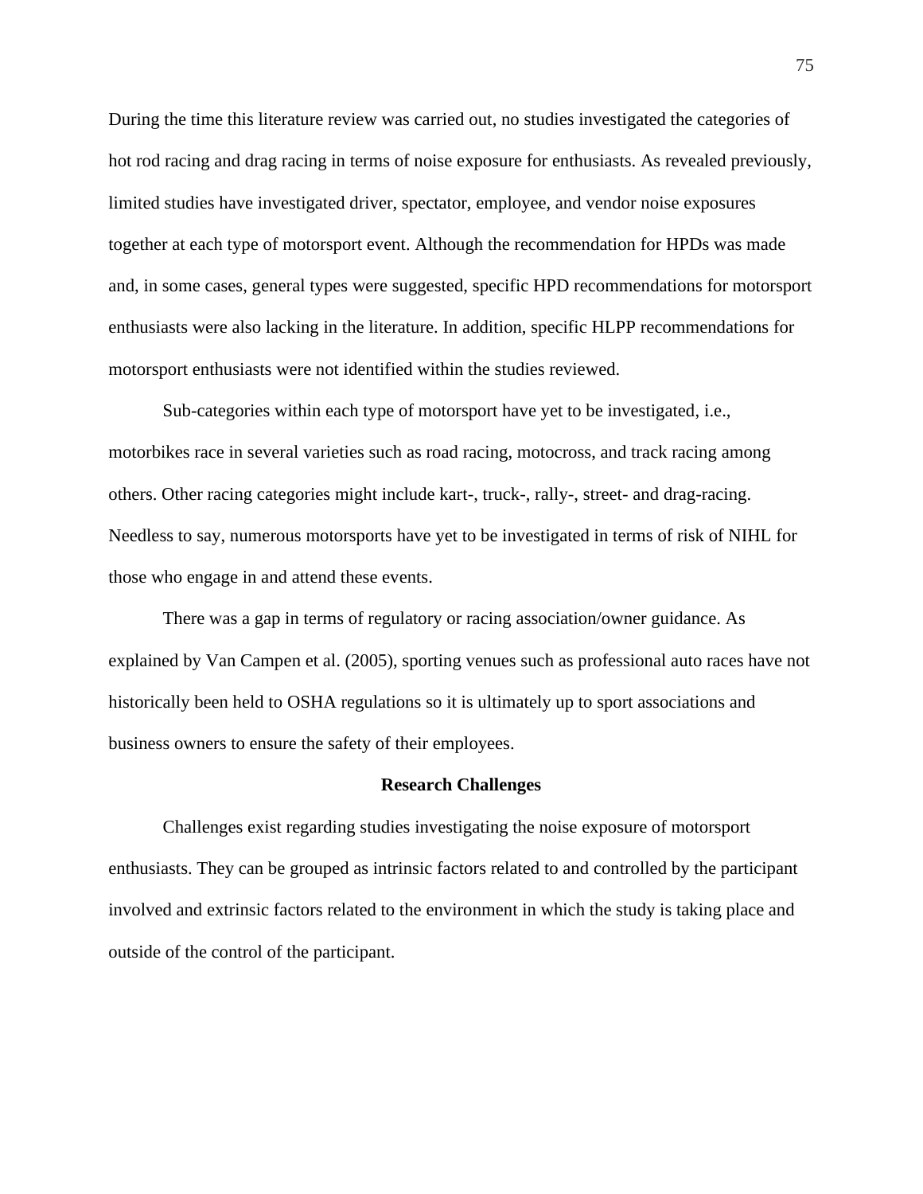During the time this literature review was carried out, no studies investigated the categories of hot rod racing and drag racing in terms of noise exposure for enthusiasts. As revealed previously, limited studies have investigated driver, spectator, employee, and vendor noise exposures together at each type of motorsport event. Although the recommendation for HPDs was made and, in some cases, general types were suggested, specific HPD recommendations for motorsport enthusiasts were also lacking in the literature. In addition, specific HLPP recommendations for motorsport enthusiasts were not identified within the studies reviewed.

Sub-categories within each type of motorsport have yet to be investigated, i.e., motorbikes race in several varieties such as road racing, motocross, and track racing among others. Other racing categories might include kart-, truck-, rally-, street- and drag-racing. Needless to say, numerous motorsports have yet to be investigated in terms of risk of NIHL for those who engage in and attend these events.

There was a gap in terms of regulatory or racing association/owner guidance. As explained by Van Campen et al. (2005), sporting venues such as professional auto races have not historically been held to OSHA regulations so it is ultimately up to sport associations and business owners to ensure the safety of their employees.

## Research Challenges

Challenges exist regarding studies investigating the noise exposure of motorsport enthusiasts. They can be grouped as intrinsic factors related to and controlled by the participant involved and extrinsic factors related to the environment in which the study is taking place and outside of the control of the participant.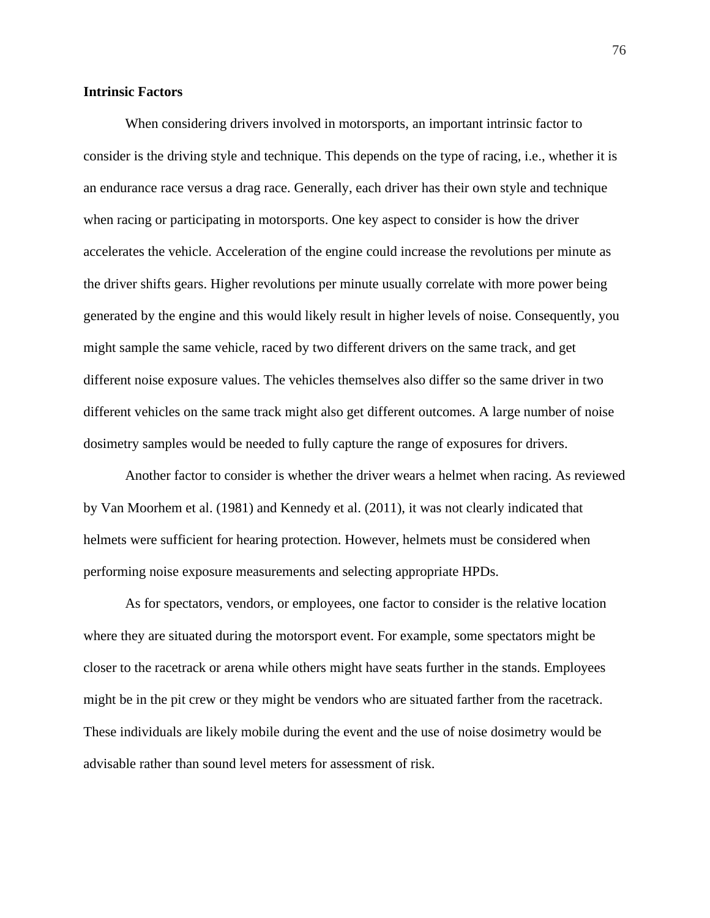### Intrinsic Factors

When considering drivers involved in motorsports, an important intrinsic factor to consider is the driving style and technique. This depends on the type of racing, i.e., whether it is an endurance race versus a drag race. Generally, each driver has their own style and technique when racing or participating in motorsports. One key aspect to consider is how the driver accelerates the vehicle. Acceleration of the engine could increase the revolutions per minute as the driver shifts gears. Higher revolutions per minute usually correlate with more power being generated by the engine and this would likely result in higher levels of noise. Consequently, you might sample the same vehicle, raced by two different drivers on the same track, and get different noise exposure values. The vehicles themselves also differ so the same driver in two different vehicles on the same track might also get different outcomes. A large number of noise dosimetry samples would be needed to fully capture the range of exposures for drivers.

Another factor to consider is whether the driver wears a helmet when racing. As reviewed by Van Moorhem et al. (1981) and Kennedy et al. (2011), it was not clearly indicated that helmets were sufficient for hearing protection. However, helmets must be considered when performing noise exposure measurements and selecting appropriate HPDs.

As for spectators, vendors, or employees, one factor to consider is the relative location where they are situated during the motorsport event. For example, some spectators might be closer to the racetrack or arena while others might have seats further in the stands. Employees might be in the pit crew or they might be vendors who are situated farther from the racetrack. These individuals are likely mobile during the event and the use of noise dosimetry would be advisable rather than sound level meters for assessment of risk.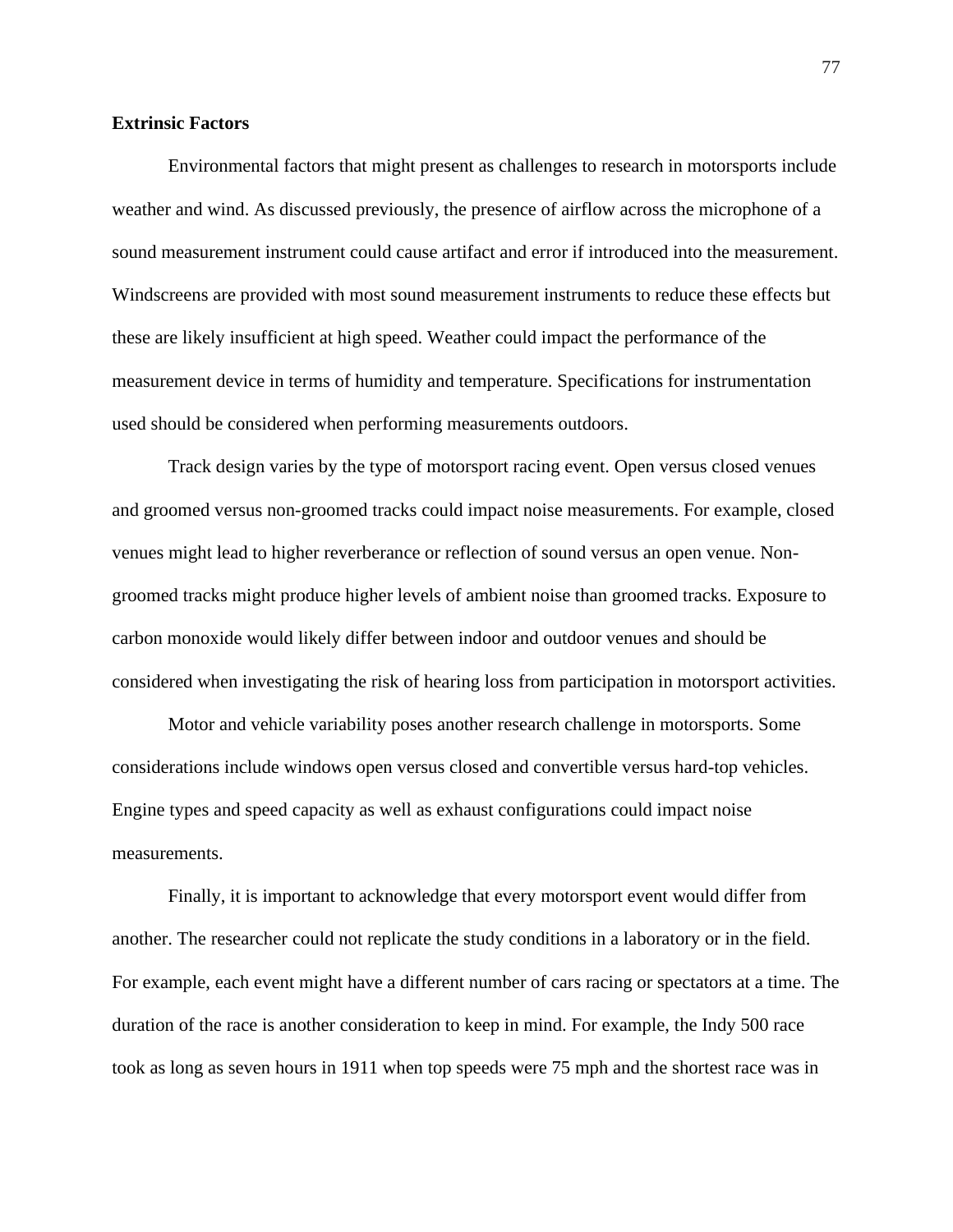**Extrinsic Factors**

Environmental factors that might present as challenges to research in motorsports include weather and wind. As discussed previously, the presence of airflow across the microphone of a sound measurement instrument could cause artifact and error if introduced into the measurement. Windscreens are provided with most sound measurement instruments to reduce these effects but these are likely insufficient at high speed. Weather could impact the performance of the measurement device in terms of humidity and temperature. Specifications for instrumentation used should be considered when performing measurements outdoors.

Track design varies by the type of motorsport racing event. Open versus closed venues and groomed versus non-groomed tracks could impact noise measurements. For example, closed venues might lead to higher reverberance or reflection of sound versus an open venue. Non-groomed tracks might produce higher levels of ambient noise than groomed tracks. Exposure to carbon monoxide would likely differ between indoor and outdoor venues and should be considered when investigating the risk of hearing loss from participation in motorsport activities.

Motor and vehicle variability poses another research challenge in motorsports. Some considerations include windows open versus closed and convertible versus hard-top vehicles. Engine types and speed capacity as well as exhaust configurations could impact noise measurements.

Finally, it is important to acknowledge that every motorsport event would differ from another. The researcher could not replicate the study conditions in a laboratory or in the field. For example, each event might have a different number of cars racing or spectators at a time. The duration of the race is another consideration to keep in mind. For example, the Indy 500 race took as long as seven hours in 1911 when top speeds were 75 mph and the shortest race was in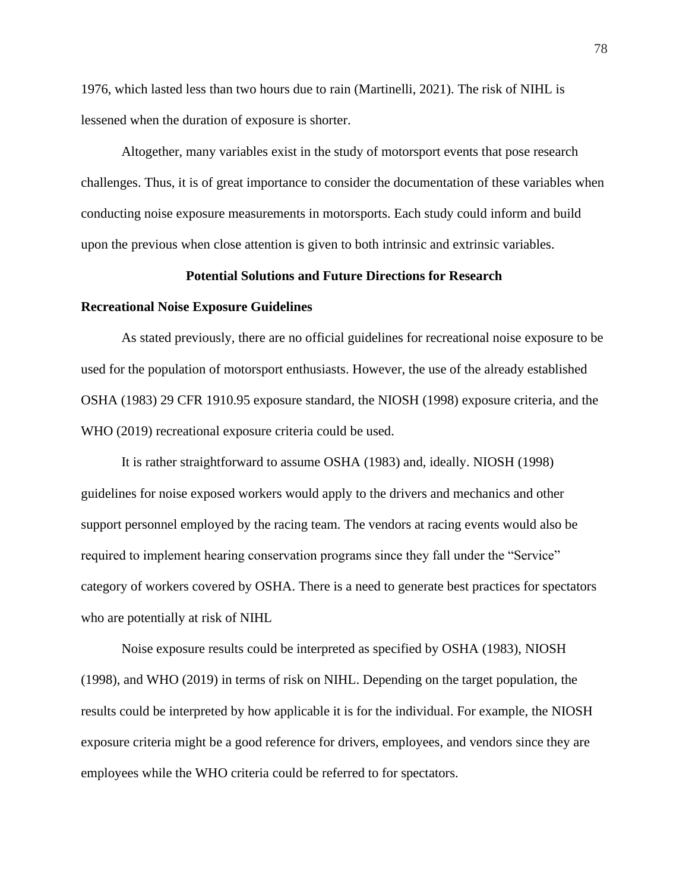1976, which lasted less than two hours due to rain (Martinelli, 2021). The risk of NIHL is lessened when the duration of exposure is shorter.

Altogether, many variables exist in the study of motorsport events that pose research challenges. Thus, it is of great importance to consider the documentation of these variables when conducting noise exposure measurements in motorsports. Each study could inform and build upon the previous when close attention is given to both intrinsic and extrinsic variables.

## Potential Solutions and Future Directions for Research

### Recreational Noise Exposure Guidelines

As stated previously, there are no official guidelines for recreational noise exposure to be used for the population of motorsport enthusiasts. However, the use of the already established OSHA (1983) 29 CFR 1910.95 exposure standard, the NIOSH (1998) exposure criteria, and the WHO (2019) recreational exposure criteria could be used.

It is rather straightforward to assume OSHA (1983) and, ideally. NIOSH (1998) guidelines for noise exposed workers would apply to the drivers and mechanics and other support personnel employed by the racing team. The vendors at racing events would also be required to implement hearing conservation programs since they fall under the “Service” category of workers covered by OSHA. There is a need to generate best practices for spectators who are potentially at risk of NIHL

Noise exposure results could be interpreted as specified by OSHA (1983), NIOSH (1998), and WHO (2019) in terms of risk on NIHL. Depending on the target population, the results could be interpreted by how applicable it is for the individual. For example, the NIOSH exposure criteria might be a good reference for drivers, employees, and vendors since they are employees while the WHO criteria could be referred to for spectators.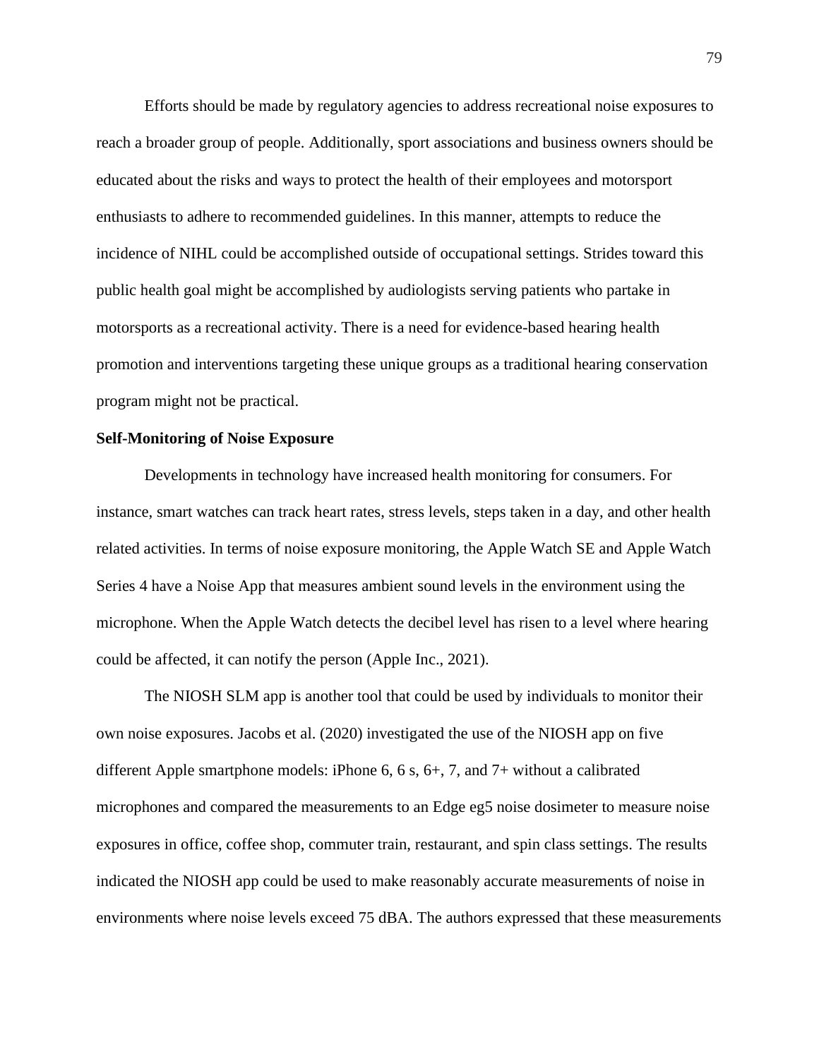Efforts should be made by regulatory agencies to address recreational noise exposures to reach a broader group of people. Additionally, sport associations and business owners should be educated about the risks and ways to protect the health of their employees and motorsport enthusiasts to adhere to recommended guidelines. In this manner, attempts to reduce the incidence of NIHL could be accomplished outside of occupational settings. Strides toward this public health goal might be accomplished by audiologists serving patients who partake in motorsports as a recreational activity. There is a need for evidence-based hearing health promotion and interventions targeting these unique groups as a traditional hearing conservation program might not be practical.

**Self-Monitoring of Noise Exposure**

Developments in technology have increased health monitoring for consumers. For instance, smart watches can track heart rates, stress levels, steps taken in a day, and other health related activities. In terms of noise exposure monitoring, the Apple Watch SE and Apple Watch Series 4 have a Noise App that measures ambient sound levels in the environment using the microphone. When the Apple Watch detects the decibel level has risen to a level where hearing could be affected, it can notify the person (Apple Inc., 2021).

The NIOSH SLM app is another tool that could be used by individuals to monitor their own noise exposures. Jacobs et al. (2020) investigated the use of the NIOSH app on five different Apple smartphone models: iPhone 6, 6 s, 6+, 7, and 7+ without a calibrated microphones and compared the measurements to an Edge eg5 noise dosimeter to measure noise exposures in office, coffee shop, commuter train, restaurant, and spin class settings. The results indicated the NIOSH app could be used to make reasonably accurate measurements of noise in environments where noise levels exceed 75 dBA. The authors expressed that these measurements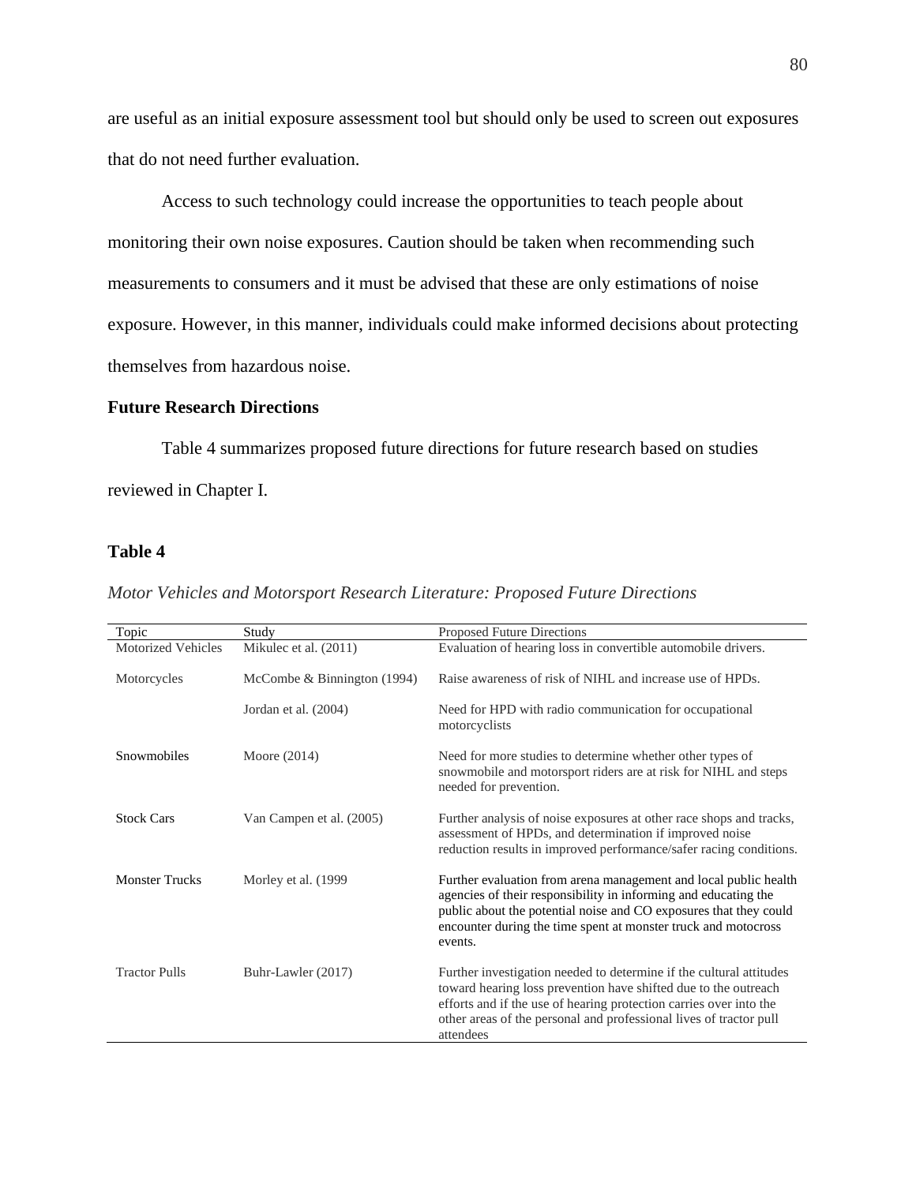are useful as an initial exposure assessment tool but should only be used to screen out exposures that do not need further evaluation.

Access to such technology could increase the opportunities to teach people about monitoring their own noise exposures. Caution should be taken when recommending such measurements to consumers and it must be advised that these are only estimations of noise exposure. However, in this manner, individuals could make informed decisions about protecting themselves from hazardous noise.

## Future Research Directions

Table 4 summarizes proposed future directions for future research based on studies reviewed in Chapter I.

**Table 4**

*Motor Vehicles and Motorsport Research Literature: Proposed Future Directions*

| Topic | Study | Proposed Future Directions |
|---|---|---|
| Motorized Vehicles | Mikulec et al. (2011) | Evaluation of hearing loss in convertible automobile drivers. |
| Motorcycles | McCombe & Binnington (1994) | Raise awareness of risk of NIHL and increase use of HPDs. |
| | Jordan et al. (2004) | Need for HPD with radio communication for occupational motorcyclists |
| Snowmobiles | Moore (2014) | Need for more studies to determine whether other types of snowmobile and motorsport riders are at risk for NIHL and steps needed for prevention. |
| Stock Cars | Van Campen et al. (2005) | Further analysis of noise exposures at other race shops and tracks, assessment of HPDs, and determination if improved noise reduction results in improved performance/safer racing conditions. |
| Monster Trucks | Morley et al. (1999 | Further evaluation from arena management and local public health agencies of their responsibility in informing and educating the public about the potential noise and CO exposures that they could encounter during the time spent at monster truck and motocross events. |
| Tractor Pulls | Buhr-Lawler (2017) | Further investigation needed to determine if the cultural attitudes toward hearing loss prevention have shifted due to the outreach efforts and if the use of hearing protection carries over into the other areas of the personal and professional lives of tractor pull attendees |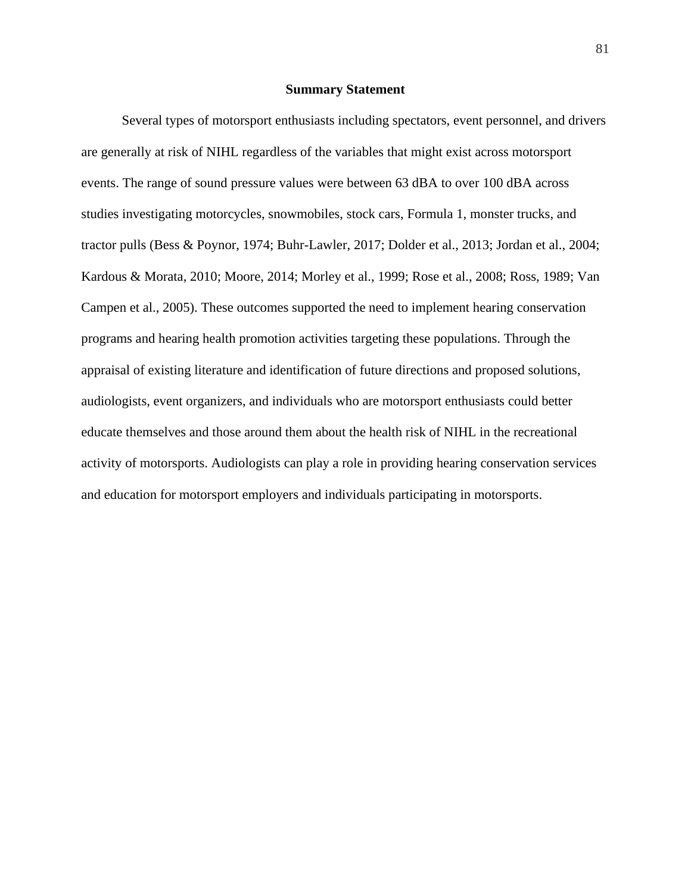## Summary Statement

Several types of motorsport enthusiasts including spectators, event personnel, and drivers are generally at risk of NIHL regardless of the variables that might exist across motorsport events. The range of sound pressure values were between 63 dBA to over 100 dBA across studies investigating motorcycles, snowmobiles, stock cars, Formula 1, monster trucks, and tractor pulls (Bess & Poynor, 1974; Buhr-Lawler, 2017; Dolder et al., 2013; Jordan et al., 2004; Kardous & Morata, 2010; Moore, 2014; Morley et al., 1999; Rose et al., 2008; Ross, 1989; Van Campen et al., 2005). These outcomes supported the need to implement hearing conservation programs and hearing health promotion activities targeting these populations. Through the appraisal of existing literature and identification of future directions and proposed solutions, audiologists, event organizers, and individuals who are motorsport enthusiasts could better educate themselves and those around them about the health risk of NIHL in the recreational activity of motorsports. Audiologists can play a role in providing hearing conservation services and education for motorsport employers and individuals participating in motorsports.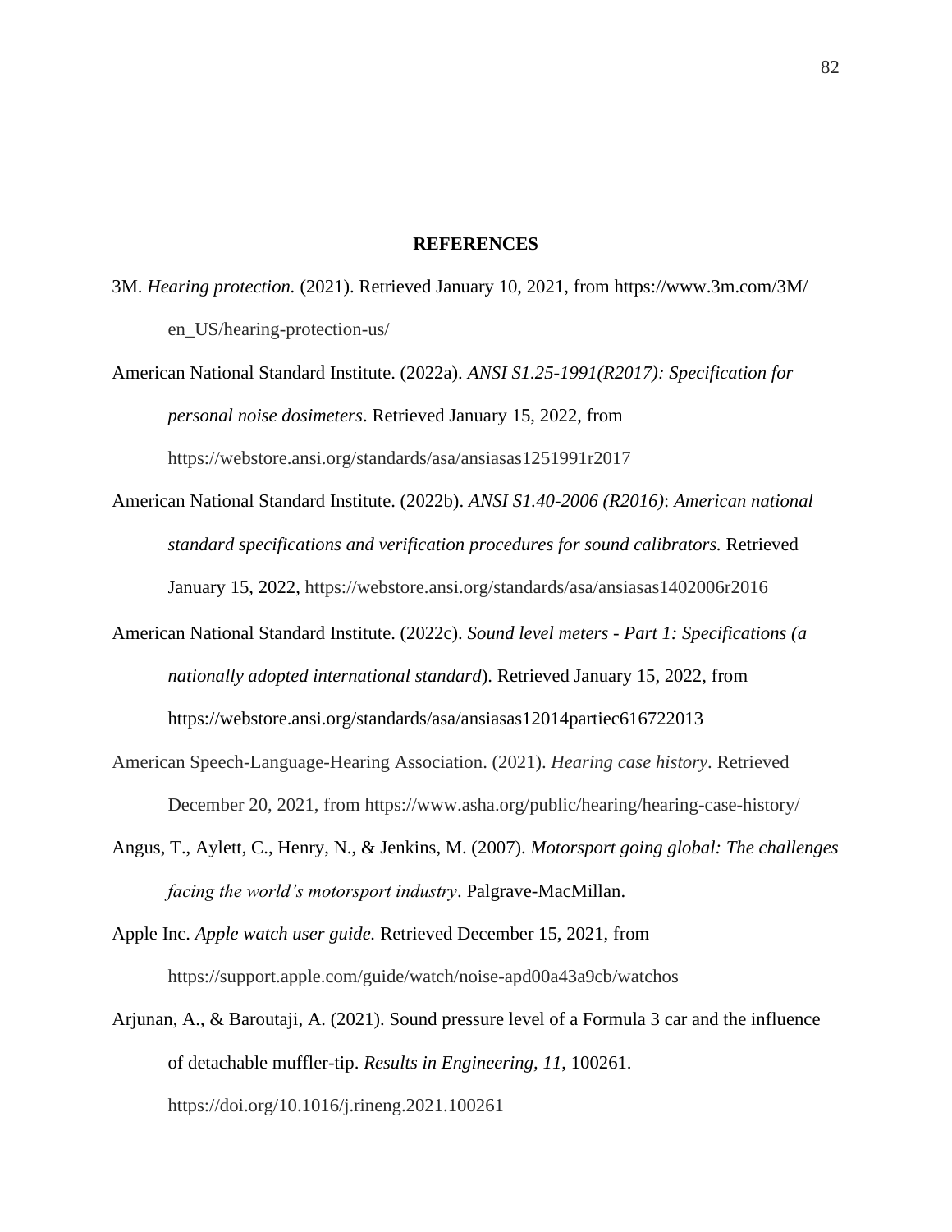# REFERENCES

3M. *Hearing protection.* (2021). Retrieved January 10, 2021, from https://www.3m.com/3M/en_US/hearing-protection-us/

American National Standard Institute. (2022a). *ANSI S1.25-1991(R2017): Specification for personal noise dosimeters*. Retrieved January 15, 2022, from https://webstore.ansi.org/standards/asa/ansiasas1251991r2017

American National Standard Institute. (2022b). *ANSI S1.40-2006 (R2016)*: *American national standard specifications and verification procedures for sound calibrators.* Retrieved January 15, 2022, https://webstore.ansi.org/standards/asa/ansiasas1402006r2016

American National Standard Institute. (2022c). *Sound level meters - Part 1: Specifications (a nationally adopted international standard*). Retrieved January 15, 2022, from https://webstore.ansi.org/standards/asa/ansiasas12014partiec616722013

American Speech-Language-Hearing Association. (2021). *Hearing case history*. Retrieved December 20, 2021, from https://www.asha.org/public/hearing/hearing-case-history/

Angus, T., Aylett, C., Henry, N., & Jenkins, M. (2007). *Motorsport going global: The challenges facing the world's motorsport industry*. Palgrave-MacMillan.

Apple Inc. *Apple watch user guide.* Retrieved December 15, 2021, from https://support.apple.com/guide/watch/noise-apd00a43a9cb/watchos

Arjunan, A., & Baroutaji, A. (2021). Sound pressure level of a Formula 3 car and the influence of detachable muffler-tip. *Results in Engineering, 11*, 100261. https://doi.org/10.1016/j.rineng.2021.100261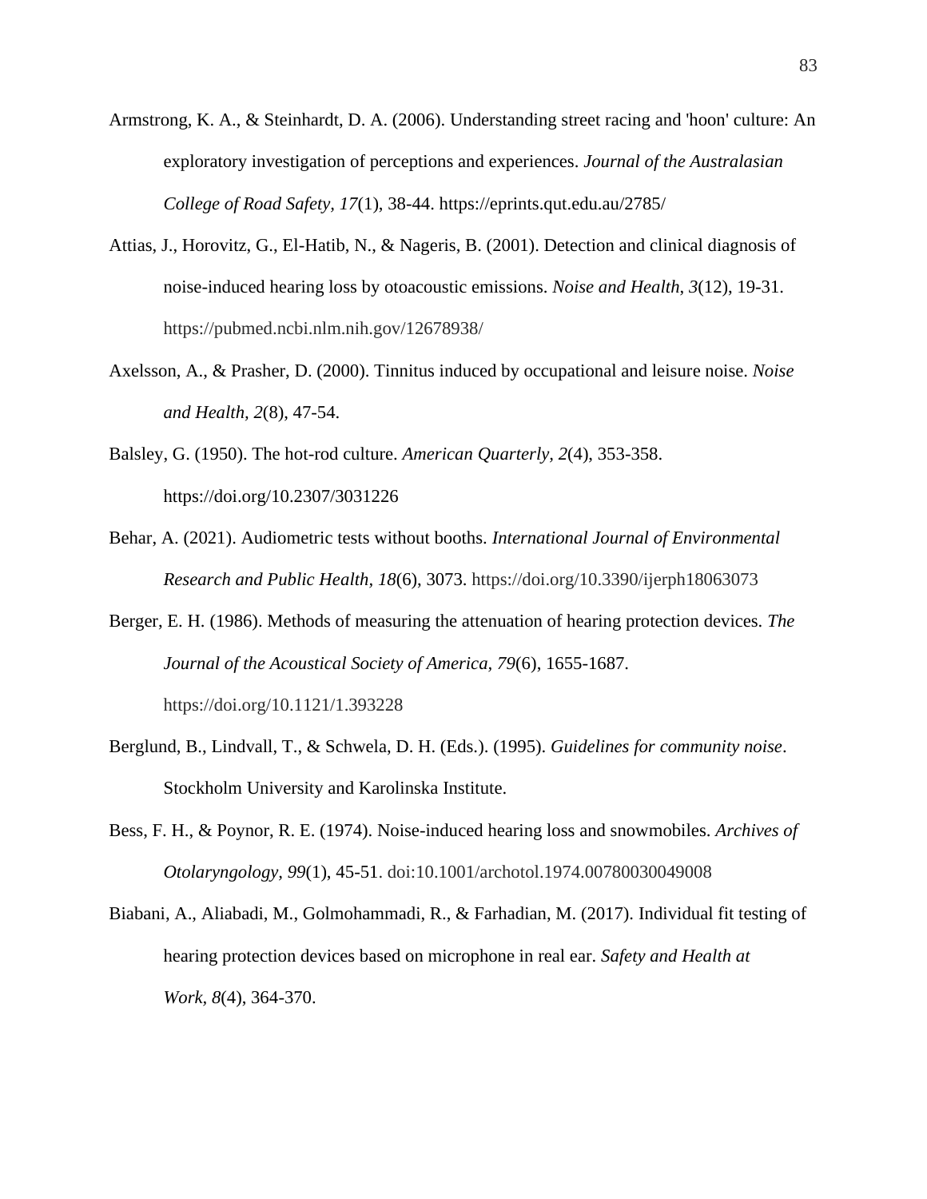Armstrong, K. A., & Steinhardt, D. A. (2006). Understanding street racing and 'hoon' culture: An exploratory investigation of perceptions and experiences. *Journal of the Australasian College of Road Safety, 17*(1), 38-44. https://eprints.qut.edu.au/2785/

Attias, J., Horovitz, G., El-Hatib, N., & Nageris, B. (2001). Detection and clinical diagnosis of noise-induced hearing loss by otoacoustic emissions. *Noise and Health*, *3*(12), 19-31. https://pubmed.ncbi.nlm.nih.gov/12678938/

Axelsson, A., & Prasher, D. (2000). Tinnitus induced by occupational and leisure noise. *Noise and Health, 2*(8), 47-54.

Balsley, G. (1950). The hot-rod culture. *American Quarterly, 2*(4), 353-358. https://doi.org/10.2307/3031226

Behar, A. (2021). Audiometric tests without booths. *International Journal of Environmental Research and Public Health, 18*(6), 3073. https://doi.org/10.3390/ijerph18063073

Berger, E. H. (1986). Methods of measuring the attenuation of hearing protection devices. *The Journal of the Acoustical Society of America, 79*(6), 1655-1687. https://doi.org/10.1121/1.393228

Berglund, B., Lindvall, T., & Schwela, D. H. (Eds.). (1995). *Guidelines for community noise*. Stockholm University and Karolinska Institute.

Bess, F. H., & Poynor, R. E. (1974). Noise-induced hearing loss and snowmobiles. *Archives of Otolaryngology, 99*(1), 45-51. doi:10.1001/archotol.1974.00780030049008

Biabani, A., Aliabadi, M., Golmohammadi, R., & Farhadian, M. (2017). Individual fit testing of hearing protection devices based on microphone in real ear. *Safety and Health at Work*, *8*(4), 364-370.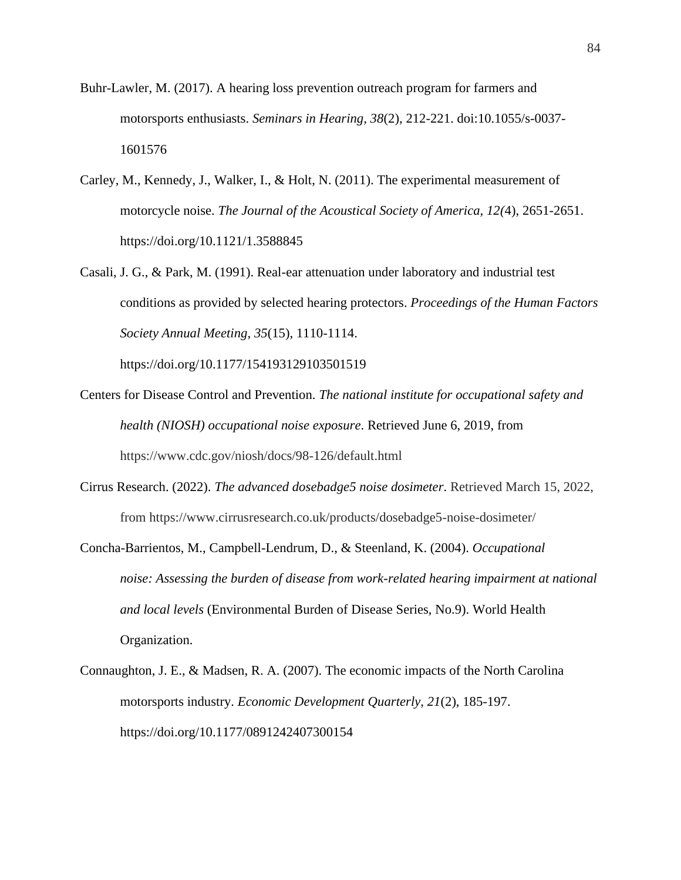Buhr-Lawler, M. (2017). A hearing loss prevention outreach program for farmers and motorsports enthusiasts. *Seminars in Hearing, 38*(2), 212-221. doi:10.1055/s-0037-1601576

Carley, M., Kennedy, J., Walker, I., & Holt, N. (2011). The experimental measurement of motorcycle noise. *The Journal of the Acoustical Society of America, 12(*4), 2651-2651. https://doi.org/10.1121/1.3588845

Casali, J. G., & Park, M. (1991). Real-ear attenuation under laboratory and industrial test conditions as provided by selected hearing protectors. *Proceedings of the Human Factors Society Annual Meeting, 35*(15), 1110-1114. https://doi.org/10.1177/154193129103501519

Centers for Disease Control and Prevention. *The national institute for occupational safety and health (NIOSH) occupational noise exposure*. Retrieved June 6, 2019, from https://www.cdc.gov/niosh/docs/98-126/default.html

Cirrus Research. (2022). *The advanced dosebadge5 noise dosimeter*. Retrieved March 15, 2022, from https://www.cirrusresearch.co.uk/products/dosebadge5-noise-dosimeter/

Concha-Barrientos, M., Campbell-Lendrum, D., & Steenland, K. (2004). *Occupational noise: Assessing the burden of disease from work-related hearing impairment at national and local levels* (Environmental Burden of Disease Series, No.9). World Health Organization.

Connaughton, J. E., & Madsen, R. A. (2007). The economic impacts of the North Carolina motorsports industry. *Economic Development Quarterly, 21*(2), 185-197. https://doi.org/10.1177/0891242407300154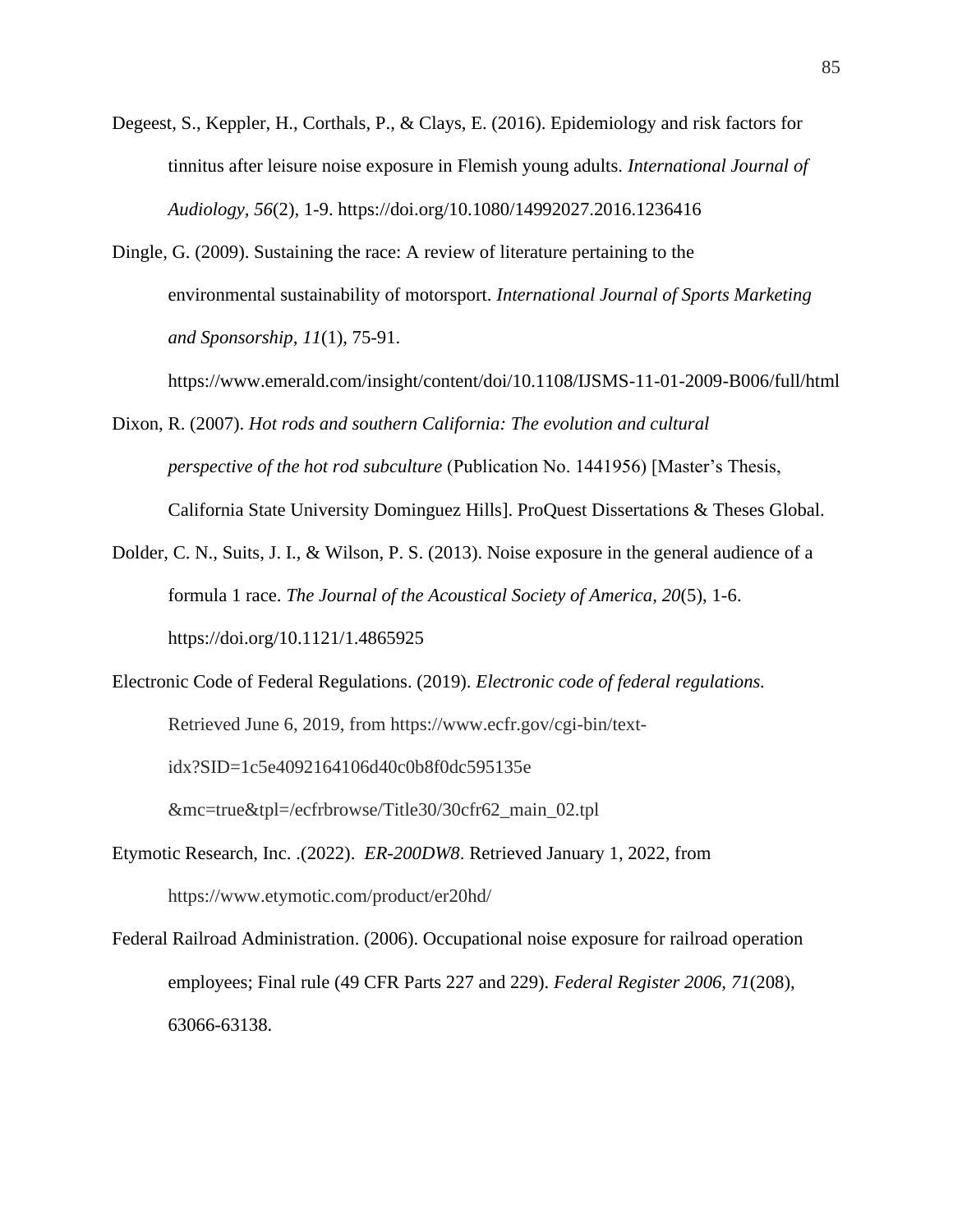Degeest, S., Keppler, H., Corthals, P., & Clays, E. (2016). Epidemiology and risk factors for tinnitus after leisure noise exposure in Flemish young adults. *International Journal of Audiology, 56*(2), 1-9. https://doi.org/10.1080/14992027.2016.1236416

Dingle, G. (2009). Sustaining the race: A review of literature pertaining to the environmental sustainability of motorsport. *International Journal of Sports Marketing and Sponsorship, 11*(1), 75-91. https://www.emerald.com/insight/content/doi/10.1108/IJSMS-11-01-2009-B006/full/html

Dixon, R. (2007). *Hot rods and southern California: The evolution and cultural perspective of the hot rod subculture* (Publication No. 1441956) [Master's Thesis, California State University Dominguez Hills]. ProQuest Dissertations & Theses Global.

Dolder, C. N., Suits, J. I., & Wilson, P. S. (2013). Noise exposure in the general audience of a formula 1 race. *The Journal of the Acoustical Society of America, 20*(5), 1-6. https://doi.org/10.1121/1.4865925

Electronic Code of Federal Regulations. (2019). *Electronic code of federal regulations.* Retrieved June 6, 2019, from https://www.ecfr.gov/cgi-bin/text-idx?SID=1c5e4092164106d40c0b8f0dc595135e &mc=true&tpl=/ecfrbrowse/Title30/30cfr62_main_02.tpl

Etymotic Research, Inc. .(2022). *ER-200DW8*. Retrieved January 1, 2022, from https://www.etymotic.com/product/er20hd/

Federal Railroad Administration. (2006). Occupational noise exposure for railroad operation employees; Final rule (49 CFR Parts 227 and 229). *Federal Register 2006, 71*(208), 63066-63138.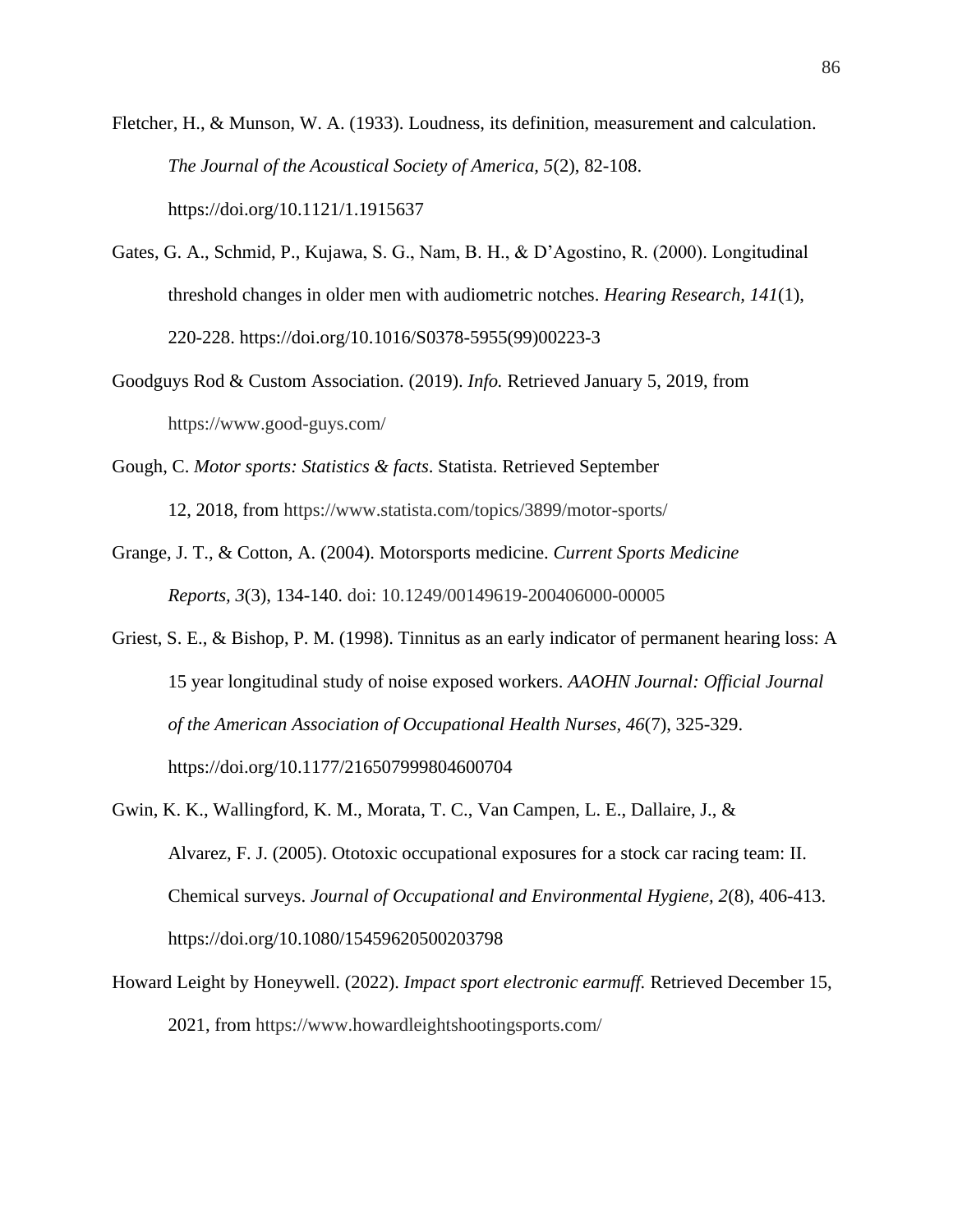Fletcher, H., & Munson, W. A. (1933). Loudness, its definition, measurement and calculation. *The Journal of the Acoustical Society of America, 5*(2), 82-108. https://doi.org/10.1121/1.1915637

Gates, G. A., Schmid, P., Kujawa, S. G., Nam, B. H., & D'Agostino, R. (2000). Longitudinal threshold changes in older men with audiometric notches. *Hearing Research, 141*(1), 220-228. https://doi.org/10.1016/S0378-5955(99)00223-3

Goodguys Rod & Custom Association. (2019). *Info.* Retrieved January 5, 2019, from https://www.good-guys.com/

Gough, C. *Motor sports: Statistics & facts*. Statista. Retrieved September 12, 2018, from https://www.statista.com/topics/3899/motor-sports/

Grange, J. T., & Cotton, A. (2004). Motorsports medicine. *Current Sports Medicine Reports, 3*(3), 134-140. doi: 10.1249/00149619-200406000-00005

Griest, S. E., & Bishop, P. M. (1998). Tinnitus as an early indicator of permanent hearing loss: A 15 year longitudinal study of noise exposed workers. *AAOHN Journal: Official Journal of the American Association of Occupational Health Nurses, 46*(7), 325-329. https://doi.org/10.1177/216507999804600704

Gwin, K. K., Wallingford, K. M., Morata, T. C., Van Campen, L. E., Dallaire, J., & Alvarez, F. J. (2005). Ototoxic occupational exposures for a stock car racing team: II. Chemical surveys. *Journal of Occupational and Environmental Hygiene, 2*(8), 406-413. https://doi.org/10.1080/15459620500203798

Howard Leight by Honeywell. (2022). *Impact sport electronic earmuff.* Retrieved December 15, 2021, from https://www.howardleightshootingsports.com/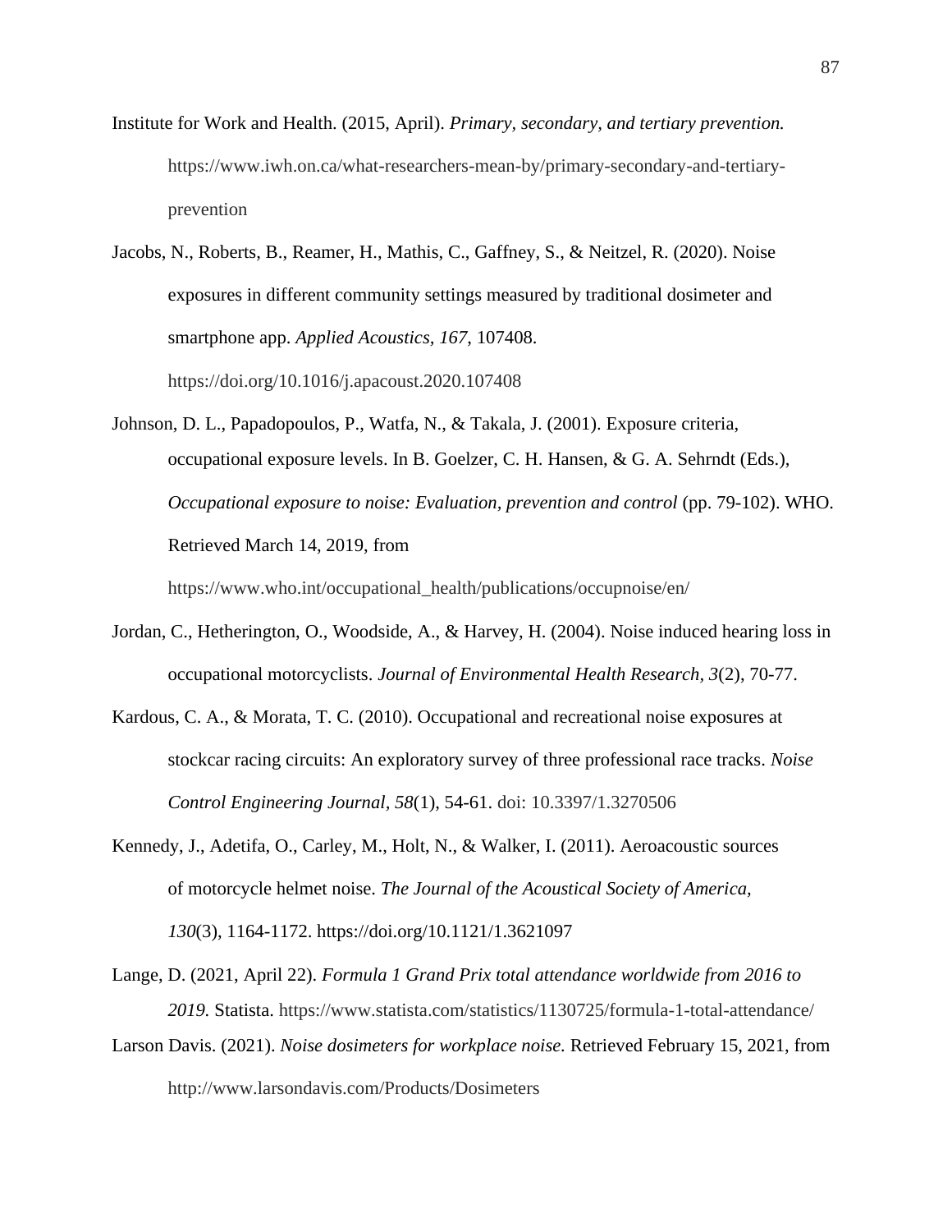Institute for Work and Health. (2015, April). *Primary, secondary, and tertiary prevention.* https://www.iwh.on.ca/what-researchers-mean-by/primary-secondary-and-tertiary-prevention

Jacobs, N., Roberts, B., Reamer, H., Mathis, C., Gaffney, S., & Neitzel, R. (2020). Noise exposures in different community settings measured by traditional dosimeter and smartphone app. *Applied Acoustics, 167*, 107408. https://doi.org/10.1016/j.apacoust.2020.107408

Johnson, D. L., Papadopoulos, P., Watfa, N., & Takala, J. (2001). Exposure criteria, occupational exposure levels. In B. Goelzer, C. H. Hansen, & G. A. Sehrndt (Eds.), *Occupational exposure to noise: Evaluation, prevention and control* (pp. 79-102). WHO. Retrieved March 14, 2019, from https://www.who.int/occupational_health/publications/occupnoise/en/

Jordan, C., Hetherington, O., Woodside, A., & Harvey, H. (2004). Noise induced hearing loss in occupational motorcyclists. *Journal of Environmental Health Research, 3*(2), 70-77.

Kardous, C. A., & Morata, T. C. (2010). Occupational and recreational noise exposures at stockcar racing circuits: An exploratory survey of three professional race tracks. *Noise Control Engineering Journal*, *58*(1), 54-61. doi: 10.3397/1.3270506

Kennedy, J., Adetifa, O., Carley, M., Holt, N., & Walker, I. (2011). Aeroacoustic sources of motorcycle helmet noise. *The Journal of the Acoustical Society of America, 130*(3), 1164-1172. https://doi.org/10.1121/1.3621097

Lange, D. (2021, April 22). *Formula 1 Grand Prix total attendance worldwide from 2016 to 2019.* Statista. https://www.statista.com/statistics/1130725/formula-1-total-attendance/

Larson Davis. (2021). *Noise dosimeters for workplace noise.* Retrieved February 15, 2021, from http://www.larsondavis.com/Products/Dosimeters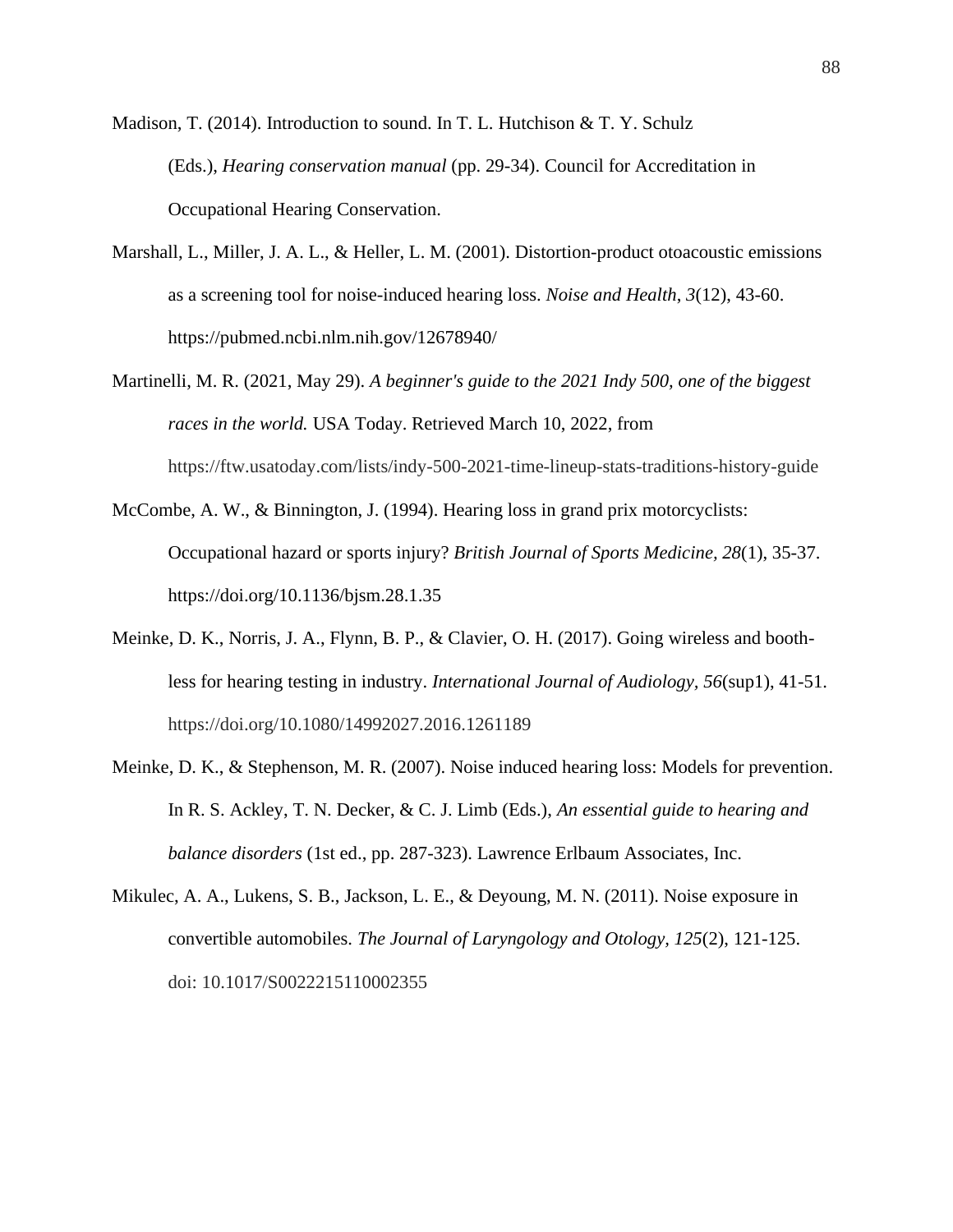Madison, T. (2014). Introduction to sound. In T. L. Hutchison & T. Y. Schulz (Eds.), *Hearing conservation manual* (pp. 29-34). Council for Accreditation in Occupational Hearing Conservation.

Marshall, L., Miller, J. A. L., & Heller, L. M. (2001). Distortion-product otoacoustic emissions as a screening tool for noise-induced hearing loss. *Noise and Health*, *3*(12), 43-60. https://pubmed.ncbi.nlm.nih.gov/12678940/

Martinelli, M. R. (2021, May 29). *A beginner's guide to the 2021 Indy 500, one of the biggest races in the world.* USA Today. Retrieved March 10, 2022, from https://ftw.usatoday.com/lists/indy-500-2021-time-lineup-stats-traditions-history-guide

McCombe, A. W., & Binnington, J. (1994). Hearing loss in grand prix motorcyclists: Occupational hazard or sports injury? *British Journal of Sports Medicine, 28*(1), 35-37. https://doi.org/10.1136/bjsm.28.1.35

Meinke, D. K., Norris, J. A., Flynn, B. P., & Clavier, O. H. (2017). Going wireless and booth-less for hearing testing in industry. *International Journal of Audiology, 56*(sup1), 41-51. https://doi.org/10.1080/14992027.2016.1261189

Meinke, D. K., & Stephenson, M. R. (2007). Noise induced hearing loss: Models for prevention. In R. S. Ackley, T. N. Decker, & C. J. Limb (Eds.), *An essential guide to hearing and balance disorders* (1st ed., pp. 287-323). Lawrence Erlbaum Associates, Inc.

Mikulec, A. A., Lukens, S. B., Jackson, L. E., & Deyoung, M. N. (2011). Noise exposure in convertible automobiles. *The Journal of Laryngology and Otology, 125*(2), 121-125. doi: 10.1017/S0022215110002355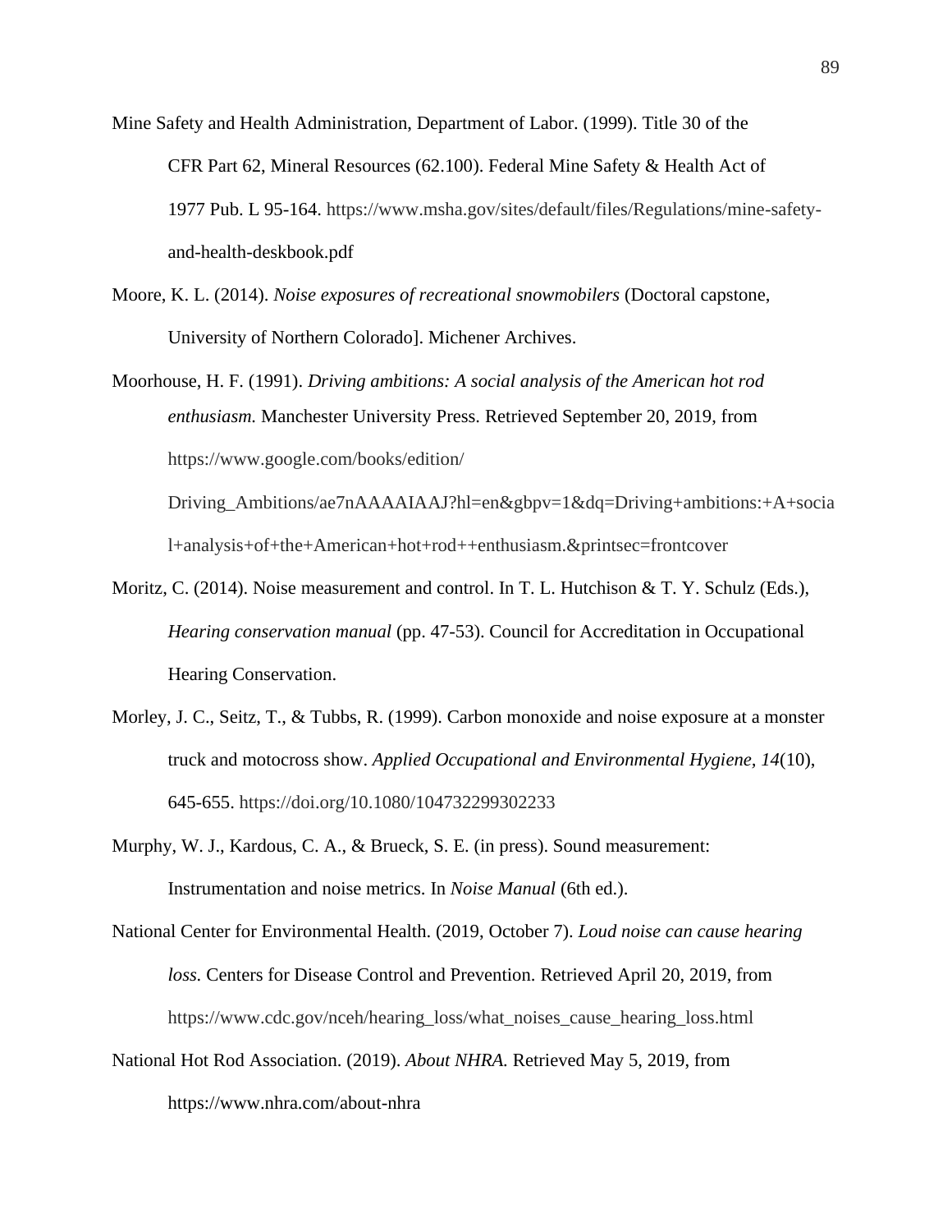Mine Safety and Health Administration, Department of Labor. (1999). Title 30 of the CFR Part 62, Mineral Resources (62.100). Federal Mine Safety & Health Act of 1977 Pub. L 95-164. https://www.msha.gov/sites/default/files/Regulations/mine-safety-and-health-deskbook.pdf

Moore, K. L. (2014). *Noise exposures of recreational snowmobilers* (Doctoral capstone, University of Northern Colorado]. Michener Archives.

Moorhouse, H. F. (1991). *Driving ambitions: A social analysis of the American hot rod enthusiasm.* Manchester University Press. Retrieved September 20, 2019, from https://www.google.com/books/edition/Driving_Ambitions/ae7nAAAAIAAJ?hl=en&gbpv=1&dq=Driving+ambitions:+A+social+analysis+of+the+American+hot+rod++enthusiasm.&printsec=frontcover

Moritz, C. (2014). Noise measurement and control. In T. L. Hutchison & T. Y. Schulz (Eds.), *Hearing conservation manual* (pp. 47-53). Council for Accreditation in Occupational Hearing Conservation.

Morley, J. C., Seitz, T., & Tubbs, R. (1999). Carbon monoxide and noise exposure at a monster truck and motocross show. *Applied Occupational and Environmental Hygiene, 14*(10), 645-655. https://doi.org/10.1080/104732299302233

Murphy, W. J., Kardous, C. A., & Brueck, S. E. (in press). Sound measurement: Instrumentation and noise metrics. In *Noise Manual* (6th ed.).

National Center for Environmental Health. (2019, October 7). *Loud noise can cause hearing loss.* Centers for Disease Control and Prevention. Retrieved April 20, 2019, from https://www.cdc.gov/nceh/hearing_loss/what_noises_cause_hearing_loss.html

National Hot Rod Association. (2019). *About NHRA.* Retrieved May 5, 2019, from https://www.nhra.com/about-nhra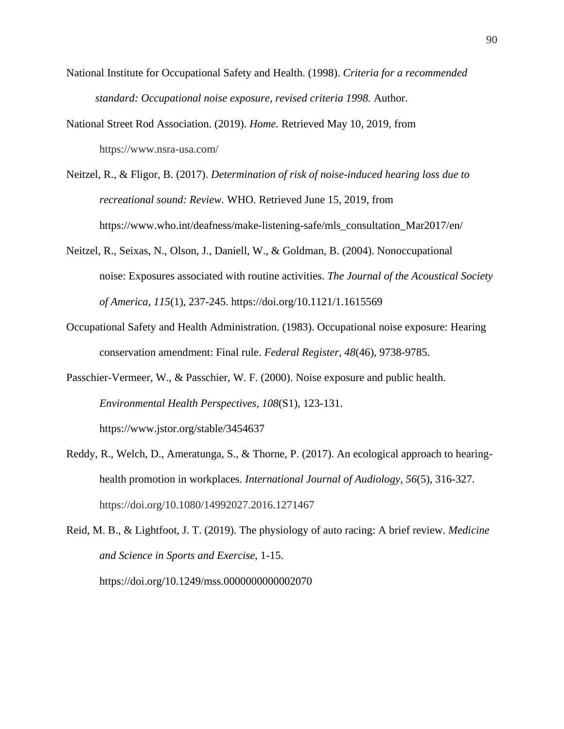National Institute for Occupational Safety and Health. (1998). *Criteria for a recommended standard: Occupational noise exposure, revised criteria 1998.* Author.

National Street Rod Association. (2019). *Home.* Retrieved May 10, 2019, from https://www.nsra-usa.com/

Neitzel, R., & Fligor, B. (2017). *Determination of risk of noise-induced hearing loss due to recreational sound: Review.* WHO. Retrieved June 15, 2019, from https://www.who.int/deafness/make-listening-safe/mls_consultation_Mar2017/en/

Neitzel, R., Seixas, N., Olson, J., Daniell, W., & Goldman, B. (2004). Nonoccupational noise: Exposures associated with routine activities. *The Journal of the Acoustical Society of America, 115*(1), 237-245. https://doi.org/10.1121/1.1615569

Occupational Safety and Health Administration. (1983). Occupational noise exposure: Hearing conservation amendment: Final rule. *Federal Register, 48*(46), 9738-9785.

Passchier-Vermeer, W., & Passchier, W. F. (2000). Noise exposure and public health. *Environmental Health Perspectives, 108*(S1), 123-131. https://www.jstor.org/stable/3454637

Reddy, R., Welch, D., Ameratunga, S., & Thorne, P. (2017). An ecological approach to hearing-health promotion in workplaces. *International Journal of Audiology, 56*(5), 316-327. https://doi.org/10.1080/14992027.2016.1271467

Reid, M. B., & Lightfoot, J. T. (2019). The physiology of auto racing: A brief review. *Medicine and Science in Sports and Exercise*, 1-15. https://doi.org/10.1249/mss.0000000000002070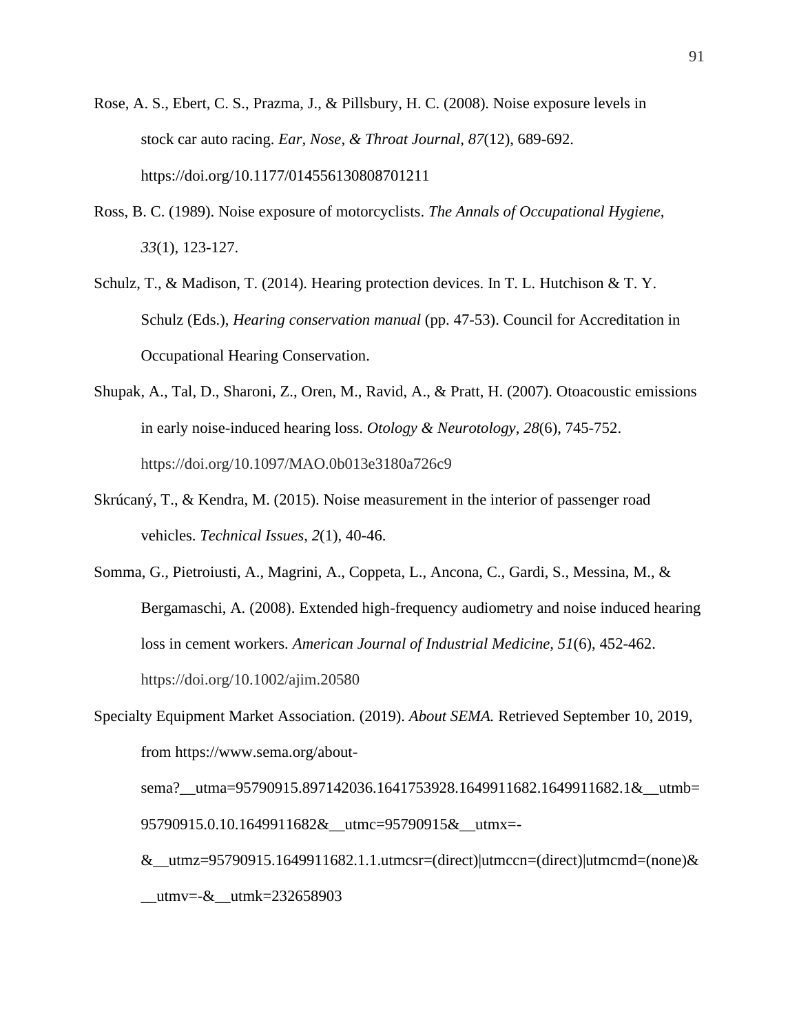Rose, A. S., Ebert, C. S., Prazma, J., & Pillsbury, H. C. (2008). Noise exposure levels in stock car auto racing. *Ear, Nose, & Throat Journal, 87*(12), 689-692. https://doi.org/10.1177/014556130808701211

Ross, B. C. (1989). Noise exposure of motorcyclists. *The Annals of Occupational Hygiene, 33*(1), 123-127.

Schulz, T., & Madison, T. (2014). Hearing protection devices. In T. L. Hutchison & T. Y. Schulz (Eds.), *Hearing conservation manual* (pp. 47-53). Council for Accreditation in Occupational Hearing Conservation.

Shupak, A., Tal, D., Sharoni, Z., Oren, M., Ravid, A., & Pratt, H. (2007). Otoacoustic emissions in early noise-induced hearing loss. *Otology & Neurotology*, *28*(6), 745-752. https://doi.org/10.1097/MAO.0b013e3180a726c9

Skrúcaný, T., & Kendra, M. (2015). Noise measurement in the interior of passenger road vehicles. *Technical Issues, 2*(1), 40-46.

Somma, G., Pietroiusti, A., Magrini, A., Coppeta, L., Ancona, C., Gardi, S., Messina, M., & Bergamaschi, A. (2008). Extended high-frequency audiometry and noise induced hearing loss in cement workers. *American Journal of Industrial Medicine, 51*(6), 452-462. https://doi.org/10.1002/ajim.20580

Specialty Equipment Market Association. (2019). *About SEMA.* Retrieved September 10, 2019, from https://www.sema.org/about-sema?__utma=95790915.897142036.1641753928.1649911682.1649911682.1&__utmb=95790915.0.10.1649911682&__utmc=95790915&__utmx=-&__utmz=95790915.1649911682.1.1.utmcsr=(direct)|utmccn=(direct)|utmcmd=(none)&__utmv=-&__utmk=232658903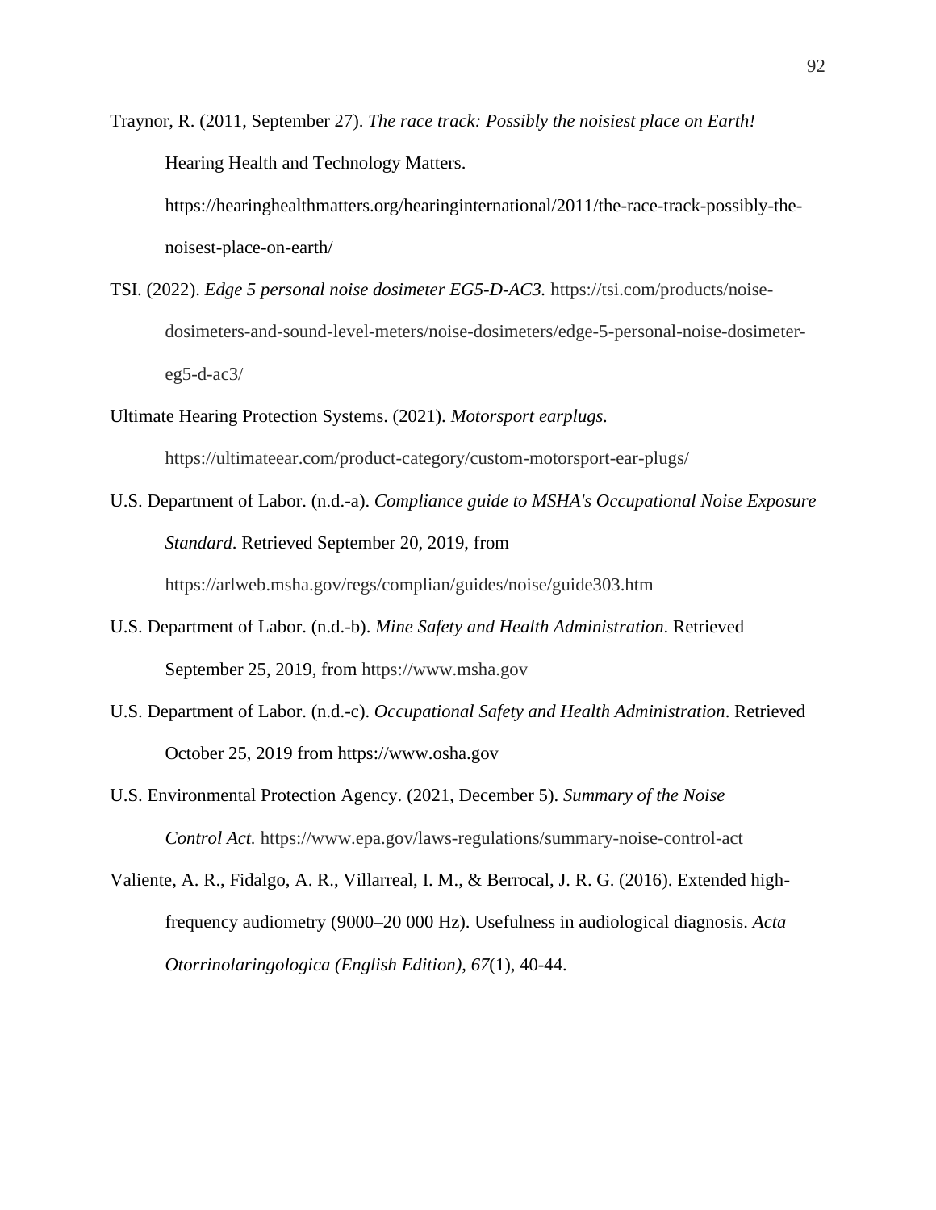Traynor, R. (2011, September 27). *The race track: Possibly the noisiest place on Earth!* Hearing Health and Technology Matters. https://hearinghealthmatters.org/hearinginternational/2011/the-race-track-possibly-the-noisest-place-on-earth/

TSI. (2022). *Edge 5 personal noise dosimeter EG5-D-AC3.* https://tsi.com/products/noise-dosimeters-and-sound-level-meters/noise-dosimeters/edge-5-personal-noise-dosimeter-eg5-d-ac3/

Ultimate Hearing Protection Systems. (2021). *Motorsport earplugs.* https://ultimateear.com/product-category/custom-motorsport-ear-plugs/

U.S. Department of Labor. (n.d.-a). *Compliance guide to MSHA's Occupational Noise Exposure Standard*. Retrieved September 20, 2019, from https://arlweb.msha.gov/regs/complian/guides/noise/guide303.htm

U.S. Department of Labor. (n.d.-b). *Mine Safety and Health Administration*. Retrieved September 25, 2019, from https://www.msha.gov

U.S. Department of Labor. (n.d.-c). *Occupational Safety and Health Administration*. Retrieved October 25, 2019 from https://www.osha.gov

U.S. Environmental Protection Agency. (2021, December 5). *Summary of the Noise Control Act.* https://www.epa.gov/laws-regulations/summary-noise-control-act

Valiente, A. R., Fidalgo, A. R., Villarreal, I. M., & Berrocal, J. R. G. (2016). Extended high-frequency audiometry (9000–20 000 Hz). Usefulness in audiological diagnosis. *Acta Otorrinolaringologica (English Edition)*, *67*(1), 40-44.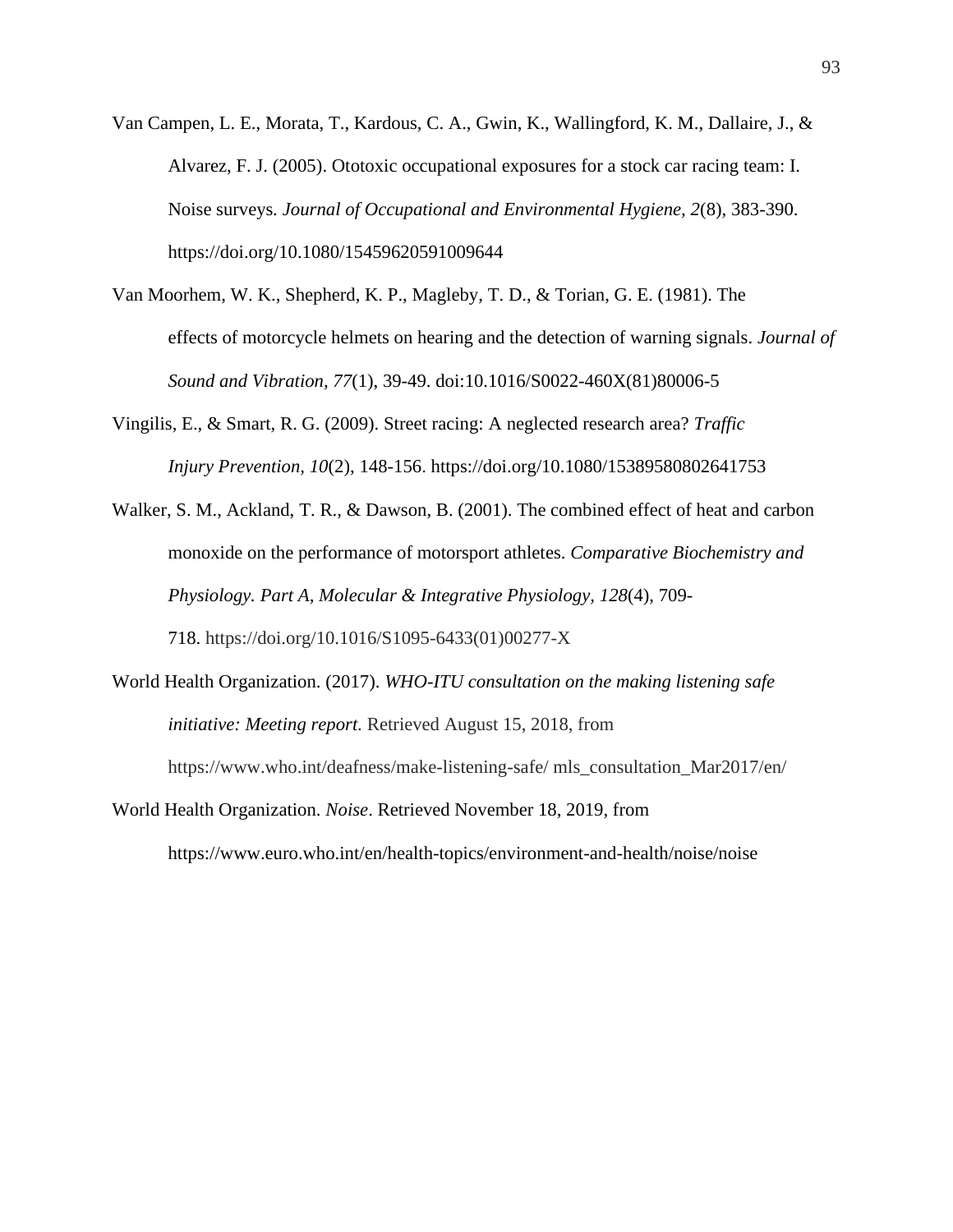Van Campen, L. E., Morata, T., Kardous, C. A., Gwin, K., Wallingford, K. M., Dallaire, J., & Alvarez, F. J. (2005). Ototoxic occupational exposures for a stock car racing team: I. Noise surveys. *Journal of Occupational and Environmental Hygiene, 2*(8), 383-390. https://doi.org/10.1080/15459620591009644

Van Moorhem, W. K., Shepherd, K. P., Magleby, T. D., & Torian, G. E. (1981). The effects of motorcycle helmets on hearing and the detection of warning signals. *Journal of Sound and Vibration, 77*(1), 39-49. doi:10.1016/S0022-460X(81)80006-5

Vingilis, E., & Smart, R. G. (2009). Street racing: A neglected research area? *Traffic Injury Prevention, 10*(2), 148-156. https://doi.org/10.1080/15389580802641753

Walker, S. M., Ackland, T. R., & Dawson, B. (2001). The combined effect of heat and carbon monoxide on the performance of motorsport athletes. *Comparative Biochemistry and Physiology. Part A, Molecular & Integrative Physiology, 128*(4), 709-718. https://doi.org/10.1016/S1095-6433(01)00277-X

World Health Organization. (2017). *WHO-ITU consultation on the making listening safe initiative: Meeting report.* Retrieved August 15, 2018, from https://www.who.int/deafness/make-listening-safe/ mls_consultation_Mar2017/en/

World Health Organization. *Noise*. Retrieved November 18, 2019, from https://www.euro.who.int/en/health-topics/environment-and-health/noise/noise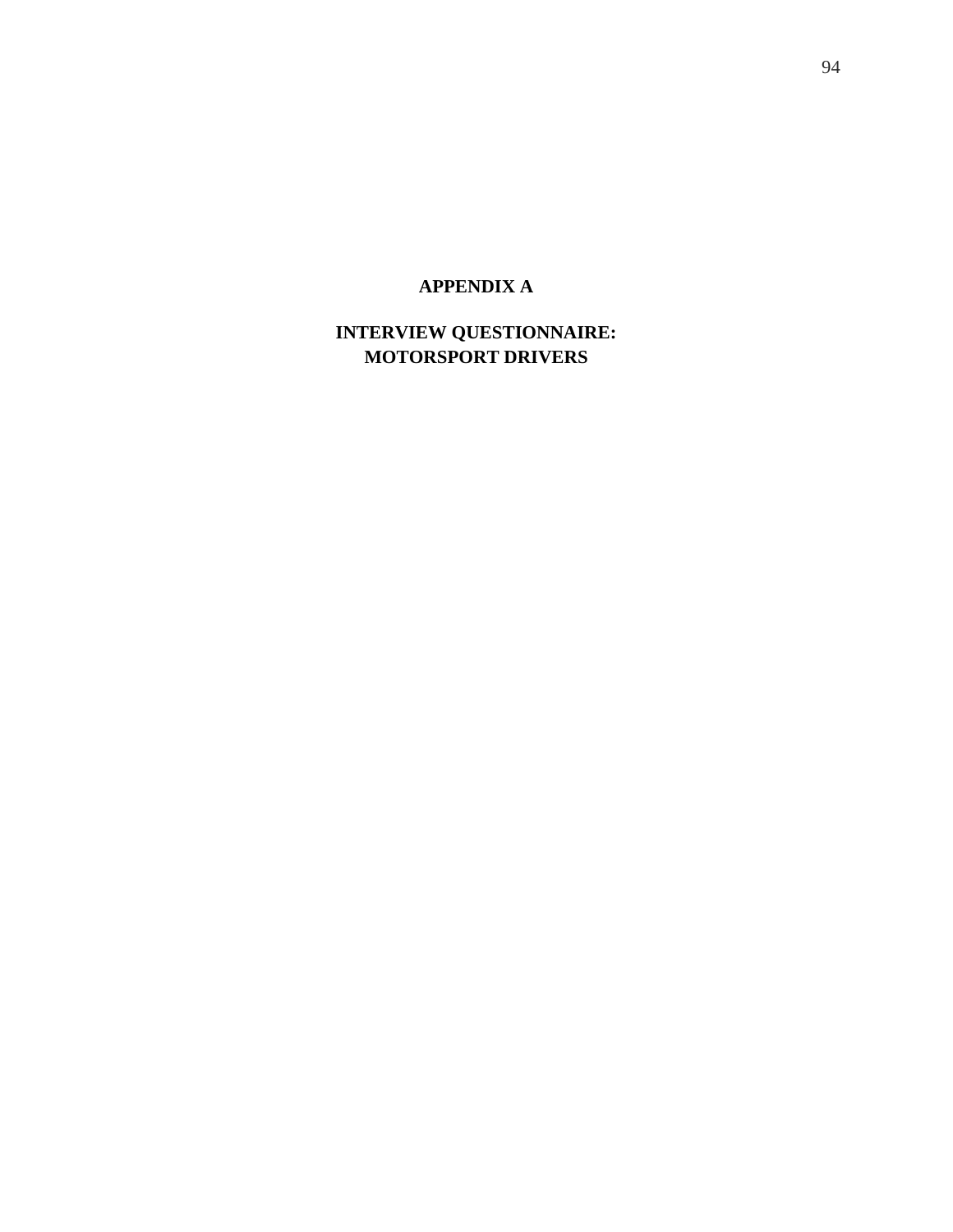# APPENDIX A

## INTERVIEW QUESTIONNAIRE: MOTORSPORT DRIVERS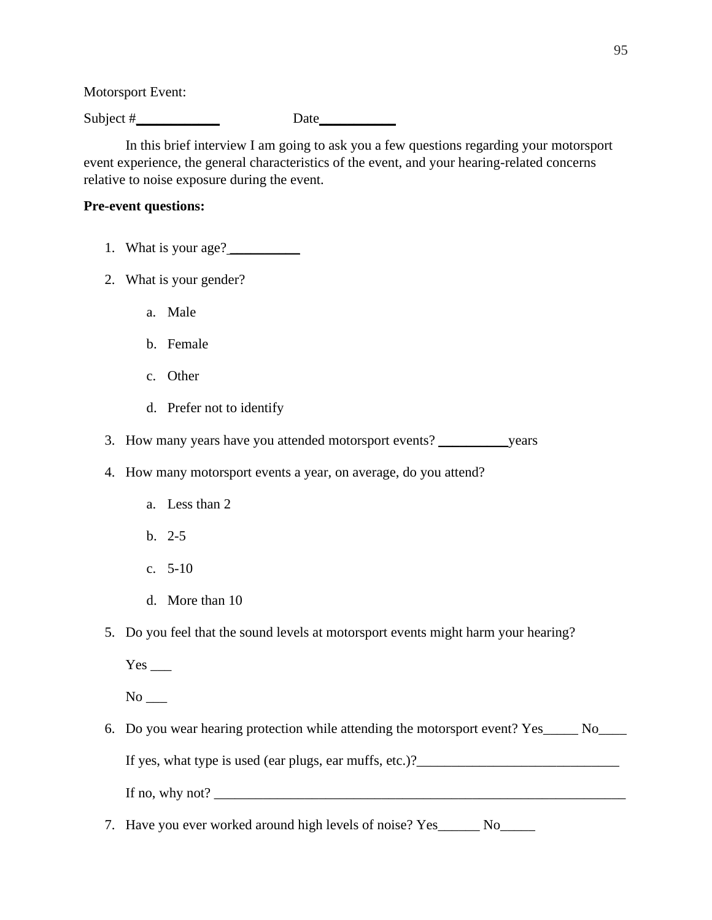Motorsport Event:

Subject #____________ Date___________

In this brief interview I am going to ask you a few questions regarding your motorsport event experience, the general characteristics of the event, and your hearing-related concerns relative to noise exposure during the event.

**Pre-event questions:**

1. What is your age?__________
2. What is your gender?
    a. Male
    b. Female
    c. Other
    d. Prefer not to identify
3. How many years have you attended motorsport events? __________years
4. How many motorsport events a year, on average, do you attend?
    a. Less than 2
    b. 2-5
    c. 5-10
    d. More than 10
5. Do you feel that the sound levels at motorsport events might harm your hearing?

    Yes ___

    No ___
6. Do you wear hearing protection while attending the motorsport event? Yes_____ No____

    If yes, what type is used (ear plugs, ear muffs, etc.)?_____________________________

    If no, why not? _______________________________________________________________
7. Have you ever worked around high levels of noise? Yes______ No_____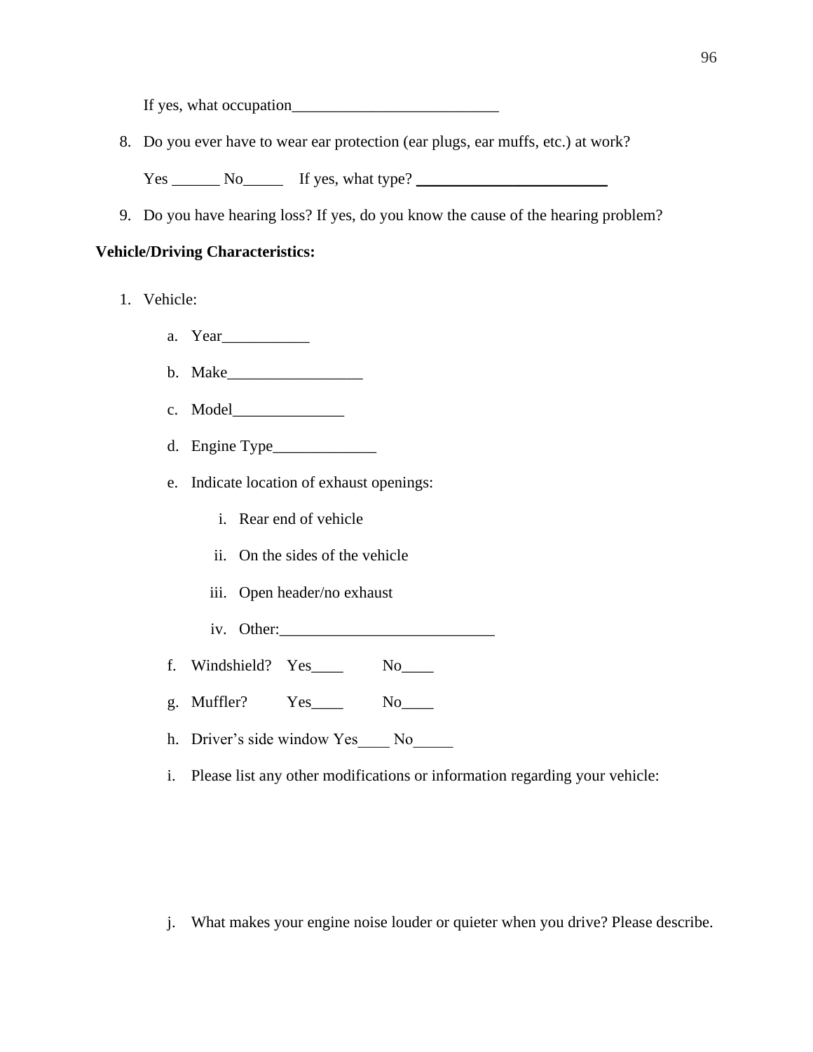If yes, what occupation__________________________

8. Do you ever have to wear ear protection (ear plugs, ear muffs, etc.) at work?

   Yes ______ No_____ If yes, what type? ________________________

9. Do you have hearing loss? If yes, do you know the cause of the hearing problem?

**Vehicle/Driving Characteristics:**

1. Vehicle:

   a. Year___________

   b. Make_________________

   c. Model______________

   d. Engine Type_____________

   e. Indicate location of exhaust openings:

      i. Rear end of vehicle

      ii. On the sides of the vehicle

      iii. Open header/no exhaust

      iv. Other:___________________________

   f. Windshield? Yes____ No____

   g. Muffler? Yes____ No____

   h. Driver's side window Yes____ No_____

   i. Please list any other modifications or information regarding your vehicle:

   j. What makes your engine noise louder or quieter when you drive? Please describe.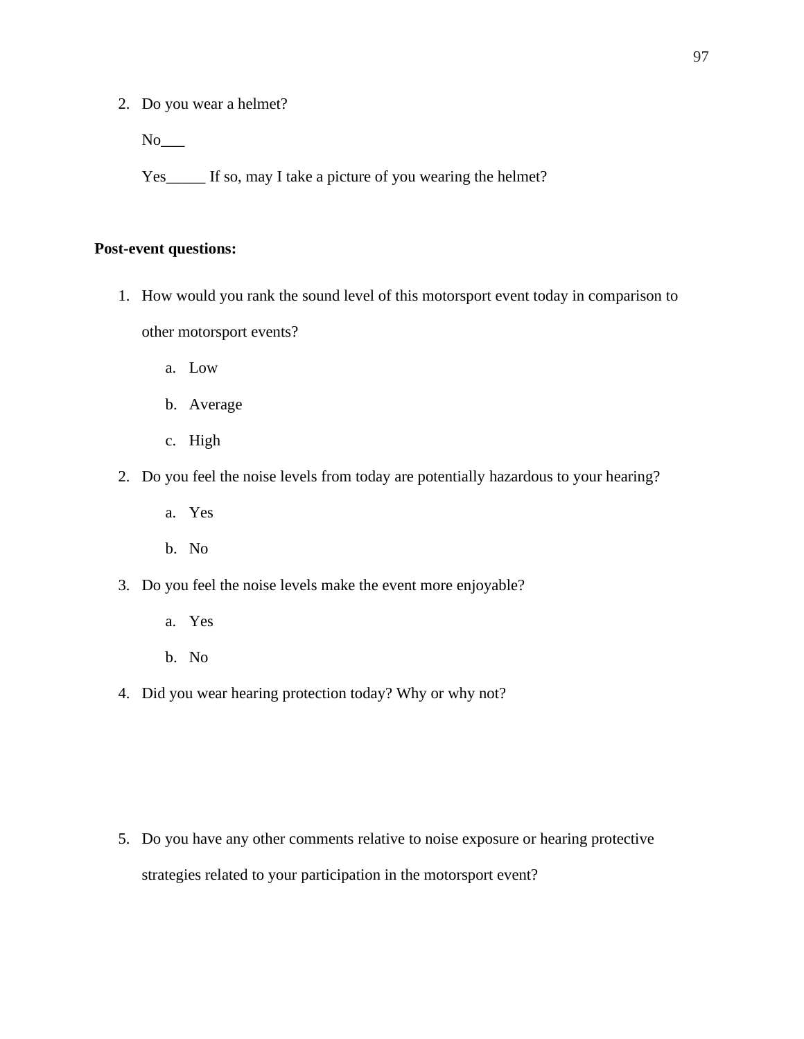2. Do you wear a helmet?

   No___

   Yes_____ If so, may I take a picture of you wearing the helmet?

**Post-event questions:**

1. How would you rank the sound level of this motorsport event today in comparison to other motorsport events?
   a. Low
   b. Average
   c. High
2. Do you feel the noise levels from today are potentially hazardous to your hearing?
   a. Yes
   b. No
3. Do you feel the noise levels make the event more enjoyable?
   a. Yes
   b. No
4. Did you wear hearing protection today? Why or why not?

5. Do you have any other comments relative to noise exposure or hearing protective strategies related to your participation in the motorsport event?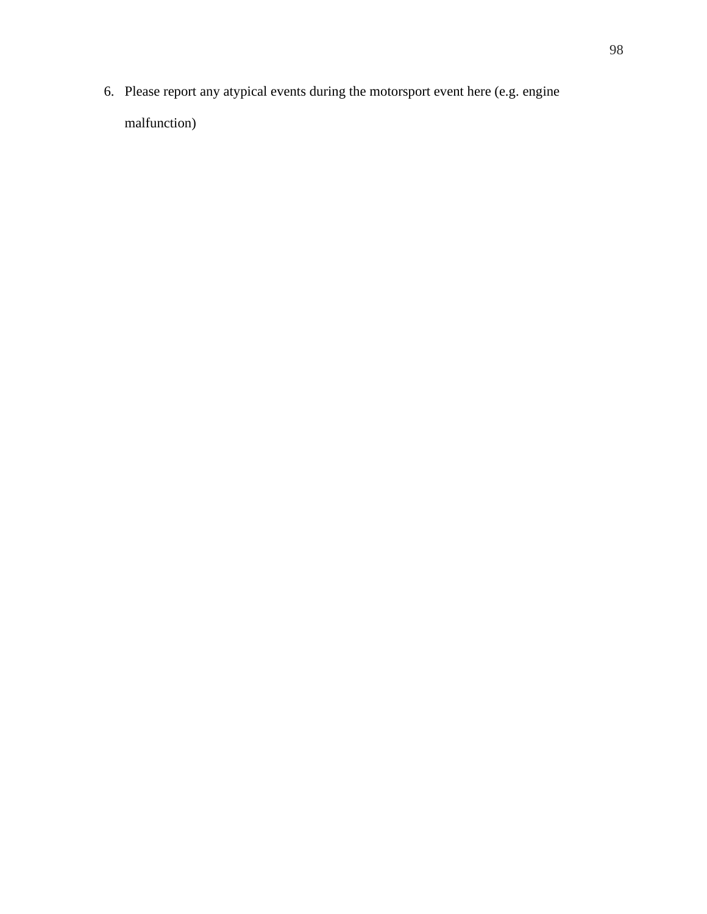6. Please report any atypical events during the motorsport event here (e.g. engine malfunction)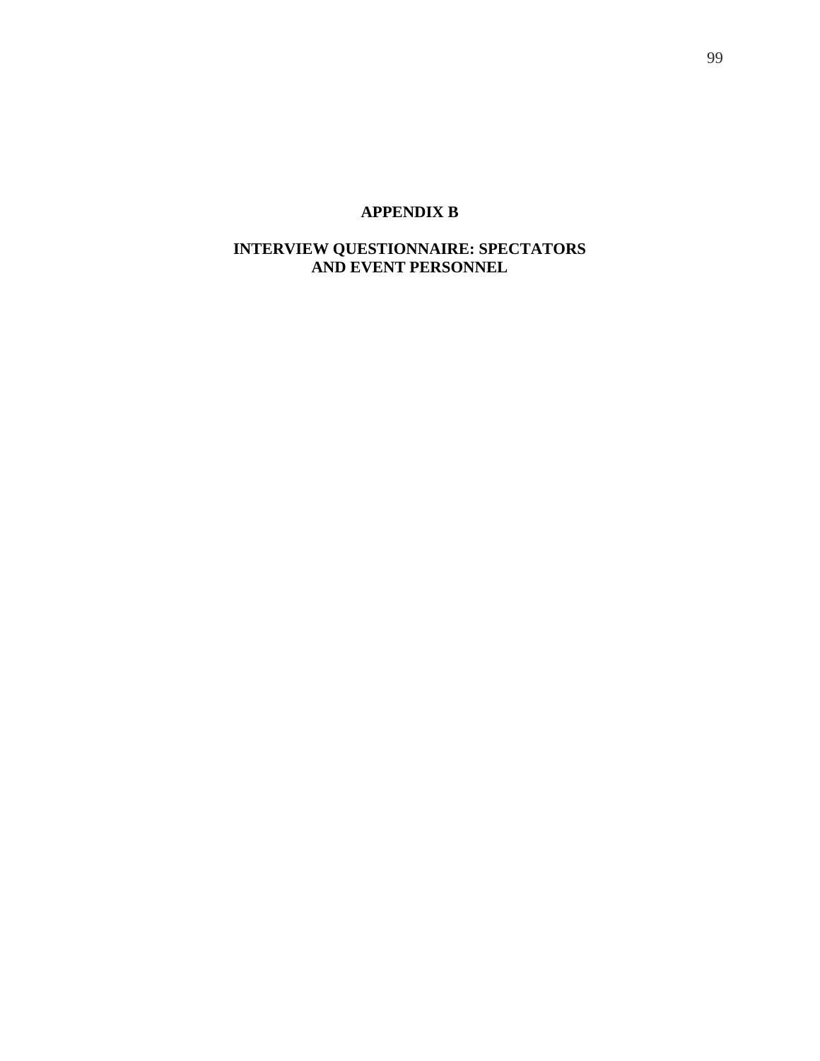# APPENDIX B

## INTERVIEW QUESTIONNAIRE: SPECTATORS AND EVENT PERSONNEL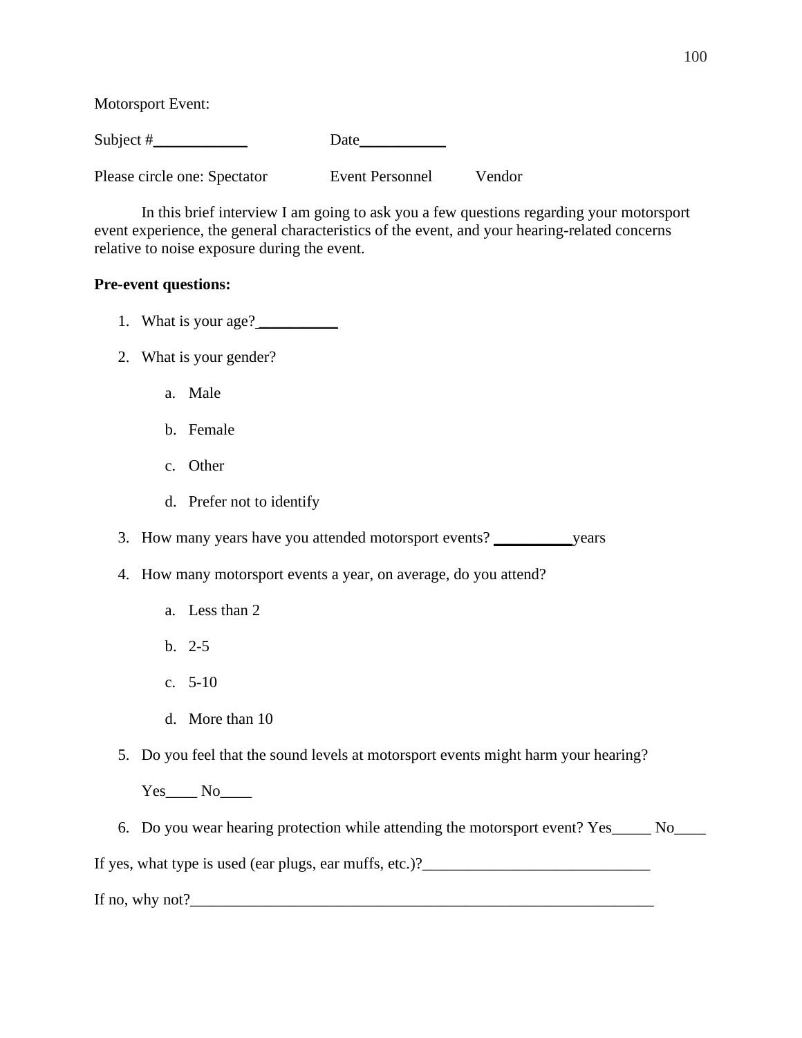Motorsport Event:

Subject #____________ Date___________

Please circle one: Spectator Event Personnel Vendor

In this brief interview I am going to ask you a few questions regarding your motorsport event experience, the general characteristics of the event, and your hearing-related concerns relative to noise exposure during the event.

**Pre-event questions:**

1. What is your age?__________
2. What is your gender?
    a. Male
    b. Female
    c. Other
    d. Prefer not to identify
3. How many years have you attended motorsport events? __________years
4. How many motorsport events a year, on average, do you attend?
    a. Less than 2
    b. 2-5
    c. 5-10
    d. More than 10
5. Do you feel that the sound levels at motorsport events might harm your hearing?

    Yes____ No____
6. Do you wear hearing protection while attending the motorsport event? Yes_____ No____

If yes, what type is used (ear plugs, ear muffs, etc.)?____________________________

If no, why not?____________________________________________________________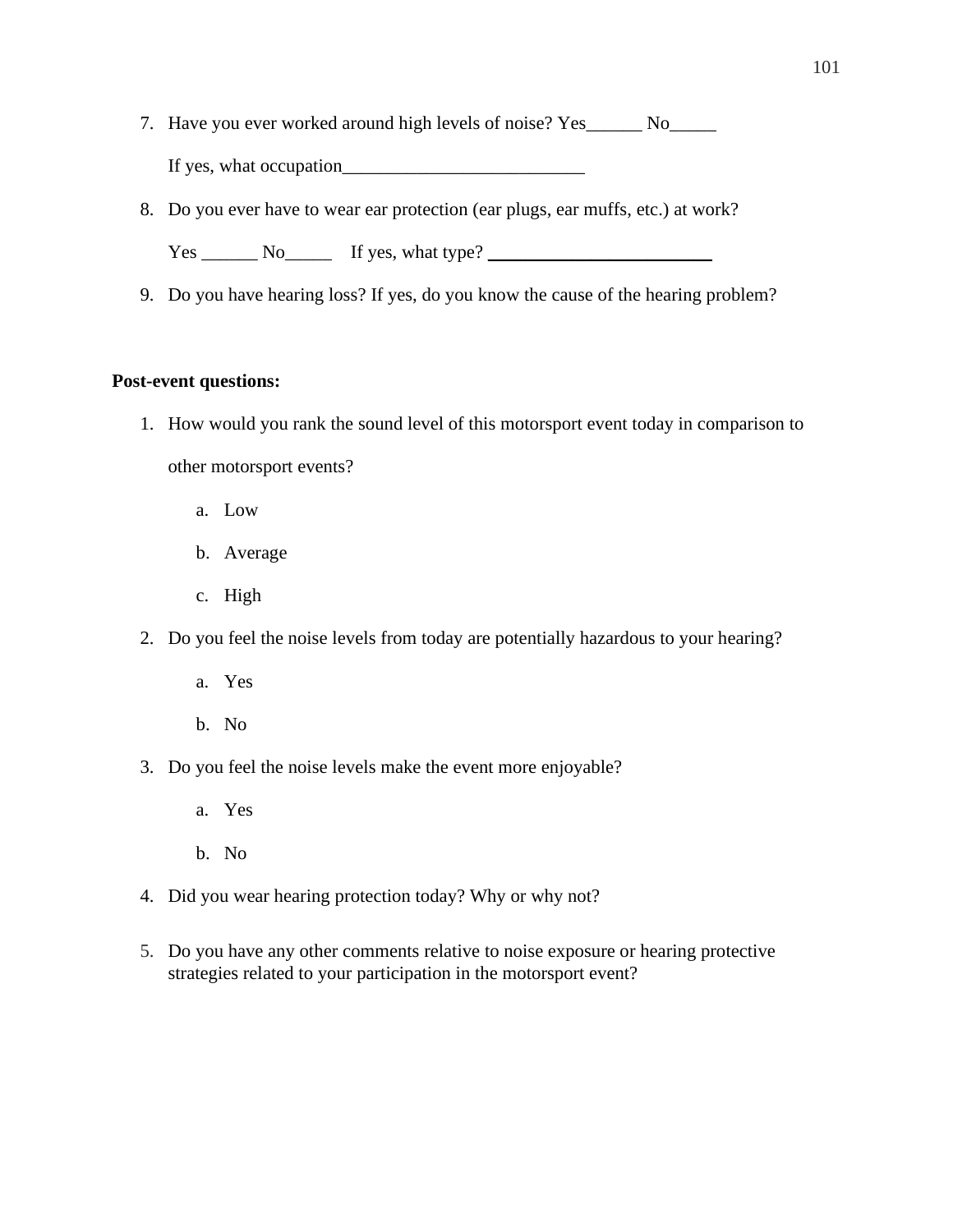7. Have you ever worked around high levels of noise? Yes______ No_____

   If yes, what occupation__________________________

8. Do you ever have to wear ear protection (ear plugs, ear muffs, etc.) at work?

   Yes ______ No_____    If yes, what type? _________________________

9. Do you have hearing loss? If yes, do you know the cause of the hearing problem?

**Post-event questions:**

1. How would you rank the sound level of this motorsport event today in comparison to other motorsport events?
   a. Low
   b. Average
   c. High
2. Do you feel the noise levels from today are potentially hazardous to your hearing?
   a. Yes
   b. No
3. Do you feel the noise levels make the event more enjoyable?
   a. Yes
   b. No
4. Did you wear hearing protection today? Why or why not?
5. Do you have any other comments relative to noise exposure or hearing protective strategies related to your participation in the motorsport event?